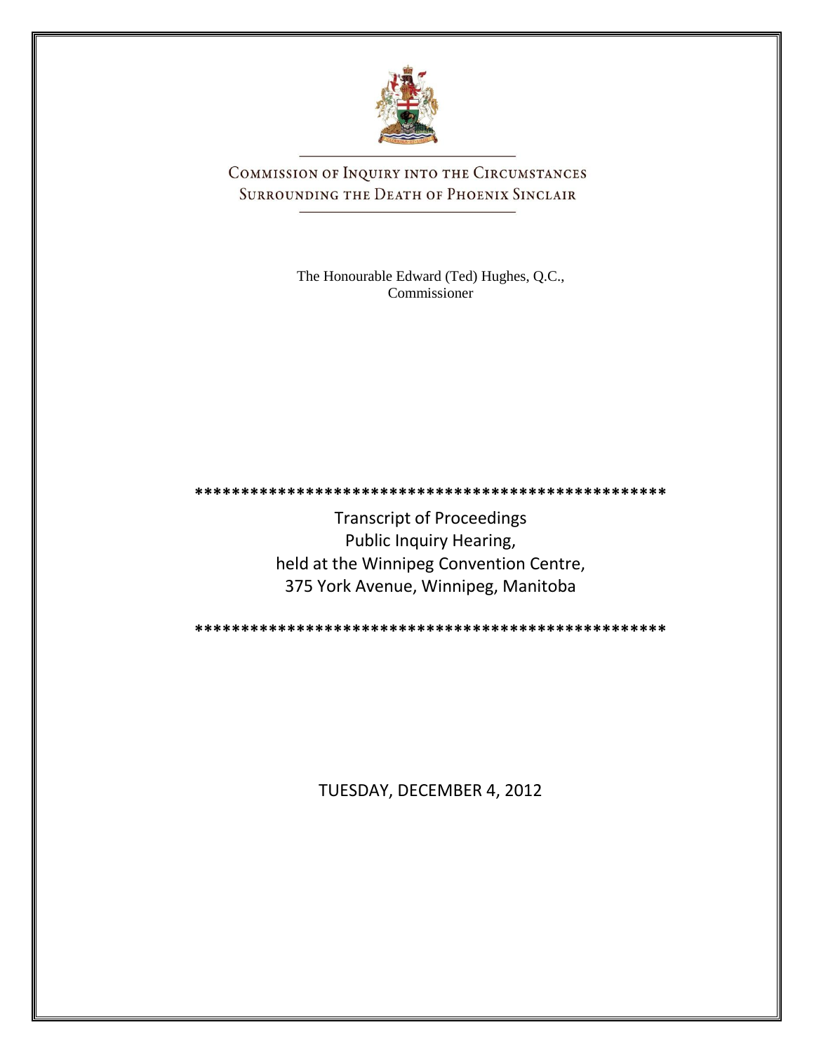# Commission of Inquiry into the Circumstances Surrounding the Death of Phoenix Sinclair

The Honourable Edward (Ted) Hughes, Q.C.,
Commissioner

\*\*\*\*\*\*\*\*\*\*\*\*\*\*\*\*\*\*\*\*\*\*\*\*\*\*\*\*\*\*\*\*\*\*\*\*\*\*\*\*\*\*\*\*\*\*\*\*\*\*\*\*\*

Transcript of Proceedings
Public Inquiry Hearing,
held at the Winnipeg Convention Centre,
375 York Avenue, Winnipeg, Manitoba

\*\*\*\*\*\*\*\*\*\*\*\*\*\*\*\*\*\*\*\*\*\*\*\*\*\*\*\*\*\*\*\*\*\*\*\*\*\*\*\*\*\*\*\*\*\*\*\*\*\*\*\*\*

TUESDAY, DECEMBER 4, 2012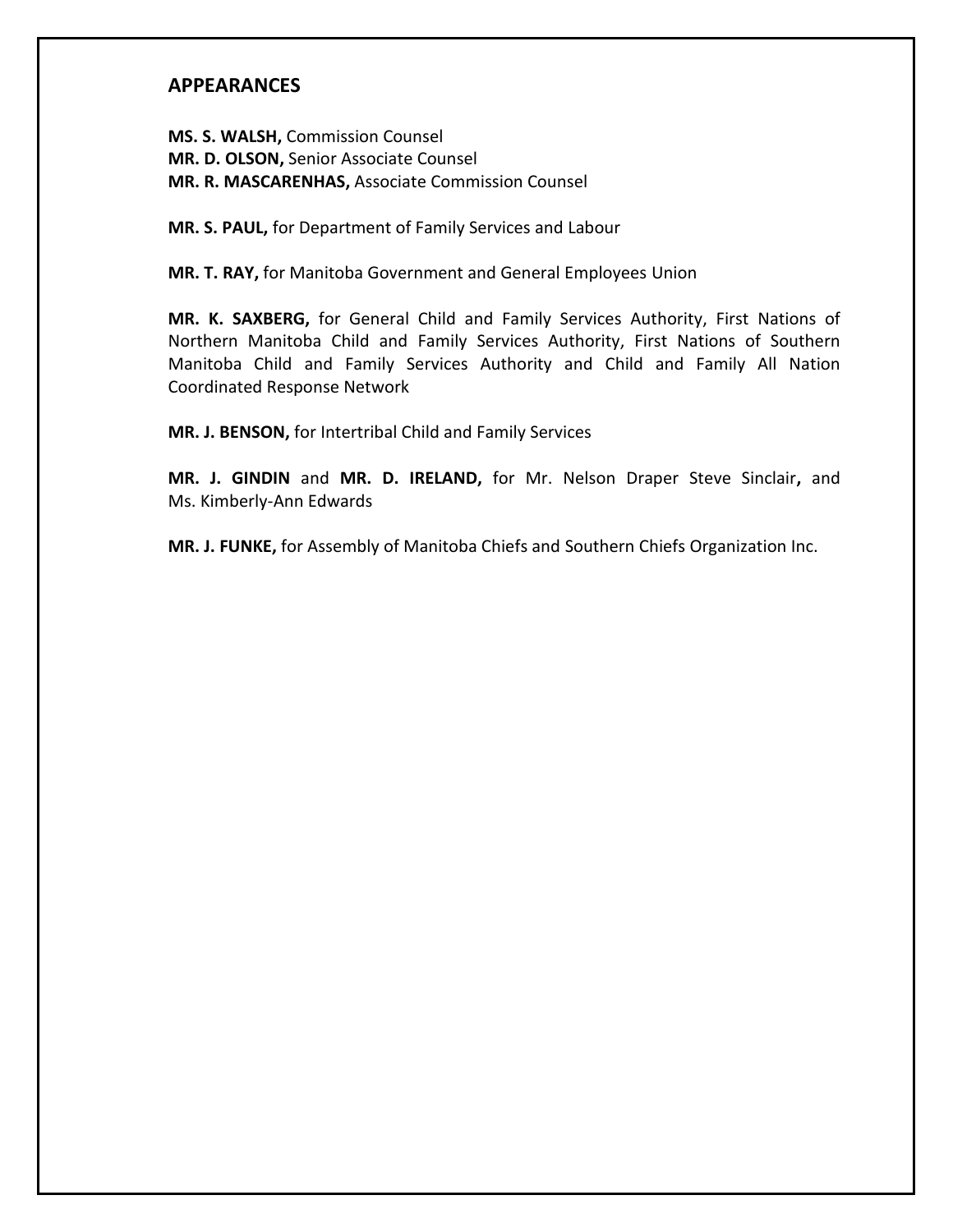## APPEARANCES

**MS. S. WALSH,** Commission Counsel
**MR. D. OLSON,** Senior Associate Counsel
**MR. R. MASCARENHAS,** Associate Commission Counsel

**MR. S. PAUL,** for Department of Family Services and Labour

**MR. T. RAY,** for Manitoba Government and General Employees Union

**MR. K. SAXBERG,** for General Child and Family Services Authority, First Nations of Northern Manitoba Child and Family Services Authority, First Nations of Southern Manitoba Child and Family Services Authority and Child and Family All Nation Coordinated Response Network

**MR. J. BENSON,** for Intertribal Child and Family Services

**MR. J. GINDIN** and **MR. D. IRELAND,** for Mr. Nelson Draper Steve Sinclair**,** and Ms. Kimberly-Ann Edwards

**MR. J. FUNKE,** for Assembly of Manitoba Chiefs and Southern Chiefs Organization Inc.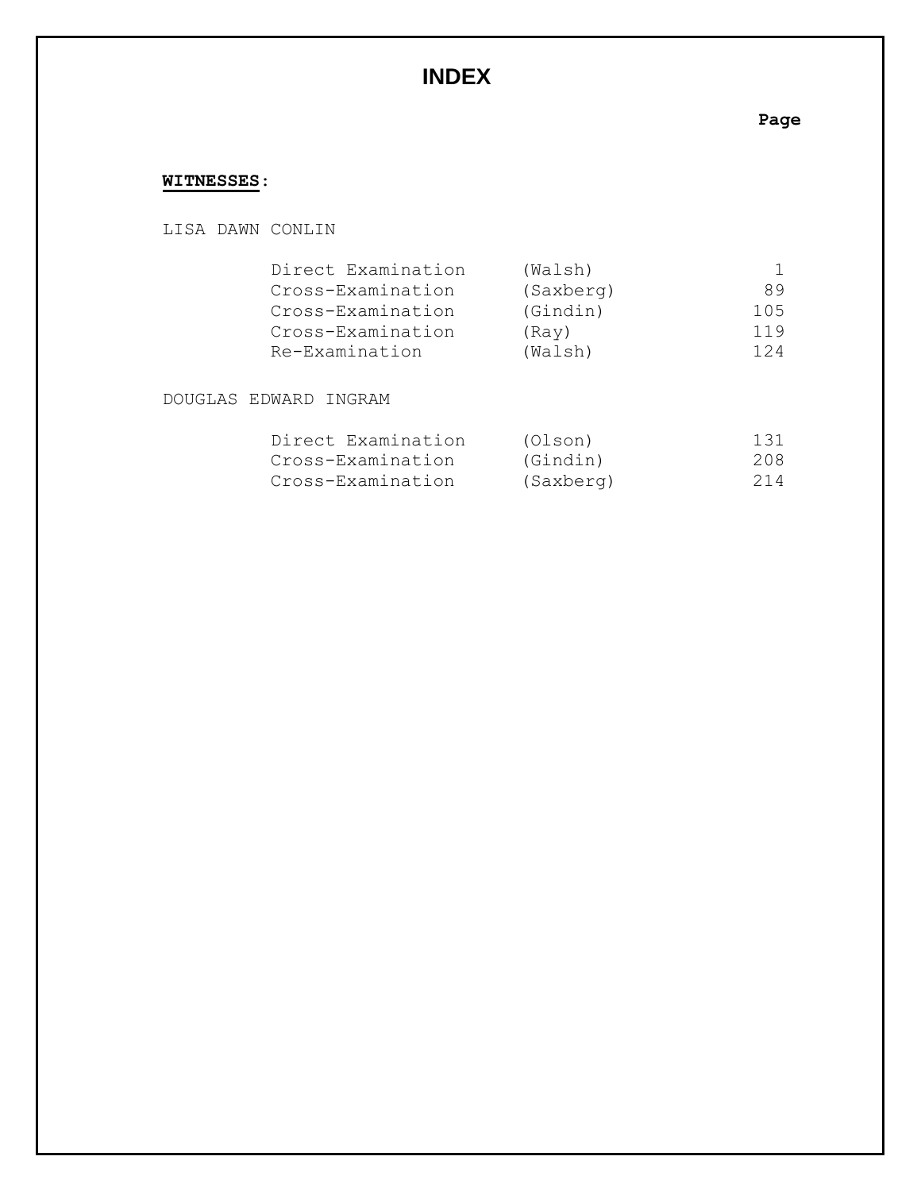# INDEX

**Page**

**WITNESSES:**

LISA DAWN CONLIN

| | | |
|---|---|---|
| Direct Examination | (Walsh) | 1 |
| Cross-Examination | (Saxberg) | 89 |
| Cross-Examination | (Gindin) | 105 |
| Cross-Examination | (Ray) | 119 |
| Re-Examination | (Walsh) | 124 |

DOUGLAS EDWARD INGRAM

| | | |
|---|---|---|
| Direct Examination | (Olson) | 131 |
| Cross-Examination | (Gindin) | 208 |
| Cross-Examination | (Saxberg) | 214 |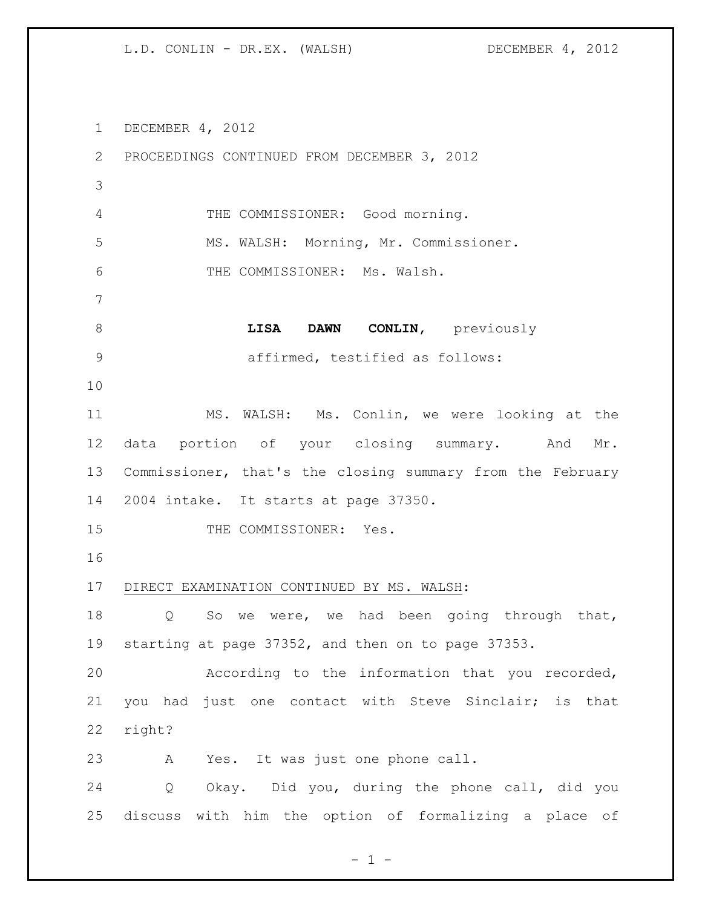DECEMBER 4, 2012

PROCEEDINGS CONTINUED FROM DECEMBER 3, 2012

THE COMMISSIONER: Good morning.

MS. WALSH: Morning, Mr. Commissioner.

THE COMMISSIONER: Ms. Walsh.

**LISA DAWN CONLIN**, previously affirmed, testified as follows:

MS. WALSH: Ms. Conlin, we were looking at the data portion of your closing summary. And Mr. Commissioner, that's the closing summary from the February 2004 intake. It starts at page 37350.

THE COMMISSIONER: Yes.

DIRECT EXAMINATION CONTINUED BY MS. WALSH:

Q So we were, we had been going through that, starting at page 37352, and then on to page 37353.

According to the information that you recorded, you had just one contact with Steve Sinclair; is that right?

A Yes. It was just one phone call.

Q Okay. Did you, during the phone call, did you discuss with him the option of formalizing a place of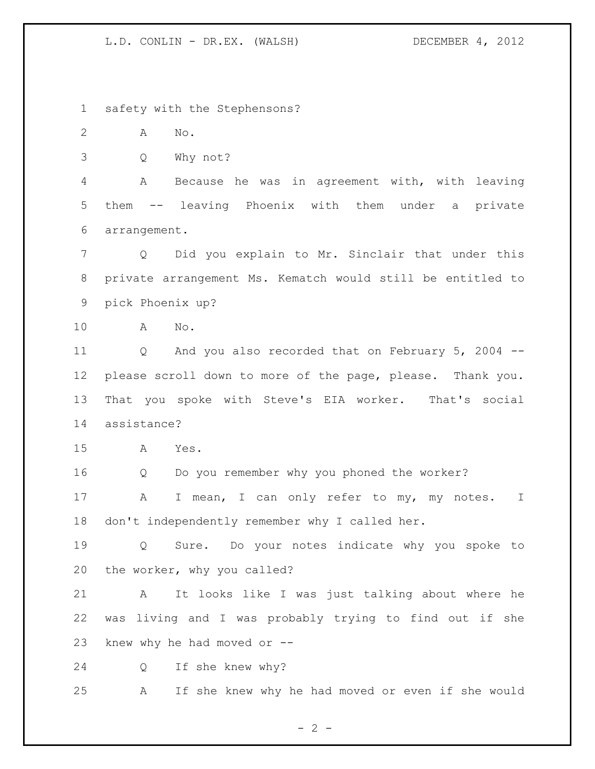safety with the Stephensons?

A No.

Q Why not?

A Because he was in agreement with, with leaving them -- leaving Phoenix with them under a private arrangement.

Q Did you explain to Mr. Sinclair that under this private arrangement Ms. Kematch would still be entitled to pick Phoenix up?

A No.

Q And you also recorded that on February 5, 2004 -- please scroll down to more of the page, please. Thank you. That you spoke with Steve's EIA worker. That's social assistance?

A Yes.

Q Do you remember why you phoned the worker?

A I mean, I can only refer to my, my notes. I don't independently remember why I called her.

Q Sure. Do your notes indicate why you spoke to the worker, why you called?

A It looks like I was just talking about where he was living and I was probably trying to find out if she knew why he had moved or --

Q If she knew why?

A If she knew why he had moved or even if she would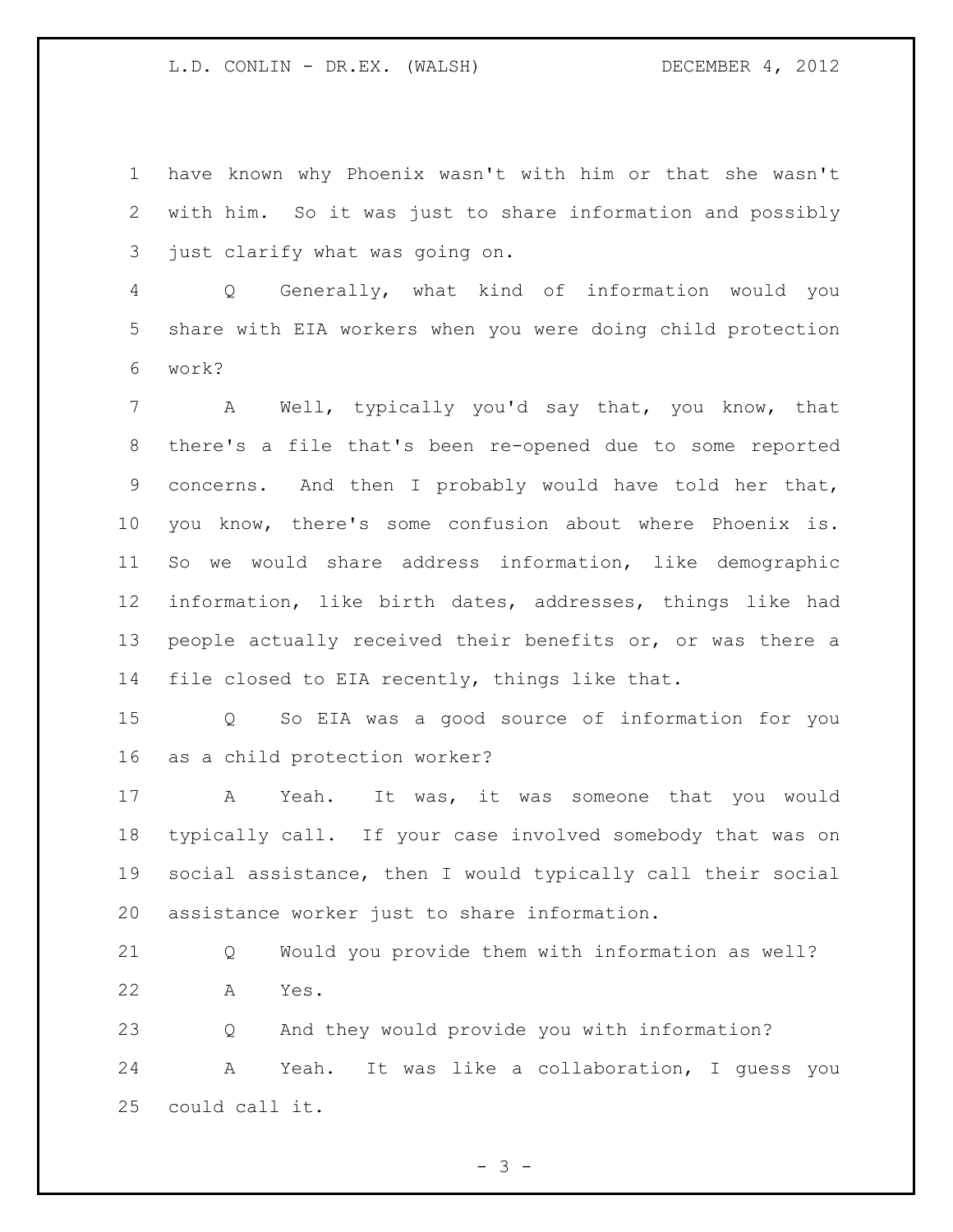have known why Phoenix wasn't with him or that she wasn't with him. So it was just to share information and possibly just clarify what was going on.

Q Generally, what kind of information would you share with EIA workers when you were doing child protection work?

A Well, typically you'd say that, you know, that there's a file that's been re-opened due to some reported concerns. And then I probably would have told her that, you know, there's some confusion about where Phoenix is. So we would share address information, like demographic information, like birth dates, addresses, things like had people actually received their benefits or, or was there a file closed to EIA recently, things like that.

Q So EIA was a good source of information for you as a child protection worker?

A Yeah. It was, it was someone that you would typically call. If your case involved somebody that was on social assistance, then I would typically call their social assistance worker just to share information.

Q Would you provide them with information as well?

A Yes.

Q And they would provide you with information?

A Yeah. It was like a collaboration, I guess you could call it.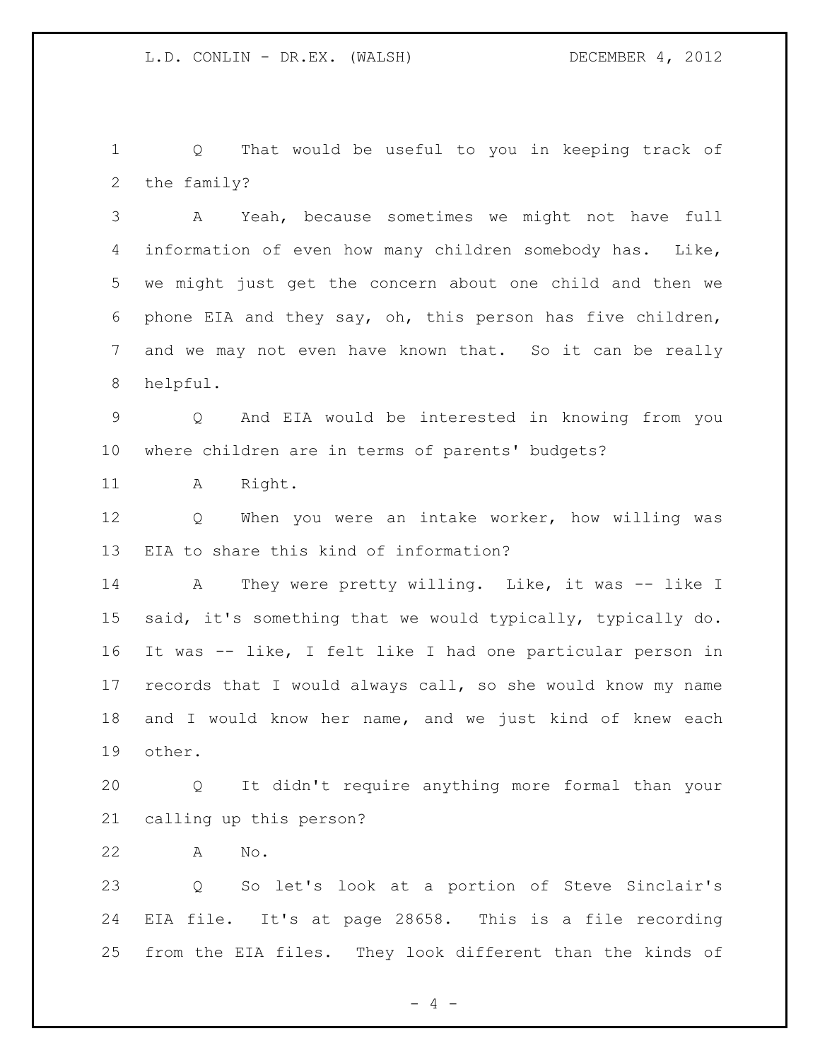Q That would be useful to you in keeping track of the family?

A Yeah, because sometimes we might not have full information of even how many children somebody has. Like, we might just get the concern about one child and then we phone EIA and they say, oh, this person has five children, and we may not even have known that. So it can be really helpful.

Q And EIA would be interested in knowing from you where children are in terms of parents' budgets?

A Right.

Q When you were an intake worker, how willing was EIA to share this kind of information?

A They were pretty willing. Like, it was -- like I said, it's something that we would typically, typically do. It was -- like, I felt like I had one particular person in records that I would always call, so she would know my name and I would know her name, and we just kind of knew each other.

Q It didn't require anything more formal than your calling up this person?

A No.

Q So let's look at a portion of Steve Sinclair's EIA file. It's at page 28658. This is a file recording from the EIA files. They look different than the kinds of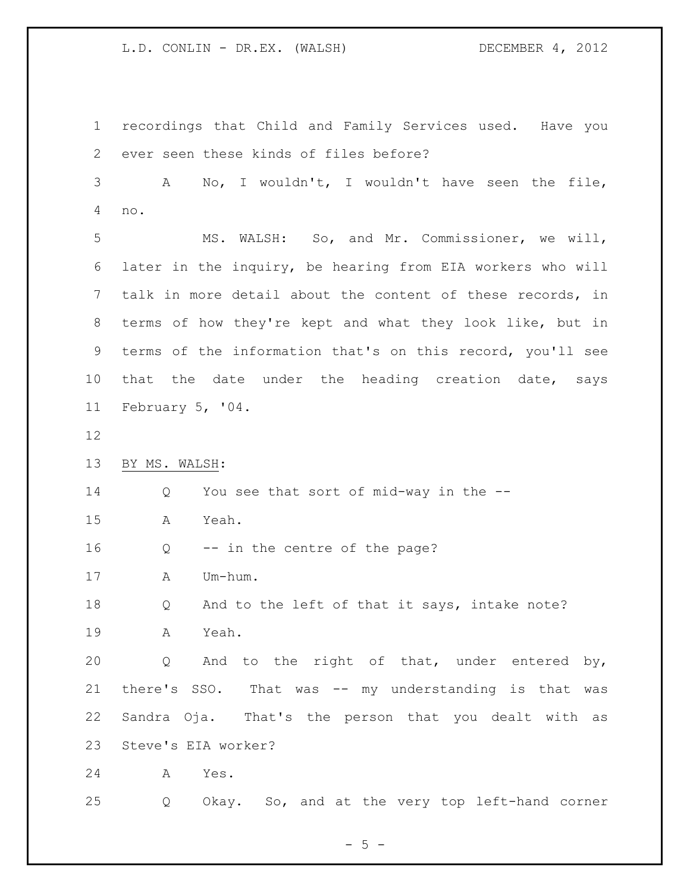recordings that Child and Family Services used. Have you ever seen these kinds of files before?

A No, I wouldn't, I wouldn't have seen the file, no.

MS. WALSH: So, and Mr. Commissioner, we will, later in the inquiry, be hearing from EIA workers who will talk in more detail about the content of these records, in terms of how they're kept and what they look like, but in terms of the information that's on this record, you'll see that the date under the heading creation date, says February 5, '04.

BY MS. WALSH:

Q You see that sort of mid-way in the --

A Yeah.

Q -- in the centre of the page?

A Um-hum.

Q And to the left of that it says, intake note?

A Yeah.

Q And to the right of that, under entered by, there's SSO. That was -- my understanding is that was Sandra Oja. That's the person that you dealt with as Steve's EIA worker?

A Yes.

Q Okay. So, and at the very top left-hand corner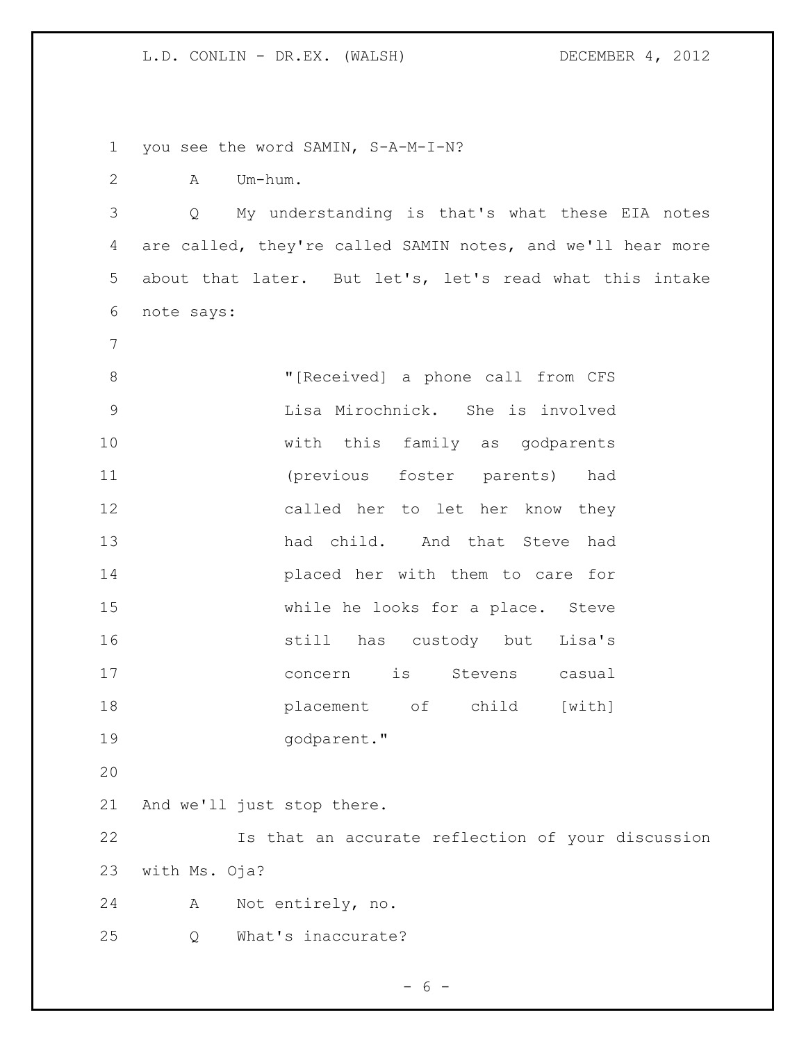you see the word SAMIN, S-A-M-I-N?

A Um-hum.

Q My understanding is that's what these EIA notes are called, they're called SAMIN notes, and we'll hear more about that later. But let's, let's read what this intake note says:

> "[Received] a phone call from CFS Lisa Mirochnick. She is involved with this family as godparents (previous foster parents) had called her to let her know they had child. And that Steve had placed her with them to care for while he looks for a place. Steve still has custody but Lisa's concern is Stevens casual placement of child [with] godparent."

And we'll just stop there.

Is that an accurate reflection of your discussion with Ms. Oja?

A Not entirely, no.

Q What's inaccurate?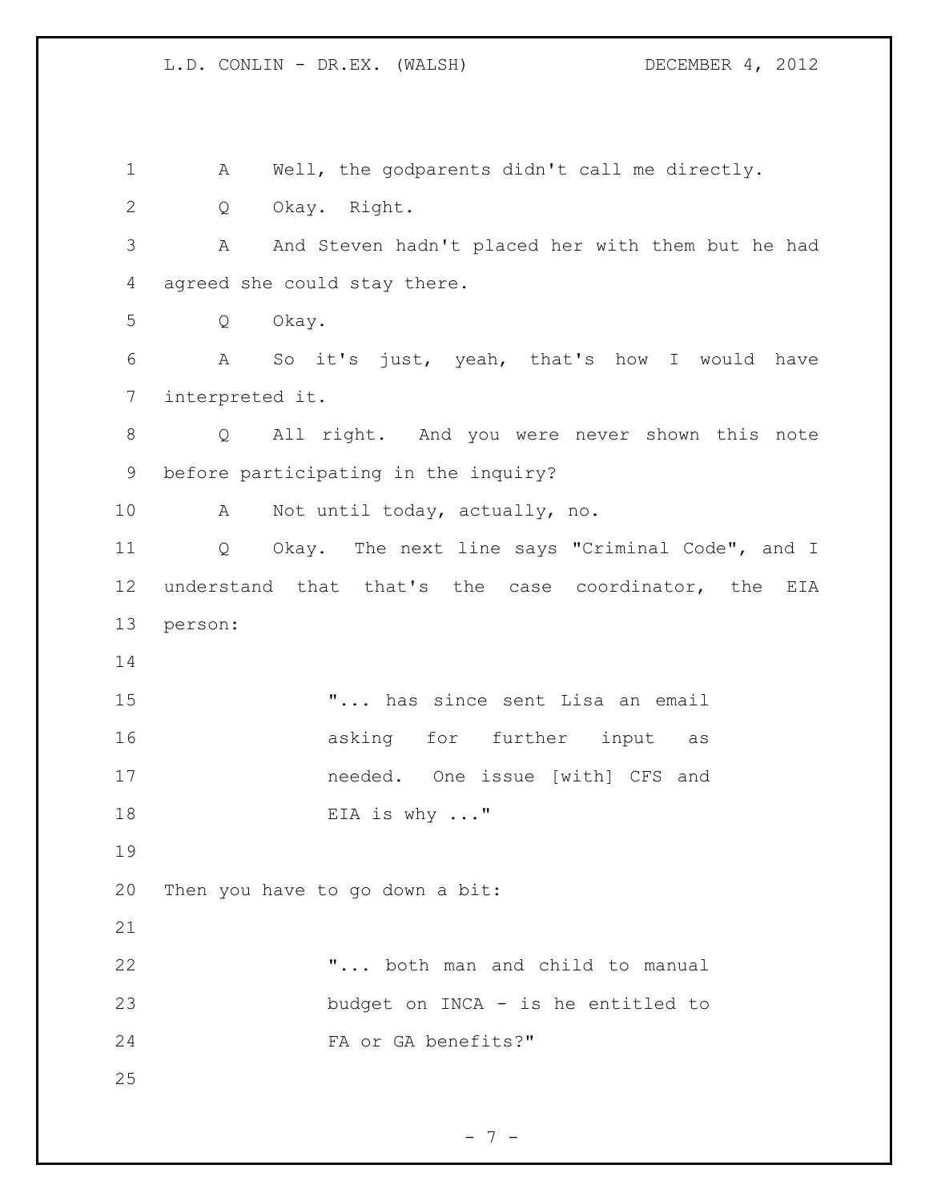A Well, the godparents didn't call me directly.

Q Okay. Right.

A And Steven hadn't placed her with them but he had agreed she could stay there.

Q Okay.

A So it's just, yeah, that's how I would have interpreted it.

Q All right. And you were never shown this note before participating in the inquiry?

A Not until today, actually, no.

Q Okay. The next line says "Criminal Code", and I understand that that's the case coordinator, the EIA person:

> "... has since sent Lisa an email asking for further input as needed. One issue [with] CFS and EIA is why ..."

Then you have to go down a bit:

> "... both man and child to manual budget on INCA - is he entitled to FA or GA benefits?"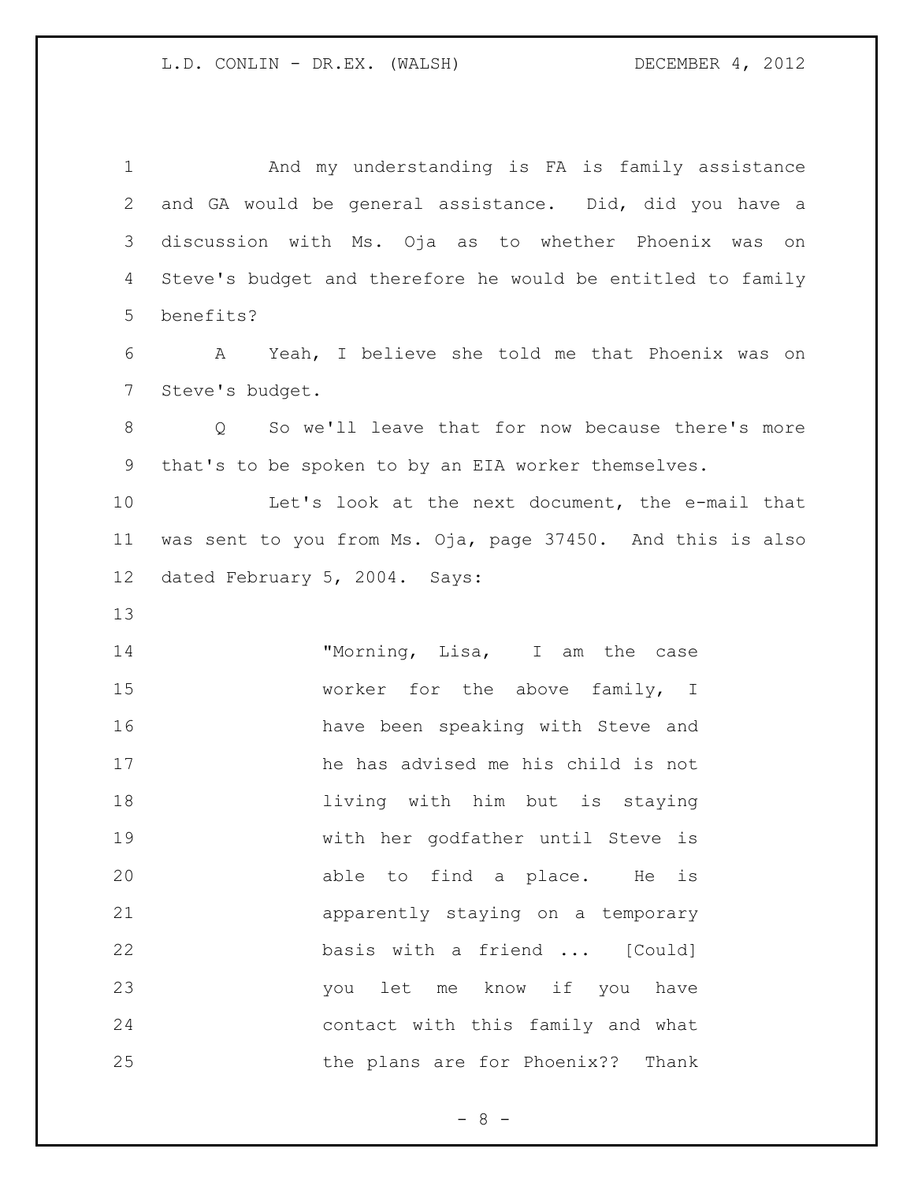And my understanding is FA is family assistance and GA would be general assistance. Did, did you have a discussion with Ms. Oja as to whether Phoenix was on Steve's budget and therefore he would be entitled to family benefits?

A Yeah, I believe she told me that Phoenix was on Steve's budget.

Q So we'll leave that for now because there's more that's to be spoken to by an EIA worker themselves.

Let's look at the next document, the e-mail that was sent to you from Ms. Oja, page 37450. And this is also dated February 5, 2004. Says:

> "Morning, Lisa, I am the case worker for the above family, I have been speaking with Steve and he has advised me his child is not living with him but is staying with her godfather until Steve is able to find a place. He is apparently staying on a temporary basis with a friend ... [Could] you let me know if you have contact with this family and what the plans are for Phoenix?? Thank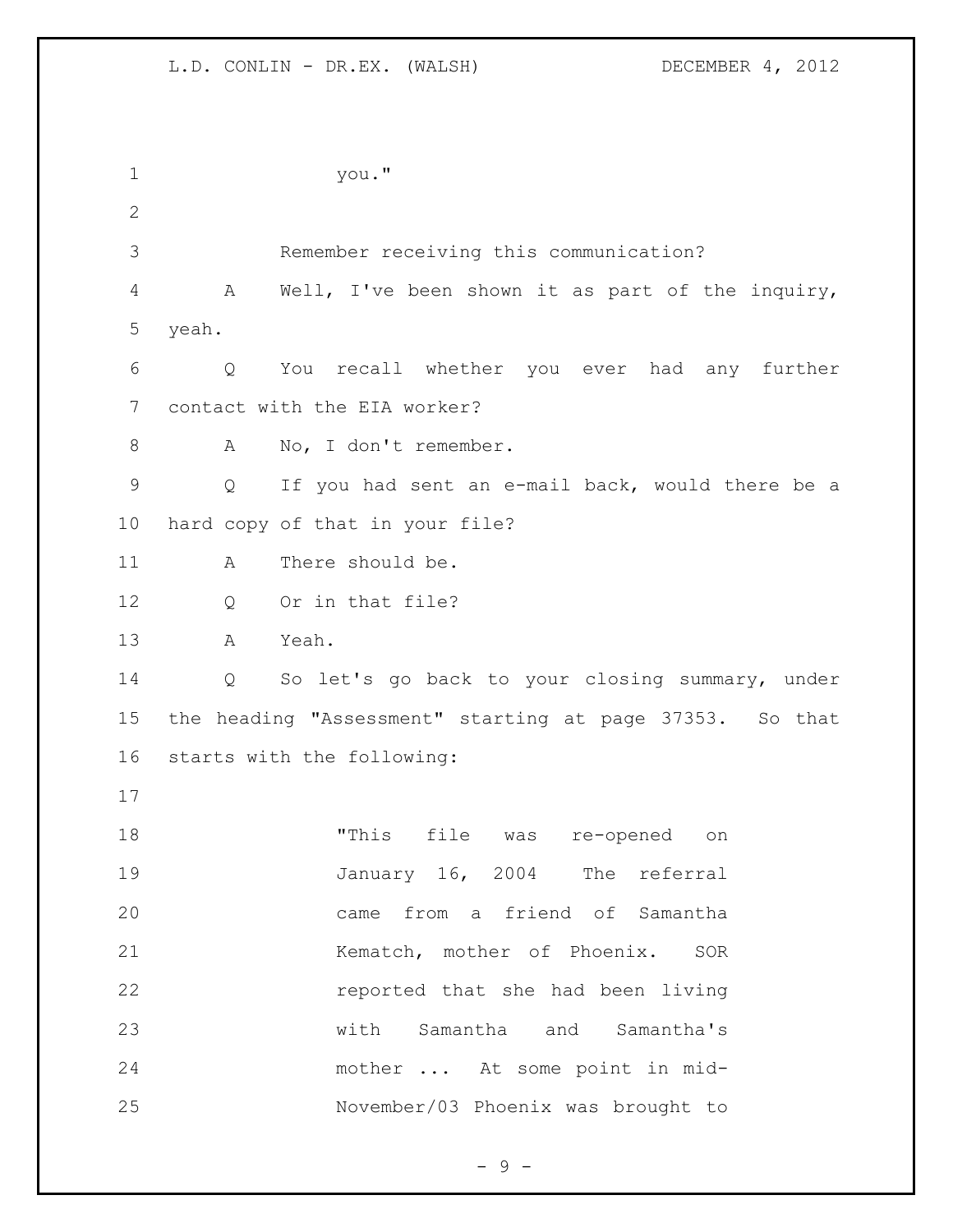you."

Remember receiving this communication?

A Well, I've been shown it as part of the inquiry, yeah.

Q You recall whether you ever had any further contact with the EIA worker?

A No, I don't remember.

Q If you had sent an e-mail back, would there be a hard copy of that in your file?

A There should be.

Q Or in that file?

A Yeah.

Q So let's go back to your closing summary, under the heading "Assessment" starting at page 37353. So that starts with the following:

> "This file was re-opened on January 16, 2004 The referral came from a friend of Samantha Kematch, mother of Phoenix. SOR reported that she had been living with Samantha and Samantha's mother ... At some point in mid-November/03 Phoenix was brought to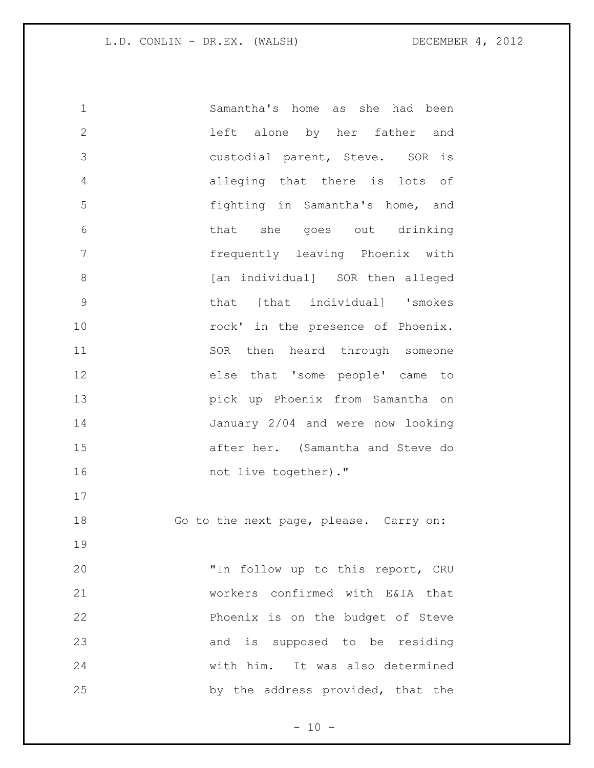Samantha's home as she had been left alone by her father and custodial parent, Steve. SOR is alleging that there is lots of fighting in Samantha's home, and that she goes out drinking frequently leaving Phoenix with [an individual] SOR then alleged that [that individual] 'smokes rock' in the presence of Phoenix. SOR then heard through someone else that 'some people' came to pick up Phoenix from Samantha on January 2/04 and were now looking after her. (Samantha and Steve do not live together)."

Go to the next page, please. Carry on:

"In follow up to this report, CRU workers confirmed with E&IA that Phoenix is on the budget of Steve and is supposed to be residing with him. It was also determined by the address provided, that the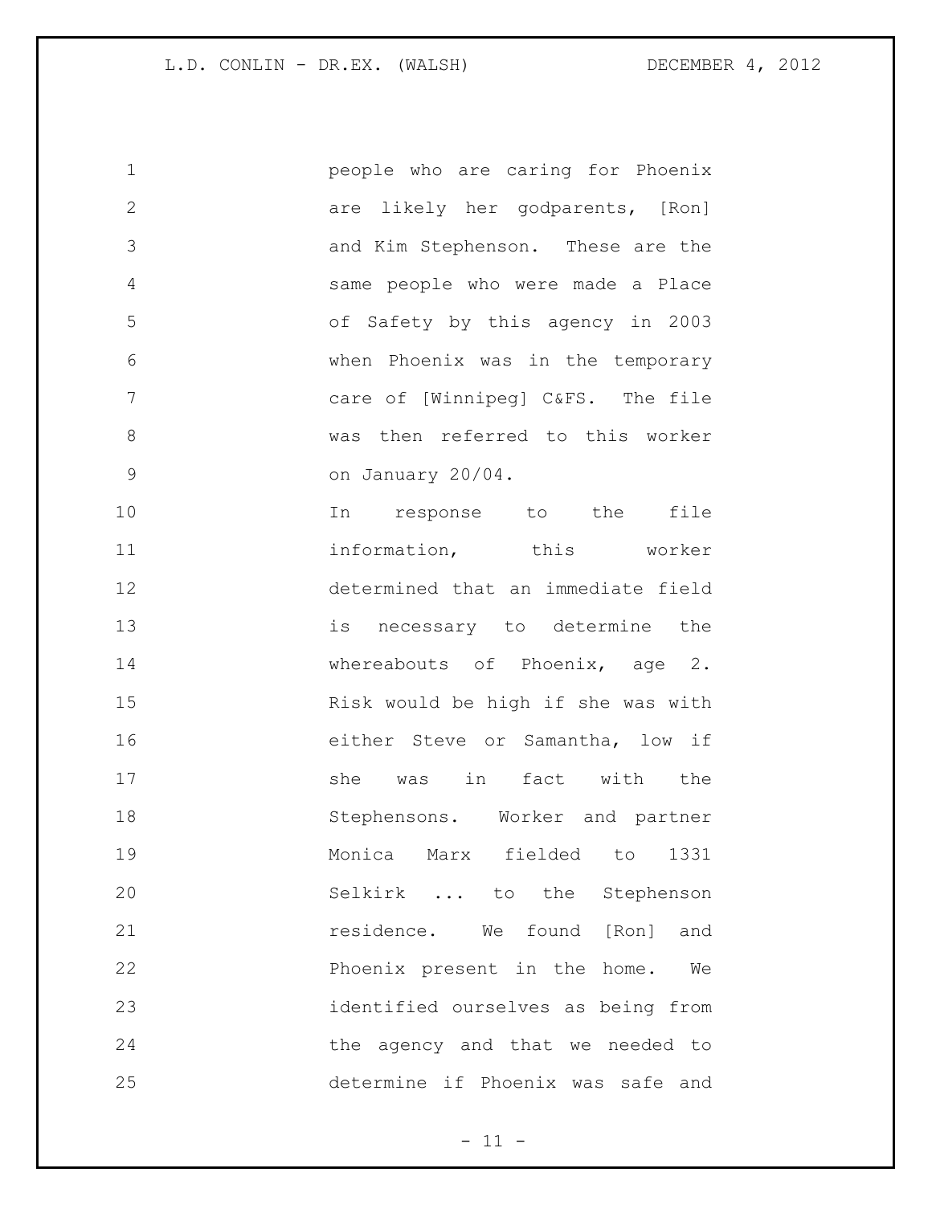people who are caring for Phoenix are likely her godparents, [Ron] and Kim Stephenson. These are the same people who were made a Place of Safety by this agency in 2003 when Phoenix was in the temporary care of [Winnipeg] C&FS. The file was then referred to this worker on January 20/04.

In response to the file information, this worker determined that an immediate field is necessary to determine the whereabouts of Phoenix, age 2. Risk would be high if she was with either Steve or Samantha, low if she was in fact with the Stephensons. Worker and partner Monica Marx fielded to 1331 Selkirk ... to the Stephenson residence. We found [Ron] and Phoenix present in the home. We identified ourselves as being from the agency and that we needed to determine if Phoenix was safe and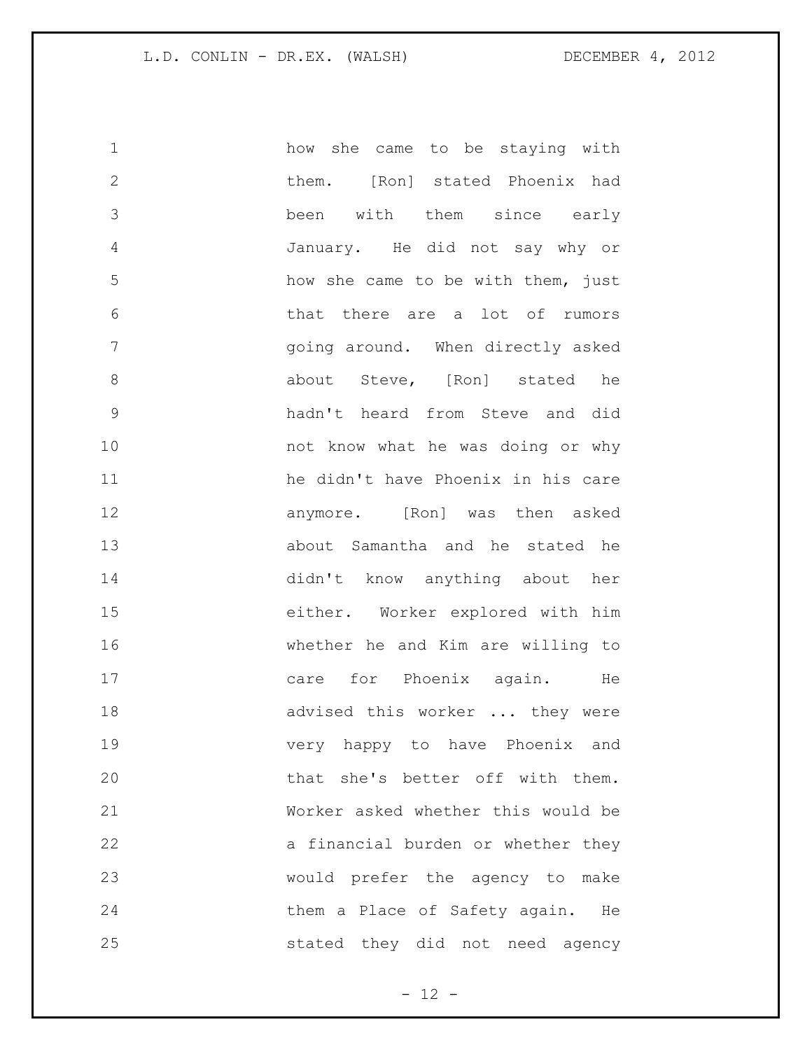how she came to be staying with them. [Ron] stated Phoenix had been with them since early January. He did not say why or how she came to be with them, just that there are a lot of rumors going around. When directly asked about Steve, [Ron] stated he hadn't heard from Steve and did not know what he was doing or why he didn't have Phoenix in his care anymore. [Ron] was then asked about Samantha and he stated he didn't know anything about her either. Worker explored with him whether he and Kim are willing to care for Phoenix again. He advised this worker ... they were very happy to have Phoenix and that she's better off with them. Worker asked whether this would be a financial burden or whether they would prefer the agency to make them a Place of Safety again. He stated they did not need agency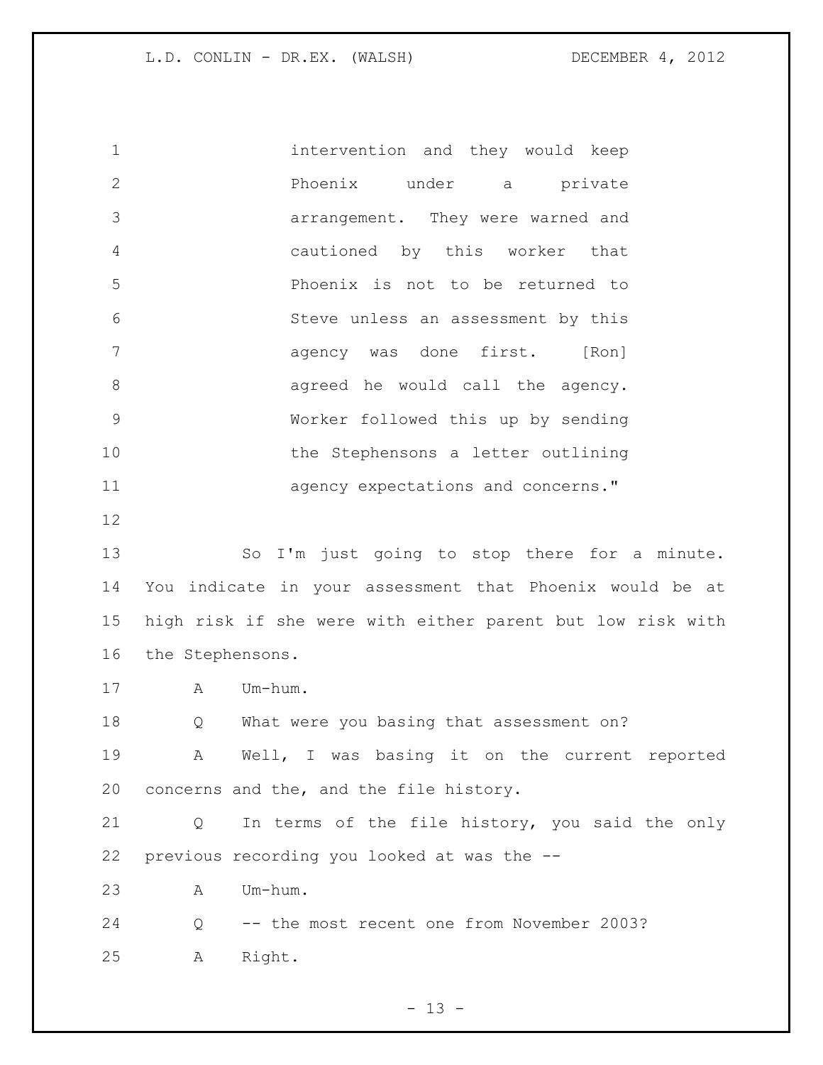intervention and they would keep Phoenix under a private arrangement. They were warned and cautioned by this worker that Phoenix is not to be returned to Steve unless an assessment by this agency was done first. [Ron] agreed he would call the agency. Worker followed this up by sending the Stephensons a letter outlining agency expectations and concerns."

So I'm just going to stop there for a minute. You indicate in your assessment that Phoenix would be at high risk if she were with either parent but low risk with the Stephensons.

A Um-hum.

Q What were you basing that assessment on?

A Well, I was basing it on the current reported concerns and the, and the file history.

Q In terms of the file history, you said the only previous recording you looked at was the --

A Um-hum.

Q -- the most recent one from November 2003?

A Right.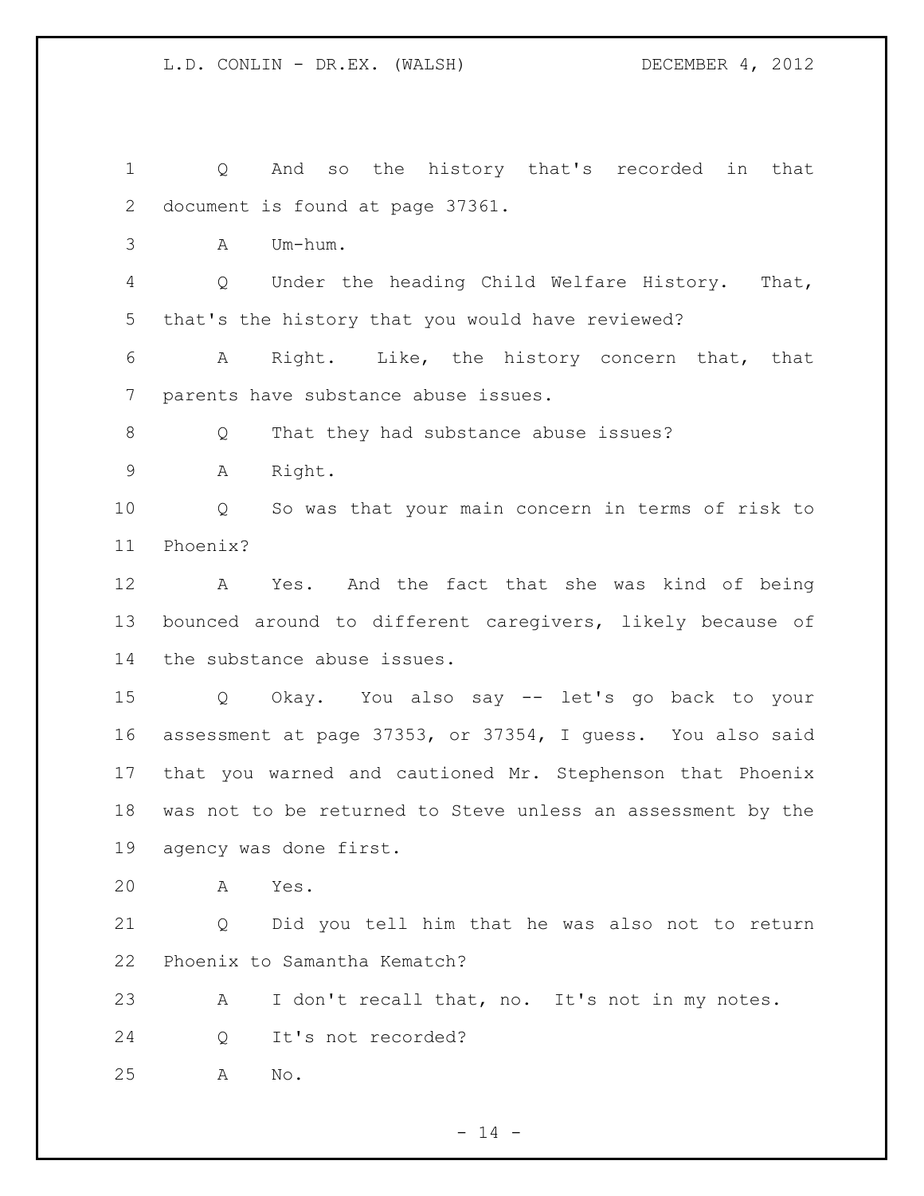Q And so the history that's recorded in that document is found at page 37361.

A Um-hum.

Q Under the heading Child Welfare History. That, that's the history that you would have reviewed?

A Right. Like, the history concern that, that parents have substance abuse issues.

Q That they had substance abuse issues?

A Right.

Q So was that your main concern in terms of risk to Phoenix?

A Yes. And the fact that she was kind of being bounced around to different caregivers, likely because of the substance abuse issues.

Q Okay. You also say -- let's go back to your assessment at page 37353, or 37354, I guess. You also said that you warned and cautioned Mr. Stephenson that Phoenix was not to be returned to Steve unless an assessment by the agency was done first.

A Yes.

Q Did you tell him that he was also not to return Phoenix to Samantha Kematch?

A I don't recall that, no. It's not in my notes.

Q It's not recorded?

A No.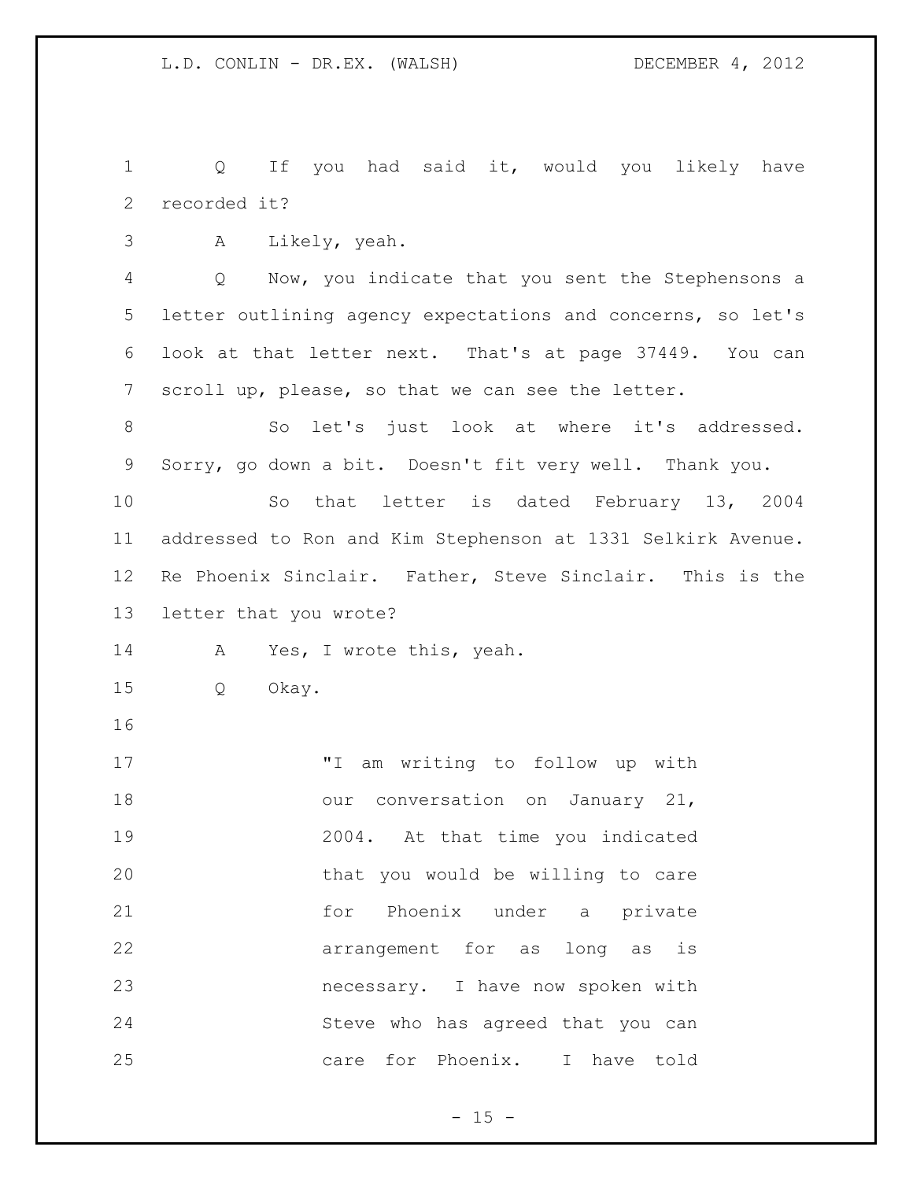Q If you had said it, would you likely have recorded it?

A Likely, yeah.

Q Now, you indicate that you sent the Stephensons a letter outlining agency expectations and concerns, so let's look at that letter next. That's at page 37449. You can scroll up, please, so that we can see the letter.

So let's just look at where it's addressed. Sorry, go down a bit. Doesn't fit very well. Thank you.

So that letter is dated February 13, 2004 addressed to Ron and Kim Stephenson at 1331 Selkirk Avenue. Re Phoenix Sinclair. Father, Steve Sinclair. This is the letter that you wrote?

A Yes, I wrote this, yeah.

Q Okay.

> "I am writing to follow up with our conversation on January 21, 2004. At that time you indicated that you would be willing to care for Phoenix under a private arrangement for as long as is necessary. I have now spoken with Steve who has agreed that you can care for Phoenix. I have told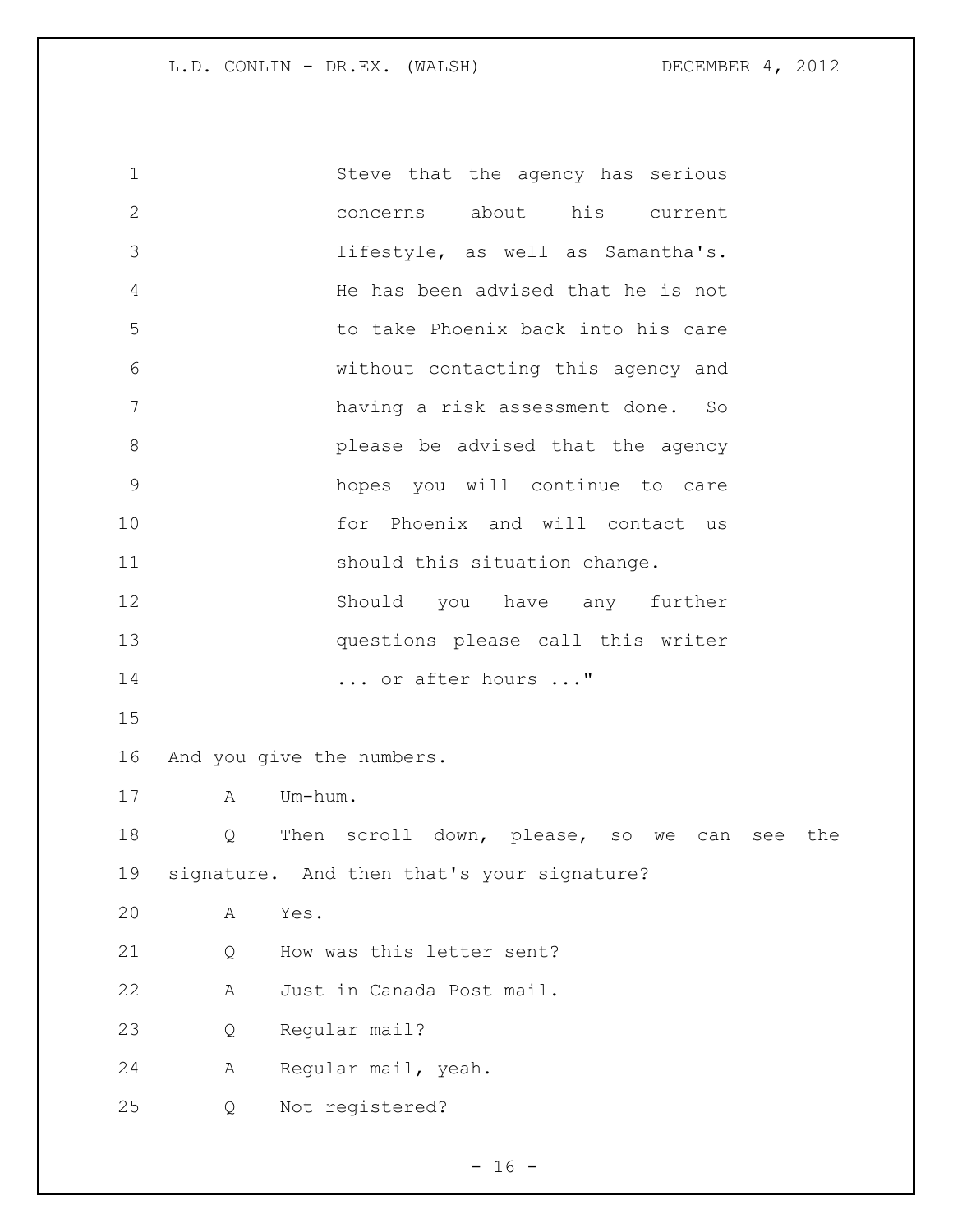Steve that the agency has serious concerns about his current lifestyle, as well as Samantha's. He has been advised that he is not to take Phoenix back into his care without contacting this agency and having a risk assessment done. So please be advised that the agency hopes you will continue to care for Phoenix and will contact us should this situation change. Should you have any further questions please call this writer ... or after hours ..."

And you give the numbers.

A Um-hum.

Q Then scroll down, please, so we can see the signature. And then that's your signature?

A Yes.

Q How was this letter sent?

A Just in Canada Post mail.

Q Regular mail?

A Regular mail, yeah.

Q Not registered?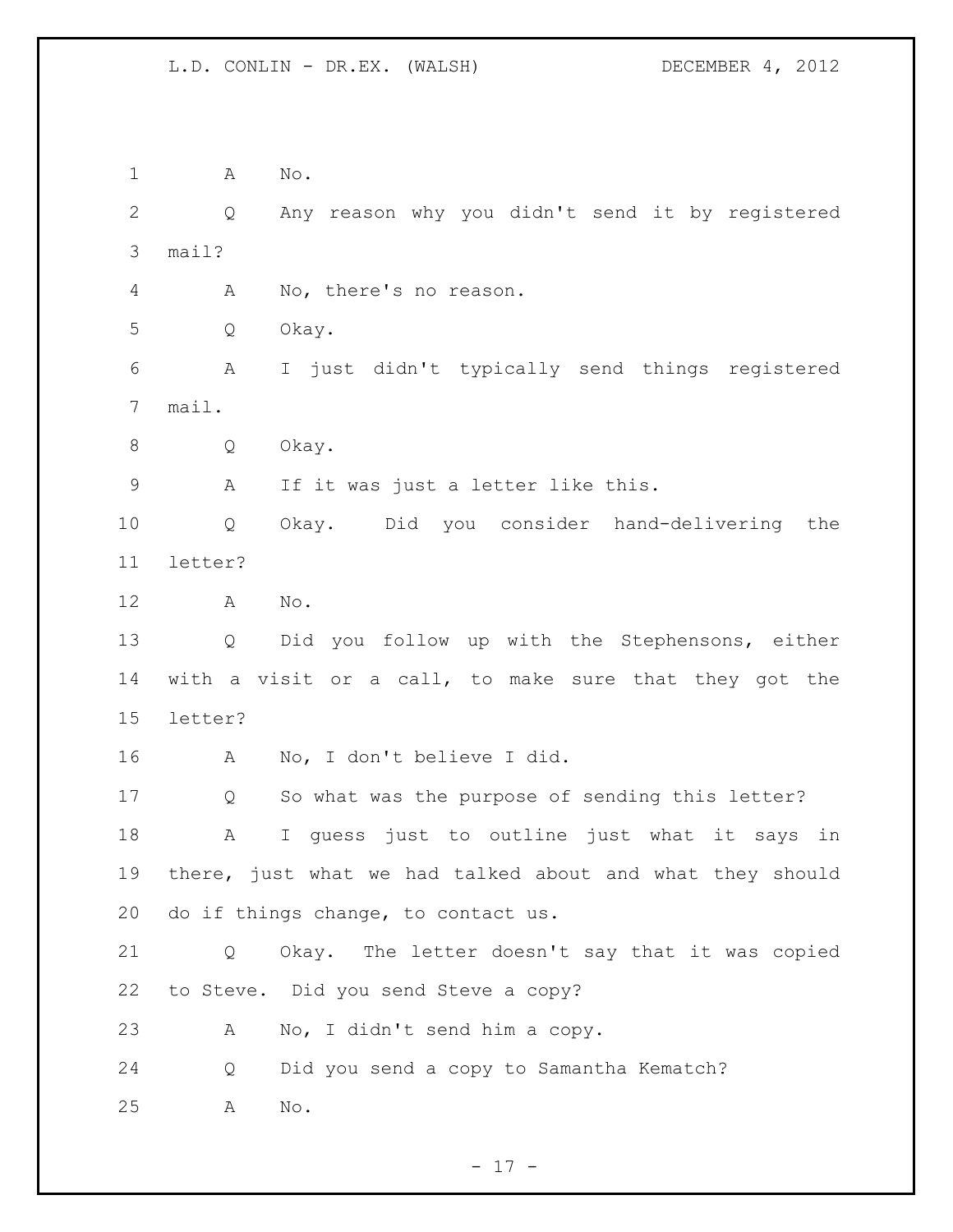A No.

Q Any reason why you didn't send it by registered mail?

A No, there's no reason.

Q Okay.

A I just didn't typically send things registered mail.

Q Okay.

A If it was just a letter like this.

Q Okay. Did you consider hand-delivering the letter?

A No.

Q Did you follow up with the Stephensons, either with a visit or a call, to make sure that they got the letter?

A No, I don't believe I did.

Q So what was the purpose of sending this letter?

A I guess just to outline just what it says in there, just what we had talked about and what they should do if things change, to contact us.

Q Okay. The letter doesn't say that it was copied to Steve. Did you send Steve a copy?

A No, I didn't send him a copy.

Q Did you send a copy to Samantha Kematch?

A No.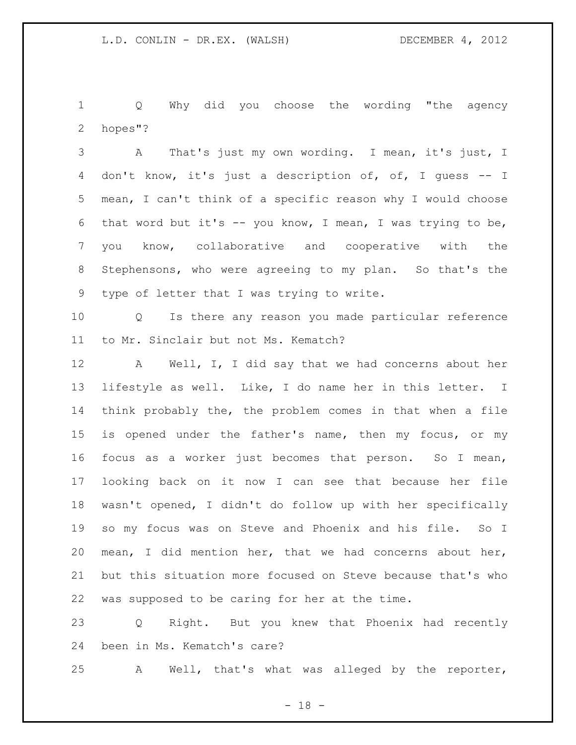Q Why did you choose the wording "the agency hopes"?

A That's just my own wording. I mean, it's just, I don't know, it's just a description of, of, I guess -- I mean, I can't think of a specific reason why I would choose that word but it's -- you know, I mean, I was trying to be, you know, collaborative and cooperative with the Stephensons, who were agreeing to my plan. So that's the type of letter that I was trying to write.

Q Is there any reason you made particular reference to Mr. Sinclair but not Ms. Kematch?

A Well, I, I did say that we had concerns about her lifestyle as well. Like, I do name her in this letter. I think probably the, the problem comes in that when a file is opened under the father's name, then my focus, or my focus as a worker just becomes that person. So I mean, looking back on it now I can see that because her file wasn't opened, I didn't do follow up with her specifically so my focus was on Steve and Phoenix and his file. So I mean, I did mention her, that we had concerns about her, but this situation more focused on Steve because that's who was supposed to be caring for her at the time.

Q Right. But you knew that Phoenix had recently been in Ms. Kematch's care?

A Well, that's what was alleged by the reporter,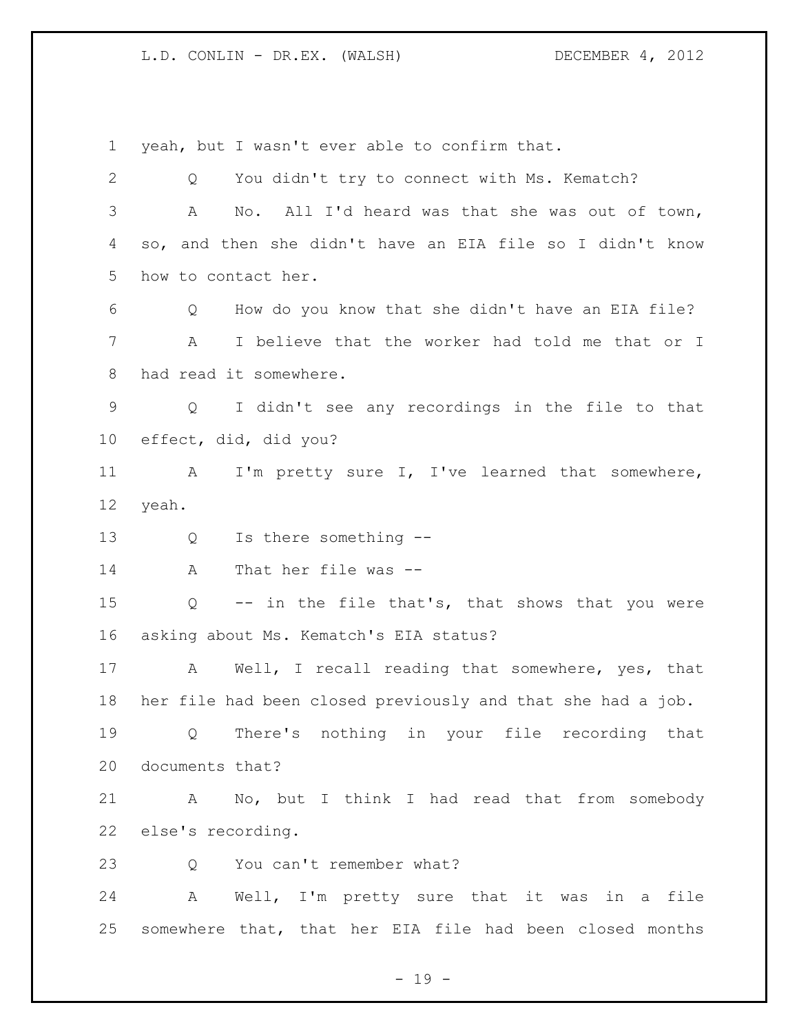yeah, but I wasn't ever able to confirm that.

Q You didn't try to connect with Ms. Kematch?

A No. All I'd heard was that she was out of town, so, and then she didn't have an EIA file so I didn't know how to contact her.

Q How do you know that she didn't have an EIA file?

A I believe that the worker had told me that or I had read it somewhere.

Q I didn't see any recordings in the file to that effect, did, did you?

A I'm pretty sure I, I've learned that somewhere, yeah.

Q Is there something --

A That her file was --

Q -- in the file that's, that shows that you were asking about Ms. Kematch's EIA status?

A Well, I recall reading that somewhere, yes, that her file had been closed previously and that she had a job.

Q There's nothing in your file recording that documents that?

A No, but I think I had read that from somebody else's recording.

Q You can't remember what?

A Well, I'm pretty sure that it was in a file somewhere that, that her EIA file had been closed months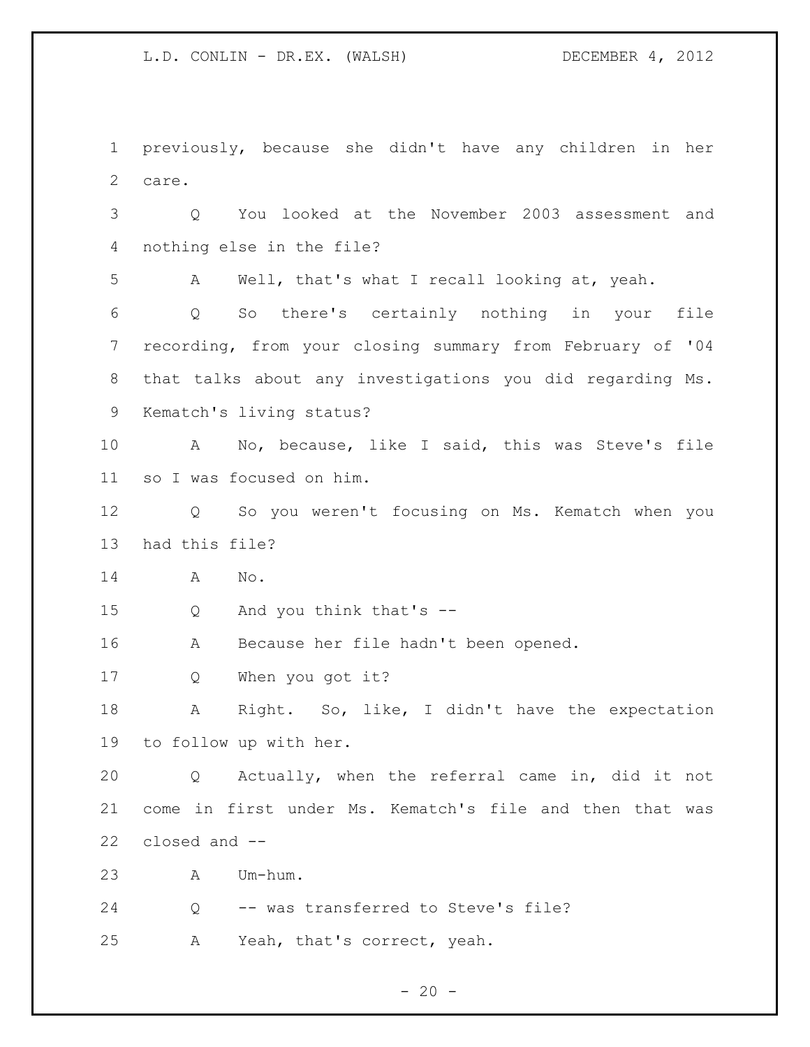previously, because she didn't have any children in her care.

Q You looked at the November 2003 assessment and nothing else in the file?

A Well, that's what I recall looking at, yeah.

Q So there's certainly nothing in your file recording, from your closing summary from February of '04 that talks about any investigations you did regarding Ms. Kematch's living status?

A No, because, like I said, this was Steve's file so I was focused on him.

Q So you weren't focusing on Ms. Kematch when you had this file?

A No.

Q And you think that's --

A Because her file hadn't been opened.

Q When you got it?

A Right. So, like, I didn't have the expectation to follow up with her.

Q Actually, when the referral came in, did it not come in first under Ms. Kematch's file and then that was closed and --

A Um-hum.

Q -- was transferred to Steve's file?

A Yeah, that's correct, yeah.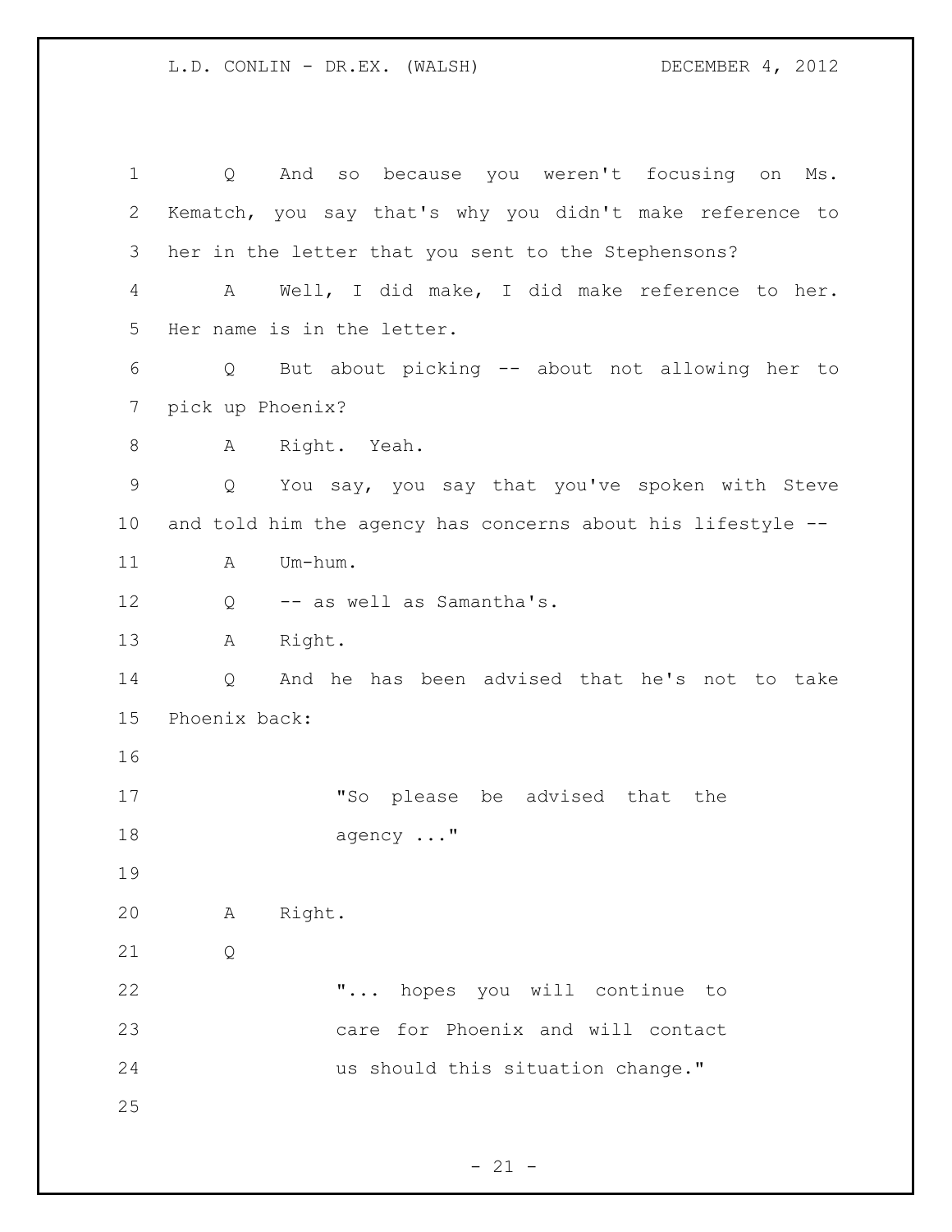Q And so because you weren't focusing on Ms. Kematch, you say that's why you didn't make reference to her in the letter that you sent to the Stephensons?

A Well, I did make, I did make reference to her. Her name is in the letter.

Q But about picking -- about not allowing her to pick up Phoenix?

A Right. Yeah.

Q You say, you say that you've spoken with Steve and told him the agency has concerns about his lifestyle --

A Um-hum.

Q -- as well as Samantha's.

A Right.

Q And he has been advised that he's not to take Phoenix back:

> "So please be advised that the agency ..."

A Right.

Q

> "... hopes you will continue to care for Phoenix and will contact us should this situation change."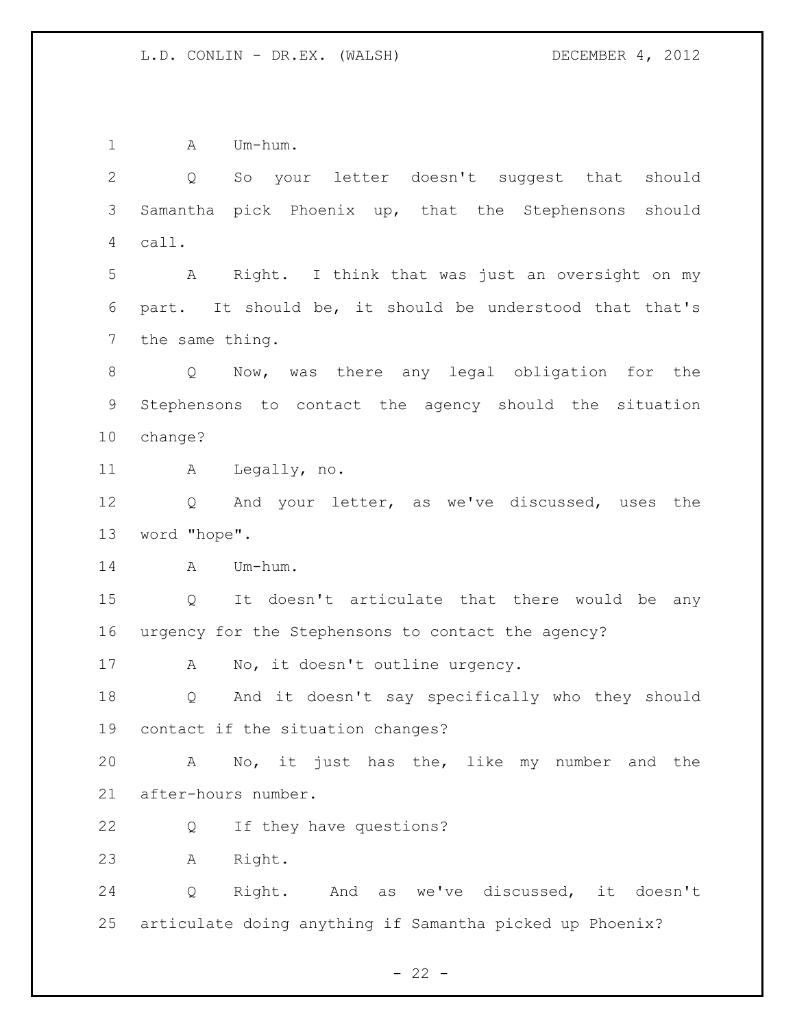A Um-hum.

Q So your letter doesn't suggest that should Samantha pick Phoenix up, that the Stephensons should call.

A Right. I think that was just an oversight on my part. It should be, it should be understood that that's the same thing.

Q Now, was there any legal obligation for the Stephensons to contact the agency should the situation change?

A Legally, no.

Q And your letter, as we've discussed, uses the word "hope".

A Um-hum.

Q It doesn't articulate that there would be any urgency for the Stephensons to contact the agency?

A No, it doesn't outline urgency.

Q And it doesn't say specifically who they should contact if the situation changes?

A No, it just has the, like my number and the after-hours number.

Q If they have questions?

A Right.

Q Right. And as we've discussed, it doesn't articulate doing anything if Samantha picked up Phoenix?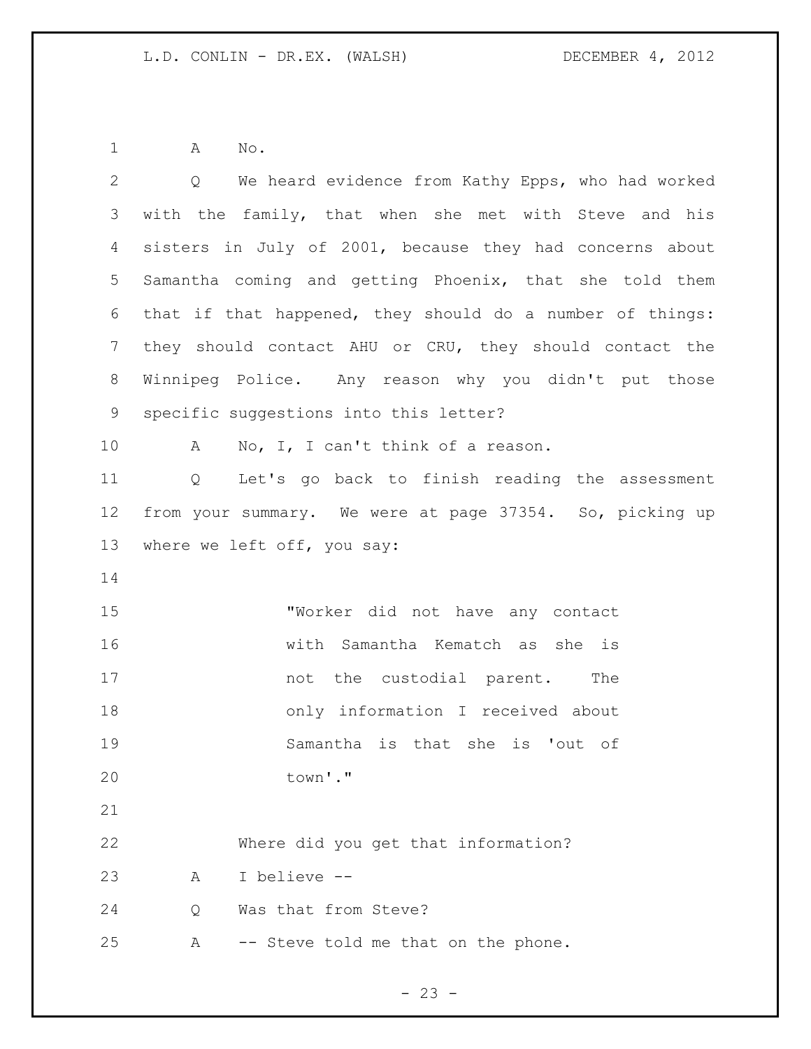A No.

Q We heard evidence from Kathy Epps, who had worked with the family, that when she met with Steve and his sisters in July of 2001, because they had concerns about Samantha coming and getting Phoenix, that she told them that if that happened, they should do a number of things: they should contact AHU or CRU, they should contact the Winnipeg Police. Any reason why you didn't put those specific suggestions into this letter?

A No, I, I can't think of a reason.

Q Let's go back to finish reading the assessment from your summary. We were at page 37354. So, picking up where we left off, you say:

> "Worker did not have any contact with Samantha Kematch as she is not the custodial parent. The only information I received about Samantha is that she is 'out of town'."

Where did you get that information?

A I believe --

Q Was that from Steve?

A -- Steve told me that on the phone.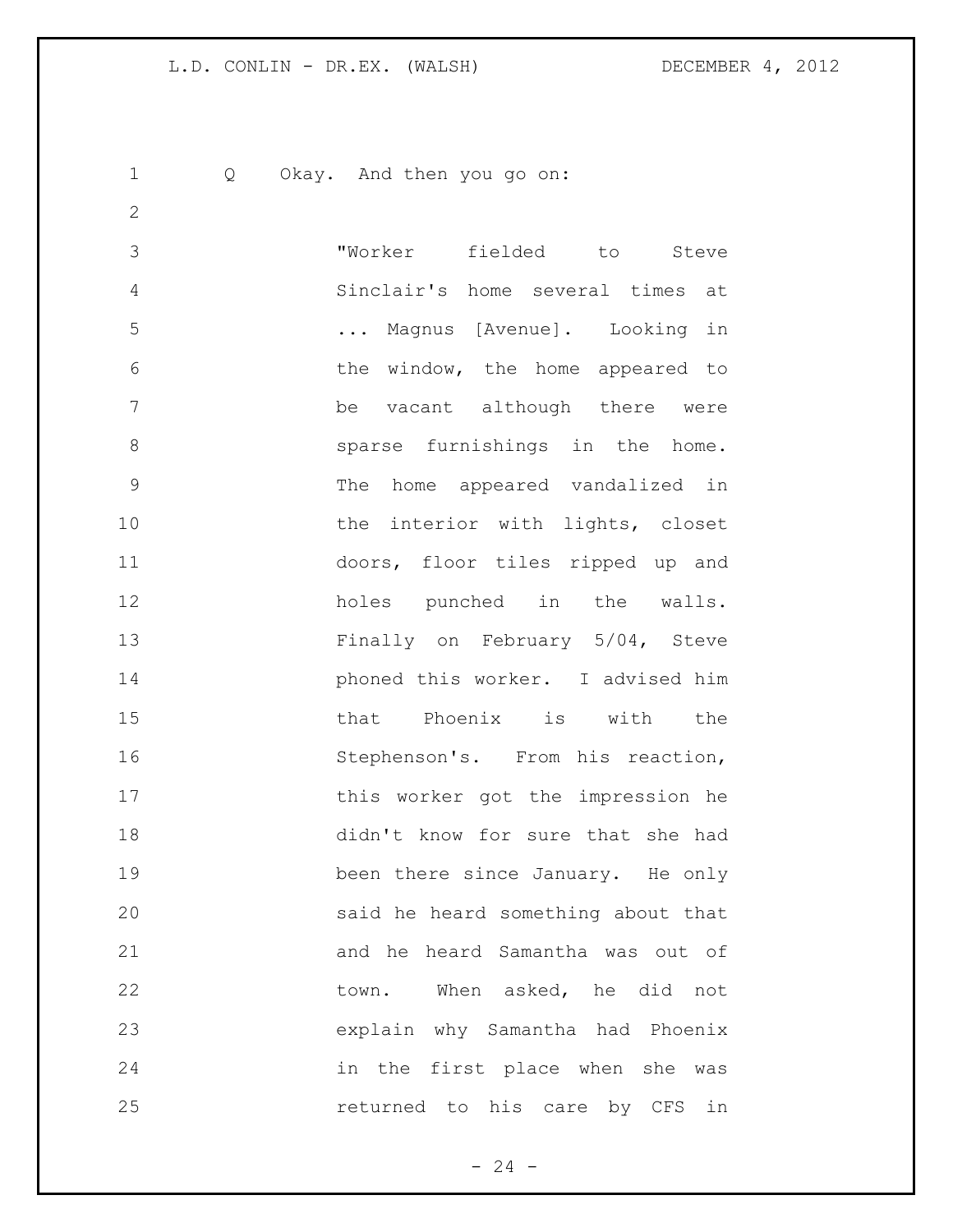Q Okay. And then you go on:

> "Worker fielded to Steve Sinclair's home several times at ... Magnus [Avenue]. Looking in the window, the home appeared to be vacant although there were sparse furnishings in the home. The home appeared vandalized in the interior with lights, closet doors, floor tiles ripped up and holes punched in the walls. Finally on February 5/04, Steve phoned this worker. I advised him that Phoenix is with the Stephenson's. From his reaction, this worker got the impression he didn't know for sure that she had been there since January. He only said he heard something about that and he heard Samantha was out of town. When asked, he did not explain why Samantha had Phoenix in the first place when she was returned to his care by CFS in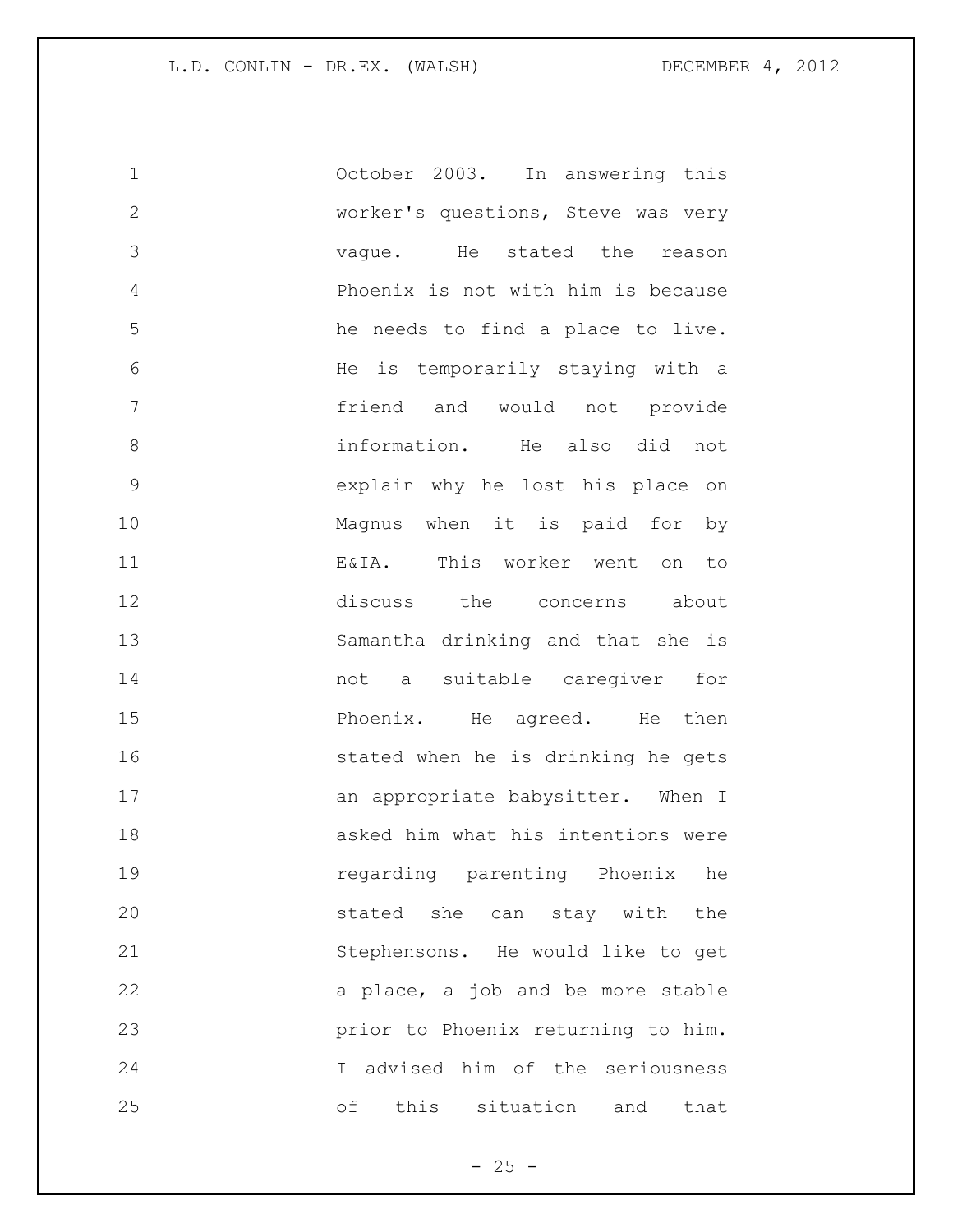October 2003. In answering this worker's questions, Steve was very vague. He stated the reason Phoenix is not with him is because he needs to find a place to live. He is temporarily staying with a friend and would not provide information. He also did not explain why he lost his place on Magnus when it is paid for by E&IA. This worker went on to discuss the concerns about Samantha drinking and that she is not a suitable caregiver for Phoenix. He agreed. He then stated when he is drinking he gets an appropriate babysitter. When I asked him what his intentions were regarding parenting Phoenix he stated she can stay with the Stephensons. He would like to get a place, a job and be more stable prior to Phoenix returning to him. I advised him of the seriousness of this situation and that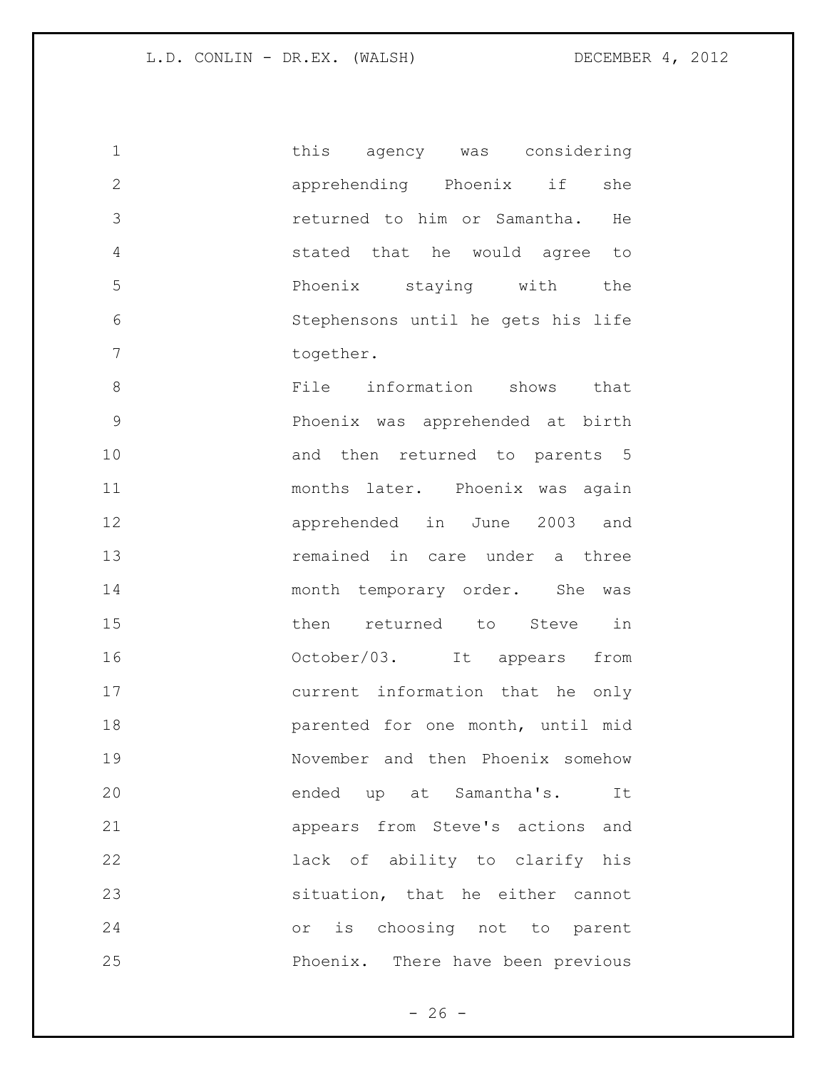this agency was considering apprehending Phoenix if she returned to him or Samantha. He stated that he would agree to Phoenix staying with the Stephensons until he gets his life together.

File information shows that Phoenix was apprehended at birth and then returned to parents 5 months later. Phoenix was again apprehended in June 2003 and remained in care under a three month temporary order. She was then returned to Steve in October/03. It appears from current information that he only parented for one month, until mid November and then Phoenix somehow ended up at Samantha's. It appears from Steve's actions and lack of ability to clarify his situation, that he either cannot or is choosing not to parent Phoenix. There have been previous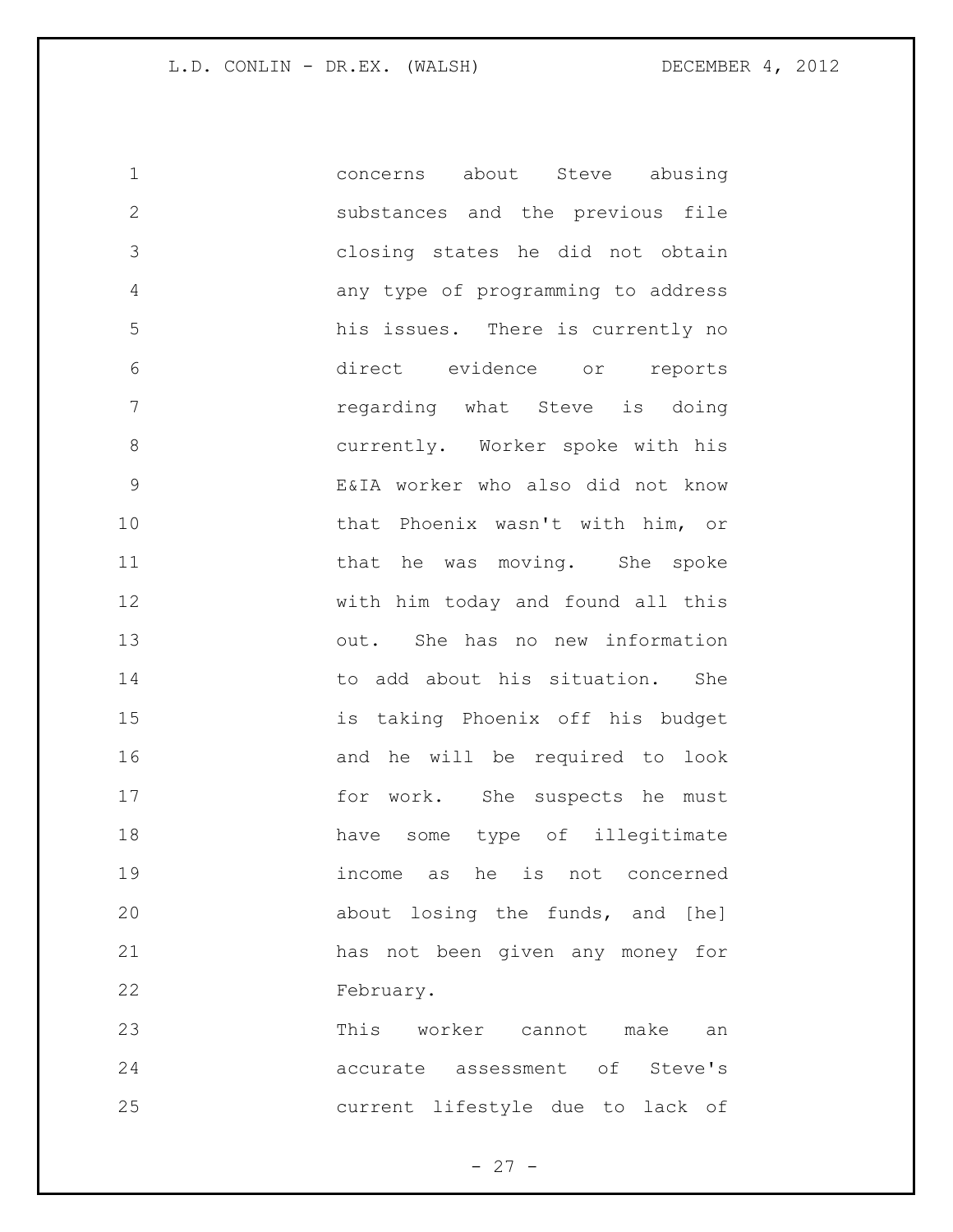concerns about Steve abusing substances and the previous file closing states he did not obtain any type of programming to address his issues. There is currently no direct evidence or reports regarding what Steve is doing currently. Worker spoke with his E&IA worker who also did not know that Phoenix wasn't with him, or that he was moving. She spoke with him today and found all this out. She has no new information to add about his situation. She is taking Phoenix off his budget and he will be required to look for work. She suspects he must have some type of illegitimate income as he is not concerned about losing the funds, and [he] has not been given any money for February.

This worker cannot make an accurate assessment of Steve's current lifestyle due to lack of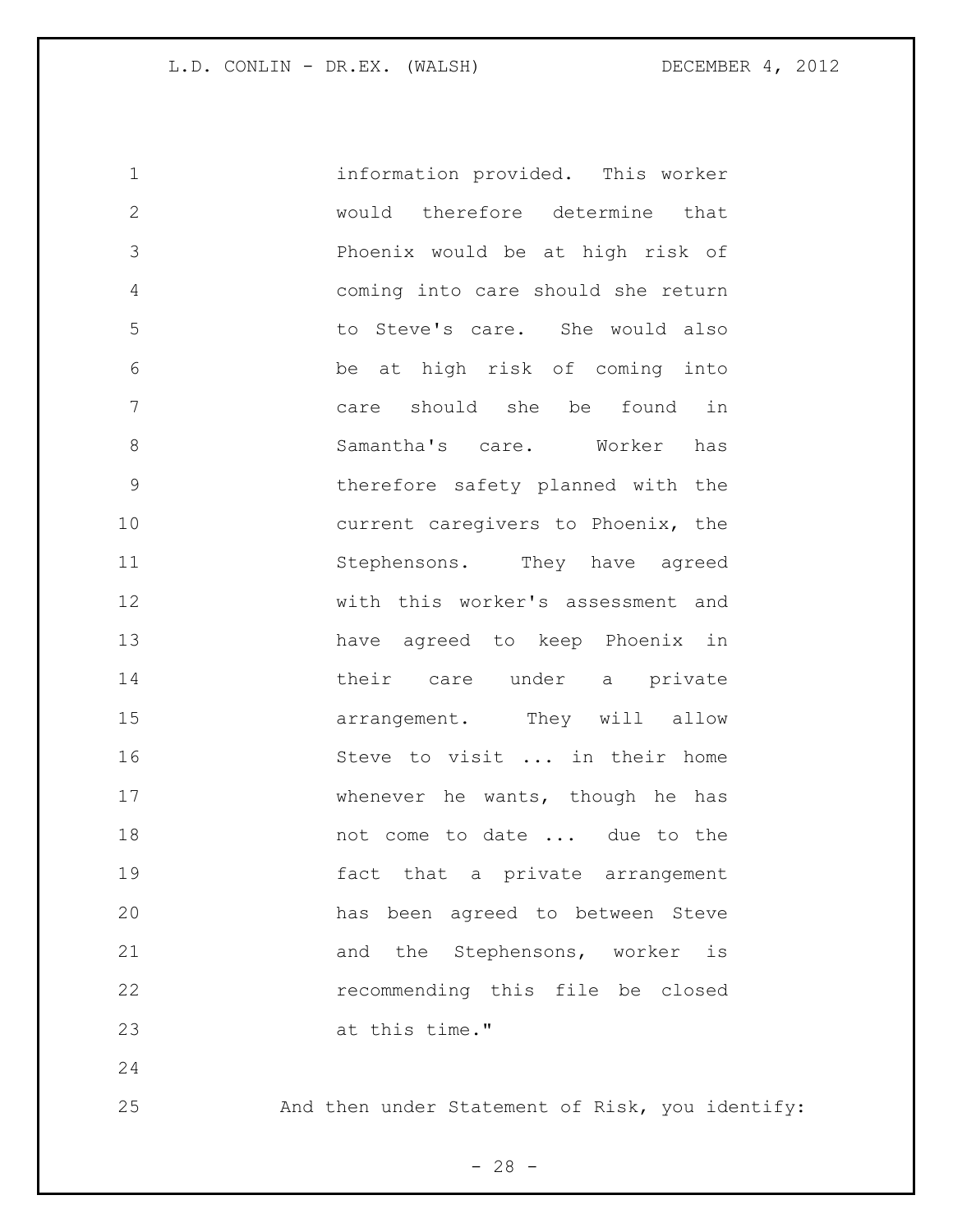information provided. This worker would therefore determine that Phoenix would be at high risk of coming into care should she return to Steve's care. She would also be at high risk of coming into care should she be found in Samantha's care. Worker has therefore safety planned with the current caregivers to Phoenix, the Stephensons. They have agreed with this worker's assessment and have agreed to keep Phoenix in their care under a private arrangement. They will allow Steve to visit ... in their home whenever he wants, though he has not come to date ... due to the fact that a private arrangement has been agreed to between Steve and the Stephensons, worker is recommending this file be closed at this time."

And then under Statement of Risk, you identify: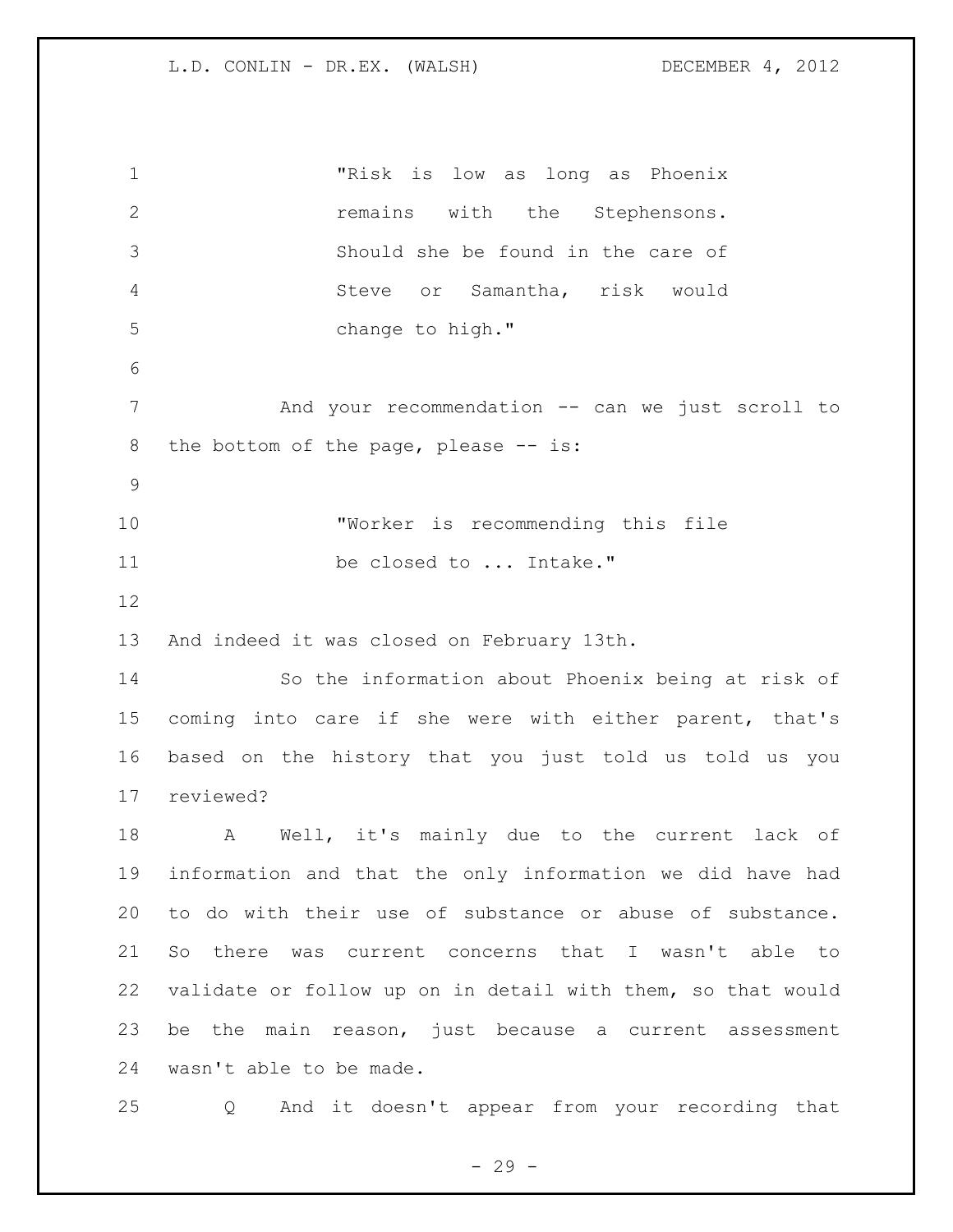"Risk is low as long as Phoenix remains with the Stephensons. Should she be found in the care of Steve or Samantha, risk would change to high."

And your recommendation -- can we just scroll to the bottom of the page, please -- is:

"Worker is recommending this file be closed to ... Intake."

And indeed it was closed on February 13th.

So the information about Phoenix being at risk of coming into care if she were with either parent, that's based on the history that you just told us told us you reviewed?

A Well, it's mainly due to the current lack of information and that the only information we did have had to do with their use of substance or abuse of substance. So there was current concerns that I wasn't able to validate or follow up on in detail with them, so that would be the main reason, just because a current assessment wasn't able to be made.

Q And it doesn't appear from your recording that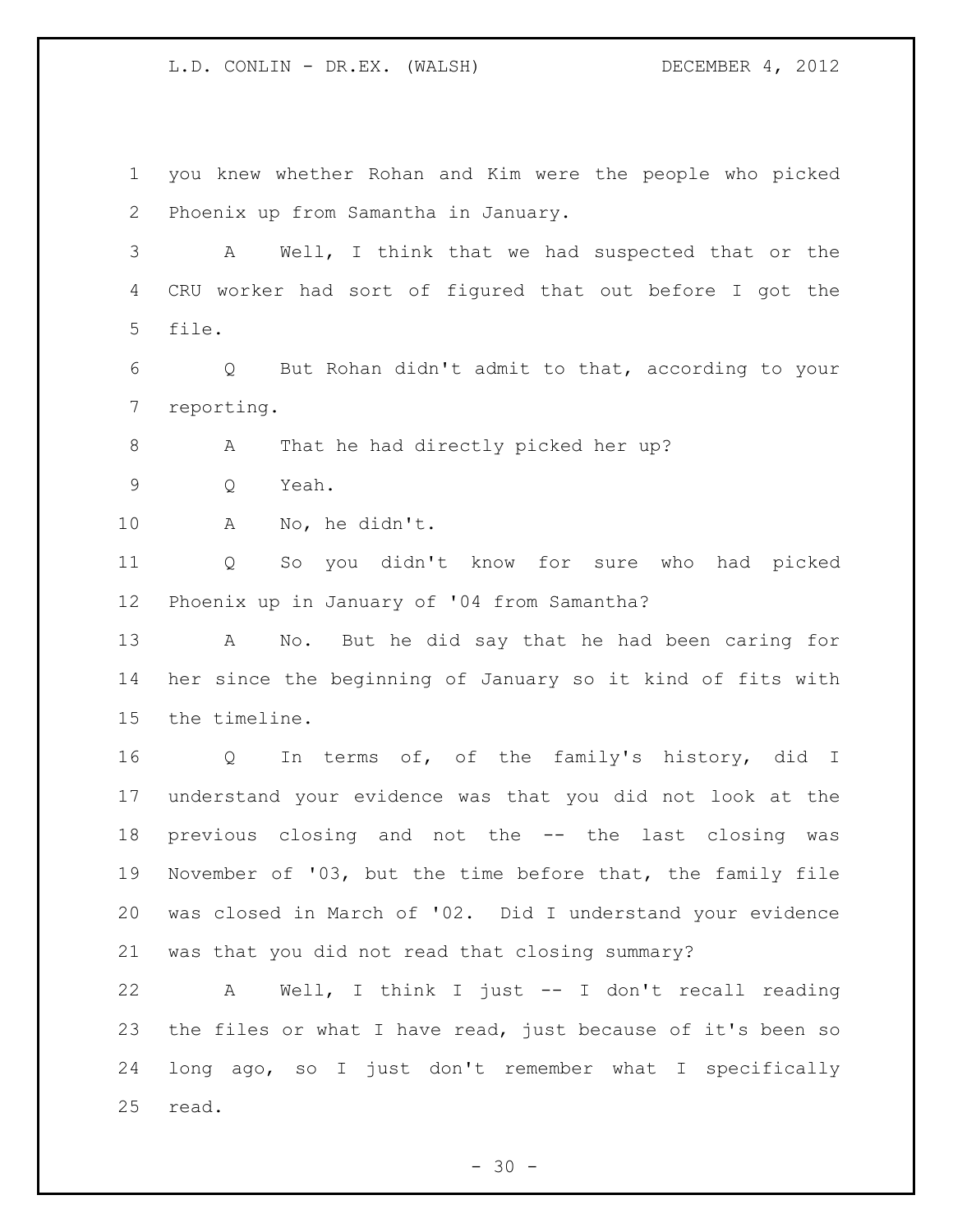you knew whether Rohan and Kim were the people who picked Phoenix up from Samantha in January.

A Well, I think that we had suspected that or the CRU worker had sort of figured that out before I got the file.

Q But Rohan didn't admit to that, according to your reporting.

A That he had directly picked her up?

Q Yeah.

A No, he didn't.

Q So you didn't know for sure who had picked Phoenix up in January of '04 from Samantha?

A No. But he did say that he had been caring for her since the beginning of January so it kind of fits with the timeline.

Q In terms of, of the family's history, did I understand your evidence was that you did not look at the previous closing and not the -- the last closing was November of '03, but the time before that, the family file was closed in March of '02. Did I understand your evidence was that you did not read that closing summary?

A Well, I think I just -- I don't recall reading the files or what I have read, just because of it's been so long ago, so I just don't remember what I specifically read.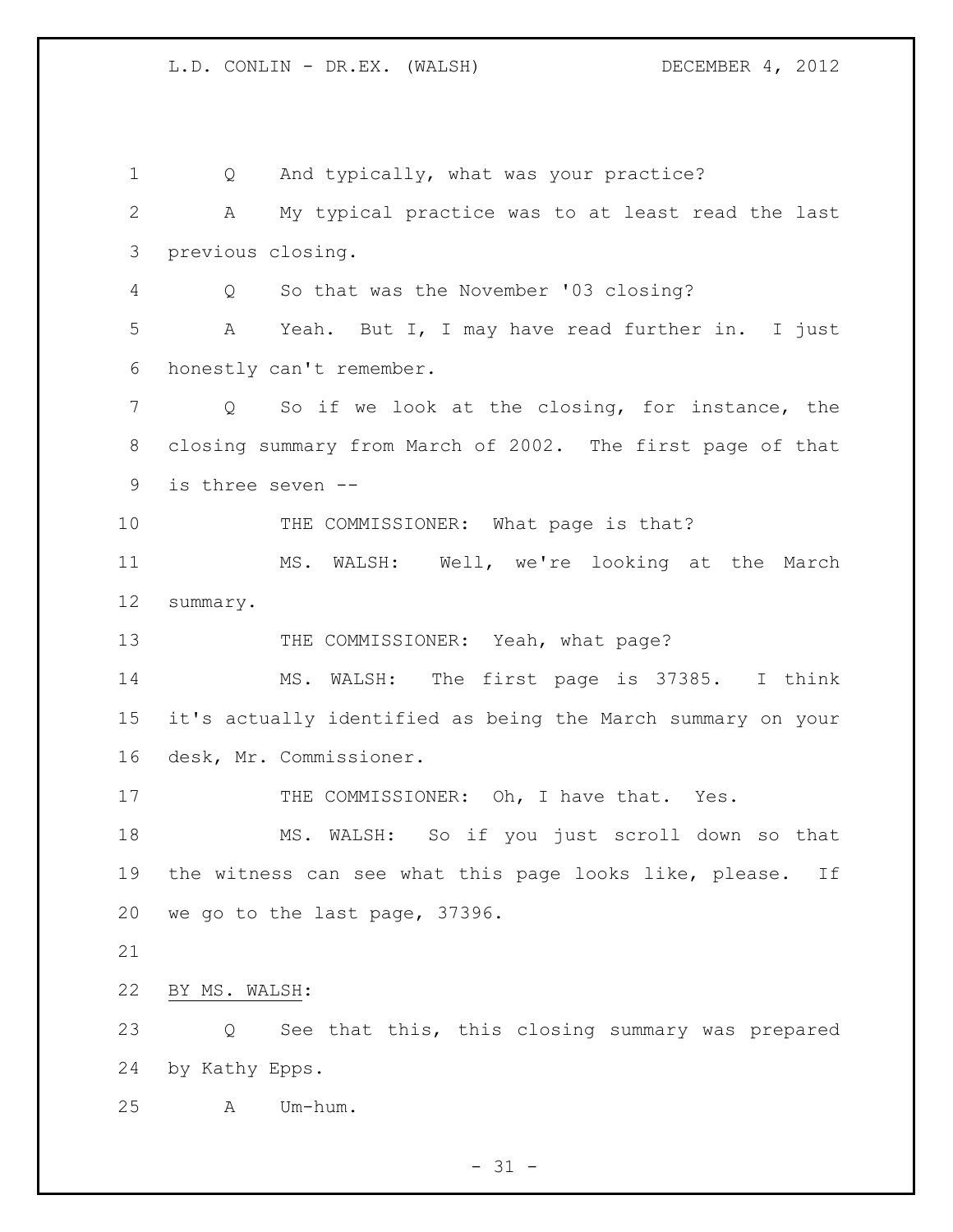Q And typically, what was your practice?

A My typical practice was to at least read the last previous closing.

Q So that was the November '03 closing?

A Yeah. But I, I may have read further in. I just honestly can't remember.

Q So if we look at the closing, for instance, the closing summary from March of 2002. The first page of that is three seven --

THE COMMISSIONER: What page is that?

MS. WALSH: Well, we're looking at the March summary.

THE COMMISSIONER: Yeah, what page?

MS. WALSH: The first page is 37385. I think it's actually identified as being the March summary on your desk, Mr. Commissioner.

THE COMMISSIONER: Oh, I have that. Yes.

MS. WALSH: So if you just scroll down so that the witness can see what this page looks like, please. If we go to the last page, 37396.

BY MS. WALSH:

Q See that this, this closing summary was prepared by Kathy Epps.

A Um-hum.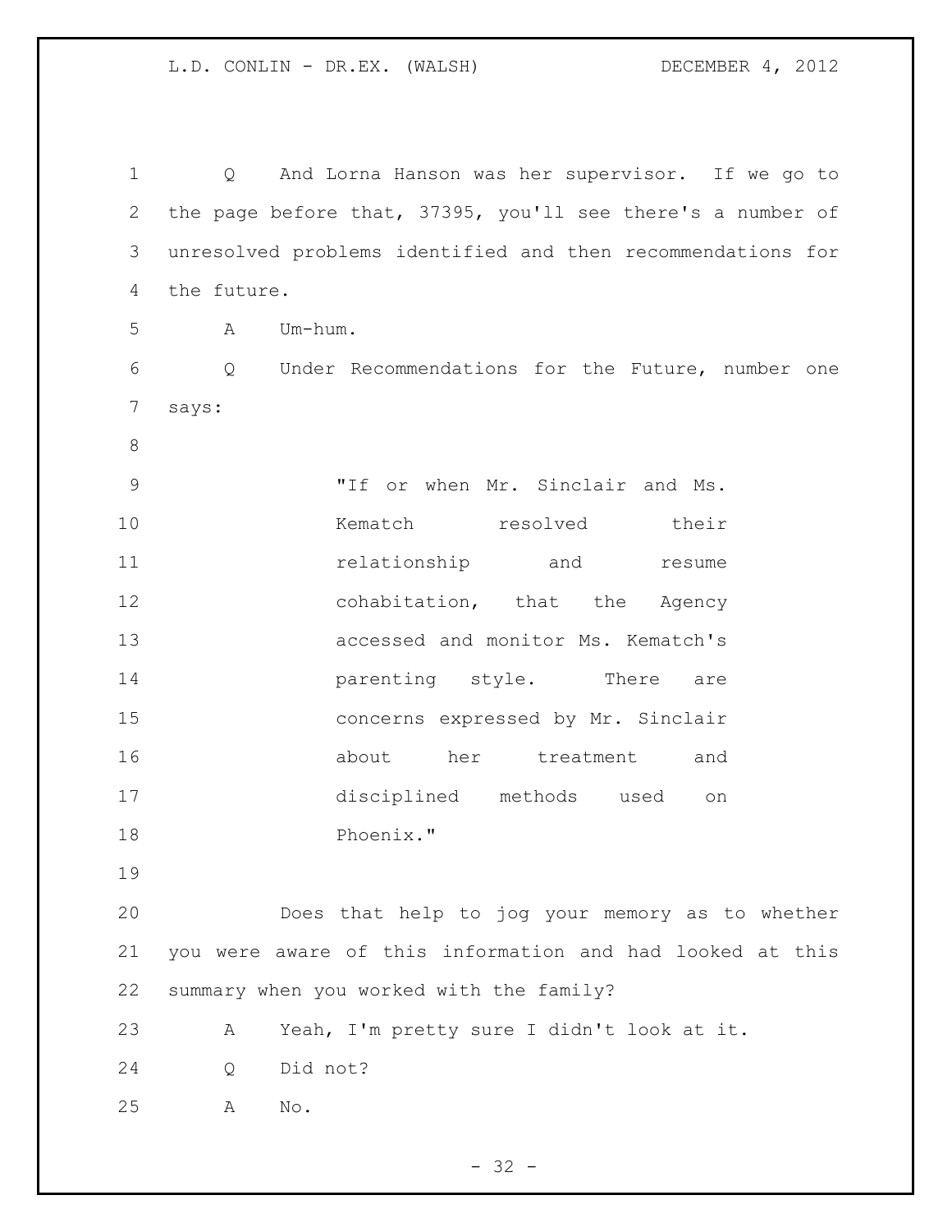Q And Lorna Hanson was her supervisor. If we go to the page before that, 37395, you'll see there's a number of unresolved problems identified and then recommendations for the future.

A Um-hum.

Q Under Recommendations for the Future, number one says:

> "If or when Mr. Sinclair and Ms. Kematch resolved their relationship and resume cohabitation, that the Agency accessed and monitor Ms. Kematch's parenting style. There are concerns expressed by Mr. Sinclair about her treatment and disciplined methods used on Phoenix."

Does that help to jog your memory as to whether you were aware of this information and had looked at this summary when you worked with the family?

A Yeah, I'm pretty sure I didn't look at it.

Q Did not?

A No.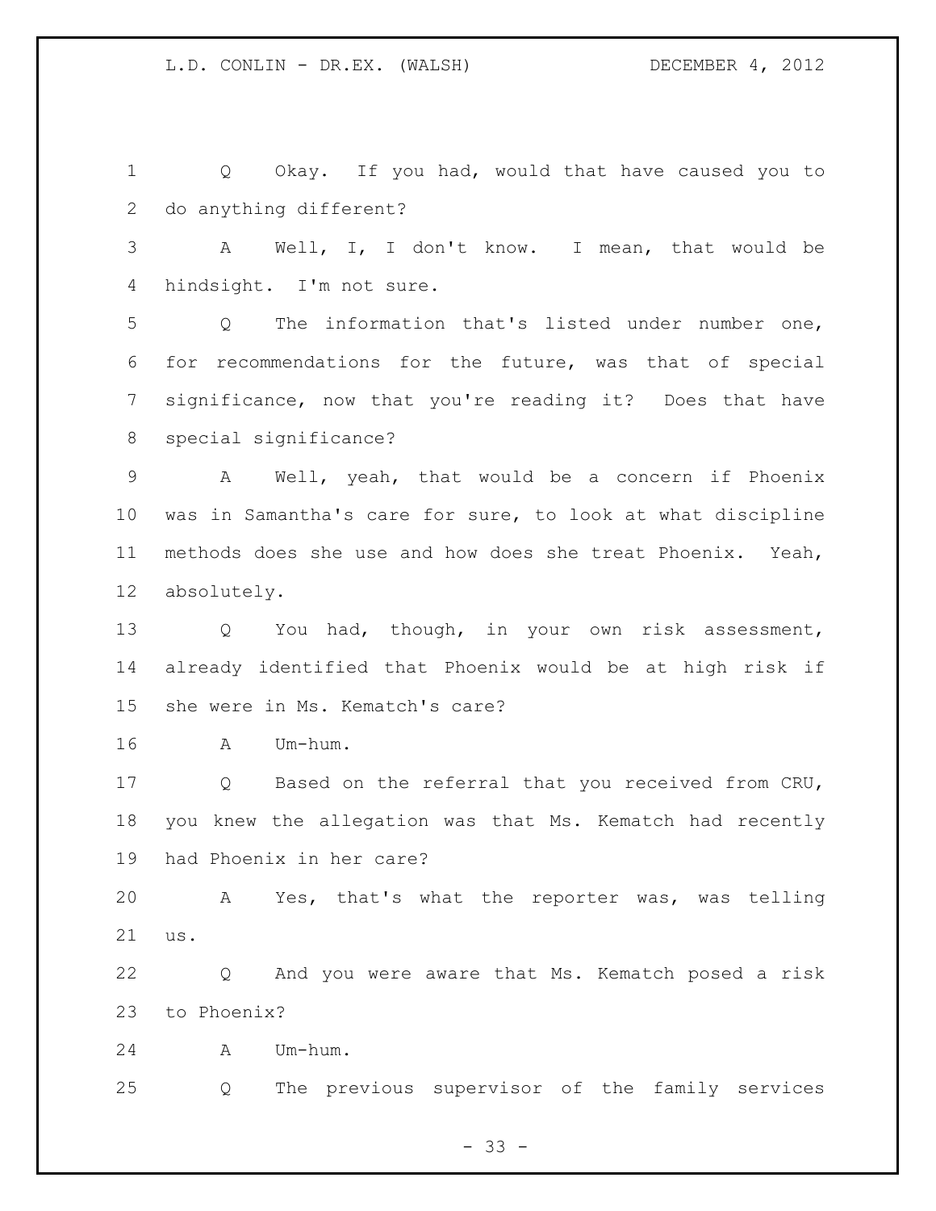Q Okay. If you had, would that have caused you to do anything different?

A Well, I, I don't know. I mean, that would be hindsight. I'm not sure.

Q The information that's listed under number one, for recommendations for the future, was that of special significance, now that you're reading it? Does that have special significance?

A Well, yeah, that would be a concern if Phoenix was in Samantha's care for sure, to look at what discipline methods does she use and how does she treat Phoenix. Yeah, absolutely.

Q You had, though, in your own risk assessment, already identified that Phoenix would be at high risk if she were in Ms. Kematch's care?

A Um-hum.

Q Based on the referral that you received from CRU, you knew the allegation was that Ms. Kematch had recently had Phoenix in her care?

A Yes, that's what the reporter was, was telling us.

Q And you were aware that Ms. Kematch posed a risk to Phoenix?

A Um-hum.

Q The previous supervisor of the family services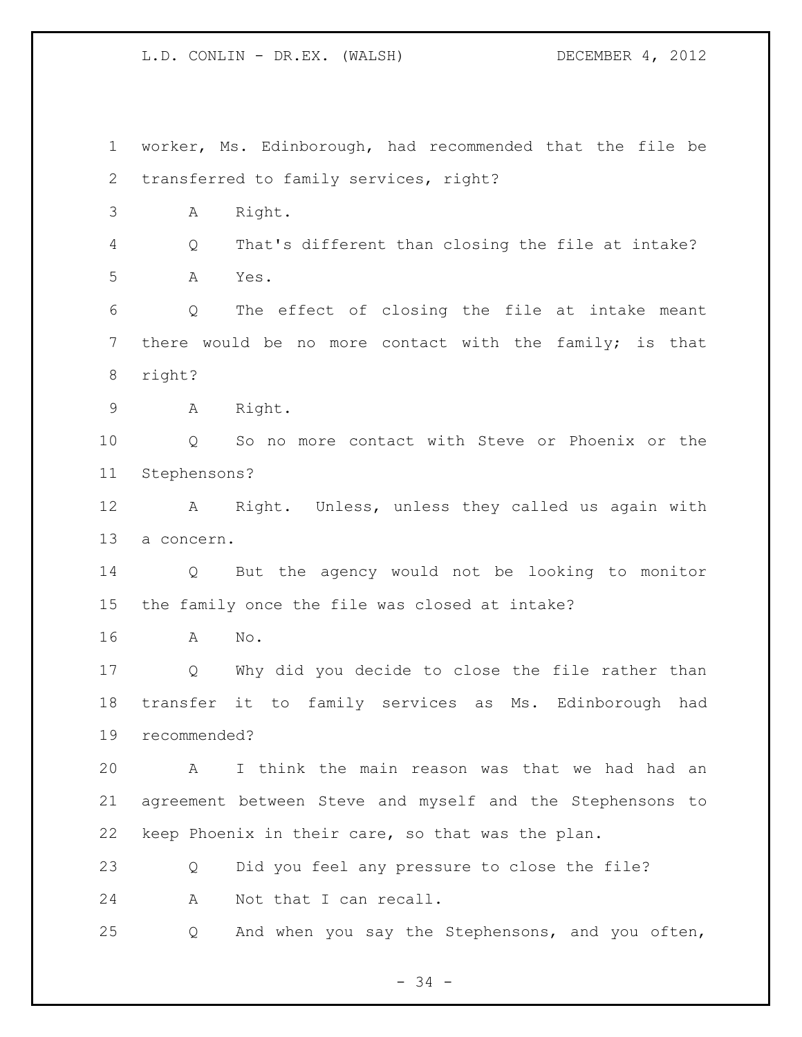worker, Ms. Edinborough, had recommended that the file be transferred to family services, right?

A Right.

Q That's different than closing the file at intake?

A Yes.

Q The effect of closing the file at intake meant there would be no more contact with the family; is that right?

A Right.

Q So no more contact with Steve or Phoenix or the Stephensons?

A Right. Unless, unless they called us again with a concern.

Q But the agency would not be looking to monitor the family once the file was closed at intake?

A No.

Q Why did you decide to close the file rather than transfer it to family services as Ms. Edinborough had recommended?

A I think the main reason was that we had had an agreement between Steve and myself and the Stephensons to keep Phoenix in their care, so that was the plan.

Q Did you feel any pressure to close the file?

A Not that I can recall.

Q And when you say the Stephensons, and you often,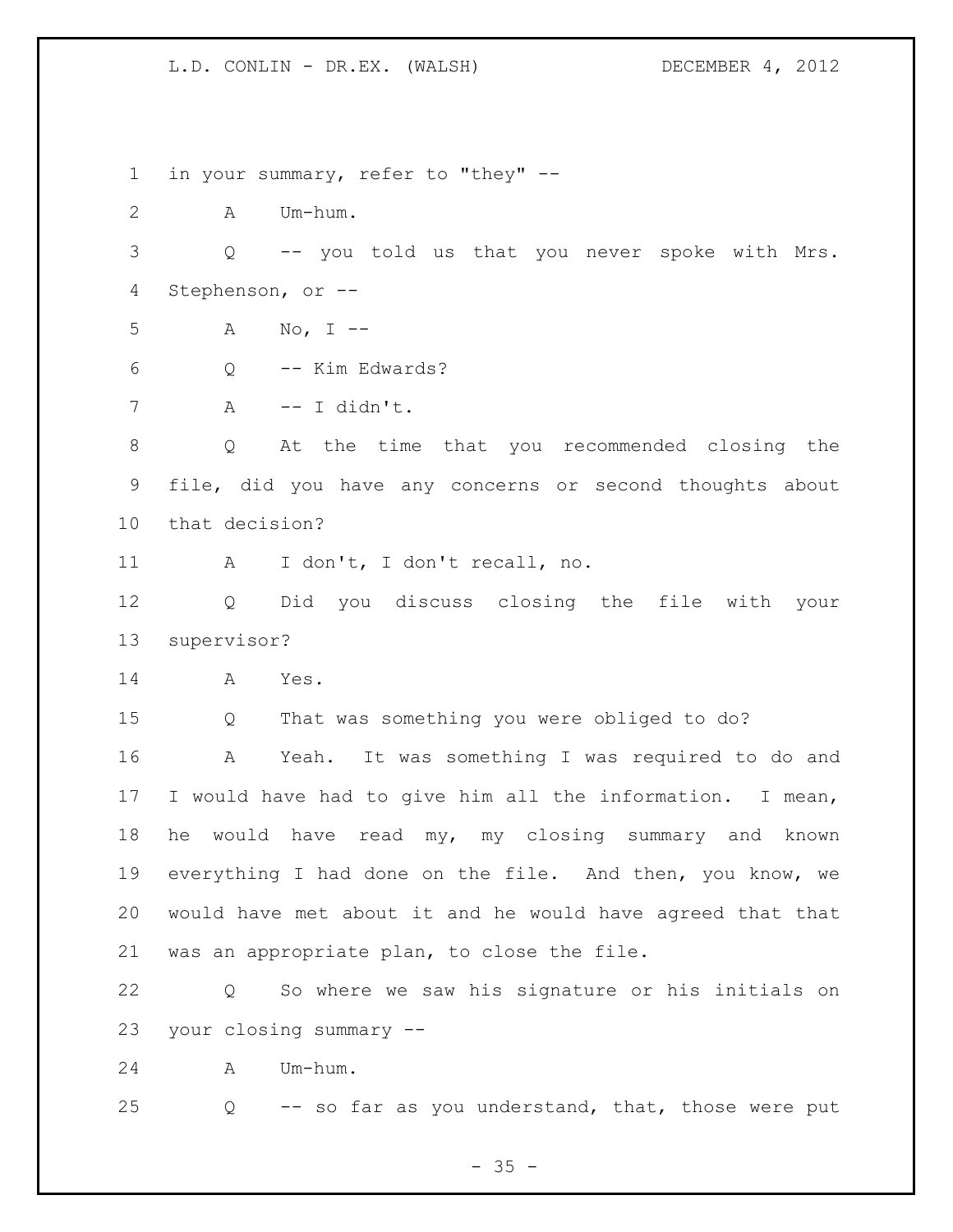in your summary, refer to "they" --

A Um-hum.

Q -- you told us that you never spoke with Mrs. Stephenson, or --

A No, I --

Q -- Kim Edwards?

A -- I didn't.

Q At the time that you recommended closing the file, did you have any concerns or second thoughts about that decision?

A I don't, I don't recall, no.

Q Did you discuss closing the file with your supervisor?

A Yes.

Q That was something you were obliged to do?

A Yeah. It was something I was required to do and I would have had to give him all the information. I mean, he would have read my, my closing summary and known everything I had done on the file. And then, you know, we would have met about it and he would have agreed that that was an appropriate plan, to close the file.

Q So where we saw his signature or his initials on your closing summary --

A Um-hum.

Q -- so far as you understand, that, those were put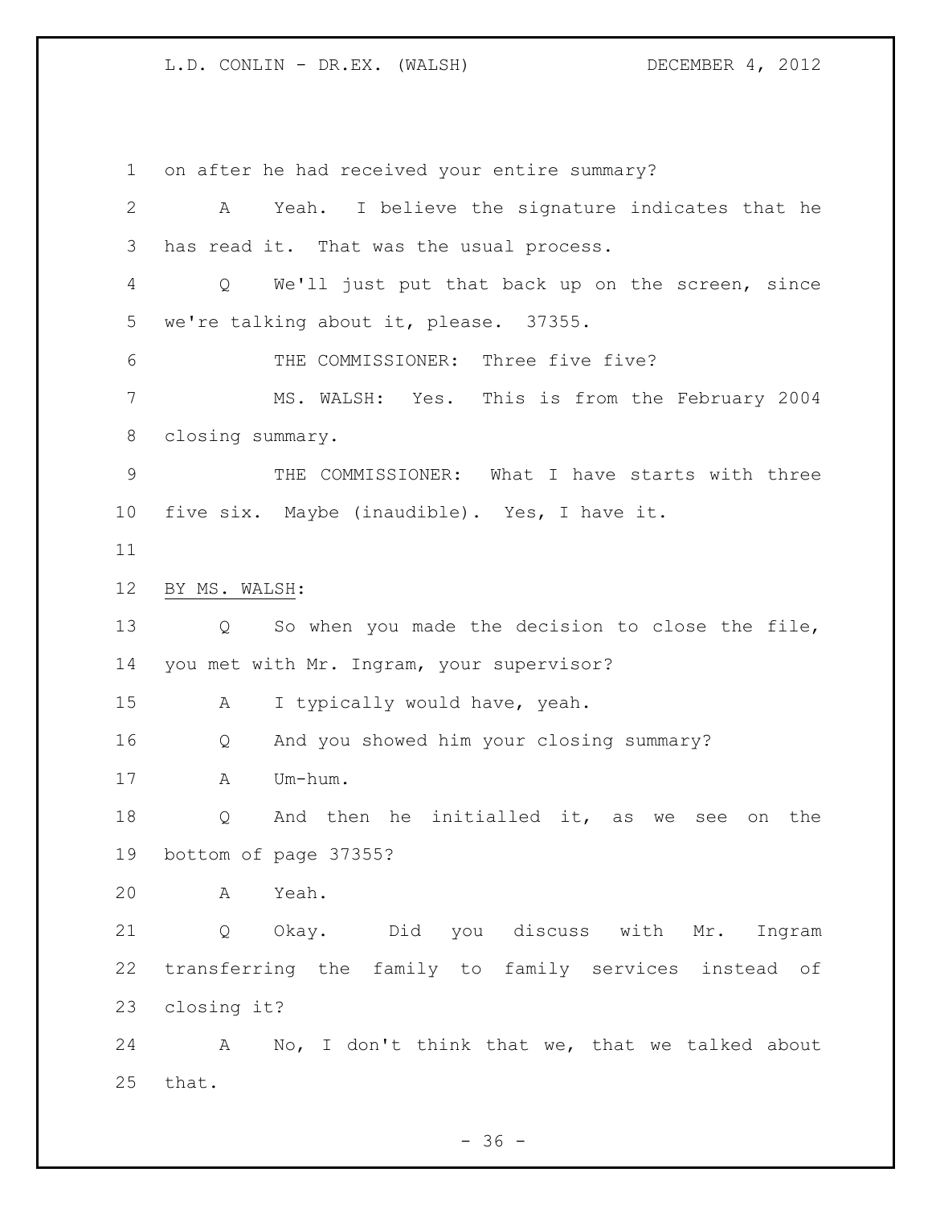on after he had received your entire summary?

A Yeah. I believe the signature indicates that he has read it. That was the usual process.

Q We'll just put that back up on the screen, since we're talking about it, please. 37355.

THE COMMISSIONER: Three five five?

MS. WALSH: Yes. This is from the February 2004 closing summary.

THE COMMISSIONER: What I have starts with three five six. Maybe (inaudible). Yes, I have it.

BY MS. WALSH:

Q So when you made the decision to close the file, you met with Mr. Ingram, your supervisor?

A I typically would have, yeah.

Q And you showed him your closing summary?

A Um-hum.

Q And then he initialled it, as we see on the bottom of page 37355?

A Yeah.

Q Okay. Did you discuss with Mr. Ingram transferring the family to family services instead of closing it?

A No, I don't think that we, that we talked about that.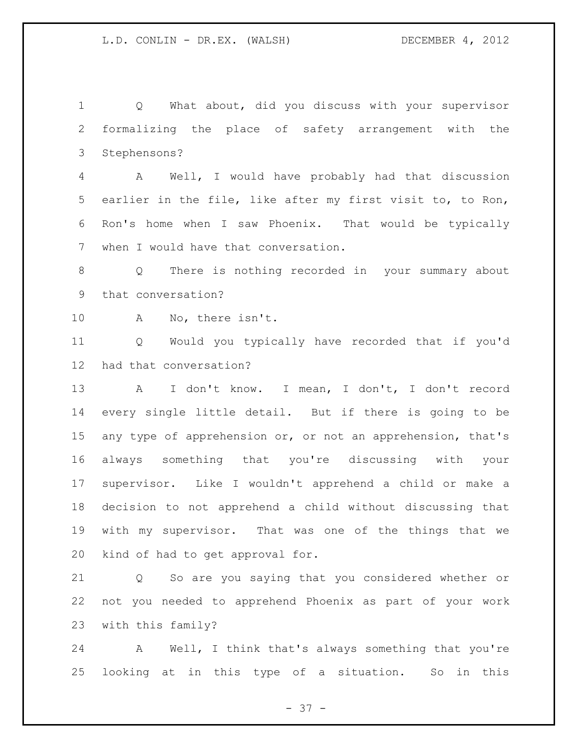Q What about, did you discuss with your supervisor formalizing the place of safety arrangement with the Stephensons?

A Well, I would have probably had that discussion earlier in the file, like after my first visit to, to Ron, Ron's home when I saw Phoenix. That would be typically when I would have that conversation.

Q There is nothing recorded in your summary about that conversation?

A No, there isn't.

Q Would you typically have recorded that if you'd had that conversation?

A I don't know. I mean, I don't, I don't record every single little detail. But if there is going to be any type of apprehension or, or not an apprehension, that's always something that you're discussing with your supervisor. Like I wouldn't apprehend a child or make a decision to not apprehend a child without discussing that with my supervisor. That was one of the things that we kind of had to get approval for.

Q So are you saying that you considered whether or not you needed to apprehend Phoenix as part of your work with this family?

A Well, I think that's always something that you're looking at in this type of a situation. So in this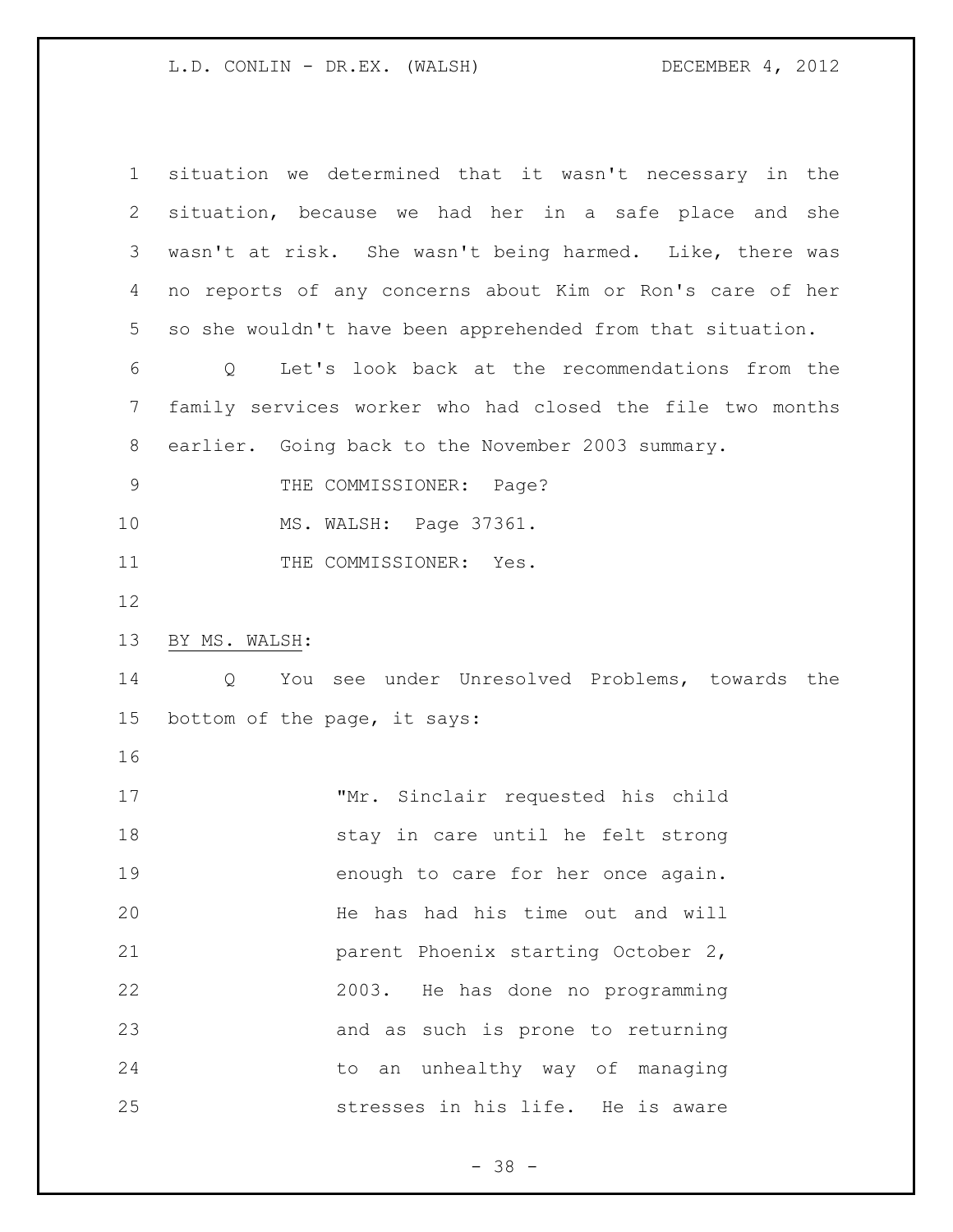situation we determined that it wasn't necessary in the situation, because we had her in a safe place and she wasn't at risk. She wasn't being harmed. Like, there was no reports of any concerns about Kim or Ron's care of her so she wouldn't have been apprehended from that situation.

Q Let's look back at the recommendations from the family services worker who had closed the file two months earlier. Going back to the November 2003 summary.

THE COMMISSIONER: Page?

MS. WALSH: Page 37361.

THE COMMISSIONER: Yes.

BY MS. WALSH:

Q You see under Unresolved Problems, towards the bottom of the page, it says:

> "Mr. Sinclair requested his child stay in care until he felt strong enough to care for her once again. He has had his time out and will parent Phoenix starting October 2, 2003. He has done no programming and as such is prone to returning to an unhealthy way of managing stresses in his life. He is aware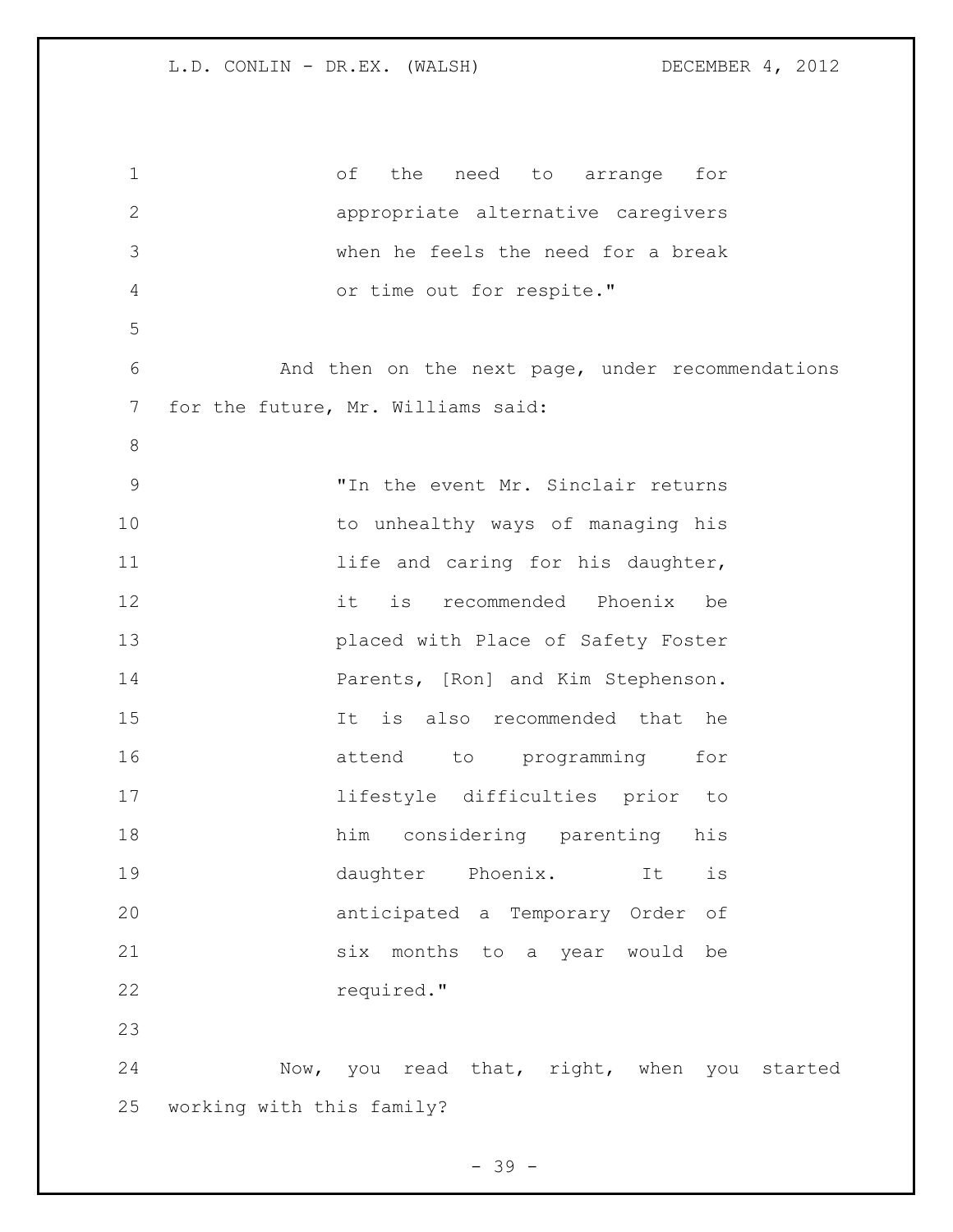of the need to arrange for appropriate alternative caregivers when he feels the need for a break or time out for respite."

And then on the next page, under recommendations for the future, Mr. Williams said:

> "In the event Mr. Sinclair returns to unhealthy ways of managing his life and caring for his daughter, it is recommended Phoenix be placed with Place of Safety Foster Parents, [Ron] and Kim Stephenson. It is also recommended that he attend to programming for lifestyle difficulties prior to him considering parenting his daughter Phoenix. It is anticipated a Temporary Order of six months to a year would be required."

Now, you read that, right, when you started working with this family?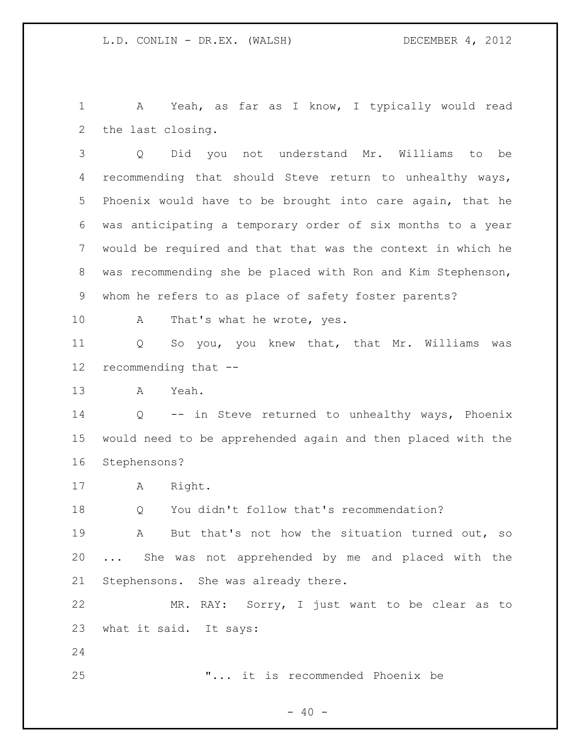A Yeah, as far as I know, I typically would read the last closing.

Q Did you not understand Mr. Williams to be recommending that should Steve return to unhealthy ways, Phoenix would have to be brought into care again, that he was anticipating a temporary order of six months to a year would be required and that that was the context in which he was recommending she be placed with Ron and Kim Stephenson, whom he refers to as place of safety foster parents?

A That's what he wrote, yes.

Q So you, you knew that, that Mr. Williams was recommending that --

A Yeah.

Q -- in Steve returned to unhealthy ways, Phoenix would need to be apprehended again and then placed with the Stephensons?

A Right.

Q You didn't follow that's recommendation?

A But that's not how the situation turned out, so ... She was not apprehended by me and placed with the Stephensons. She was already there.

MR. RAY: Sorry, I just want to be clear as to what it said. It says:

> "... it is recommended Phoenix be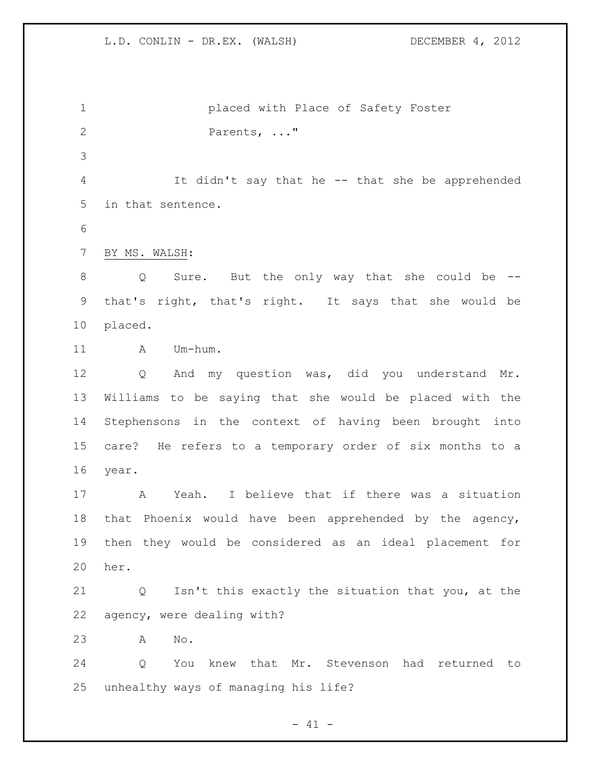placed with Place of Safety Foster Parents, ..."

It didn't say that he -- that she be apprehended in that sentence.

BY MS. WALSH:

Q Sure. But the only way that she could be -- that's right, that's right. It says that she would be placed.

A Um-hum.

Q And my question was, did you understand Mr. Williams to be saying that she would be placed with the Stephensons in the context of having been brought into care? He refers to a temporary order of six months to a year.

A Yeah. I believe that if there was a situation that Phoenix would have been apprehended by the agency, then they would be considered as an ideal placement for her.

Q Isn't this exactly the situation that you, at the agency, were dealing with?

A No.

Q You knew that Mr. Stevenson had returned to unhealthy ways of managing his life?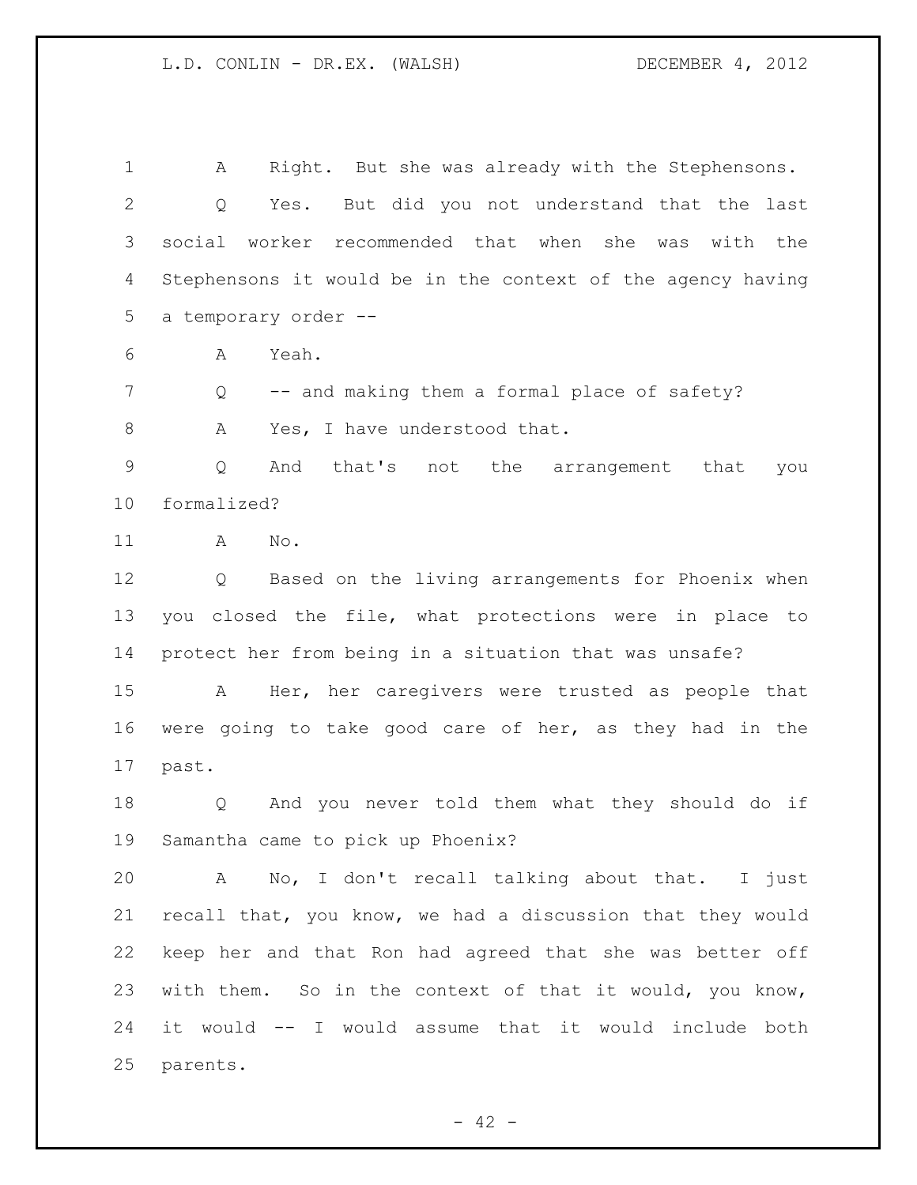A Right. But she was already with the Stephensons.

Q Yes. But did you not understand that the last social worker recommended that when she was with the Stephensons it would be in the context of the agency having a temporary order --

A Yeah.

Q -- and making them a formal place of safety?

A Yes, I have understood that.

Q And that's not the arrangement that you formalized?

A No.

Q Based on the living arrangements for Phoenix when you closed the file, what protections were in place to protect her from being in a situation that was unsafe?

A Her, her caregivers were trusted as people that were going to take good care of her, as they had in the past.

Q And you never told them what they should do if Samantha came to pick up Phoenix?

A No, I don't recall talking about that. I just recall that, you know, we had a discussion that they would keep her and that Ron had agreed that she was better off with them. So in the context of that it would, you know, it would -- I would assume that it would include both parents.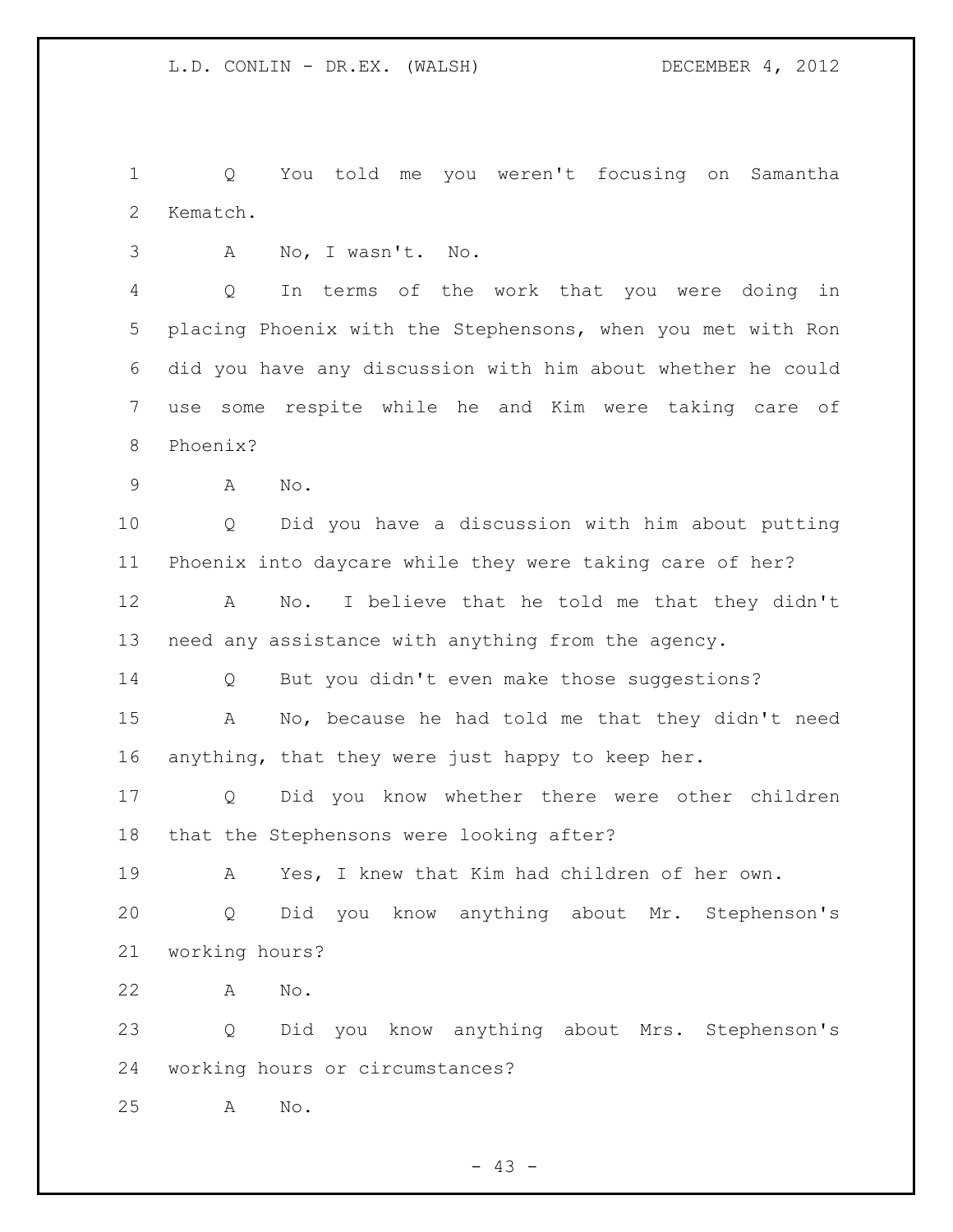Q You told me you weren't focusing on Samantha Kematch.

A No, I wasn't. No.

Q In terms of the work that you were doing in placing Phoenix with the Stephensons, when you met with Ron did you have any discussion with him about whether he could use some respite while he and Kim were taking care of Phoenix?

A No.

Q Did you have a discussion with him about putting Phoenix into daycare while they were taking care of her?

A No. I believe that he told me that they didn't need any assistance with anything from the agency.

Q But you didn't even make those suggestions?

A No, because he had told me that they didn't need anything, that they were just happy to keep her.

Q Did you know whether there were other children that the Stephensons were looking after?

A Yes, I knew that Kim had children of her own.

Q Did you know anything about Mr. Stephenson's working hours?

A No.

Q Did you know anything about Mrs. Stephenson's working hours or circumstances?

A No.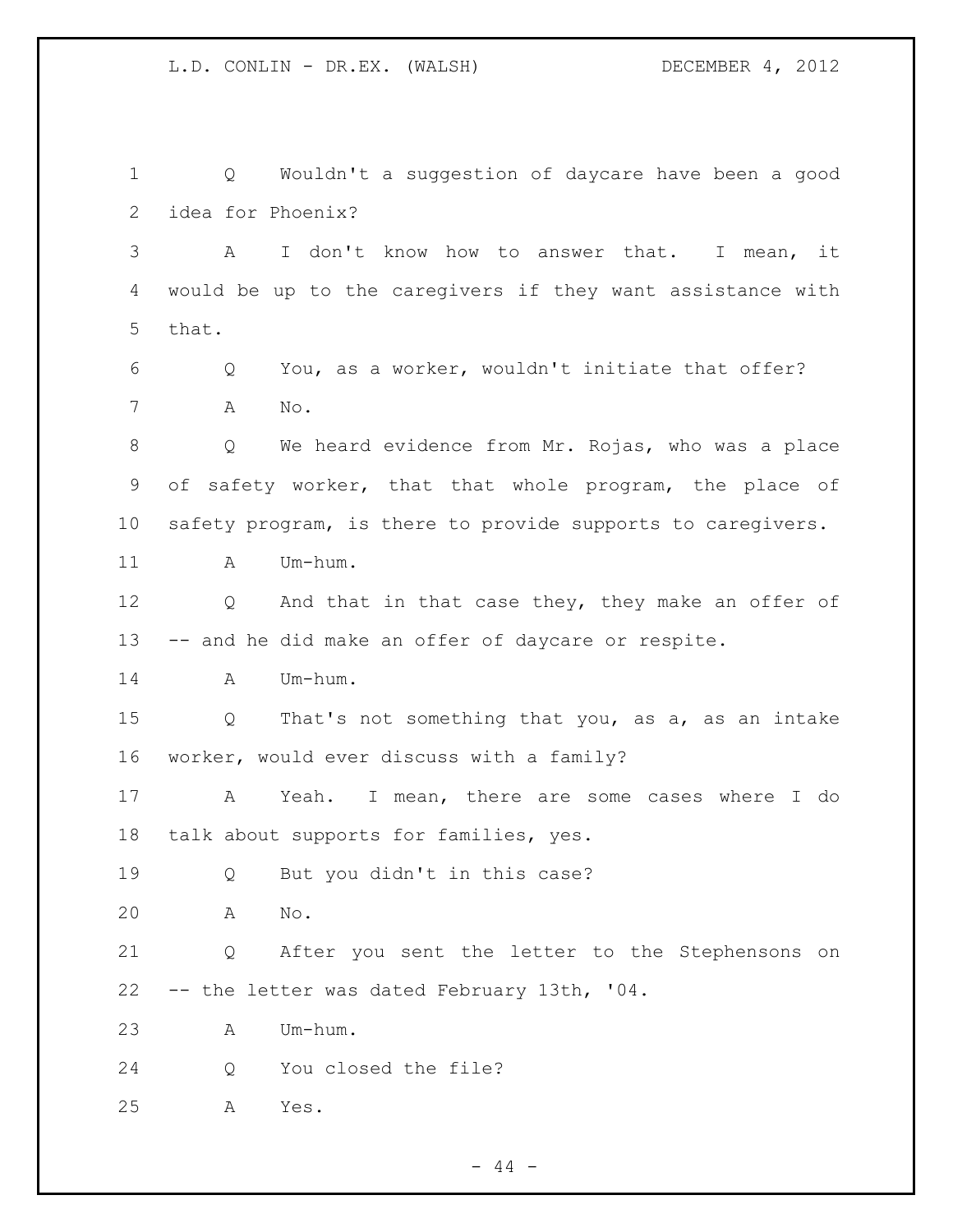Q Wouldn't a suggestion of daycare have been a good idea for Phoenix?

A I don't know how to answer that. I mean, it would be up to the caregivers if they want assistance with that.

Q You, as a worker, wouldn't initiate that offer?

A No.

Q We heard evidence from Mr. Rojas, who was a place of safety worker, that that whole program, the place of safety program, is there to provide supports to caregivers.

A Um-hum.

Q And that in that case they, they make an offer of -- and he did make an offer of daycare or respite.

A Um-hum.

Q That's not something that you, as a, as an intake worker, would ever discuss with a family?

A Yeah. I mean, there are some cases where I do talk about supports for families, yes.

Q But you didn't in this case?

A No.

Q After you sent the letter to the Stephensons on -- the letter was dated February 13th, '04.

A Um-hum.

Q You closed the file?

A Yes.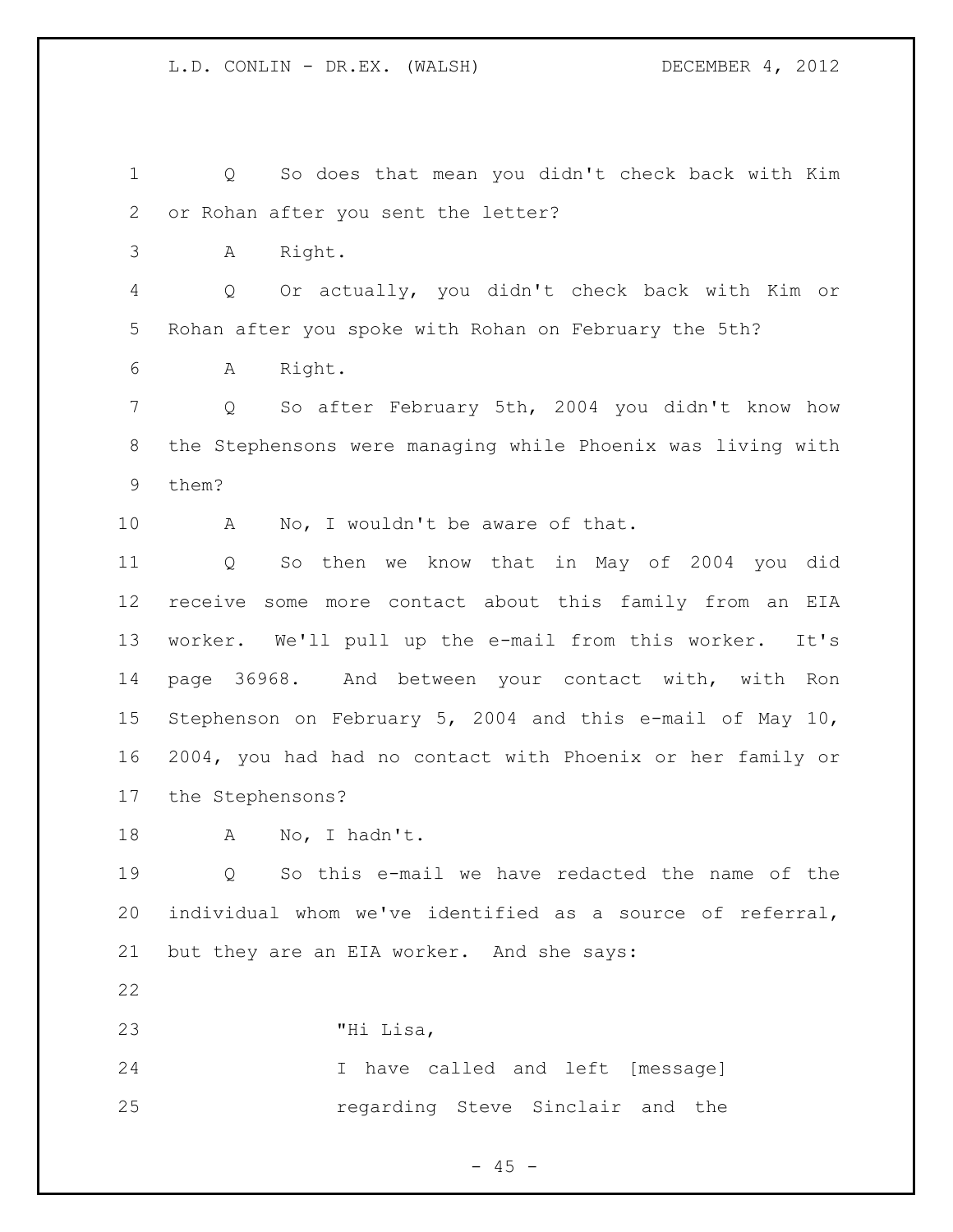Q So does that mean you didn't check back with Kim or Rohan after you sent the letter?

A Right.

Q Or actually, you didn't check back with Kim or Rohan after you spoke with Rohan on February the 5th?

A Right.

Q So after February 5th, 2004 you didn't know how the Stephensons were managing while Phoenix was living with them?

A No, I wouldn't be aware of that.

Q So then we know that in May of 2004 you did receive some more contact about this family from an EIA worker. We'll pull up the e-mail from this worker. It's page 36968. And between your contact with, with Ron Stephenson on February 5, 2004 and this e-mail of May 10, 2004, you had had no contact with Phoenix or her family or the Stephensons?

A No, I hadn't.

Q So this e-mail we have redacted the name of the individual whom we've identified as a source of referral, but they are an EIA worker. And she says:

> "Hi Lisa,
> I have called and left [message] regarding Steve Sinclair and the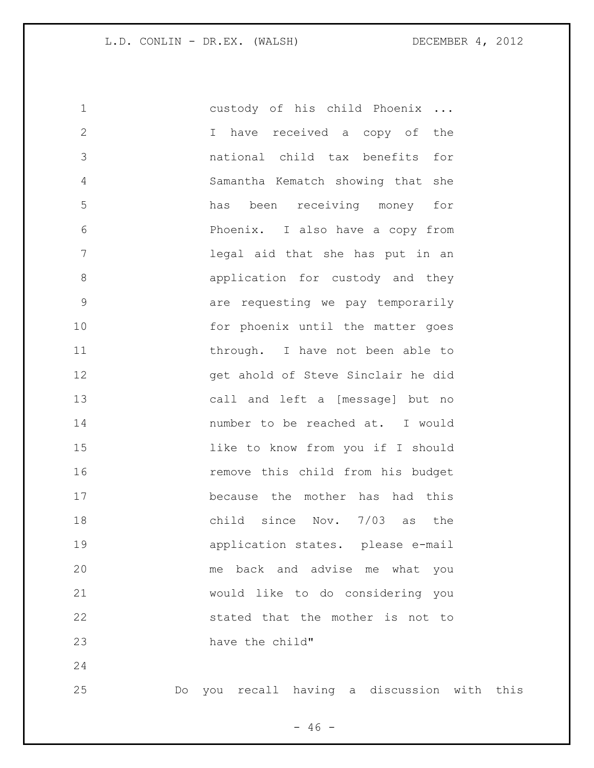custody of his child Phoenix ... I have received a copy of the national child tax benefits for Samantha Kematch showing that she has been receiving money for Phoenix. I also have a copy from legal aid that she has put in an application for custody and they are requesting we pay temporarily for phoenix until the matter goes through. I have not been able to get ahold of Steve Sinclair he did call and left a [message] but no number to be reached at. I would like to know from you if I should remove this child from his budget because the mother has had this child since Nov. 7/03 as the application states. please e-mail me back and advise me what you would like to do considering you stated that the mother is not to have the child"

Do you recall having a discussion with this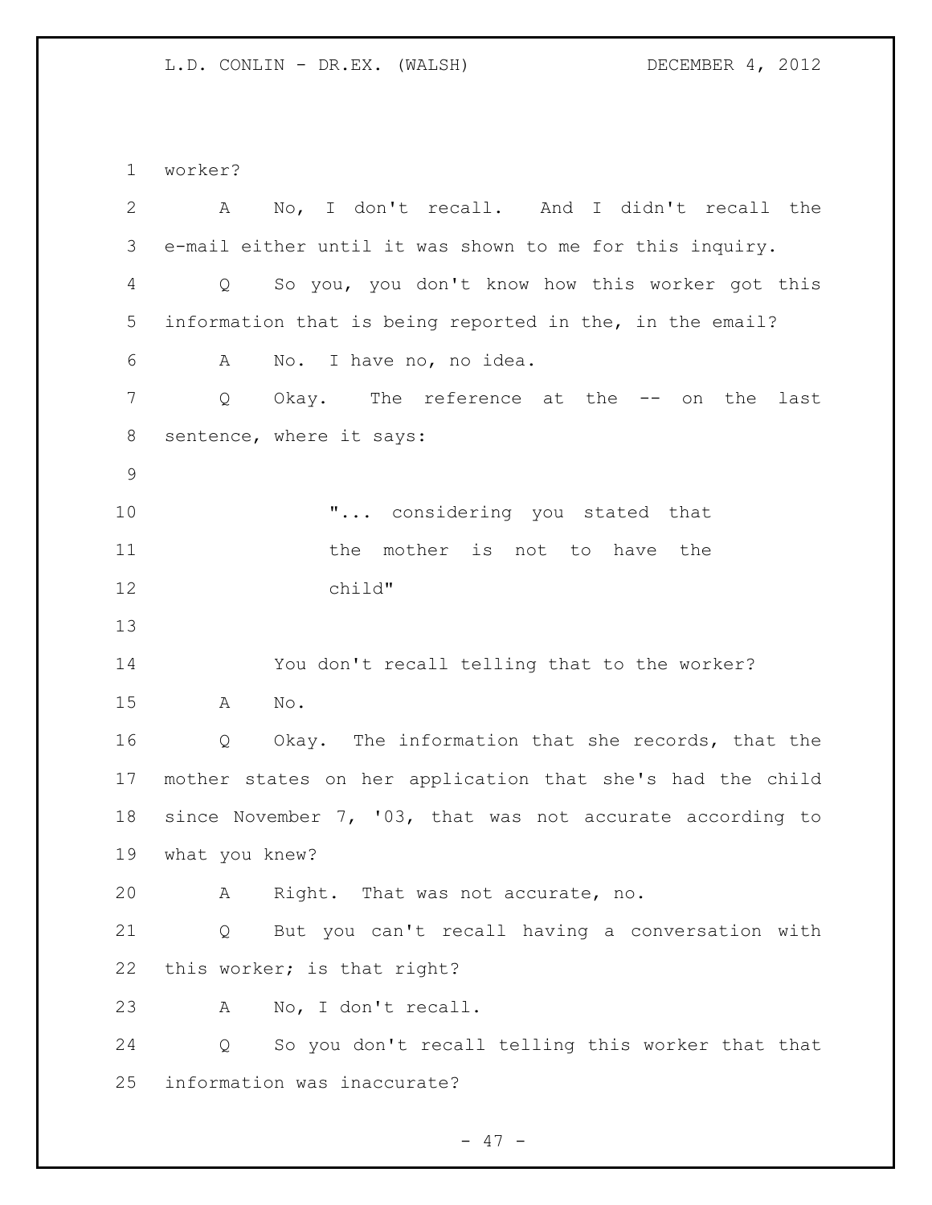worker?

A No, I don't recall. And I didn't recall the e-mail either until it was shown to me for this inquiry.

Q So you, you don't know how this worker got this information that is being reported in the, in the email?

A No. I have no, no idea.

Q Okay. The reference at the -- on the last sentence, where it says:

> "... considering you stated that the mother is not to have the child"

You don't recall telling that to the worker?

A No.

Q Okay. The information that she records, that the mother states on her application that she's had the child since November 7, '03, that was not accurate according to what you knew?

A Right. That was not accurate, no.

Q But you can't recall having a conversation with this worker; is that right?

A No, I don't recall.

Q So you don't recall telling this worker that that information was inaccurate?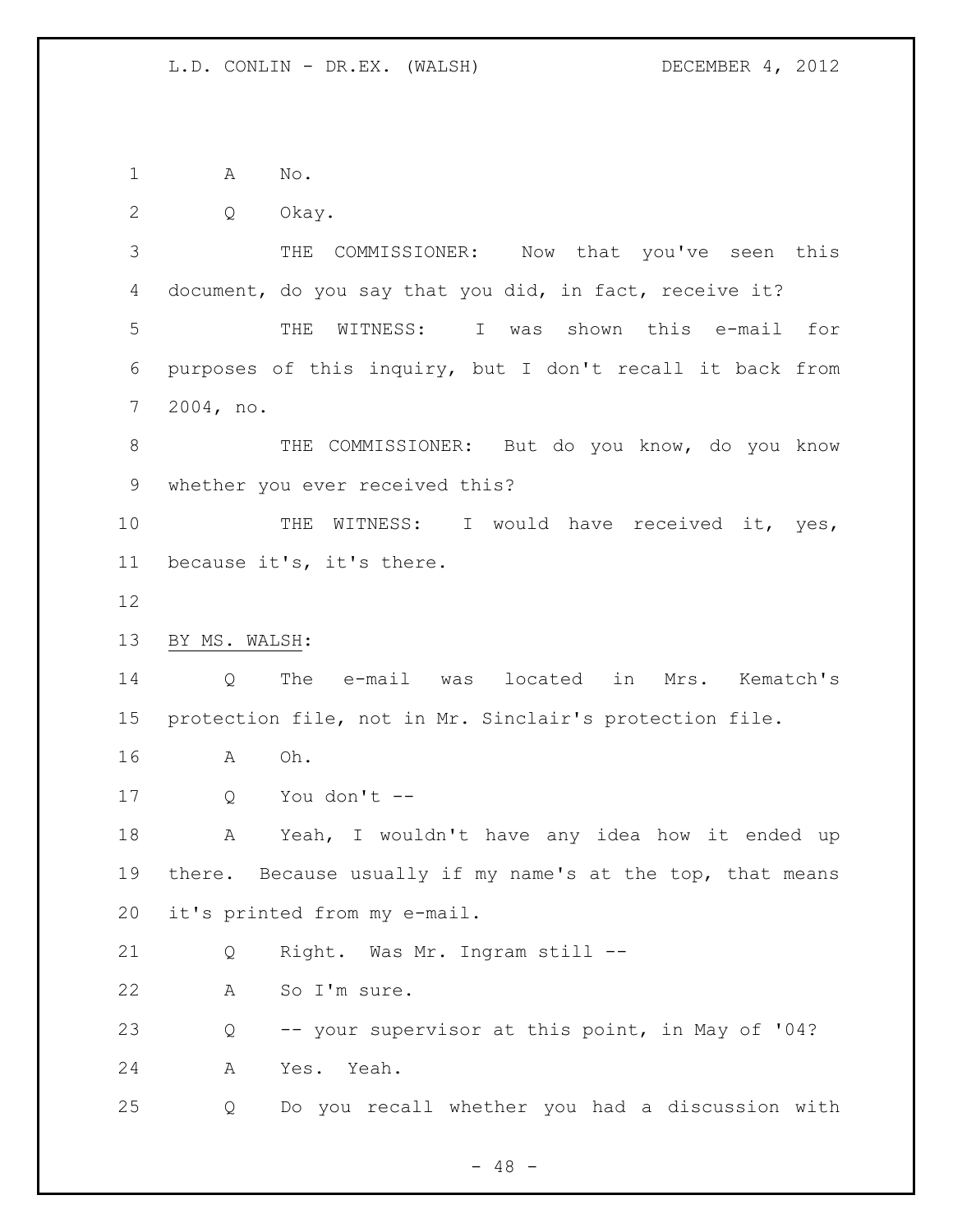A No.

Q Okay.

THE COMMISSIONER: Now that you've seen this document, do you say that you did, in fact, receive it?

THE WITNESS: I was shown this e-mail for purposes of this inquiry, but I don't recall it back from 2004, no.

THE COMMISSIONER: But do you know, do you know whether you ever received this?

THE WITNESS: I would have received it, yes, because it's, it's there.

BY MS. WALSH:

Q The e-mail was located in Mrs. Kematch's protection file, not in Mr. Sinclair's protection file.

A Oh.

Q You don't --

A Yeah, I wouldn't have any idea how it ended up there. Because usually if my name's at the top, that means it's printed from my e-mail.

Q Right. Was Mr. Ingram still --

A So I'm sure.

Q -- your supervisor at this point, in May of '04?

A Yes. Yeah.

Q Do you recall whether you had a discussion with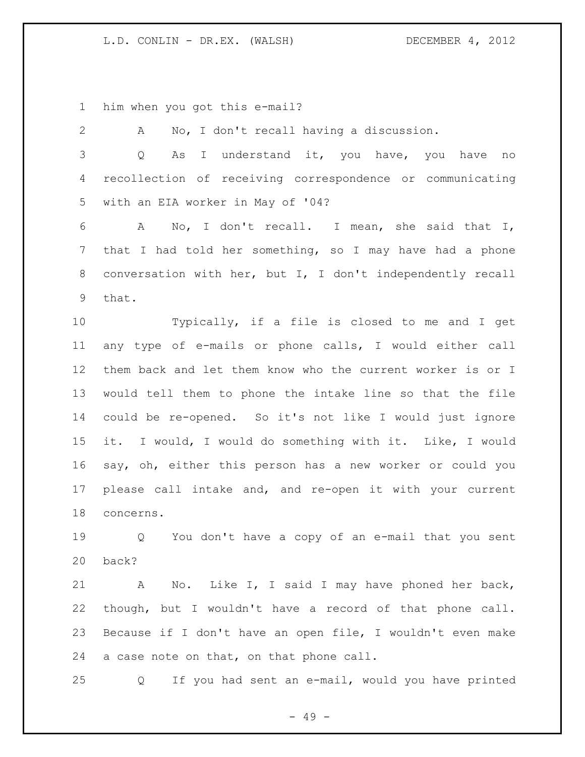him when you got this e-mail?

A No, I don't recall having a discussion.

Q As I understand it, you have, you have no recollection of receiving correspondence or communicating with an EIA worker in May of '04?

A No, I don't recall. I mean, she said that I, that I had told her something, so I may have had a phone conversation with her, but I, I don't independently recall that.

Typically, if a file is closed to me and I get any type of e-mails or phone calls, I would either call them back and let them know who the current worker is or I would tell them to phone the intake line so that the file could be re-opened. So it's not like I would just ignore it. I would, I would do something with it. Like, I would say, oh, either this person has a new worker or could you please call intake and, and re-open it with your current concerns.

Q You don't have a copy of an e-mail that you sent back?

A No. Like I, I said I may have phoned her back, though, but I wouldn't have a record of that phone call. Because if I don't have an open file, I wouldn't even make a case note on that, on that phone call.

Q If you had sent an e-mail, would you have printed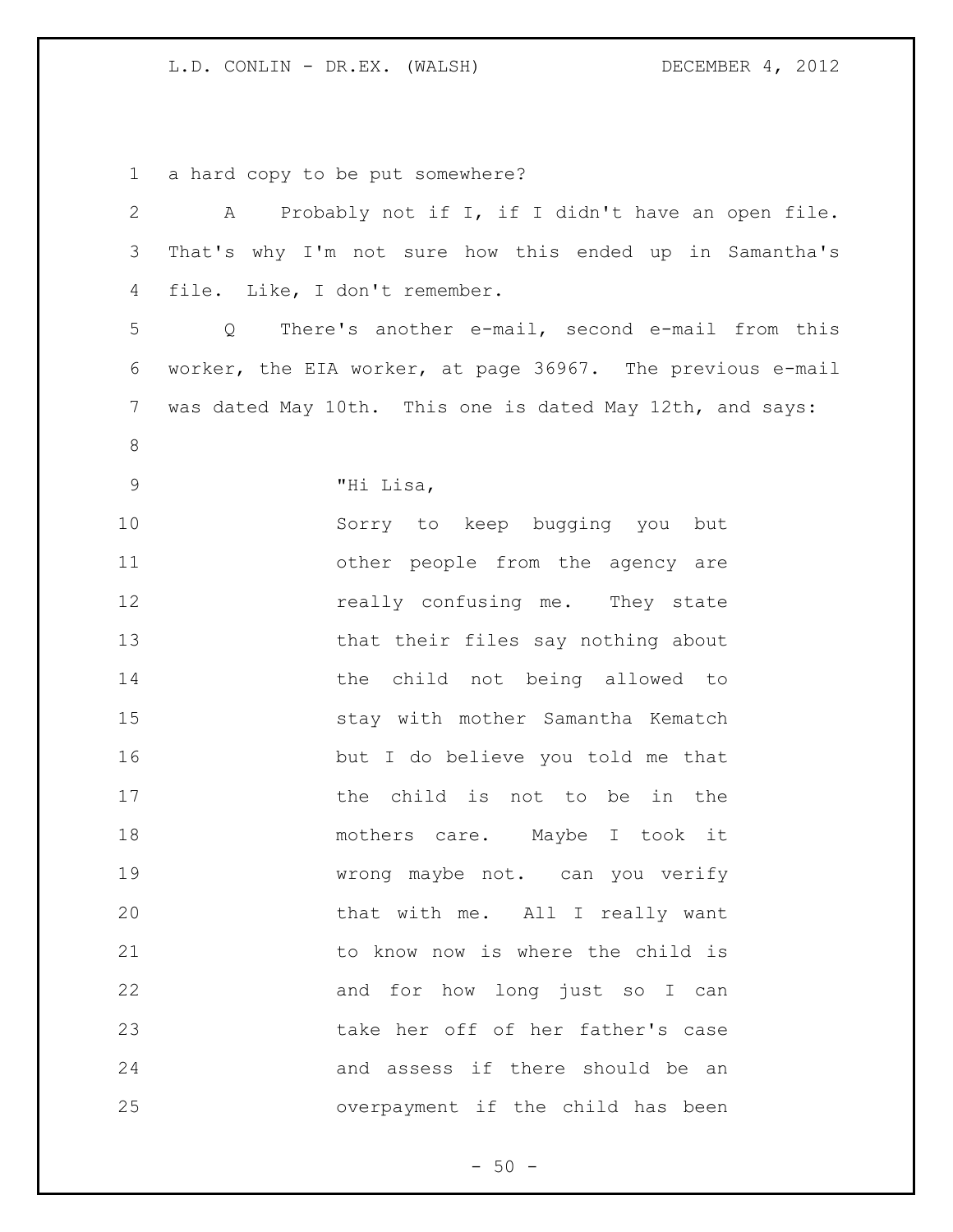a hard copy to be put somewhere?

A Probably not if I, if I didn't have an open file. That's why I'm not sure how this ended up in Samantha's file. Like, I don't remember.

Q There's another e-mail, second e-mail from this worker, the EIA worker, at page 36967. The previous e-mail was dated May 10th. This one is dated May 12th, and says:

> "Hi Lisa,
> Sorry to keep bugging you but other people from the agency are really confusing me. They state that their files say nothing about the child not being allowed to stay with mother Samantha Kematch but I do believe you told me that the child is not to be in the mothers care. Maybe I took it wrong maybe not. can you verify that with me. All I really want to know now is where the child is and for how long just so I can take her off of her father's case and assess if there should be an overpayment if the child has been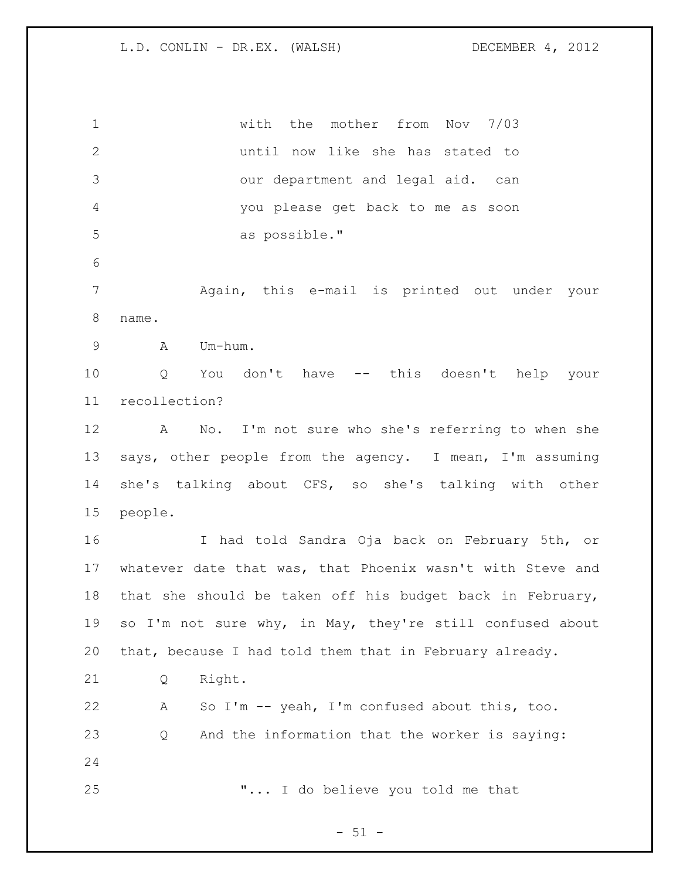with the mother from Nov 7/03 until now like she has stated to our department and legal aid. can you please get back to me as soon as possible."

Again, this e-mail is printed out under your name.

A Um-hum.

Q You don't have -- this doesn't help your recollection?

A No. I'm not sure who she's referring to when she says, other people from the agency. I mean, I'm assuming she's talking about CFS, so she's talking with other people.

I had told Sandra Oja back on February 5th, or whatever date that was, that Phoenix wasn't with Steve and that she should be taken off his budget back in February, so I'm not sure why, in May, they're still confused about that, because I had told them that in February already.

Q Right.

A So I'm -- yeah, I'm confused about this, too.

Q And the information that the worker is saying:

"... I do believe you told me that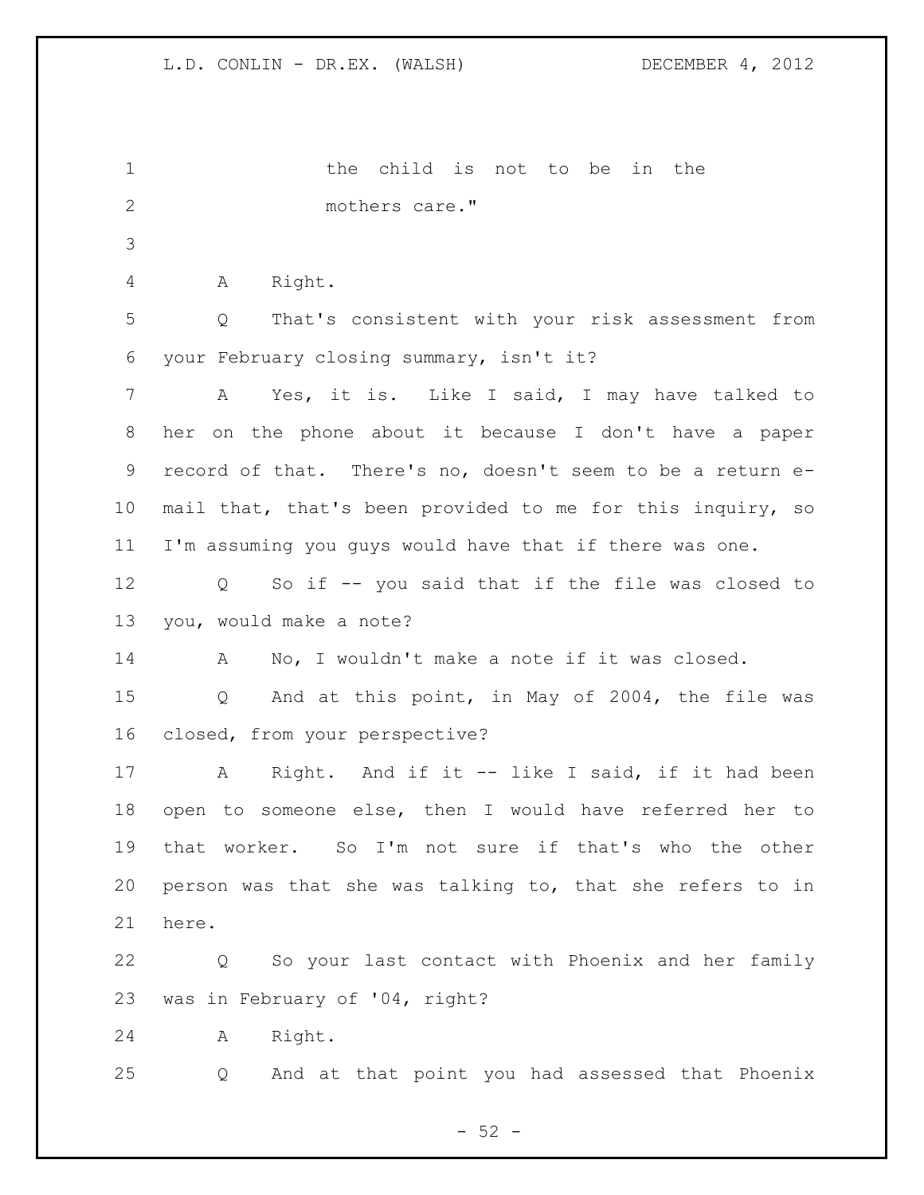the child is not to be in the mothers care."

A Right.

Q That's consistent with your risk assessment from your February closing summary, isn't it?

A Yes, it is. Like I said, I may have talked to her on the phone about it because I don't have a paper record of that. There's no, doesn't seem to be a return e-mail that, that's been provided to me for this inquiry, so I'm assuming you guys would have that if there was one.

Q So if -- you said that if the file was closed to you, would make a note?

A No, I wouldn't make a note if it was closed.

Q And at this point, in May of 2004, the file was closed, from your perspective?

A Right. And if it -- like I said, if it had been open to someone else, then I would have referred her to that worker. So I'm not sure if that's who the other person was that she was talking to, that she refers to in here.

Q So your last contact with Phoenix and her family was in February of '04, right?

A Right.

Q And at that point you had assessed that Phoenix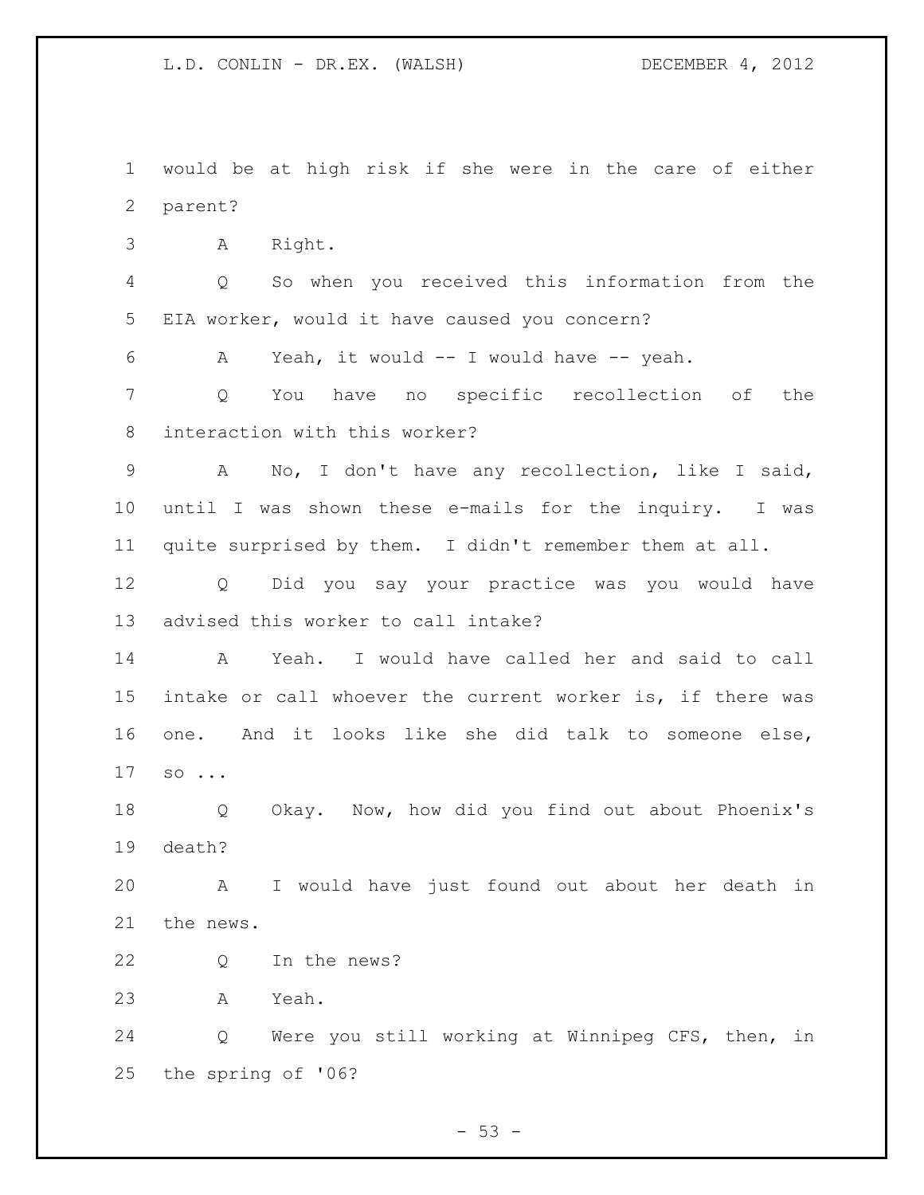would be at high risk if she were in the care of either parent?

A Right.

Q So when you received this information from the EIA worker, would it have caused you concern?

A Yeah, it would -- I would have -- yeah.

Q You have no specific recollection of the interaction with this worker?

A No, I don't have any recollection, like I said, until I was shown these e-mails for the inquiry. I was quite surprised by them. I didn't remember them at all.

Q Did you say your practice was you would have advised this worker to call intake?

A Yeah. I would have called her and said to call intake or call whoever the current worker is, if there was one. And it looks like she did talk to someone else, so ...

Q Okay. Now, how did you find out about Phoenix's death?

A I would have just found out about her death in the news.

Q In the news?

A Yeah.

Q Were you still working at Winnipeg CFS, then, in the spring of '06?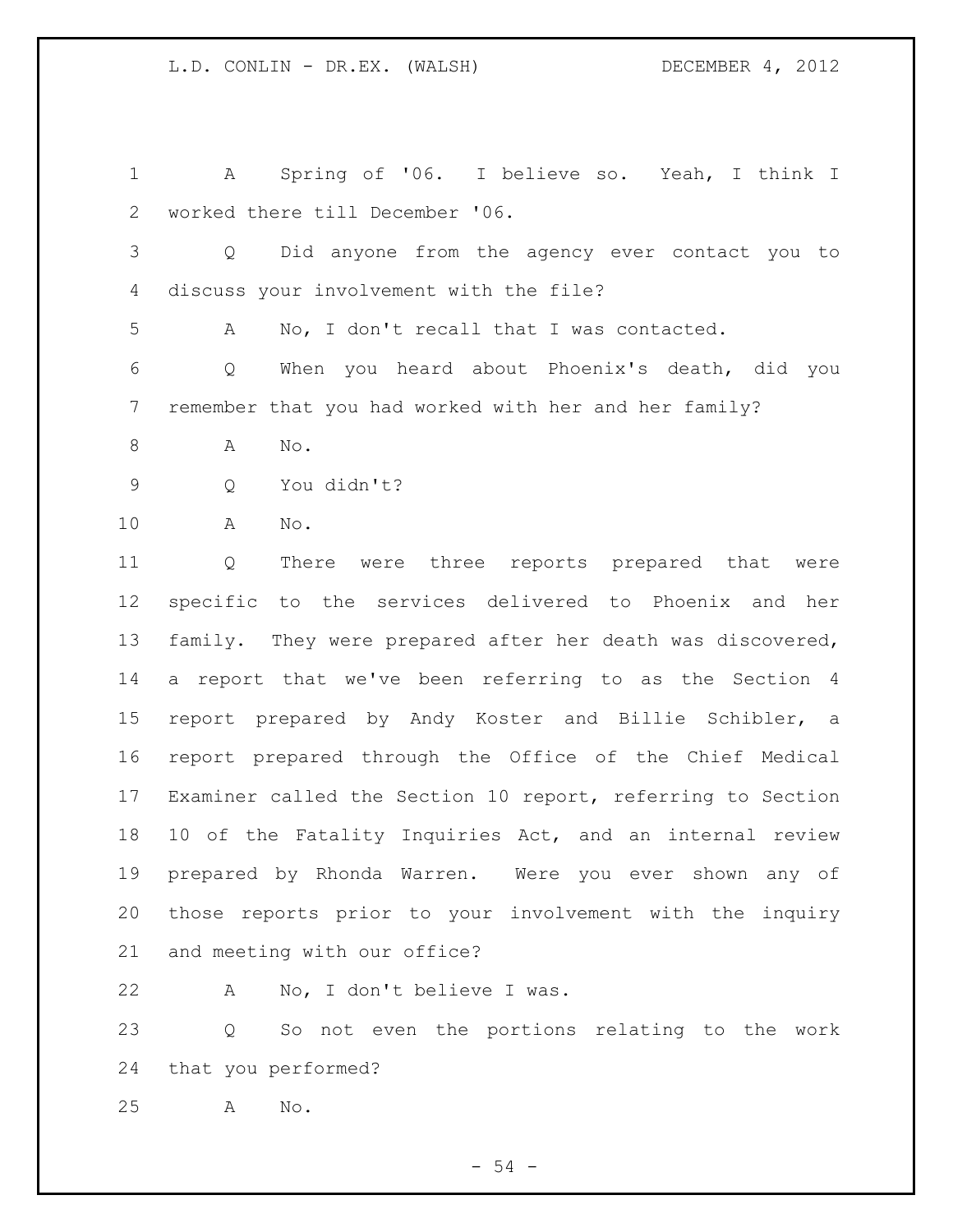A Spring of '06. I believe so. Yeah, I think I worked there till December '06.

Q Did anyone from the agency ever contact you to discuss your involvement with the file?

A No, I don't recall that I was contacted.

Q When you heard about Phoenix's death, did you remember that you had worked with her and her family?

A No.

Q You didn't?

A No.

Q There were three reports prepared that were specific to the services delivered to Phoenix and her family. They were prepared after her death was discovered, a report that we've been referring to as the Section 4 report prepared by Andy Koster and Billie Schibler, a report prepared through the Office of the Chief Medical Examiner called the Section 10 report, referring to Section 10 of the Fatality Inquiries Act, and an internal review prepared by Rhonda Warren. Were you ever shown any of those reports prior to your involvement with the inquiry and meeting with our office?

A No, I don't believe I was.

Q So not even the portions relating to the work that you performed?

A No.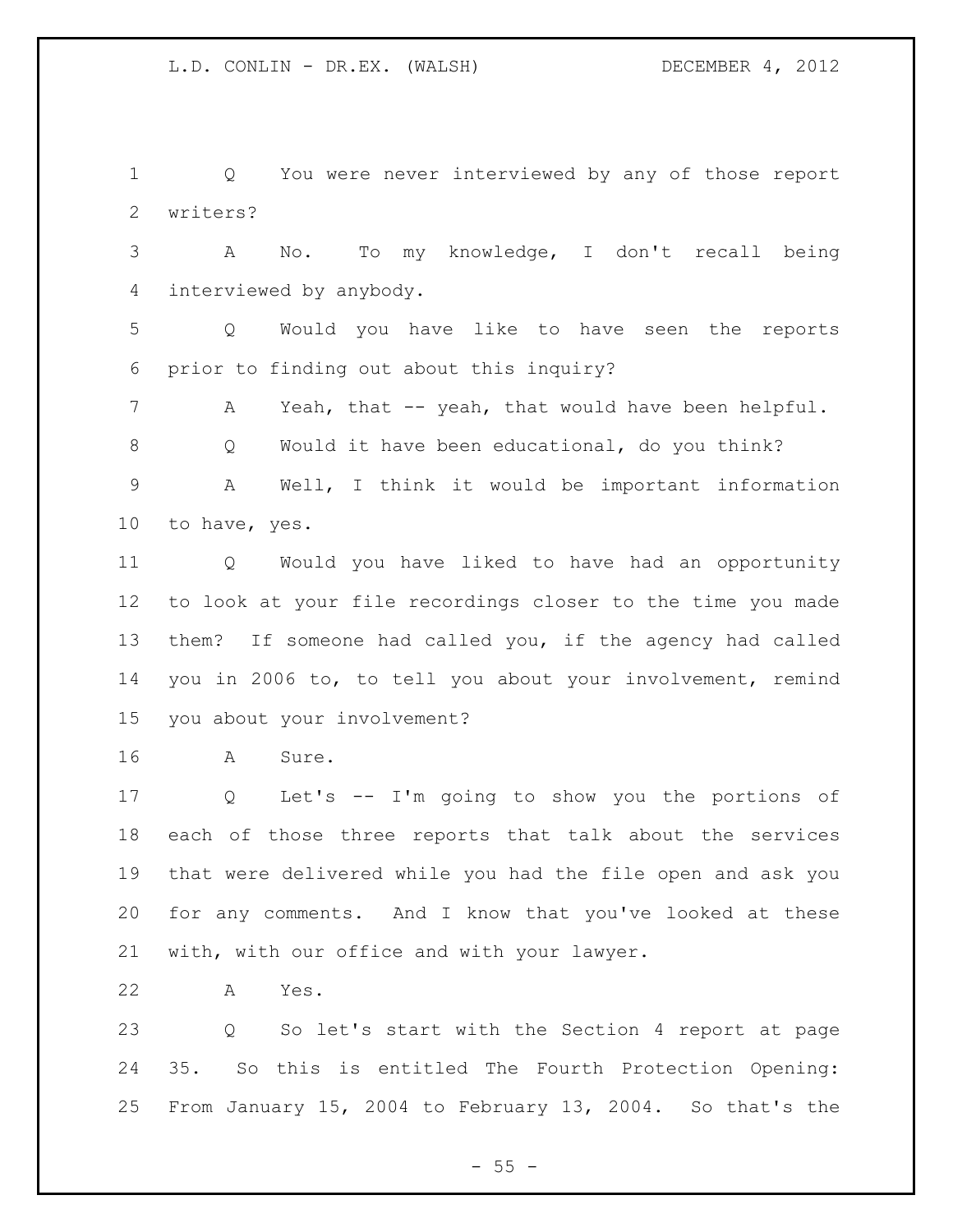Q You were never interviewed by any of those report writers?

A No. To my knowledge, I don't recall being interviewed by anybody.

Q Would you have like to have seen the reports prior to finding out about this inquiry?

A Yeah, that -- yeah, that would have been helpful.

Q Would it have been educational, do you think?

A Well, I think it would be important information to have, yes.

Q Would you have liked to have had an opportunity to look at your file recordings closer to the time you made them? If someone had called you, if the agency had called you in 2006 to, to tell you about your involvement, remind you about your involvement?

A Sure.

Q Let's -- I'm going to show you the portions of each of those three reports that talk about the services that were delivered while you had the file open and ask you for any comments. And I know that you've looked at these with, with our office and with your lawyer.

A Yes.

Q So let's start with the Section 4 report at page 35. So this is entitled The Fourth Protection Opening: From January 15, 2004 to February 13, 2004. So that's the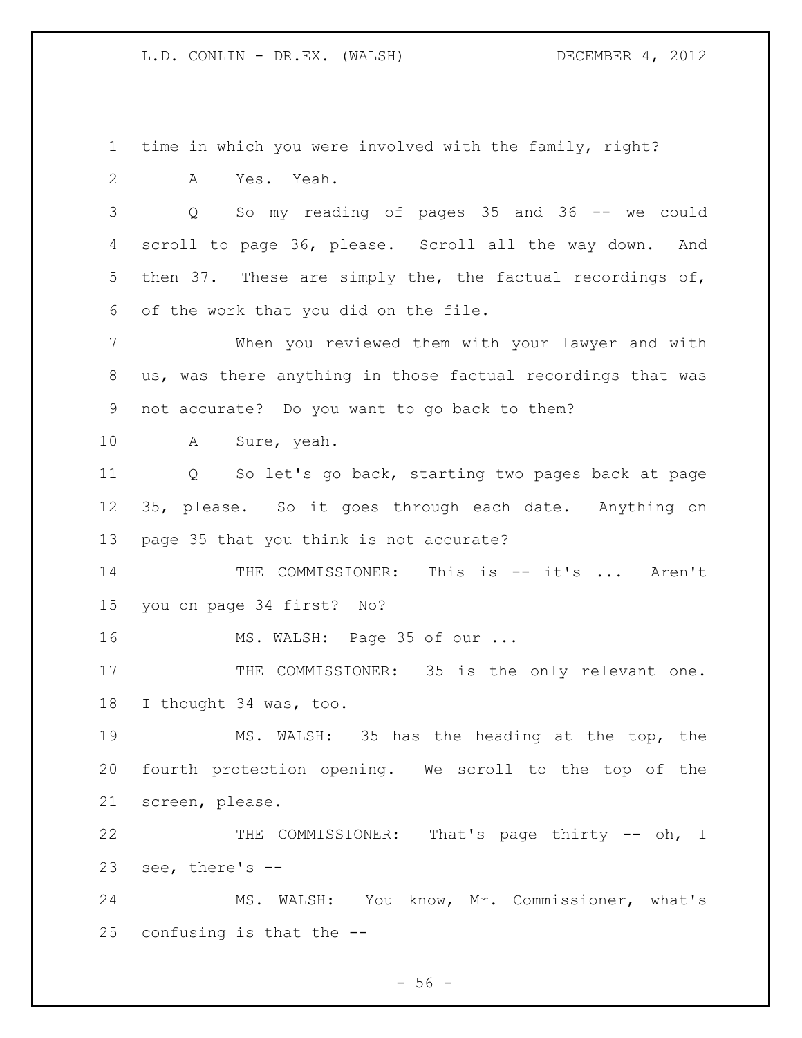time in which you were involved with the family, right?

A Yes. Yeah.

Q So my reading of pages 35 and 36 -- we could scroll to page 36, please. Scroll all the way down. And then 37. These are simply the, the factual recordings of, of the work that you did on the file.

When you reviewed them with your lawyer and with us, was there anything in those factual recordings that was not accurate? Do you want to go back to them?

A Sure, yeah.

Q So let's go back, starting two pages back at page 35, please. So it goes through each date. Anything on page 35 that you think is not accurate?

THE COMMISSIONER: This is -- it's ... Aren't you on page 34 first? No?

MS. WALSH: Page 35 of our ...

THE COMMISSIONER: 35 is the only relevant one. I thought 34 was, too.

MS. WALSH: 35 has the heading at the top, the fourth protection opening. We scroll to the top of the screen, please.

THE COMMISSIONER: That's page thirty -- oh, I see, there's --

MS. WALSH: You know, Mr. Commissioner, what's confusing is that the --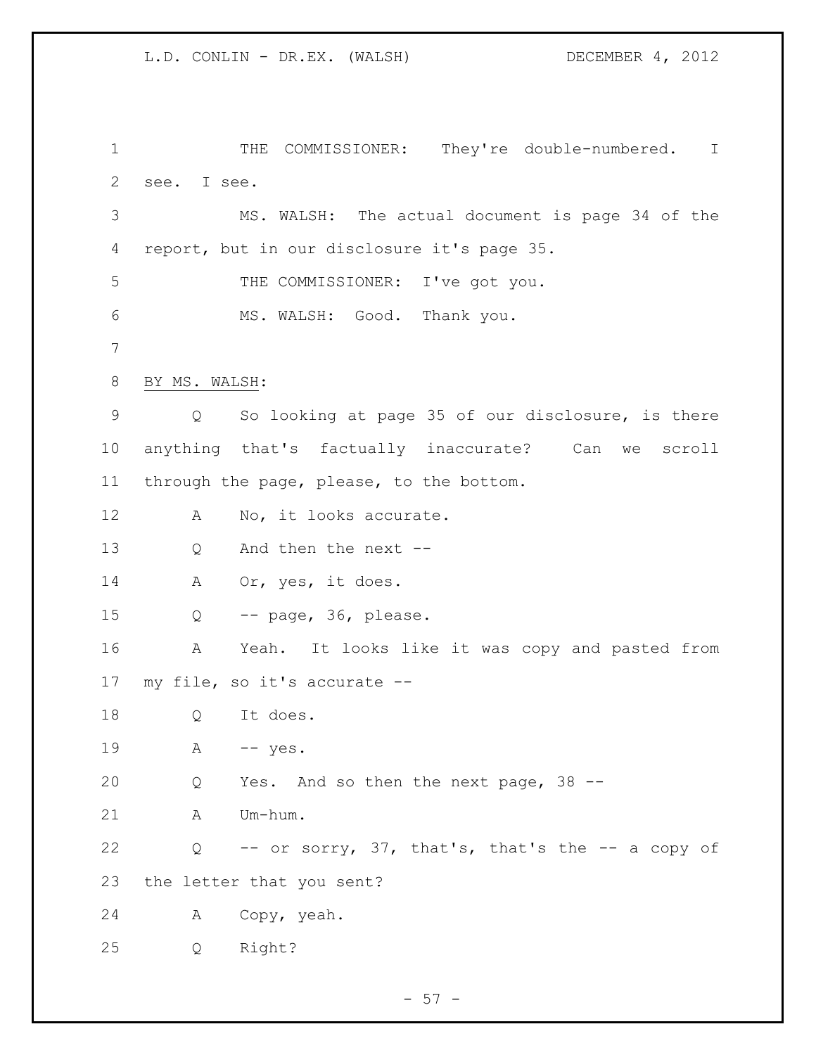THE COMMISSIONER: They're double-numbered. I see. I see.

MS. WALSH: The actual document is page 34 of the report, but in our disclosure it's page 35.

THE COMMISSIONER: I've got you.

MS. WALSH: Good. Thank you.

BY MS. WALSH:

Q So looking at page 35 of our disclosure, is there anything that's factually inaccurate? Can we scroll through the page, please, to the bottom.

A No, it looks accurate.

Q And then the next --

A Or, yes, it does.

Q -- page, 36, please.

A Yeah. It looks like it was copy and pasted from my file, so it's accurate --

Q It does.

A -- yes.

Q Yes. And so then the next page, 38 --

A Um-hum.

Q -- or sorry, 37, that's, that's the -- a copy of the letter that you sent?

A Copy, yeah.

Q Right?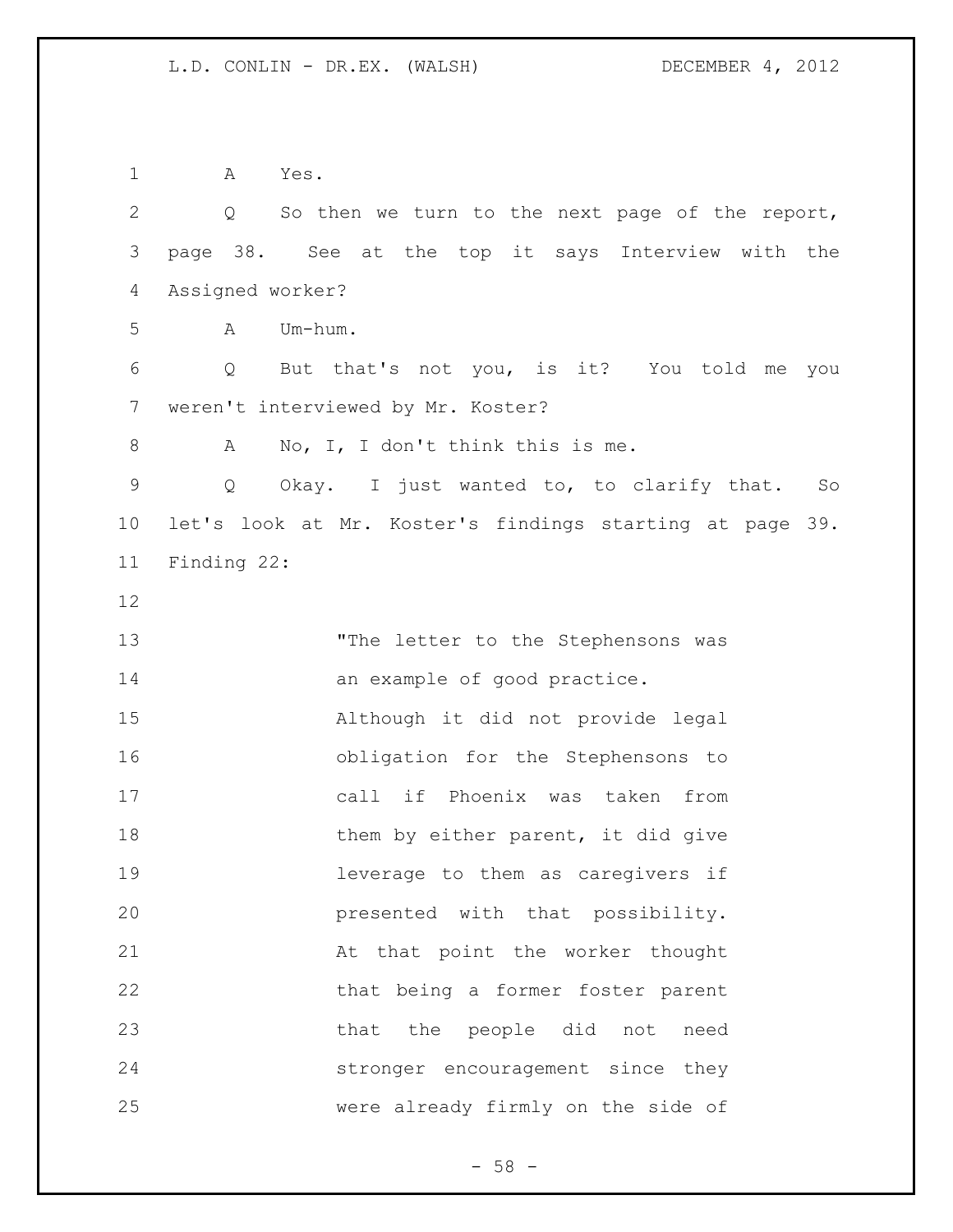A Yes.

Q So then we turn to the next page of the report, page 38. See at the top it says Interview with the Assigned worker?

A Um-hum.

Q But that's not you, is it? You told me you weren't interviewed by Mr. Koster?

A No, I, I don't think this is me.

Q Okay. I just wanted to, to clarify that. So let's look at Mr. Koster's findings starting at page 39. Finding 22:

> "The letter to the Stephensons was an example of good practice. Although it did not provide legal obligation for the Stephensons to call if Phoenix was taken from them by either parent, it did give leverage to them as caregivers if presented with that possibility. At that point the worker thought that being a former foster parent that the people did not need stronger encouragement since they were already firmly on the side of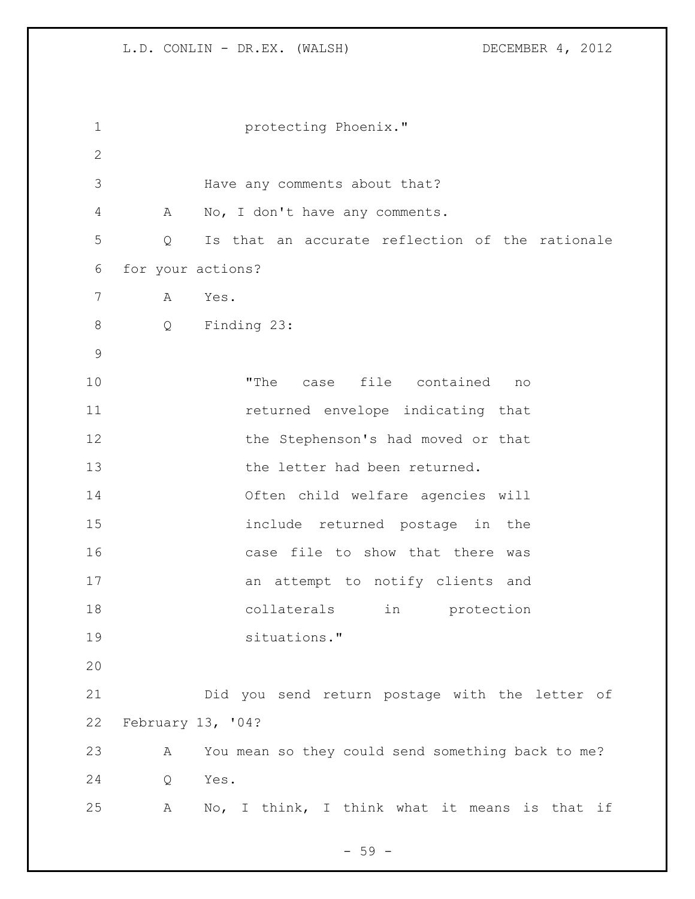protecting Phoenix."

Have any comments about that?

A No, I don't have any comments.

Q Is that an accurate reflection of the rationale for your actions?

A Yes.

Q Finding 23:

> "The case file contained no returned envelope indicating that the Stephenson's had moved or that the letter had been returned. Often child welfare agencies will include returned postage in the case file to show that there was an attempt to notify clients and collaterals in protection situations."

Did you send return postage with the letter of February 13, '04?

A You mean so they could send something back to me?

Q Yes.

A No, I think, I think what it means is that if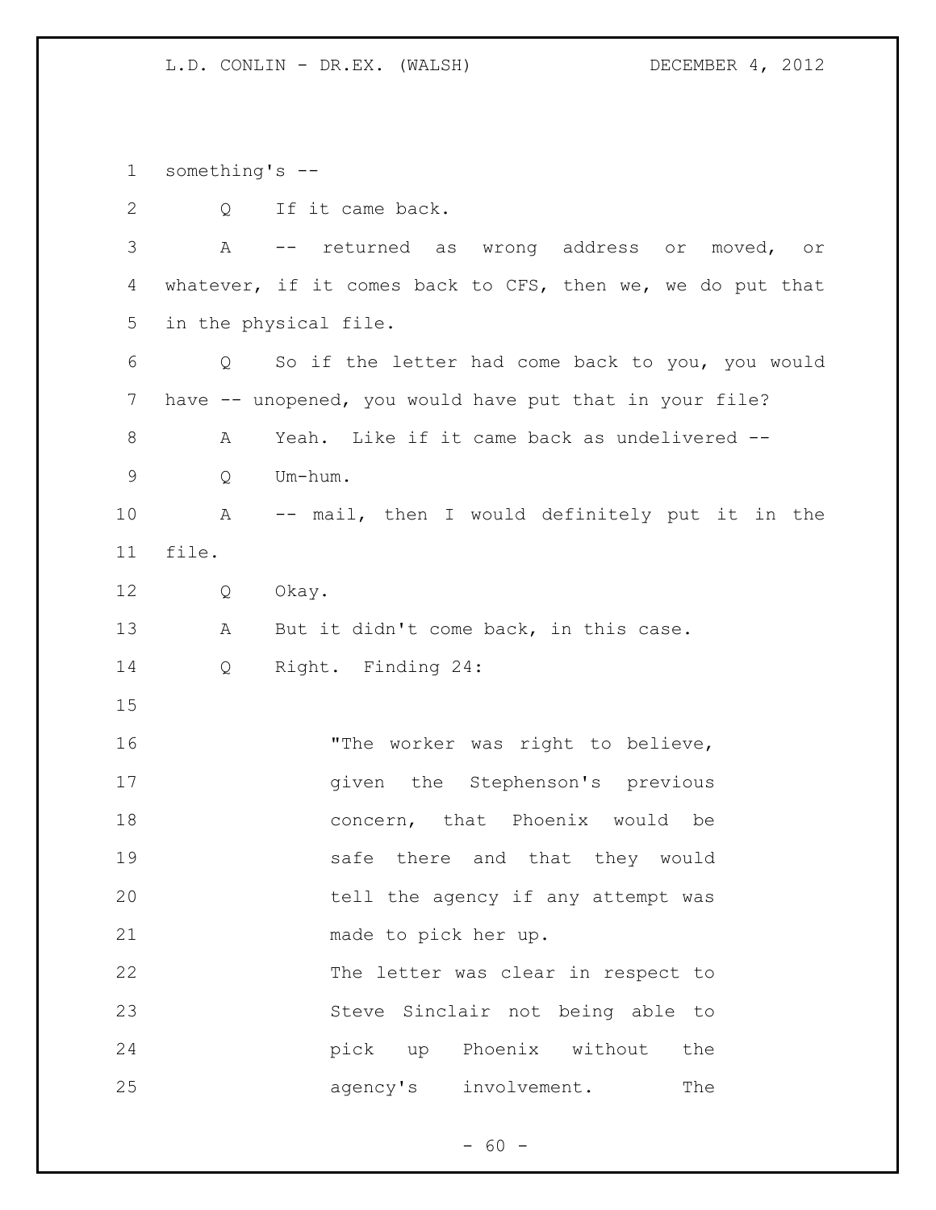something's --

Q If it came back.

A -- returned as wrong address or moved, or whatever, if it comes back to CFS, then we, we do put that in the physical file.

Q So if the letter had come back to you, you would have -- unopened, you would have put that in your file?

A Yeah. Like if it came back as undelivered --

Q Um-hum.

A -- mail, then I would definitely put it in the file.

Q Okay.

A But it didn't come back, in this case.

Q Right. Finding 24:

> "The worker was right to believe, given the Stephenson's previous concern, that Phoenix would be safe there and that they would tell the agency if any attempt was made to pick her up.
>
> The letter was clear in respect to Steve Sinclair not being able to pick up Phoenix without the agency's involvement. The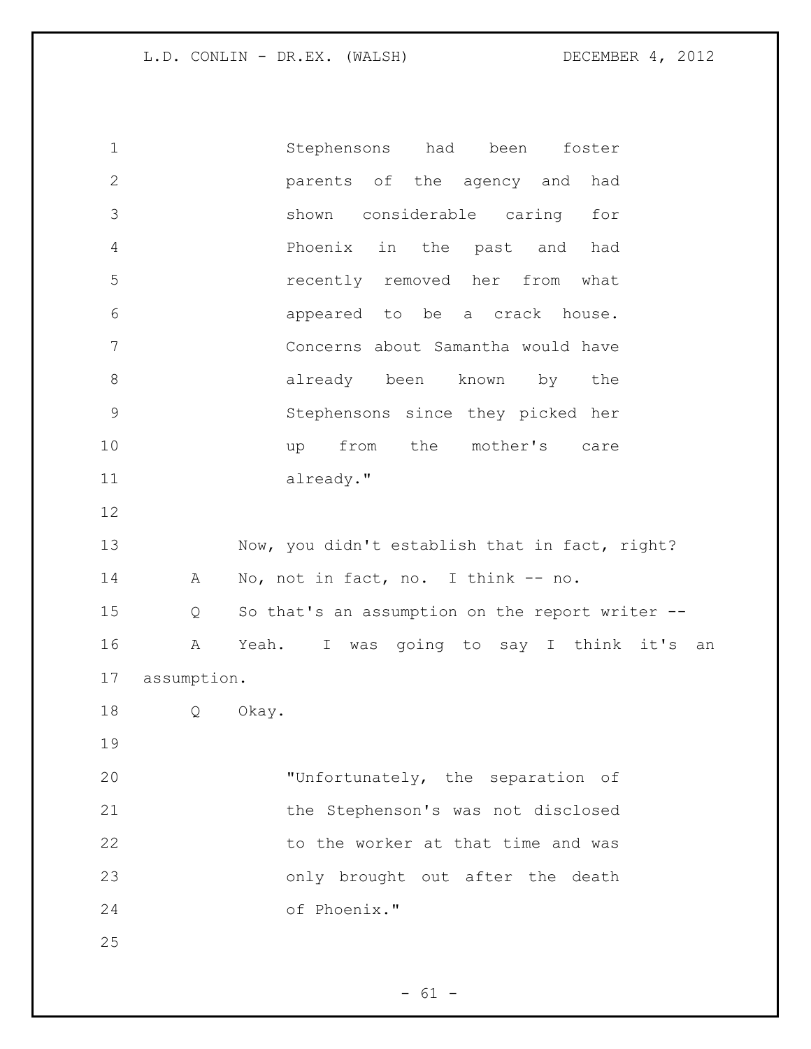> Stephensons had been foster parents of the agency and had shown considerable caring for Phoenix in the past and had recently removed her from what appeared to be a crack house. Concerns about Samantha would have already been known by the Stephensons since they picked her up from the mother's care already."

Now, you didn't establish that in fact, right?

A No, not in fact, no. I think -- no.

Q So that's an assumption on the report writer --

A Yeah. I was going to say I think it's an assumption.

Q Okay.

> "Unfortunately, the separation of the Stephenson's was not disclosed to the worker at that time and was only brought out after the death of Phoenix."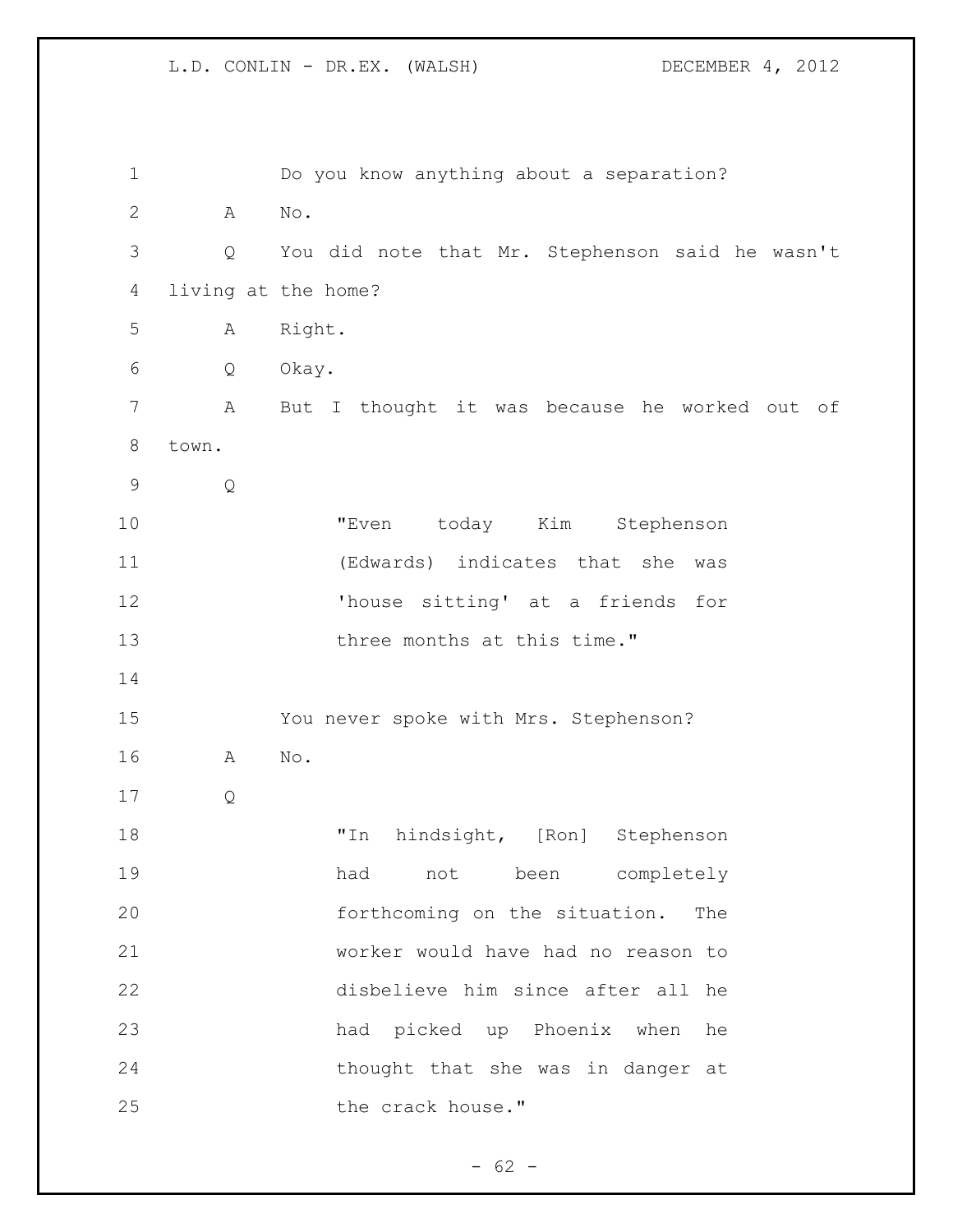Do you know anything about a separation?

A No.

Q You did note that Mr. Stephenson said he wasn't living at the home?

A Right.

Q Okay.

A But I thought it was because he worked out of town.

Q

> "Even today Kim Stephenson (Edwards) indicates that she was 'house sitting' at a friends for three months at this time."

You never spoke with Mrs. Stephenson?

A No.

Q

> "In hindsight, [Ron] Stephenson had not been completely forthcoming on the situation. The worker would have had no reason to disbelieve him since after all he had picked up Phoenix when he thought that she was in danger at the crack house."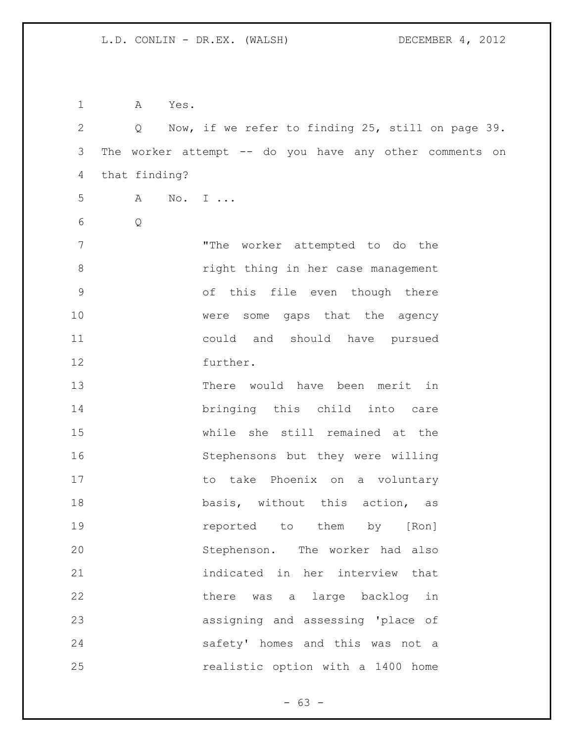A Yes.

Q Now, if we refer to finding 25, still on page 39. The worker attempt -- do you have any other comments on that finding?

A No. I ...

Q

> "The worker attempted to do the right thing in her case management of this file even though there were some gaps that the agency could and should have pursued further.
>
> There would have been merit in bringing this child into care while she still remained at the Stephensons but they were willing to take Phoenix on a voluntary basis, without this action, as reported to them by [Ron] Stephenson. The worker had also indicated in her interview that there was a large backlog in assigning and assessing 'place of safety' homes and this was not a realistic option with a 1400 home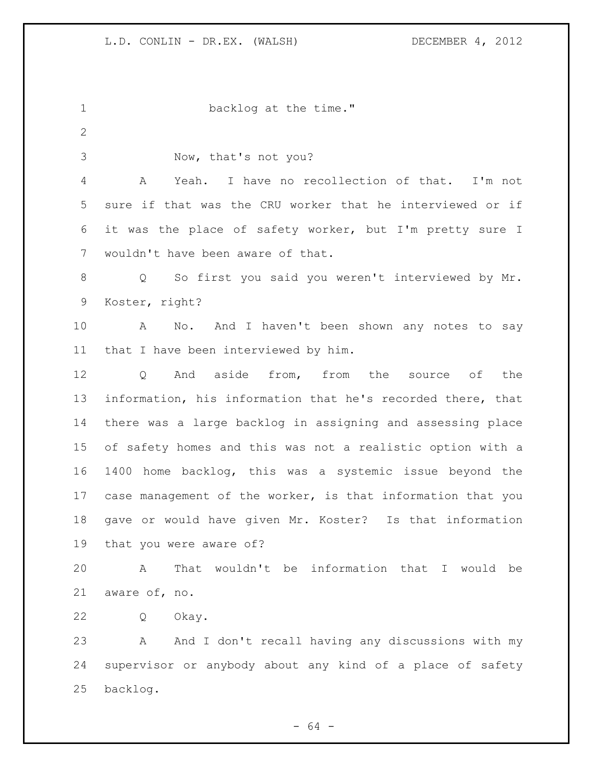backlog at the time."

Now, that's not you?

A Yeah. I have no recollection of that. I'm not sure if that was the CRU worker that he interviewed or if it was the place of safety worker, but I'm pretty sure I wouldn't have been aware of that.

Q So first you said you weren't interviewed by Mr. Koster, right?

A No. And I haven't been shown any notes to say that I have been interviewed by him.

Q And aside from, from the source of the information, his information that he's recorded there, that there was a large backlog in assigning and assessing place of safety homes and this was not a realistic option with a 1400 home backlog, this was a systemic issue beyond the case management of the worker, is that information that you gave or would have given Mr. Koster? Is that information that you were aware of?

A That wouldn't be information that I would be aware of, no.

Q Okay.

A And I don't recall having any discussions with my supervisor or anybody about any kind of a place of safety backlog.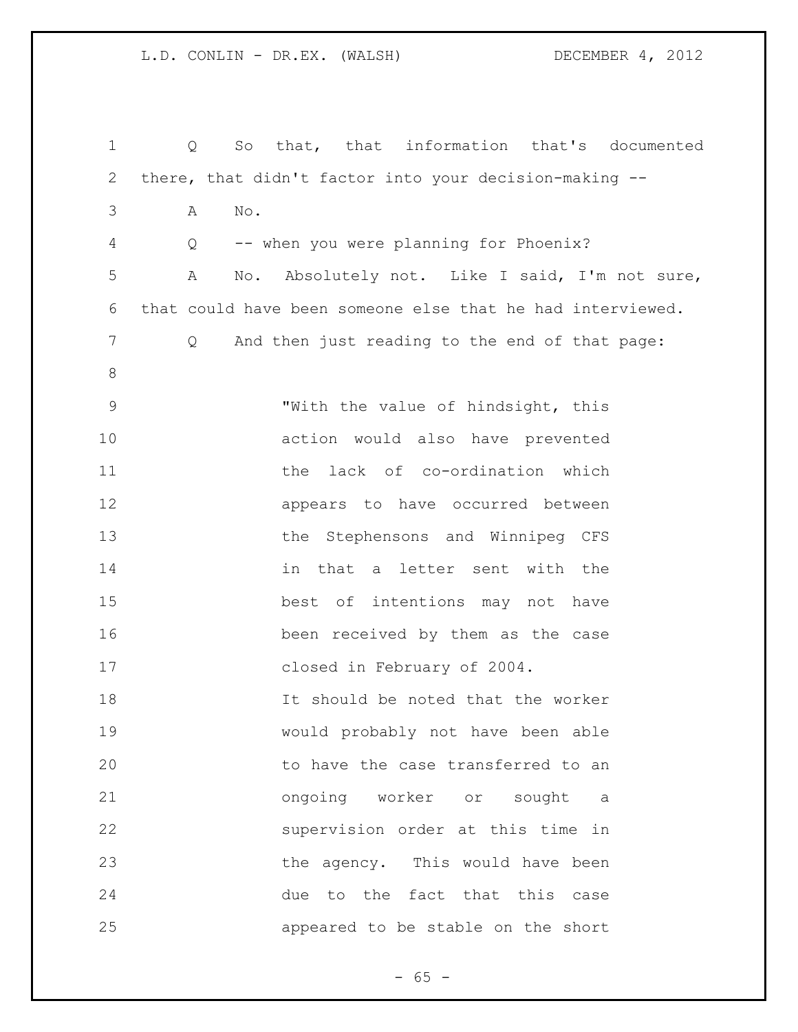Q So that, that information that's documented there, that didn't factor into your decision-making --

A No.

Q -- when you were planning for Phoenix?

A No. Absolutely not. Like I said, I'm not sure, that could have been someone else that he had interviewed.

Q And then just reading to the end of that page:

> "With the value of hindsight, this action would also have prevented the lack of co-ordination which appears to have occurred between the Stephensons and Winnipeg CFS in that a letter sent with the best of intentions may not have been received by them as the case closed in February of 2004.
>
> It should be noted that the worker would probably not have been able to have the case transferred to an ongoing worker or sought a supervision order at this time in the agency. This would have been due to the fact that this case appeared to be stable on the short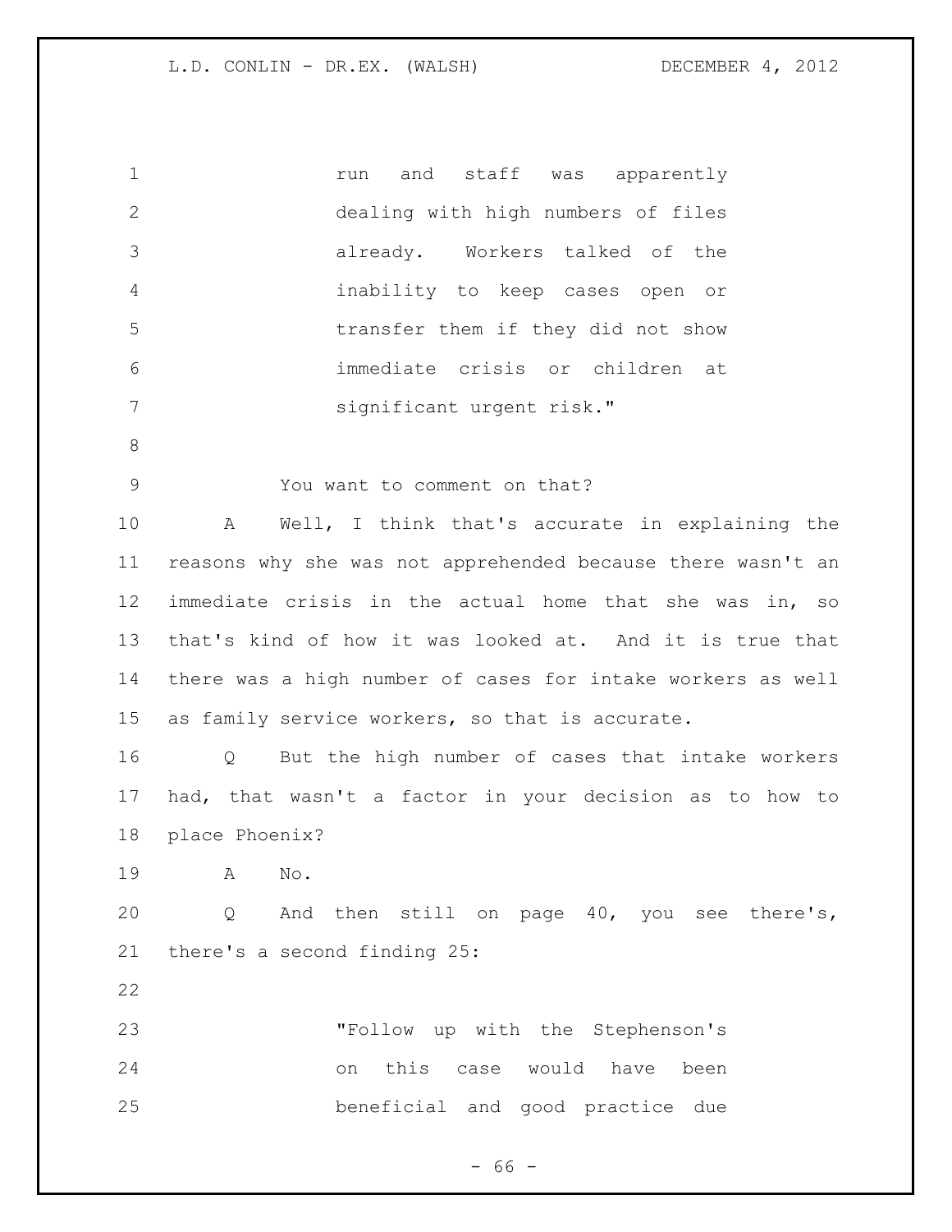run and staff was apparently dealing with high numbers of files already. Workers talked of the inability to keep cases open or transfer them if they did not show immediate crisis or children at significant urgent risk."

You want to comment on that?

A Well, I think that's accurate in explaining the reasons why she was not apprehended because there wasn't an immediate crisis in the actual home that she was in, so that's kind of how it was looked at. And it is true that there was a high number of cases for intake workers as well as family service workers, so that is accurate.

Q But the high number of cases that intake workers had, that wasn't a factor in your decision as to how to place Phoenix?

A No.

Q And then still on page 40, you see there's, there's a second finding 25:

"Follow up with the Stephenson's on this case would have been beneficial and good practice due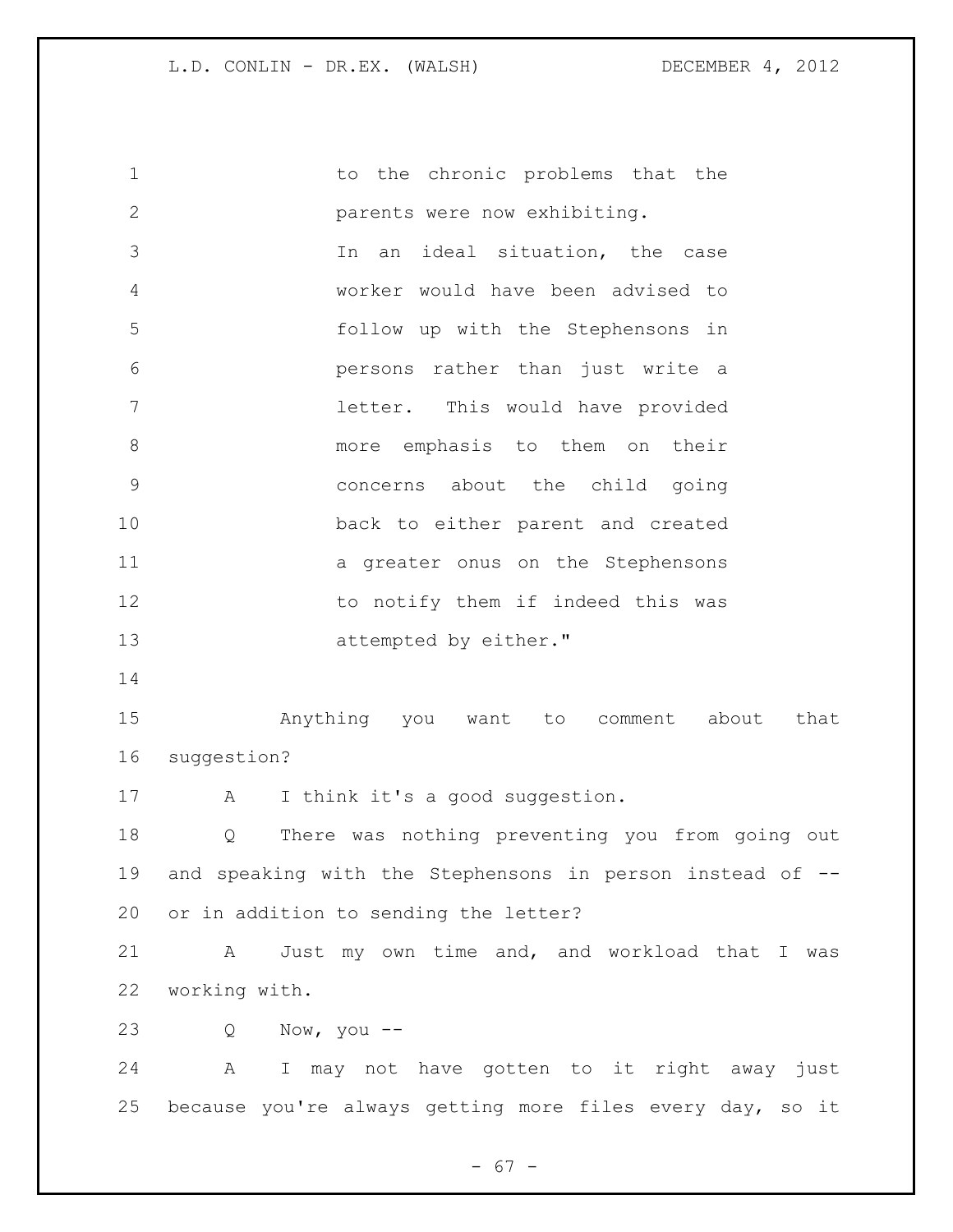to the chronic problems that the parents were now exhibiting.

In an ideal situation, the case worker would have been advised to follow up with the Stephensons in persons rather than just write a letter. This would have provided more emphasis to them on their concerns about the child going back to either parent and created a greater onus on the Stephensons to notify them if indeed this was attempted by either."

Anything you want to comment about that suggestion?

A I think it's a good suggestion.

Q There was nothing preventing you from going out and speaking with the Stephensons in person instead of -- or in addition to sending the letter?

A Just my own time and, and workload that I was working with.

Q Now, you --

A I may not have gotten to it right away just because you're always getting more files every day, so it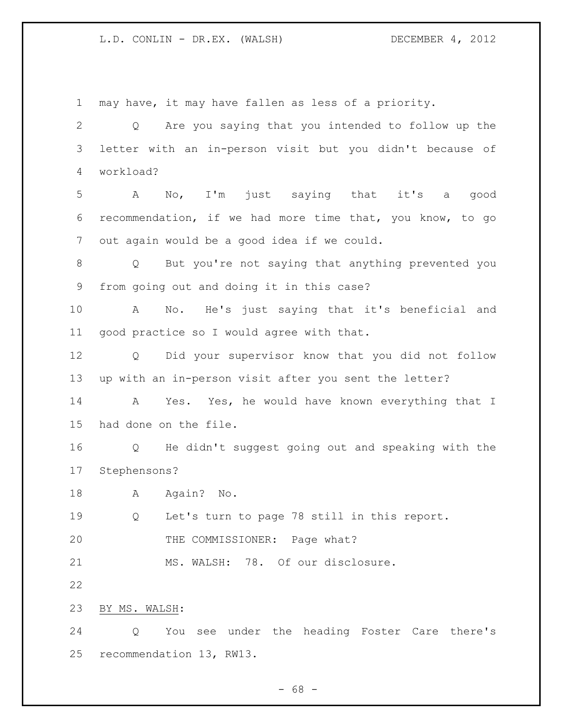may have, it may have fallen as less of a priority.

Q Are you saying that you intended to follow up the letter with an in-person visit but you didn't because of workload?

A No, I'm just saying that it's a good recommendation, if we had more time that, you know, to go out again would be a good idea if we could.

Q But you're not saying that anything prevented you from going out and doing it in this case?

A No. He's just saying that it's beneficial and good practice so I would agree with that.

Q Did your supervisor know that you did not follow up with an in-person visit after you sent the letter?

A Yes. Yes, he would have known everything that I had done on the file.

Q He didn't suggest going out and speaking with the Stephensons?

A Again? No.

Q Let's turn to page 78 still in this report.

THE COMMISSIONER: Page what?

MS. WALSH: 78. Of our disclosure.

BY MS. WALSH:

Q You see under the heading Foster Care there's recommendation 13, RW13.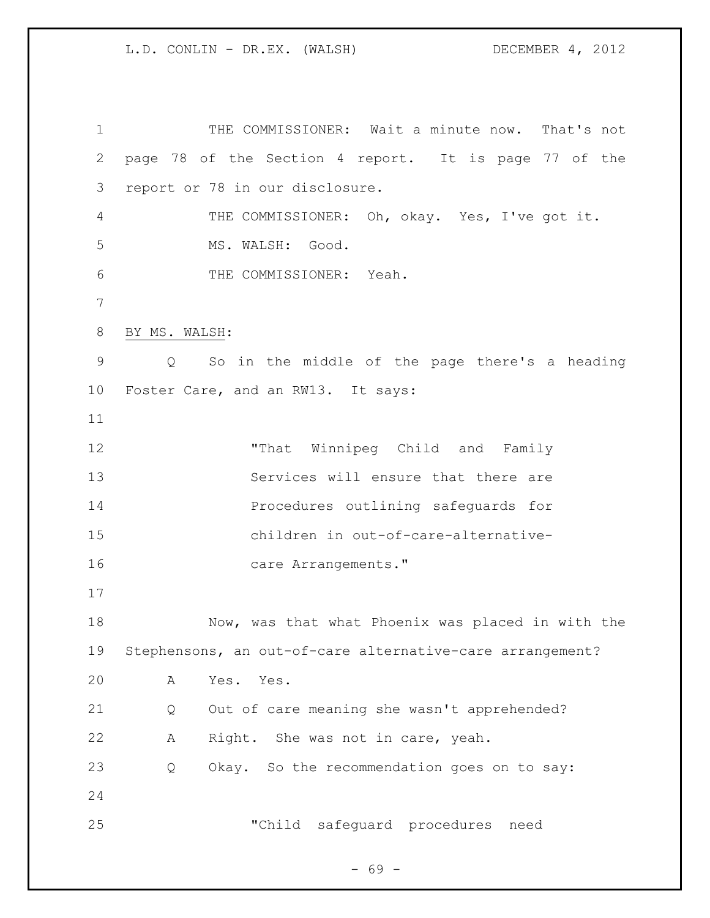THE COMMISSIONER: Wait a minute now. That's not page 78 of the Section 4 report. It is page 77 of the report or 78 in our disclosure.

THE COMMISSIONER: Oh, okay. Yes, I've got it.

MS. WALSH: Good.

THE COMMISSIONER: Yeah.

BY MS. WALSH:

Q So in the middle of the page there's a heading Foster Care, and an RW13. It says:

> "That Winnipeg Child and Family Services will ensure that there are Procedures outlining safeguards for children in out-of-care-alternative-care Arrangements."

Now, was that what Phoenix was placed in with the Stephensons, an out-of-care alternative-care arrangement?

A Yes. Yes.

Q Out of care meaning she wasn't apprehended?

A Right. She was not in care, yeah.

Q Okay. So the recommendation goes on to say:

> "Child safeguard procedures need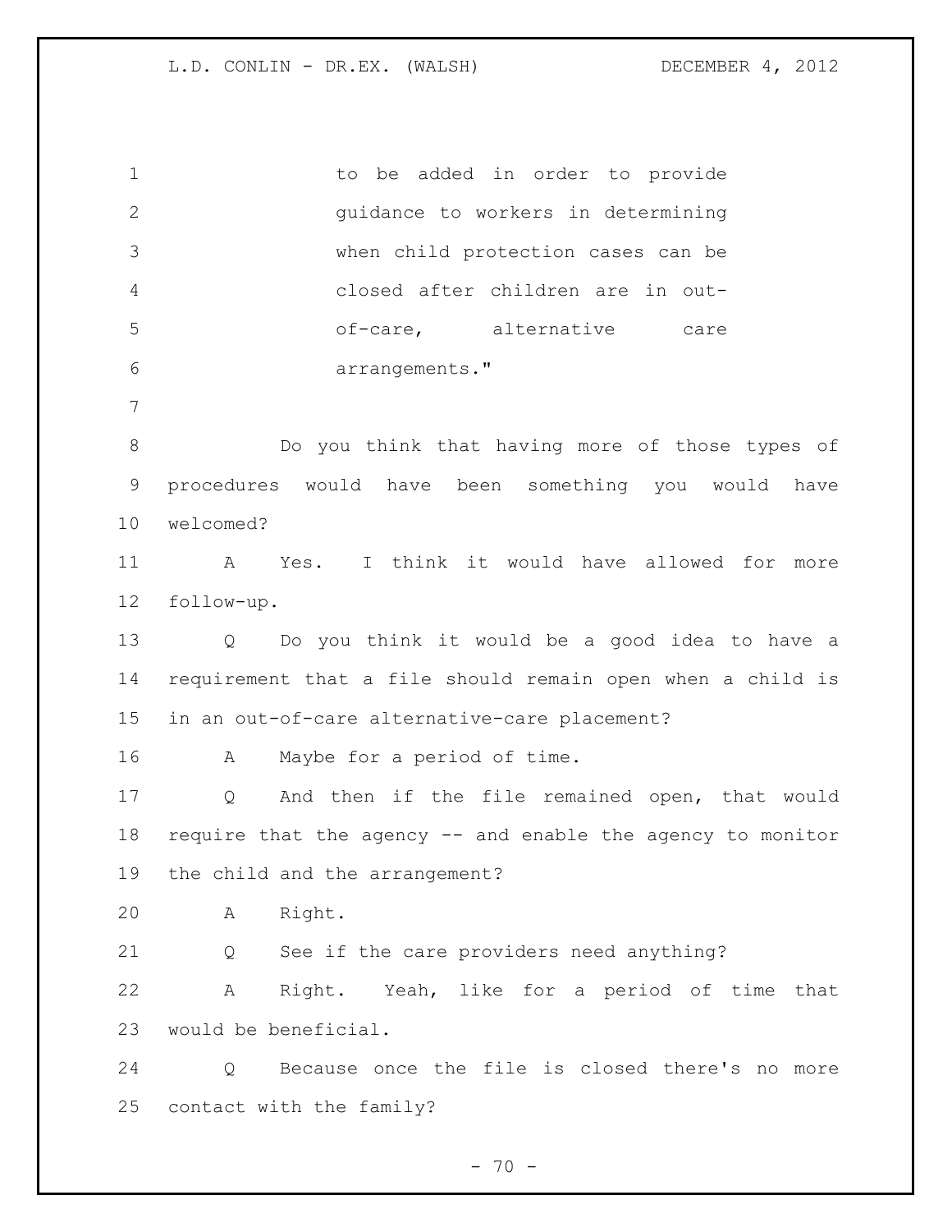to be added in order to provide guidance to workers in determining when child protection cases can be closed after children are in out-of-care, alternative care arrangements."

Do you think that having more of those types of procedures would have been something you would have welcomed?

A Yes. I think it would have allowed for more follow-up.

Q Do you think it would be a good idea to have a requirement that a file should remain open when a child is in an out-of-care alternative-care placement?

A Maybe for a period of time.

Q And then if the file remained open, that would require that the agency -- and enable the agency to monitor the child and the arrangement?

A Right.

Q See if the care providers need anything?

A Right. Yeah, like for a period of time that would be beneficial.

Q Because once the file is closed there's no more contact with the family?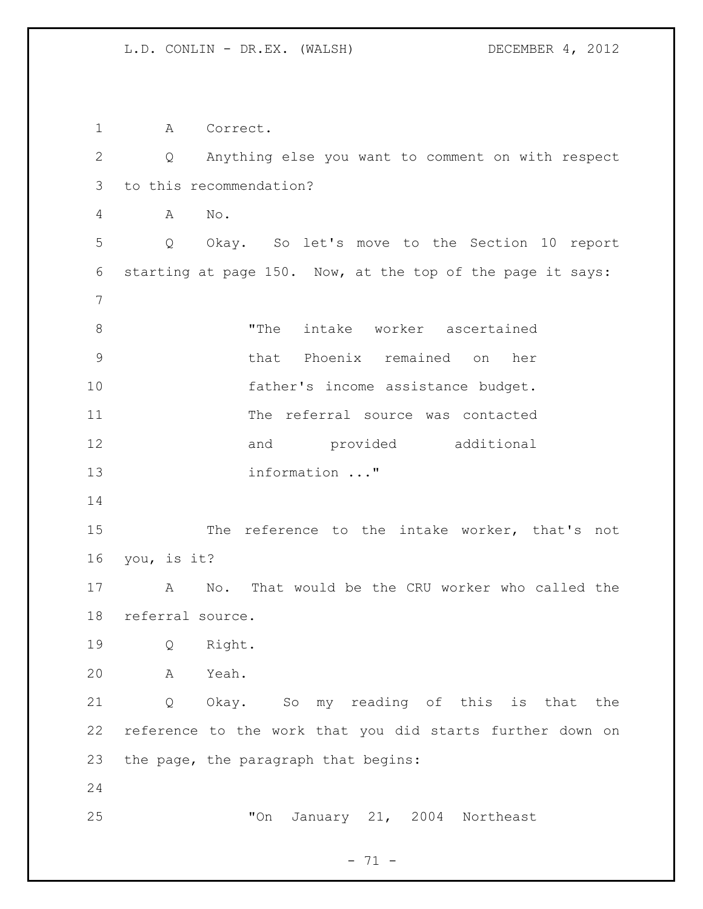A Correct.

Q Anything else you want to comment on with respect to this recommendation?

A No.

Q Okay. So let's move to the Section 10 report starting at page 150. Now, at the top of the page it says:

> "The intake worker ascertained that Phoenix remained on her father's income assistance budget. The referral source was contacted and provided additional information ..."

The reference to the intake worker, that's not you, is it?

A No. That would be the CRU worker who called the referral source.

Q Right.

A Yeah.

Q Okay. So my reading of this is that the reference to the work that you did starts further down on the page, the paragraph that begins:

> "On January 21, 2004 Northeast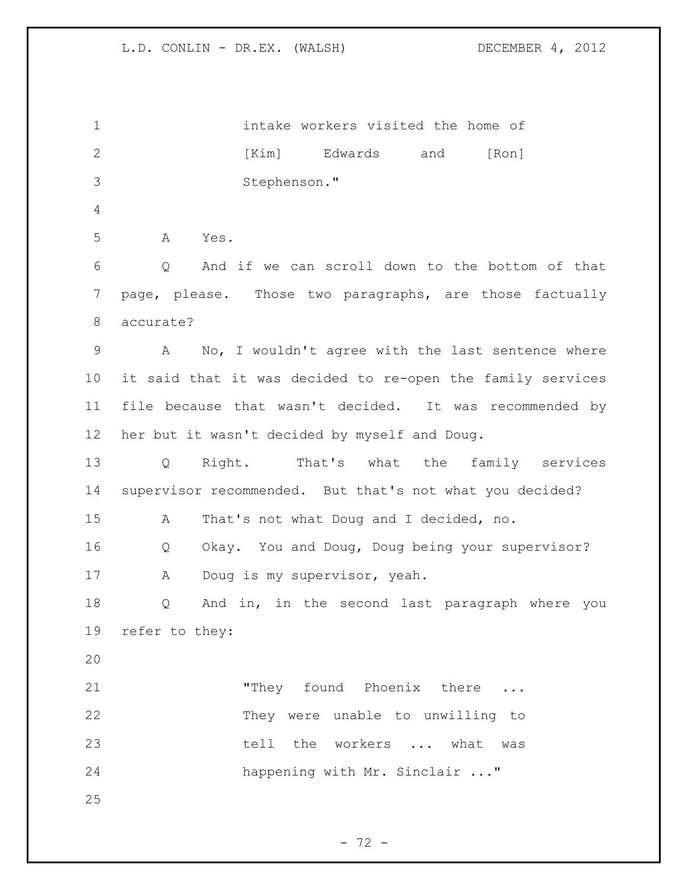intake workers visited the home of [Kim] Edwards and [Ron] Stephenson."

A Yes.

Q And if we can scroll down to the bottom of that page, please. Those two paragraphs, are those factually accurate?

A No, I wouldn't agree with the last sentence where it said that it was decided to re-open the family services file because that wasn't decided. It was recommended by her but it wasn't decided by myself and Doug.

Q Right. That's what the family services supervisor recommended. But that's not what you decided?

A That's not what Doug and I decided, no.

Q Okay. You and Doug, Doug being your supervisor?

A Doug is my supervisor, yeah.

Q And in, in the second last paragraph where you refer to they:

> "They found Phoenix there ... They were unable to unwilling to tell the workers ... what was happening with Mr. Sinclair ..."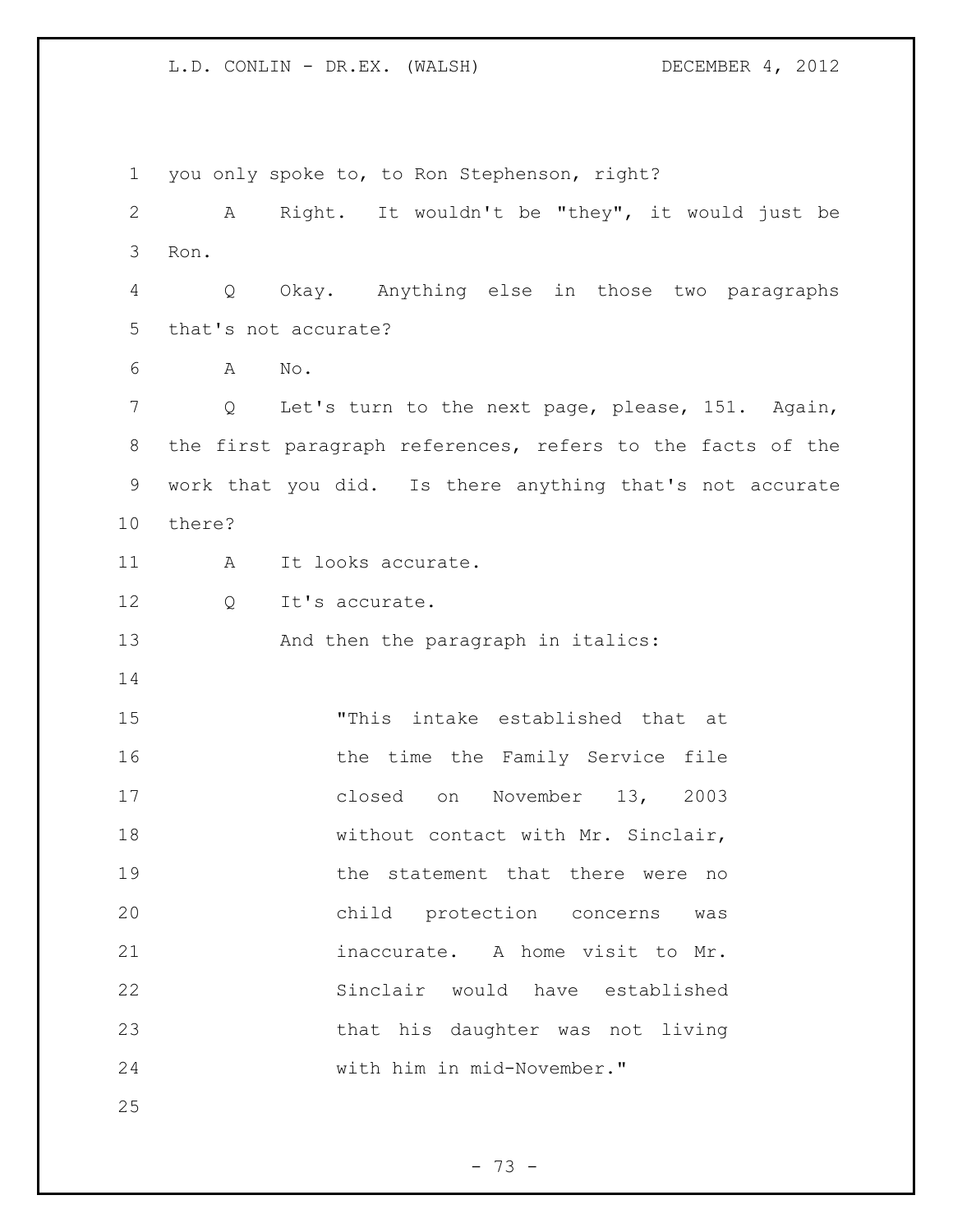you only spoke to, to Ron Stephenson, right?

A Right. It wouldn't be "they", it would just be Ron.

Q Okay. Anything else in those two paragraphs that's not accurate?

A No.

Q Let's turn to the next page, please, 151. Again, the first paragraph references, refers to the facts of the work that you did. Is there anything that's not accurate there?

A It looks accurate.

Q It's accurate.

And then the paragraph in italics:

> "This intake established that at the time the Family Service file closed on November 13, 2003 without contact with Mr. Sinclair, the statement that there were no child protection concerns was inaccurate. A home visit to Mr. Sinclair would have established that his daughter was not living with him in mid-November."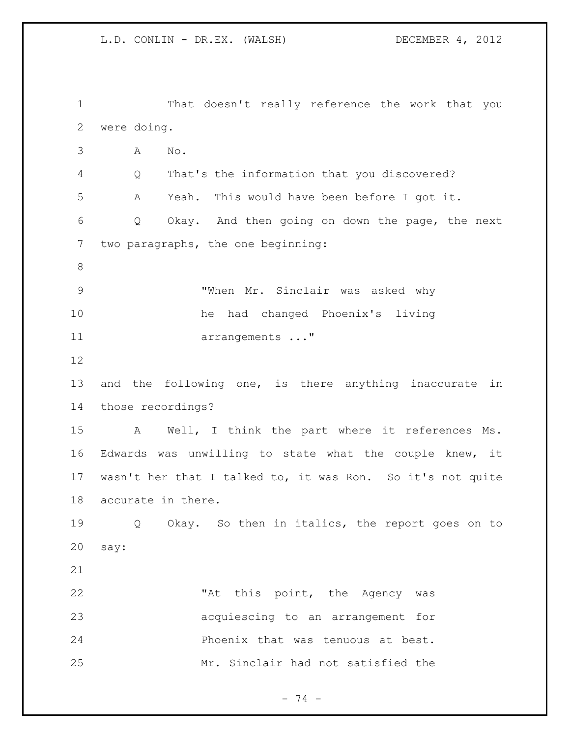That doesn't really reference the work that you were doing.

A No.

Q That's the information that you discovered?

A Yeah. This would have been before I got it.

Q Okay. And then going on down the page, the next two paragraphs, the one beginning:

> "When Mr. Sinclair was asked why he had changed Phoenix's living arrangements ..."

and the following one, is there anything inaccurate in those recordings?

A Well, I think the part where it references Ms. Edwards was unwilling to state what the couple knew, it wasn't her that I talked to, it was Ron. So it's not quite accurate in there.

Q Okay. So then in italics, the report goes on to say:

> "At this point, the Agency was acquiescing to an arrangement for Phoenix that was tenuous at best. Mr. Sinclair had not satisfied the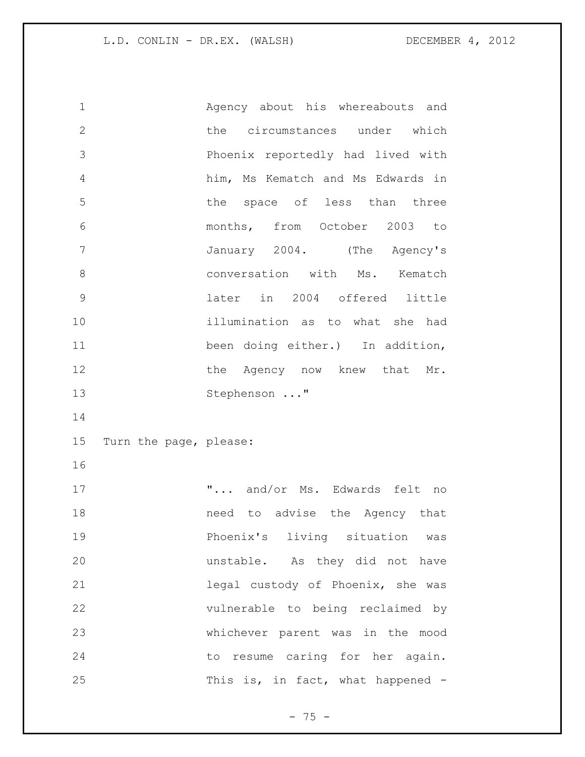Agency about his whereabouts and the circumstances under which Phoenix reportedly had lived with him, Ms Kematch and Ms Edwards in the space of less than three months, from October 2003 to January 2004. (The Agency's conversation with Ms. Kematch later in 2004 offered little illumination as to what she had been doing either.) In addition, the Agency now knew that Mr. Stephenson ..."

Turn the page, please:

"... and/or Ms. Edwards felt no need to advise the Agency that Phoenix's living situation was unstable. As they did not have legal custody of Phoenix, she was vulnerable to being reclaimed by whichever parent was in the mood to resume caring for her again. This is, in fact, what happened -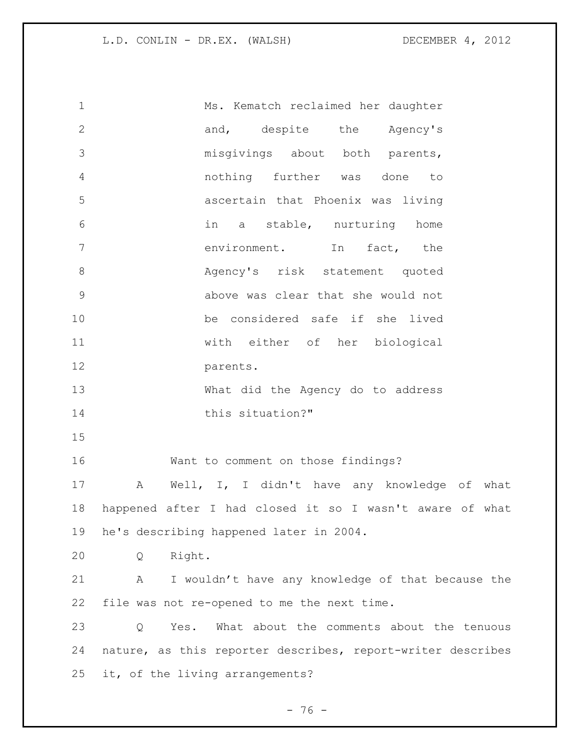Ms. Kematch reclaimed her daughter and, despite the Agency's misgivings about both parents, nothing further was done to ascertain that Phoenix was living in a stable, nurturing home environment. In fact, the Agency's risk statement quoted above was clear that she would not be considered safe if she lived with either of her biological parents.

What did the Agency do to address this situation?"

Want to comment on those findings?

A Well, I, I didn't have any knowledge of what happened after I had closed it so I wasn't aware of what he's describing happened later in 2004.

Q Right.

A I wouldn't have any knowledge of that because the file was not re-opened to me the next time.

Q Yes. What about the comments about the tenuous nature, as this reporter describes, report-writer describes it, of the living arrangements?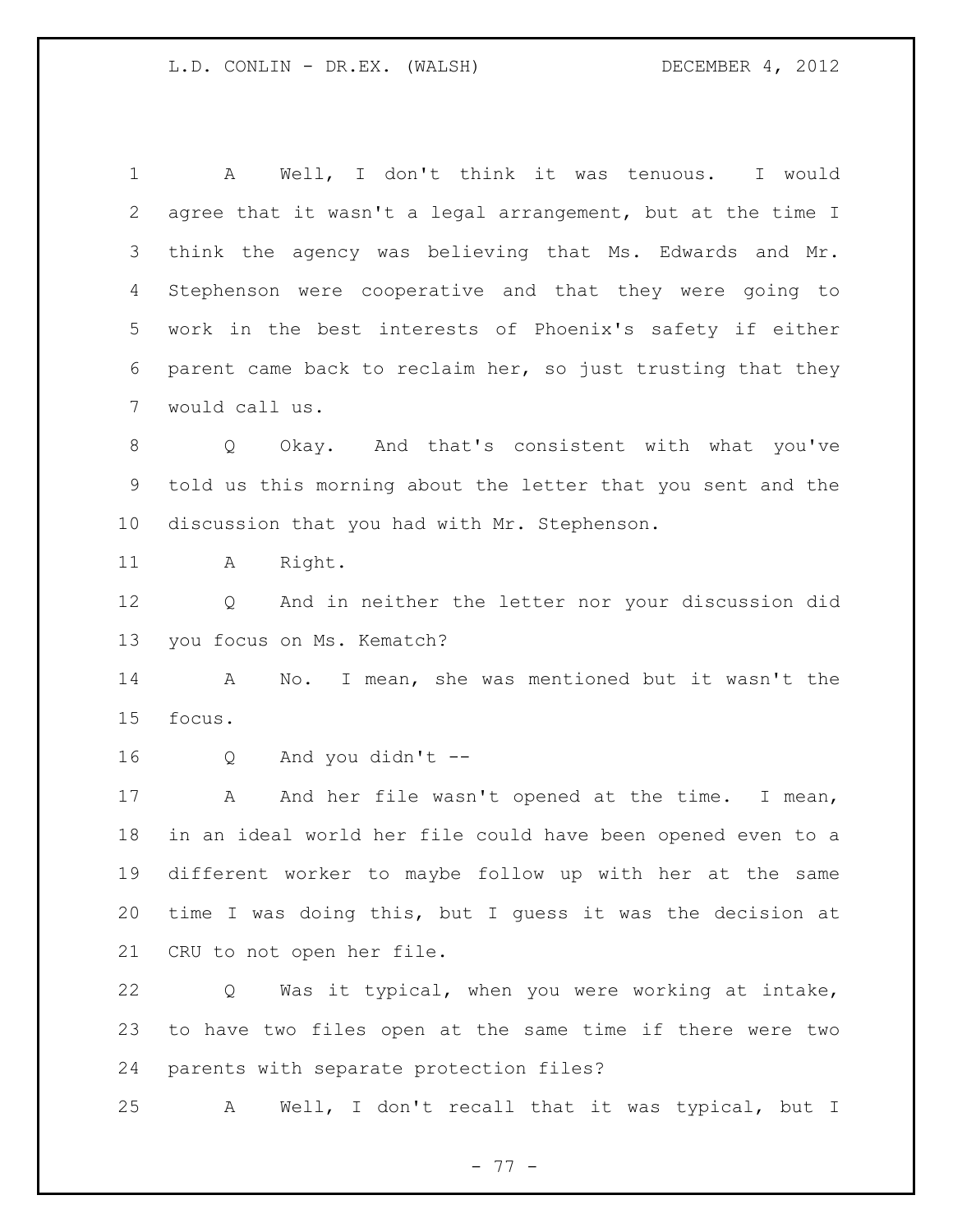A Well, I don't think it was tenuous. I would agree that it wasn't a legal arrangement, but at the time I think the agency was believing that Ms. Edwards and Mr. Stephenson were cooperative and that they were going to work in the best interests of Phoenix's safety if either parent came back to reclaim her, so just trusting that they would call us.

Q Okay. And that's consistent with what you've told us this morning about the letter that you sent and the discussion that you had with Mr. Stephenson.

A Right.

Q And in neither the letter nor your discussion did you focus on Ms. Kematch?

A No. I mean, she was mentioned but it wasn't the focus.

Q And you didn't --

A And her file wasn't opened at the time. I mean, in an ideal world her file could have been opened even to a different worker to maybe follow up with her at the same time I was doing this, but I guess it was the decision at CRU to not open her file.

Q Was it typical, when you were working at intake, to have two files open at the same time if there were two parents with separate protection files?

A Well, I don't recall that it was typical, but I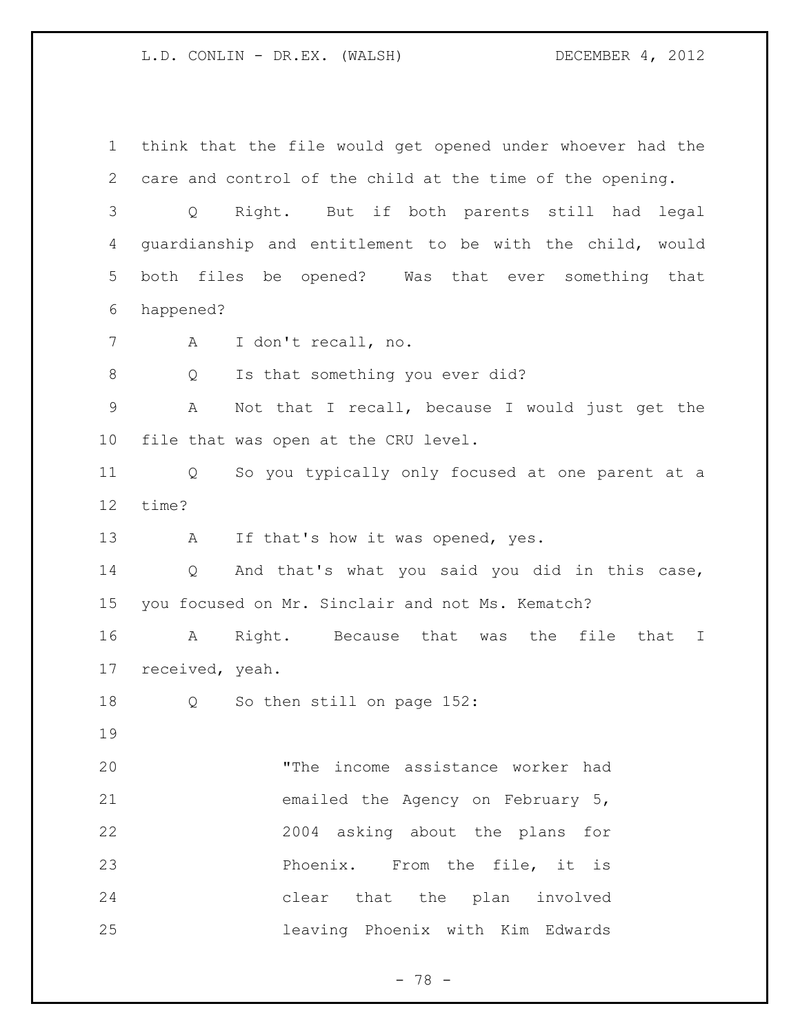think that the file would get opened under whoever had the care and control of the child at the time of the opening.

Q Right. But if both parents still had legal guardianship and entitlement to be with the child, would both files be opened? Was that ever something that happened?

A I don't recall, no.

Q Is that something you ever did?

A Not that I recall, because I would just get the file that was open at the CRU level.

Q So you typically only focused at one parent at a time?

A If that's how it was opened, yes.

Q And that's what you said you did in this case, you focused on Mr. Sinclair and not Ms. Kematch?

A Right. Because that was the file that I received, yeah.

Q So then still on page 152:

> "The income assistance worker had emailed the Agency on February 5, 2004 asking about the plans for Phoenix. From the file, it is clear that the plan involved leaving Phoenix with Kim Edwards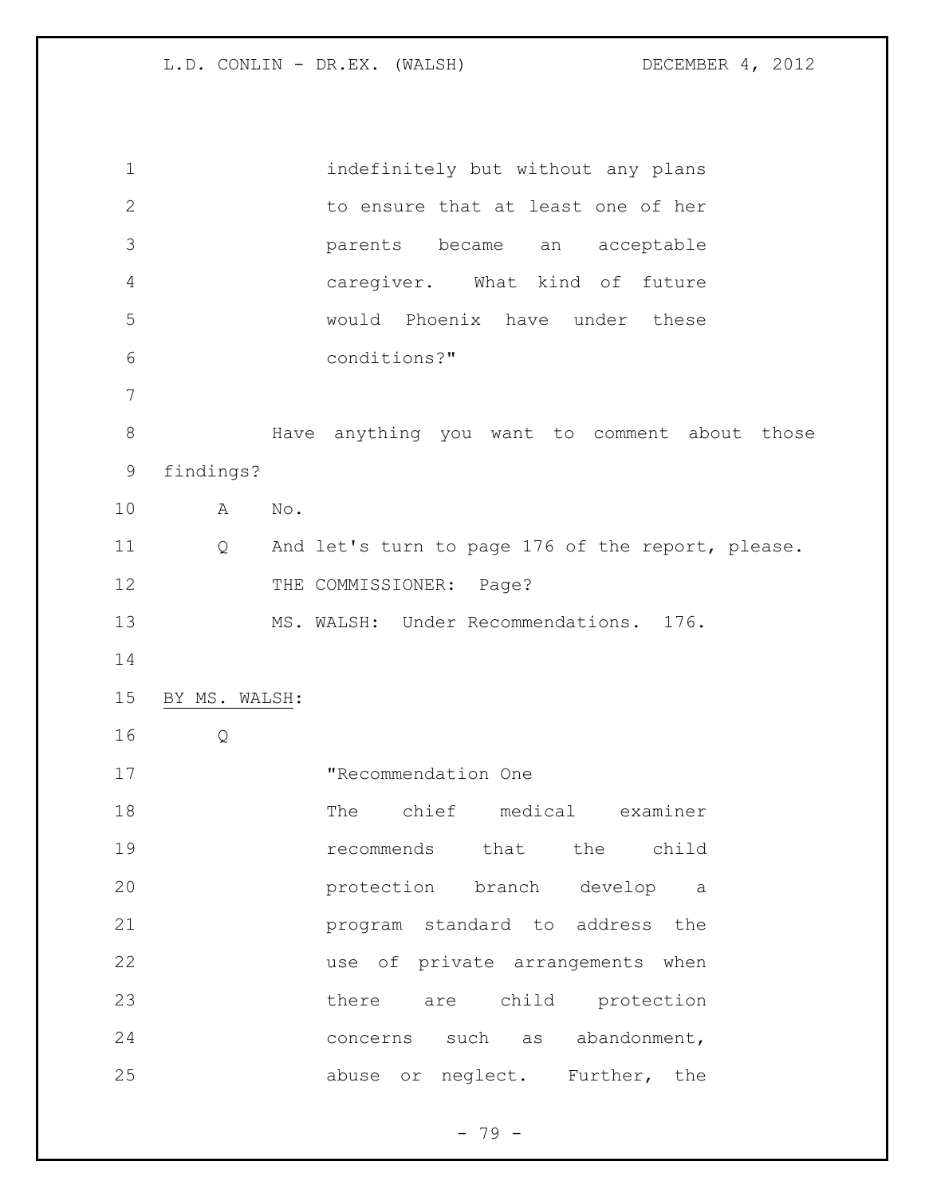indefinitely but without any plans to ensure that at least one of her parents became an acceptable caregiver. What kind of future would Phoenix have under these conditions?"

Have anything you want to comment about those findings?

A No.

Q And let's turn to page 176 of the report, please.

THE COMMISSIONER: Page?

MS. WALSH: Under Recommendations. 176.

BY MS. WALSH:

Q

"Recommendation One

The chief medical examiner recommends that the child protection branch develop a program standard to address the use of private arrangements when there are child protection concerns such as abandonment, abuse or neglect. Further, the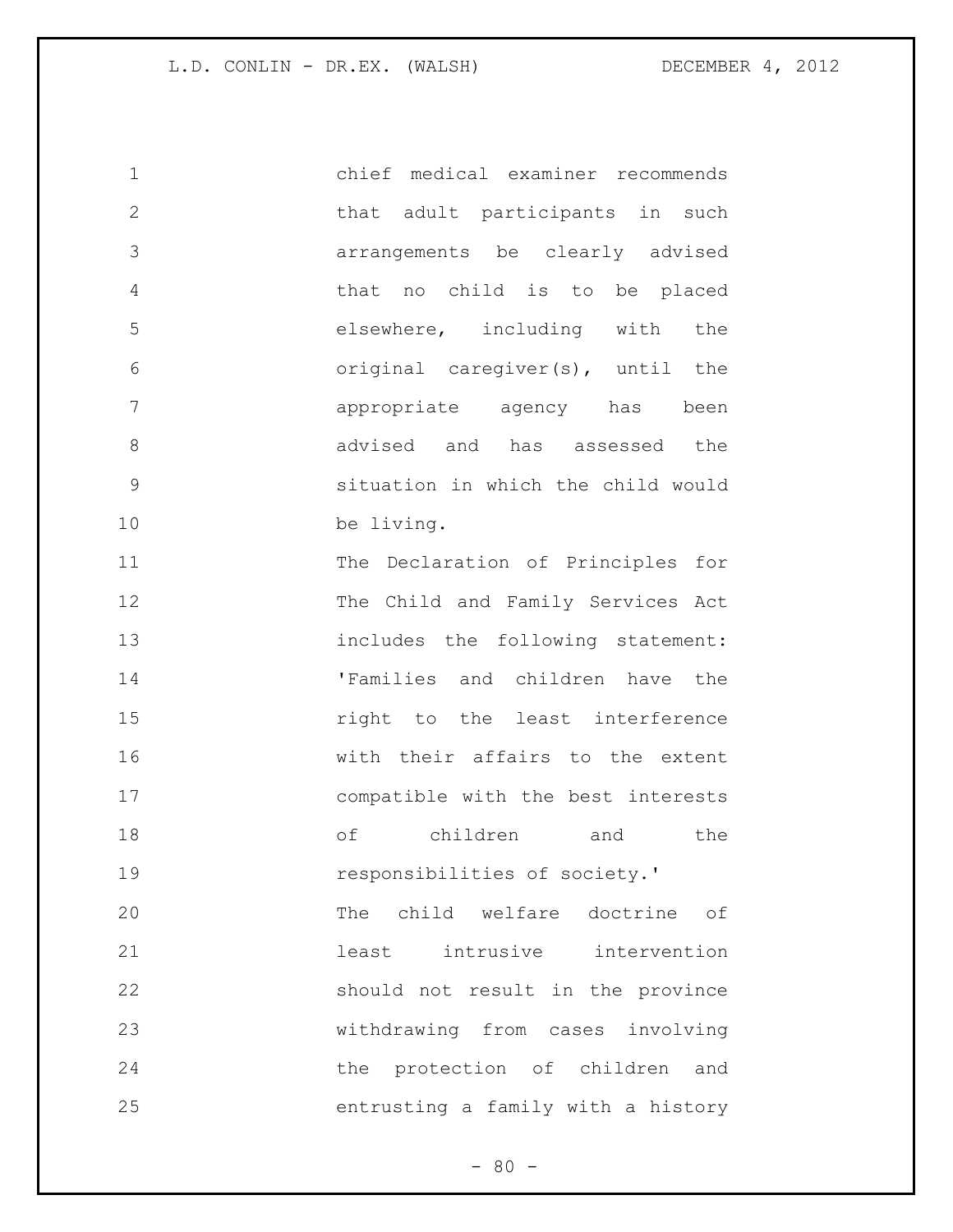chief medical examiner recommends that adult participants in such arrangements be clearly advised that no child is to be placed elsewhere, including with the original caregiver(s), until the appropriate agency has been advised and has assessed the situation in which the child would be living.

The Declaration of Principles for The Child and Family Services Act includes the following statement: 'Families and children have the right to the least interference with their affairs to the extent compatible with the best interests of children and the responsibilities of society.'

The child welfare doctrine of least intrusive intervention should not result in the province withdrawing from cases involving the protection of children and entrusting a family with a history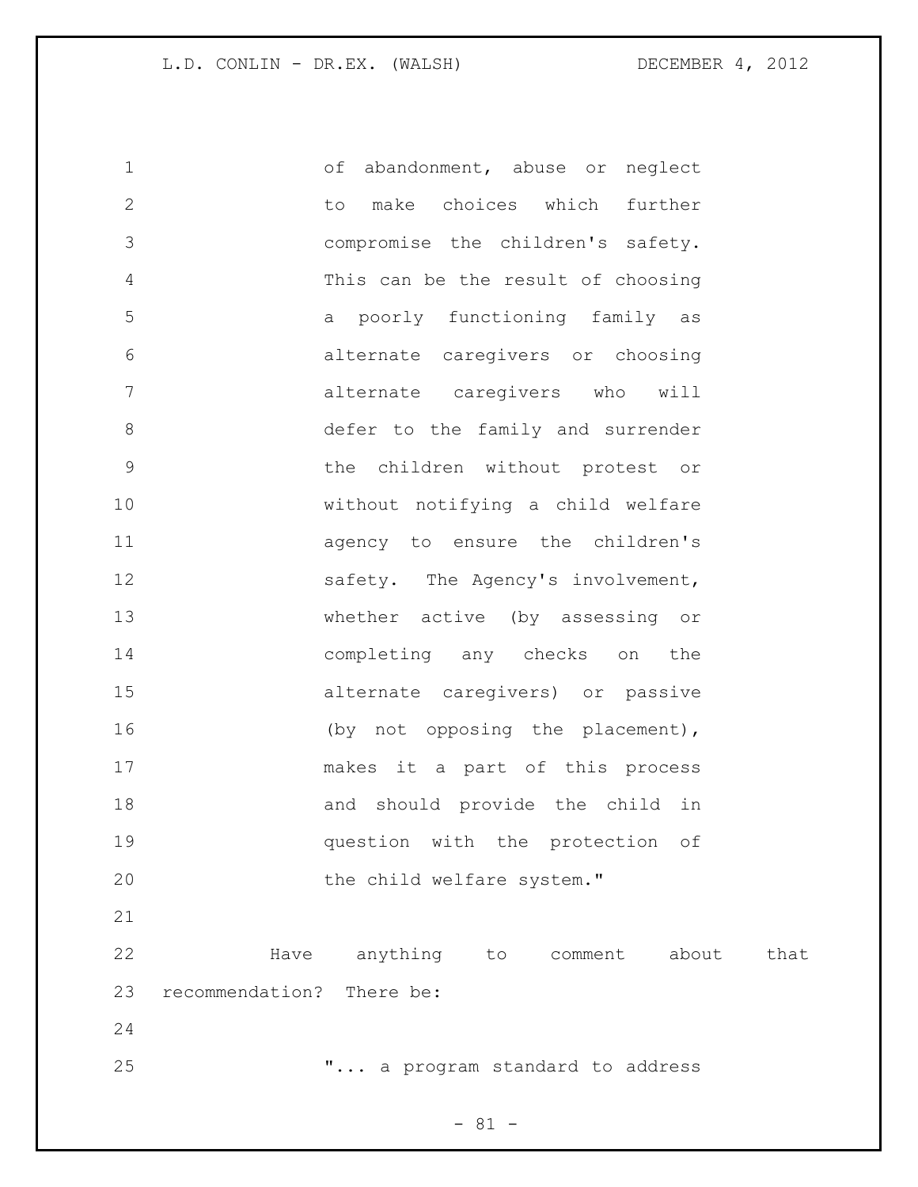> of abandonment, abuse or neglect to make choices which further compromise the children's safety. This can be the result of choosing a poorly functioning family as alternate caregivers or choosing alternate caregivers who will defer to the family and surrender the children without protest or without notifying a child welfare agency to ensure the children's safety. The Agency's involvement, whether active (by assessing or completing any checks on the alternate caregivers) or passive (by not opposing the placement), makes it a part of this process and should provide the child in question with the protection of the child welfare system."

Have anything to comment about that recommendation? There be:

> "... a program standard to address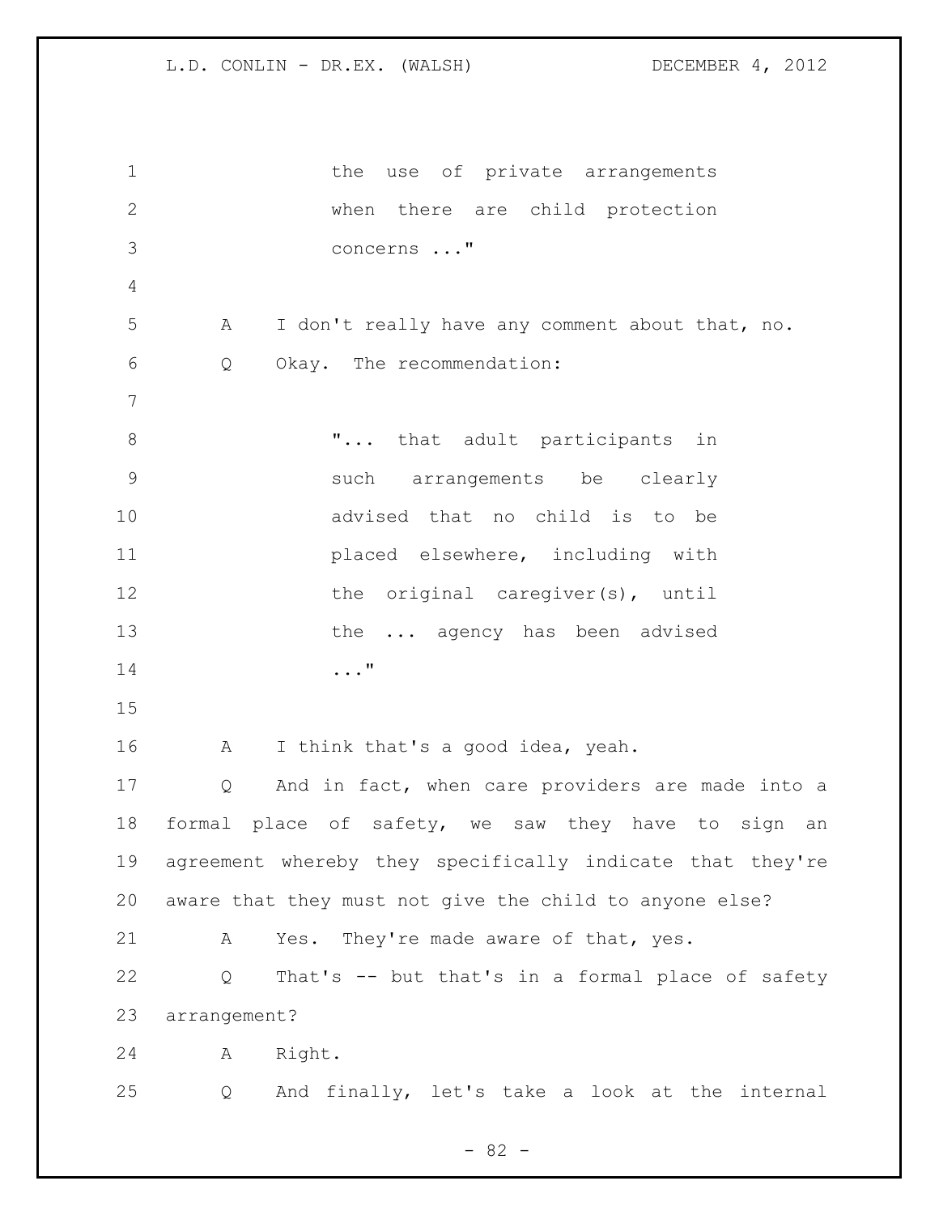the use of private arrangements when there are child protection concerns ..."

A I don't really have any comment about that, no.

Q Okay. The recommendation:

"... that adult participants in such arrangements be clearly advised that no child is to be placed elsewhere, including with the original caregiver(s), until the ... agency has been advised ..."

A I think that's a good idea, yeah.

Q And in fact, when care providers are made into a formal place of safety, we saw they have to sign an agreement whereby they specifically indicate that they're aware that they must not give the child to anyone else?

A Yes. They're made aware of that, yes.

Q That's -- but that's in a formal place of safety arrangement?

A Right.

Q And finally, let's take a look at the internal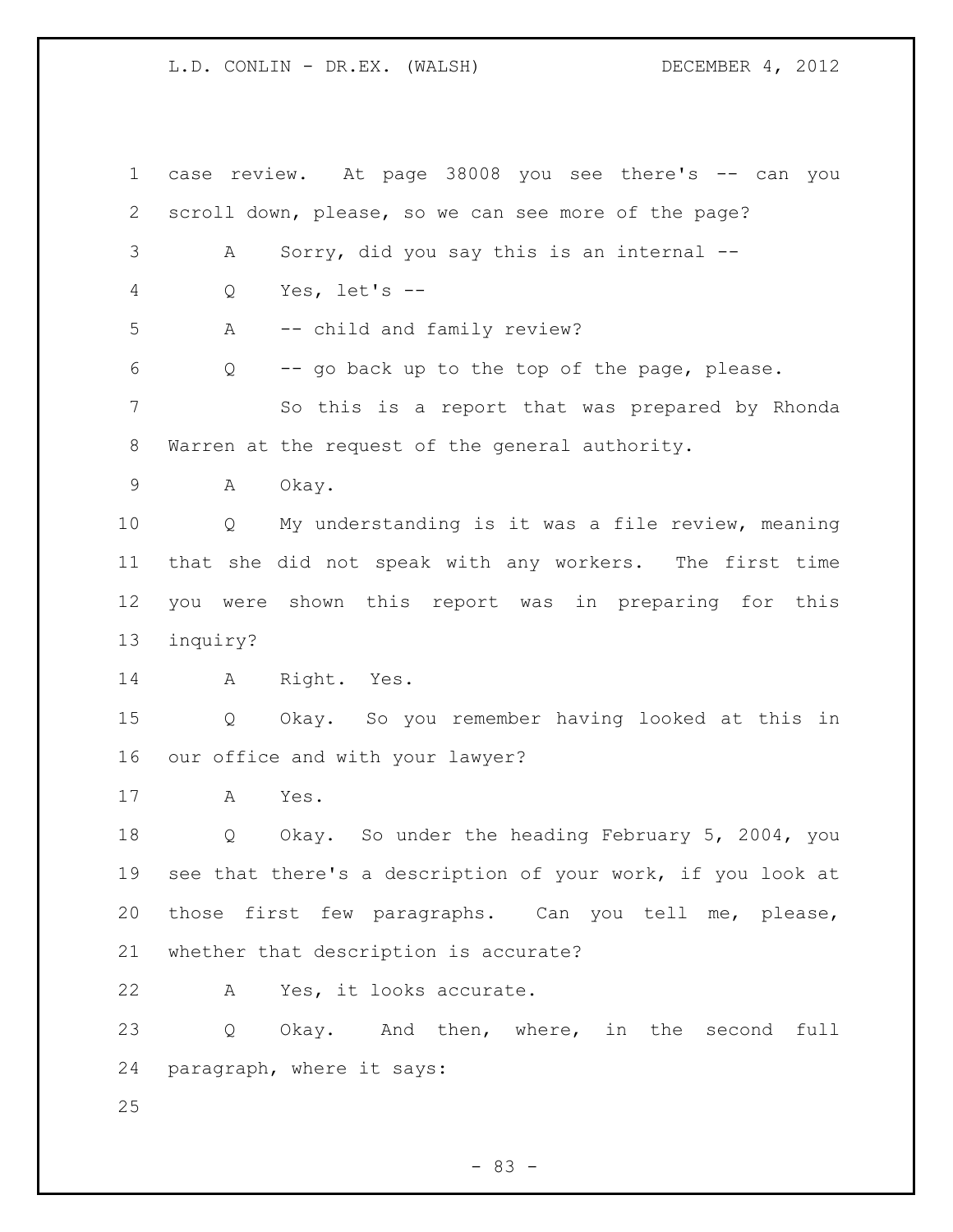case review. At page 38008 you see there's -- can you scroll down, please, so we can see more of the page?

A Sorry, did you say this is an internal --

Q Yes, let's --

A -- child and family review?

Q -- go back up to the top of the page, please.

So this is a report that was prepared by Rhonda Warren at the request of the general authority.

A Okay.

Q My understanding is it was a file review, meaning that she did not speak with any workers. The first time you were shown this report was in preparing for this inquiry?

A Right. Yes.

Q Okay. So you remember having looked at this in our office and with your lawyer?

A Yes.

Q Okay. So under the heading February 5, 2004, you see that there's a description of your work, if you look at those first few paragraphs. Can you tell me, please, whether that description is accurate?

A Yes, it looks accurate.

Q Okay. And then, where, in the second full paragraph, where it says: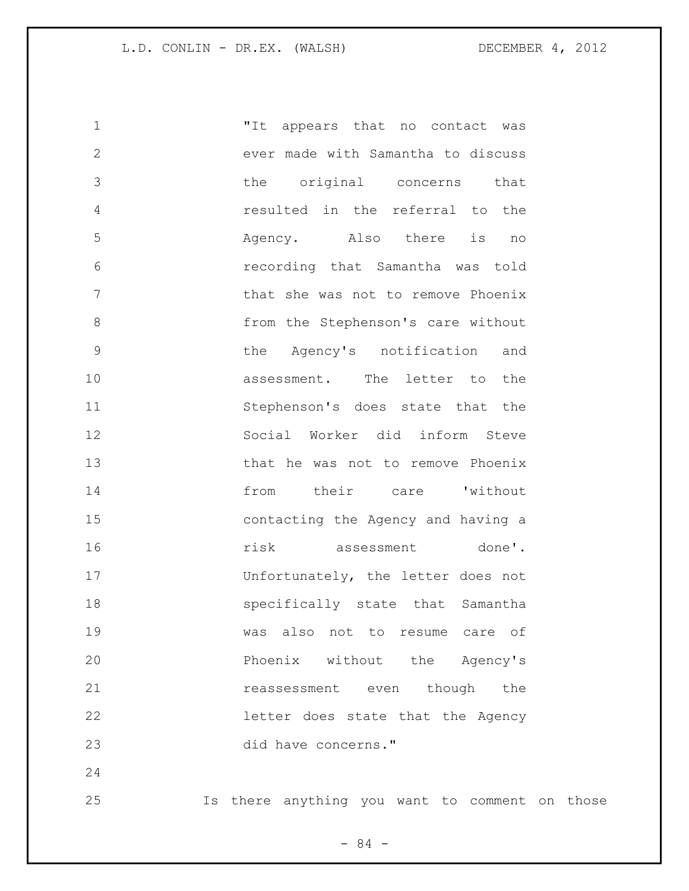"It appears that no contact was ever made with Samantha to discuss the original concerns that resulted in the referral to the Agency. Also there is no recording that Samantha was told that she was not to remove Phoenix from the Stephenson's care without the Agency's notification and assessment. The letter to the Stephenson's does state that the Social Worker did inform Steve that he was not to remove Phoenix from their care 'without contacting the Agency and having a risk assessment done'. Unfortunately, the letter does not specifically state that Samantha was also not to resume care of Phoenix without the Agency's reassessment even though the letter does state that the Agency did have concerns."

Is there anything you want to comment on those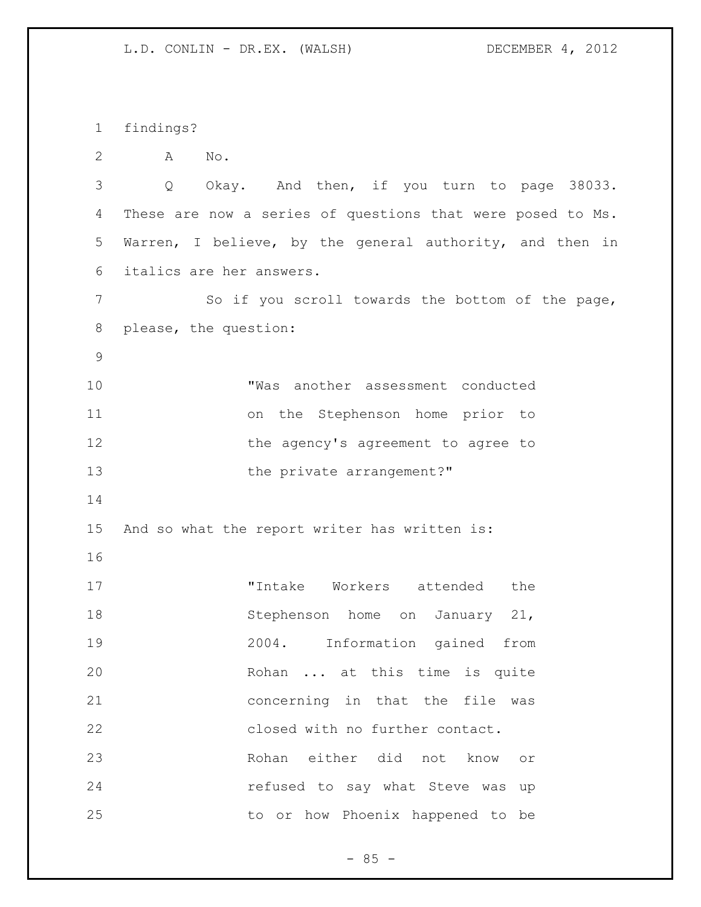findings?

A No.

Q Okay. And then, if you turn to page 38033. These are now a series of questions that were posed to Ms. Warren, I believe, by the general authority, and then in italics are her answers.

So if you scroll towards the bottom of the page, please, the question:

> "Was another assessment conducted on the Stephenson home prior to the agency's agreement to agree to the private arrangement?"

And so what the report writer has written is:

> "Intake Workers attended the Stephenson home on January 21, 2004. Information gained from Rohan ... at this time is quite concerning in that the file was closed with no further contact. Rohan either did not know or refused to say what Steve was up to or how Phoenix happened to be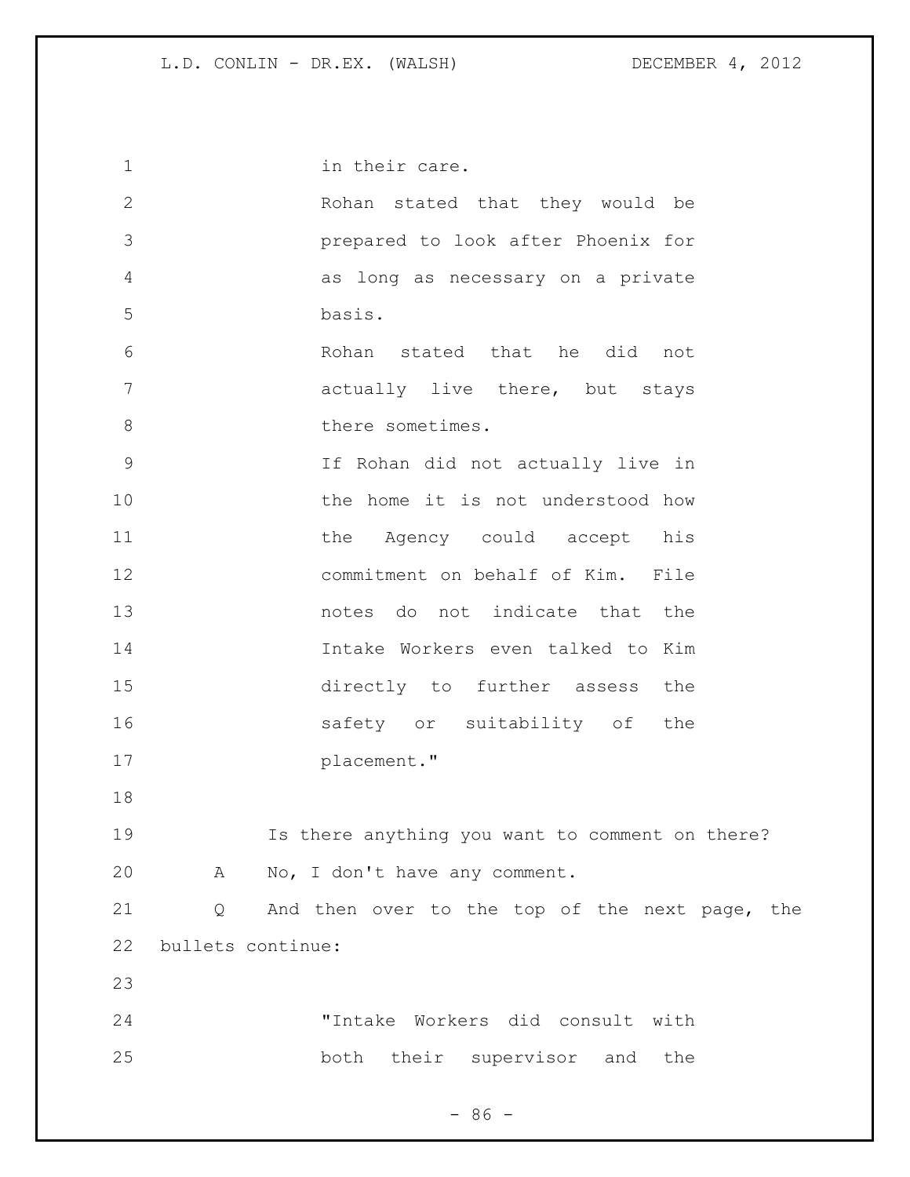in their care.

Rohan stated that they would be prepared to look after Phoenix for as long as necessary on a private basis.

Rohan stated that he did not actually live there, but stays there sometimes.

If Rohan did not actually live in the home it is not understood how the Agency could accept his commitment on behalf of Kim. File notes do not indicate that the Intake Workers even talked to Kim directly to further assess the safety or suitability of the placement."

Is there anything you want to comment on there?

A No, I don't have any comment.

Q And then over to the top of the next page, the bullets continue:

"Intake Workers did consult with both their supervisor and the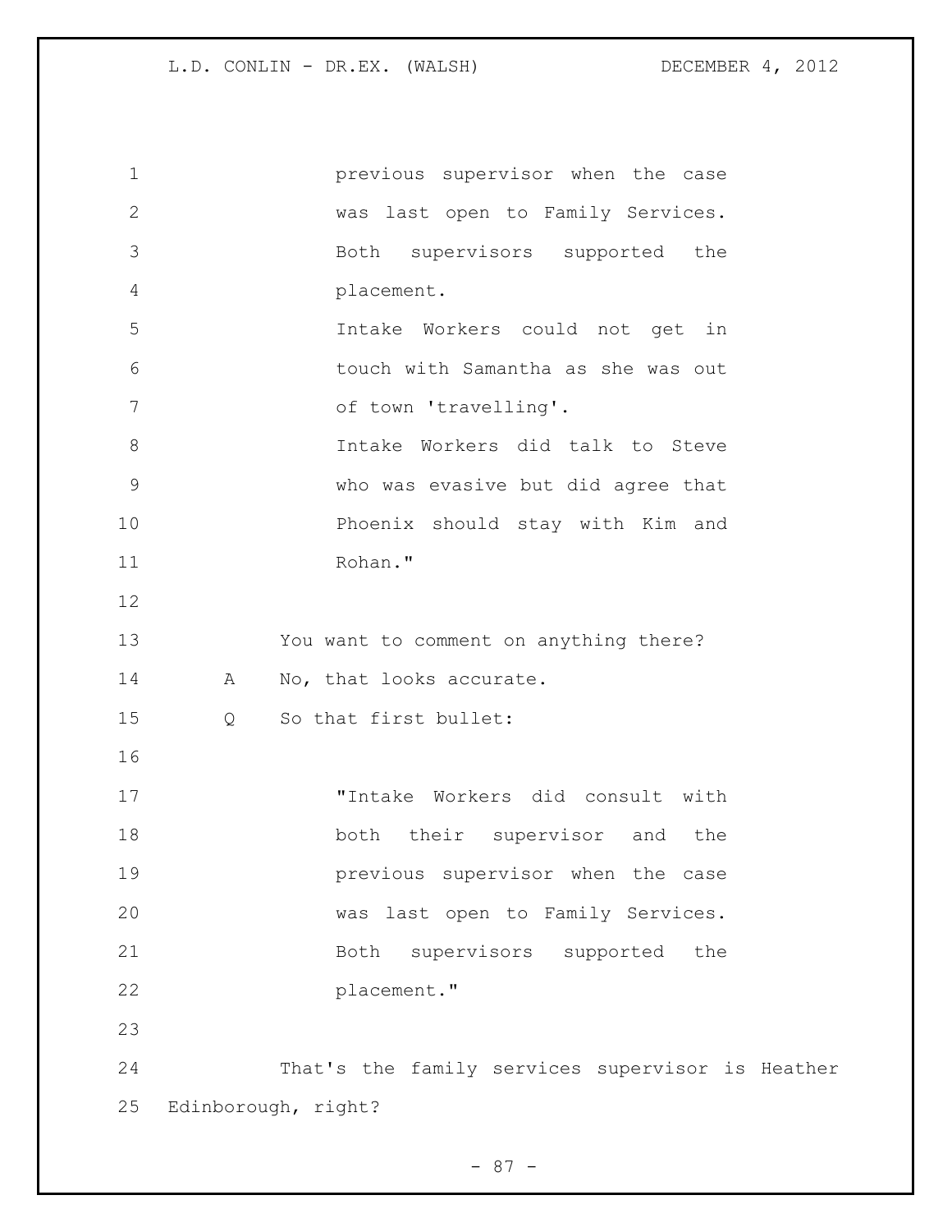previous supervisor when the case was last open to Family Services. Both supervisors supported the placement.

Intake Workers could not get in touch with Samantha as she was out of town 'travelling'.

Intake Workers did talk to Steve who was evasive but did agree that Phoenix should stay with Kim and Rohan."

You want to comment on anything there?

A No, that looks accurate.

Q So that first bullet:

> "Intake Workers did consult with both their supervisor and the previous supervisor when the case was last open to Family Services. Both supervisors supported the placement."

That's the family services supervisor is Heather Edinborough, right?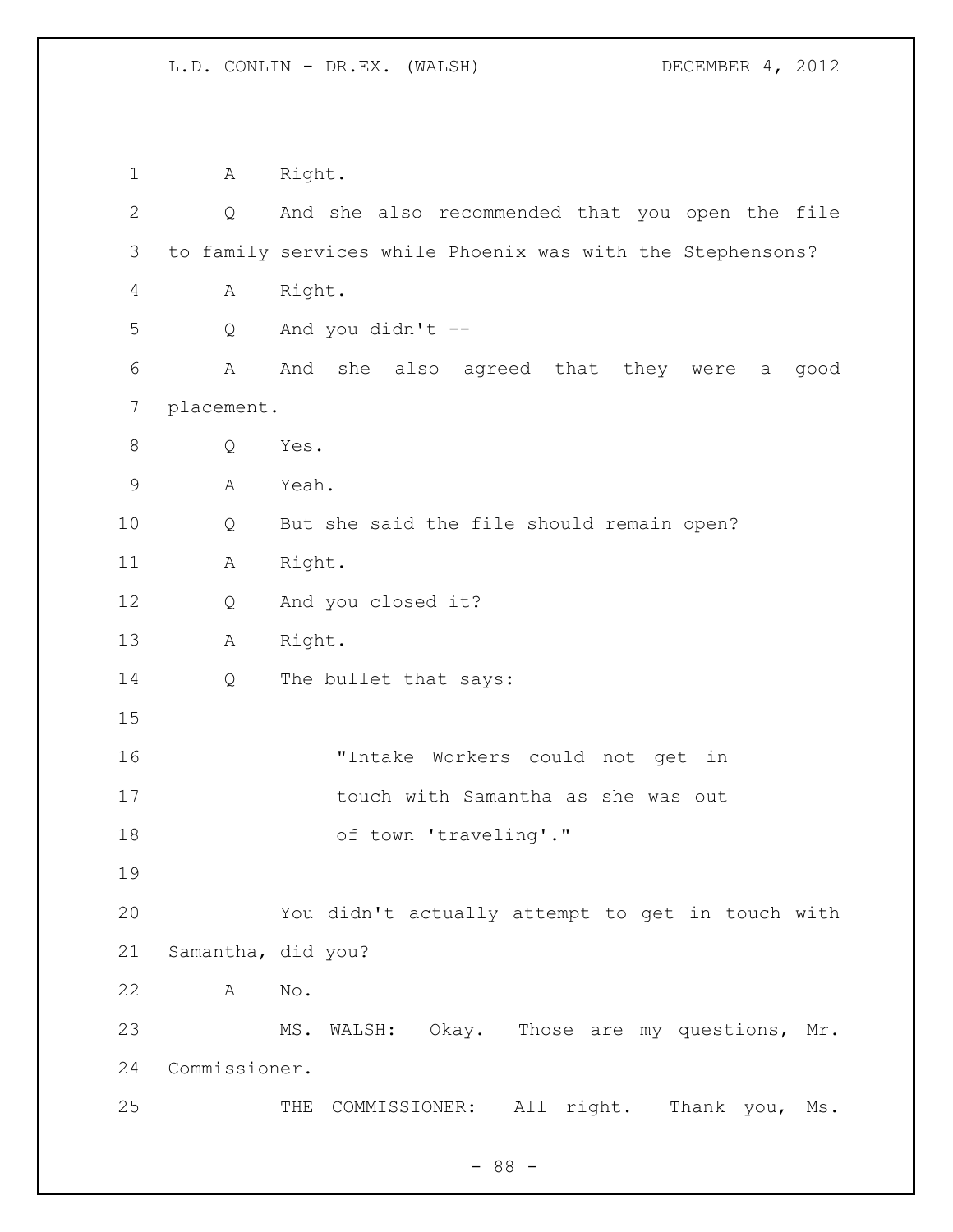A Right.

Q And she also recommended that you open the file to family services while Phoenix was with the Stephensons?

A Right.

Q And you didn't --

A And she also agreed that they were a good placement.

Q Yes.

A Yeah.

Q But she said the file should remain open?

A Right.

Q And you closed it?

A Right.

Q The bullet that says:

> "Intake Workers could not get in touch with Samantha as she was out of town 'traveling'."

You didn't actually attempt to get in touch with Samantha, did you?

A No.

MS. WALSH: Okay. Those are my questions, Mr. Commissioner.

THE COMMISSIONER: All right. Thank you, Ms.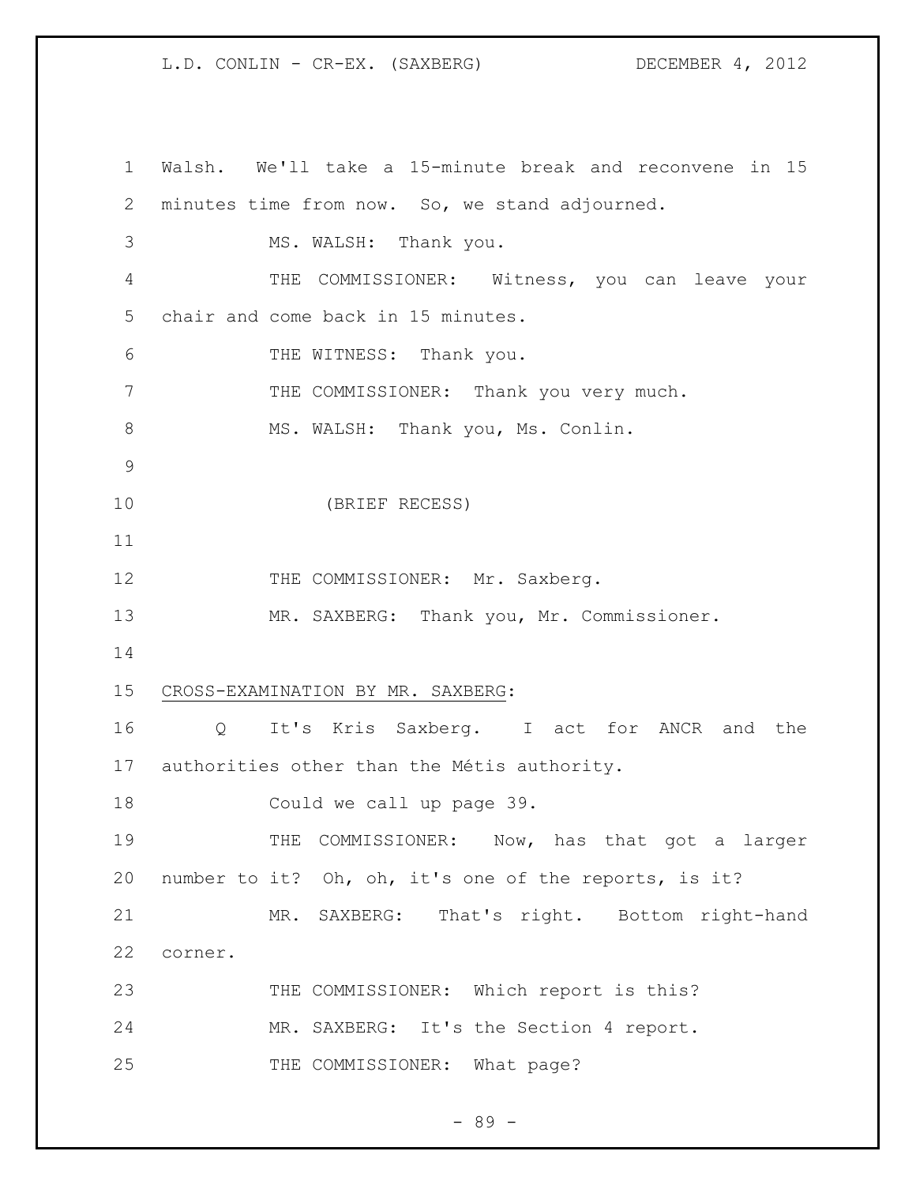Walsh. We'll take a 15-minute break and reconvene in 15 minutes time from now. So, we stand adjourned.

MS. WALSH: Thank you.

THE COMMISSIONER: Witness, you can leave your chair and come back in 15 minutes.

THE WITNESS: Thank you.

THE COMMISSIONER: Thank you very much.

MS. WALSH: Thank you, Ms. Conlin.

(BRIEF RECESS)

THE COMMISSIONER: Mr. Saxberg.

MR. SAXBERG: Thank you, Mr. Commissioner.

CROSS-EXAMINATION BY MR. SAXBERG:

Q It's Kris Saxberg. I act for ANCR and the authorities other than the Métis authority.

Could we call up page 39.

THE COMMISSIONER: Now, has that got a larger number to it? Oh, oh, it's one of the reports, is it?

MR. SAXBERG: That's right. Bottom right-hand corner.

THE COMMISSIONER: Which report is this?

MR. SAXBERG: It's the Section 4 report.

THE COMMISSIONER: What page?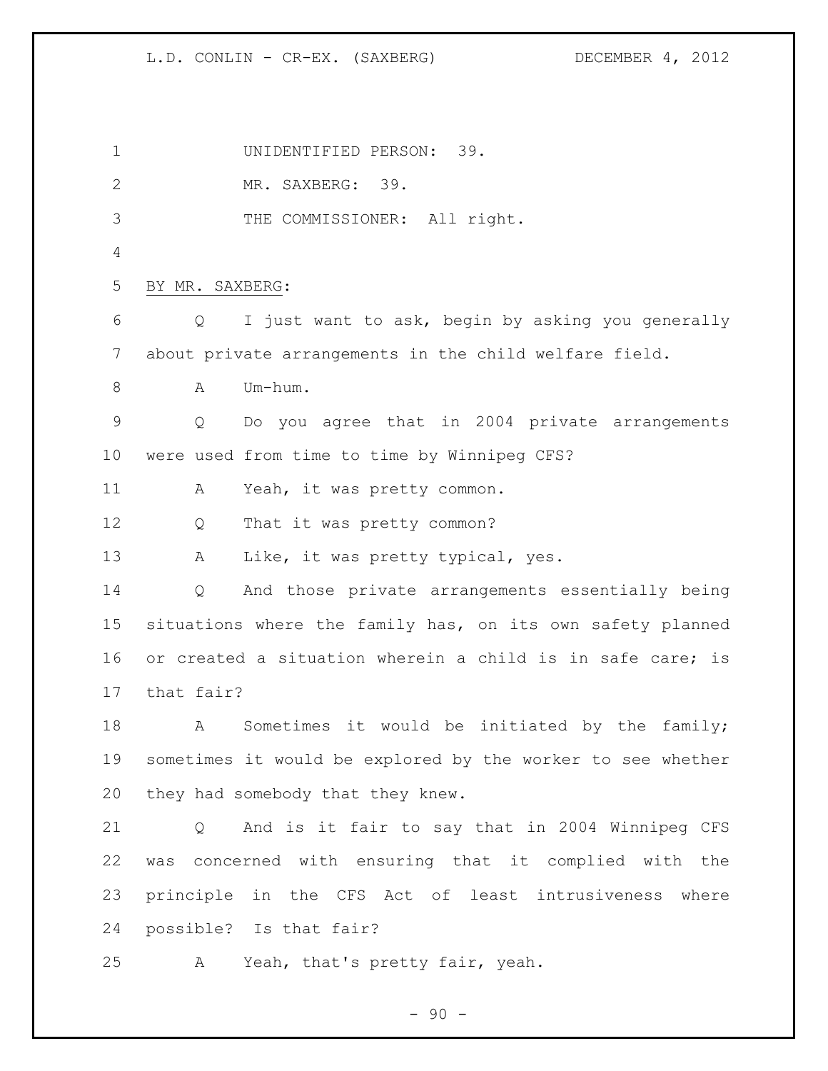UNIDENTIFIED PERSON: 39.

MR. SAXBERG: 39.

THE COMMISSIONER: All right.

BY MR. SAXBERG:

Q I just want to ask, begin by asking you generally about private arrangements in the child welfare field.

A Um-hum.

Q Do you agree that in 2004 private arrangements were used from time to time by Winnipeg CFS?

A Yeah, it was pretty common.

Q That it was pretty common?

A Like, it was pretty typical, yes.

Q And those private arrangements essentially being situations where the family has, on its own safety planned or created a situation wherein a child is in safe care; is that fair?

A Sometimes it would be initiated by the family; sometimes it would be explored by the worker to see whether they had somebody that they knew.

Q And is it fair to say that in 2004 Winnipeg CFS was concerned with ensuring that it complied with the principle in the CFS Act of least intrusiveness where possible? Is that fair?

A Yeah, that's pretty fair, yeah.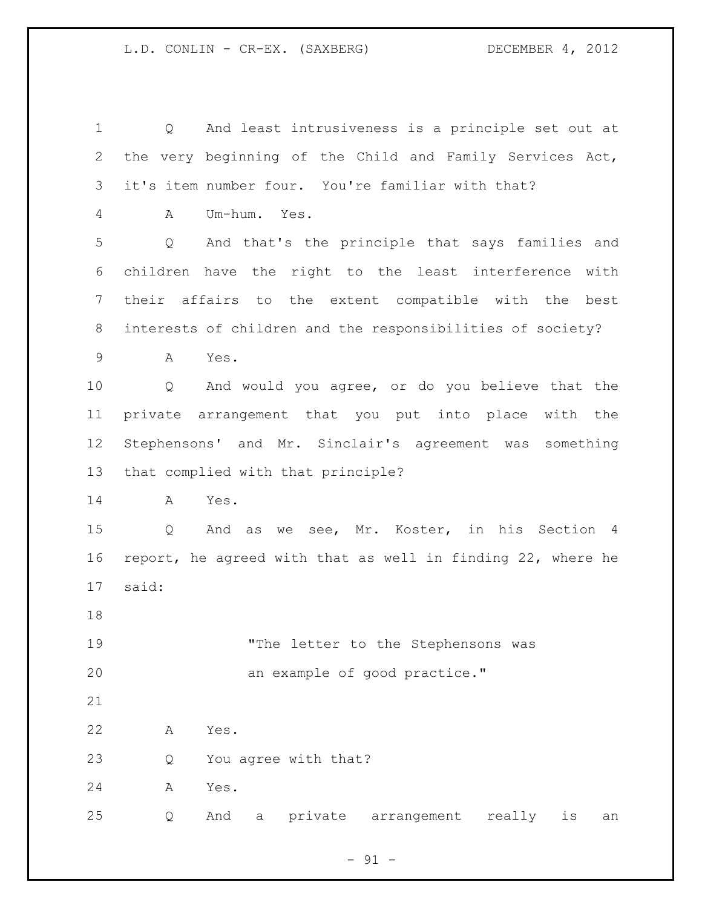Q And least intrusiveness is a principle set out at the very beginning of the Child and Family Services Act, it's item number four. You're familiar with that?

A Um-hum. Yes.

Q And that's the principle that says families and children have the right to the least interference with their affairs to the extent compatible with the best interests of children and the responsibilities of society?

A Yes.

Q And would you agree, or do you believe that the private arrangement that you put into place with the Stephensons' and Mr. Sinclair's agreement was something that complied with that principle?

A Yes.

Q And as we see, Mr. Koster, in his Section 4 report, he agreed with that as well in finding 22, where he said:

> "The letter to the Stephensons was an example of good practice."

A Yes.

Q You agree with that?

A Yes.

Q And a private arrangement really is an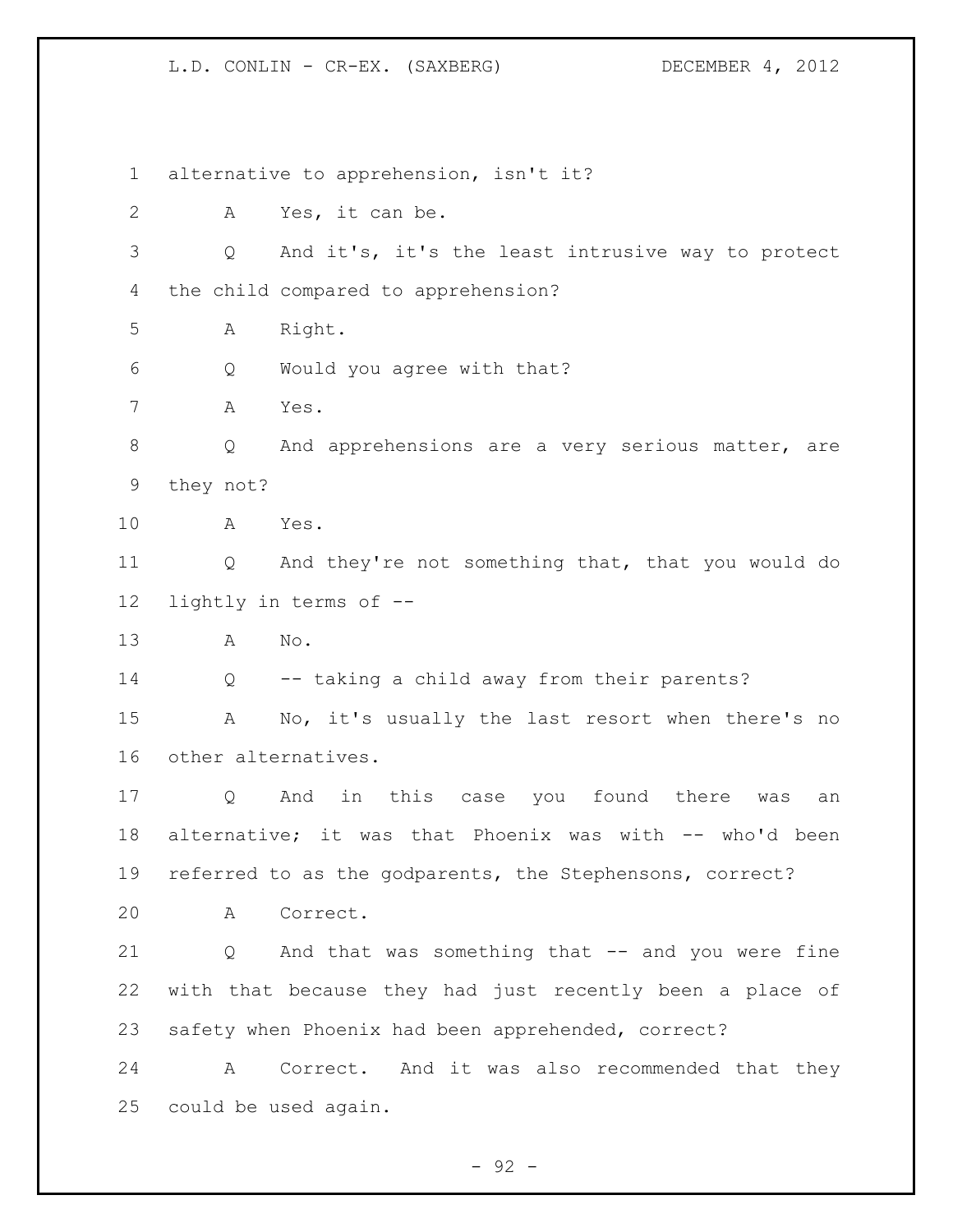alternative to apprehension, isn't it?

A Yes, it can be.

Q And it's, it's the least intrusive way to protect the child compared to apprehension?

A Right.

Q Would you agree with that?

A Yes.

Q And apprehensions are a very serious matter, are they not?

A Yes.

Q And they're not something that, that you would do lightly in terms of --

A No.

Q -- taking a child away from their parents?

A No, it's usually the last resort when there's no other alternatives.

Q And in this case you found there was an alternative; it was that Phoenix was with -- who'd been referred to as the godparents, the Stephensons, correct?

A Correct.

Q And that was something that -- and you were fine with that because they had just recently been a place of safety when Phoenix had been apprehended, correct?

A Correct. And it was also recommended that they could be used again.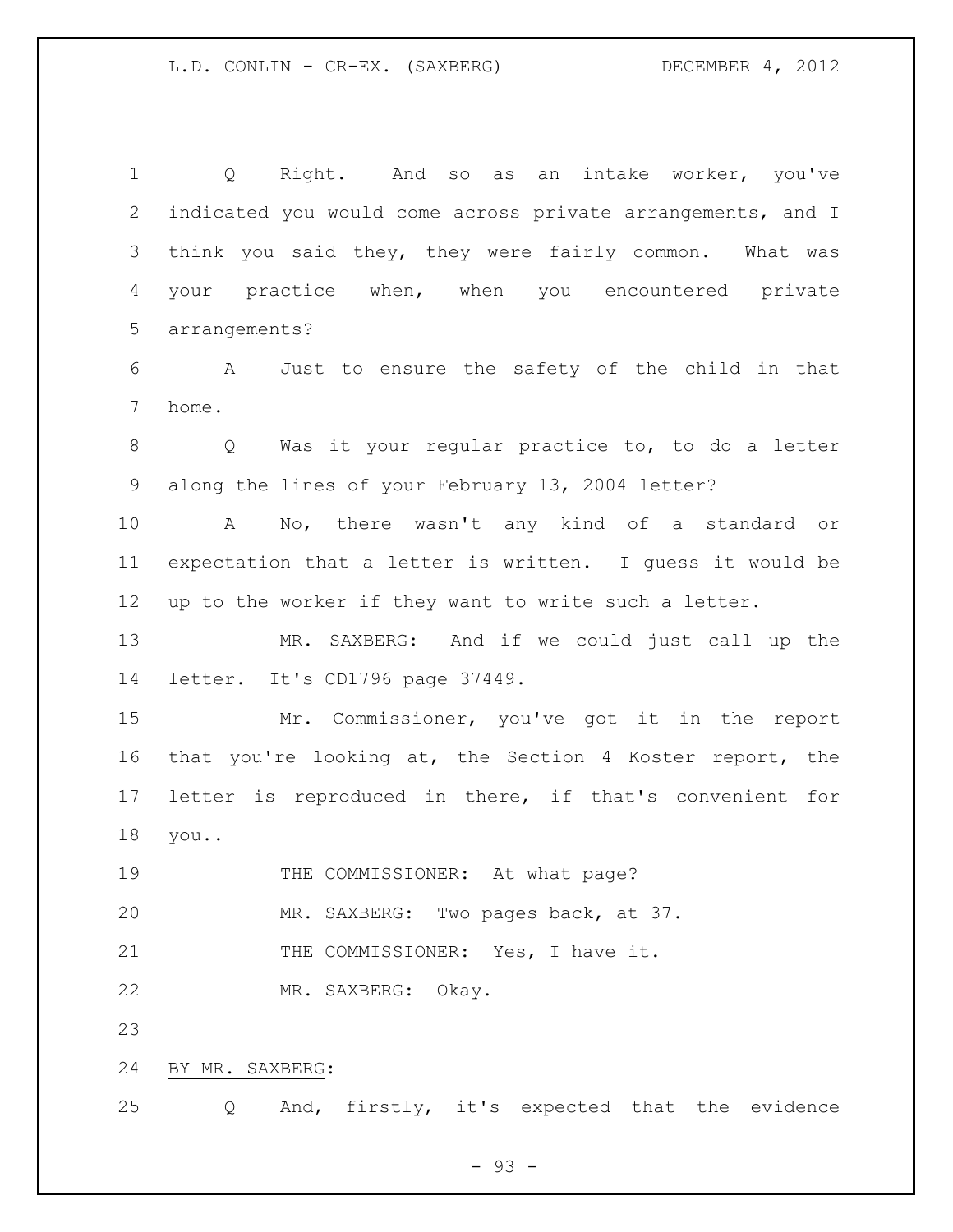Q Right. And so as an intake worker, you've indicated you would come across private arrangements, and I think you said they, they were fairly common. What was your practice when, when you encountered private arrangements?

A Just to ensure the safety of the child in that home.

Q Was it your regular practice to, to do a letter along the lines of your February 13, 2004 letter?

A No, there wasn't any kind of a standard or expectation that a letter is written. I guess it would be up to the worker if they want to write such a letter.

MR. SAXBERG: And if we could just call up the letter. It's CD1796 page 37449.

Mr. Commissioner, you've got it in the report that you're looking at, the Section 4 Koster report, the letter is reproduced in there, if that's convenient for you..

THE COMMISSIONER: At what page?

MR. SAXBERG: Two pages back, at 37.

THE COMMISSIONER: Yes, I have it.

MR. SAXBERG: Okay.

BY MR. SAXBERG:

Q And, firstly, it's expected that the evidence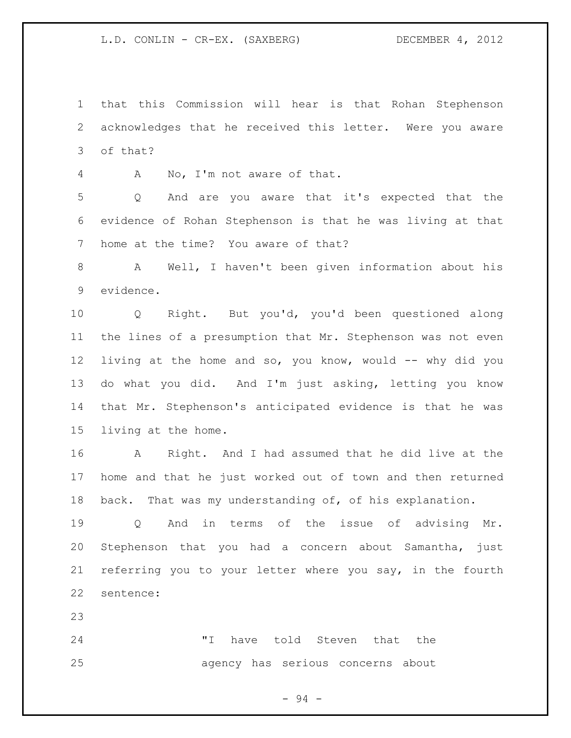that this Commission will hear is that Rohan Stephenson acknowledges that he received this letter. Were you aware of that?

A No, I'm not aware of that.

Q And are you aware that it's expected that the evidence of Rohan Stephenson is that he was living at that home at the time? You aware of that?

A Well, I haven't been given information about his evidence.

Q Right. But you'd, you'd been questioned along the lines of a presumption that Mr. Stephenson was not even living at the home and so, you know, would -- why did you do what you did. And I'm just asking, letting you know that Mr. Stephenson's anticipated evidence is that he was living at the home.

A Right. And I had assumed that he did live at the home and that he just worked out of town and then returned back. That was my understanding of, of his explanation.

Q And in terms of the issue of advising Mr. Stephenson that you had a concern about Samantha, just referring you to your letter where you say, in the fourth sentence:

> "I have told Steven that the agency has serious concerns about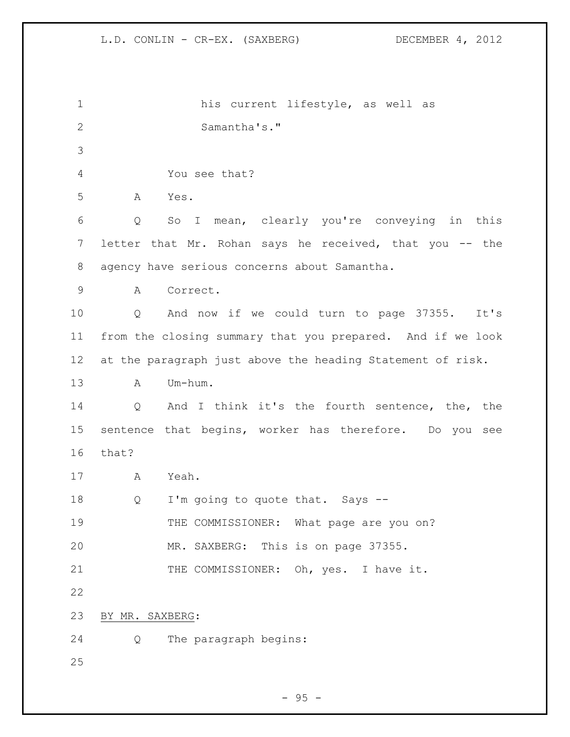his current lifestyle, as well as Samantha's."

You see that?

A Yes.

Q So I mean, clearly you're conveying in this letter that Mr. Rohan says he received, that you -- the agency have serious concerns about Samantha.

A Correct.

Q And now if we could turn to page 37355. It's from the closing summary that you prepared. And if we look at the paragraph just above the heading Statement of risk.

A Um-hum.

Q And I think it's the fourth sentence, the, the sentence that begins, worker has therefore. Do you see that?

A Yeah.

Q I'm going to quote that. Says --

THE COMMISSIONER: What page are you on?

MR. SAXBERG: This is on page 37355.

THE COMMISSIONER: Oh, yes. I have it.

BY MR. SAXBERG:

Q The paragraph begins: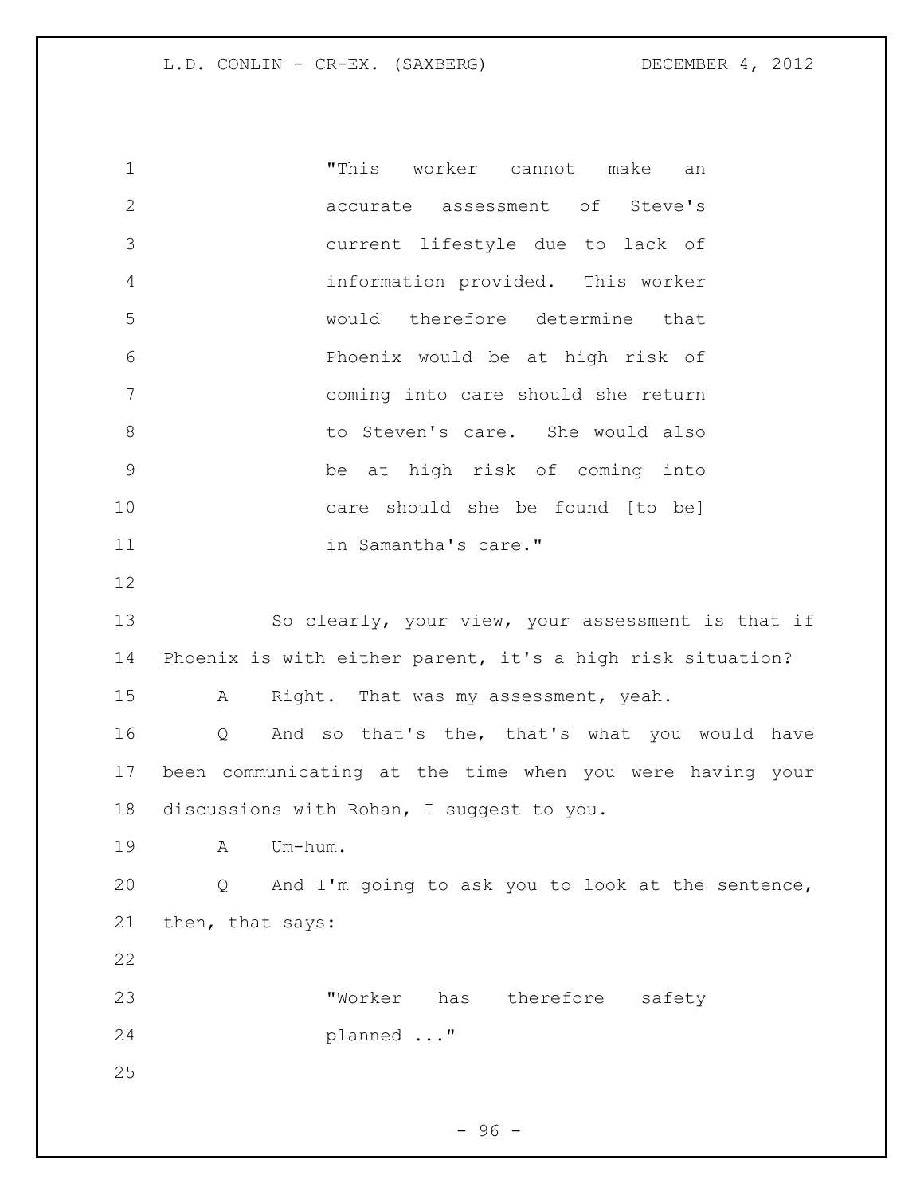> "This worker cannot make an accurate assessment of Steve's current lifestyle due to lack of information provided. This worker would therefore determine that Phoenix would be at high risk of coming into care should she return to Steven's care. She would also be at high risk of coming into care should she be found [to be] in Samantha's care."

So clearly, your view, your assessment is that if Phoenix is with either parent, it's a high risk situation?

A Right. That was my assessment, yeah.

Q And so that's the, that's what you would have been communicating at the time when you were having your discussions with Rohan, I suggest to you.

A Um-hum.

Q And I'm going to ask you to look at the sentence, then, that says:

> "Worker has therefore safety planned ..."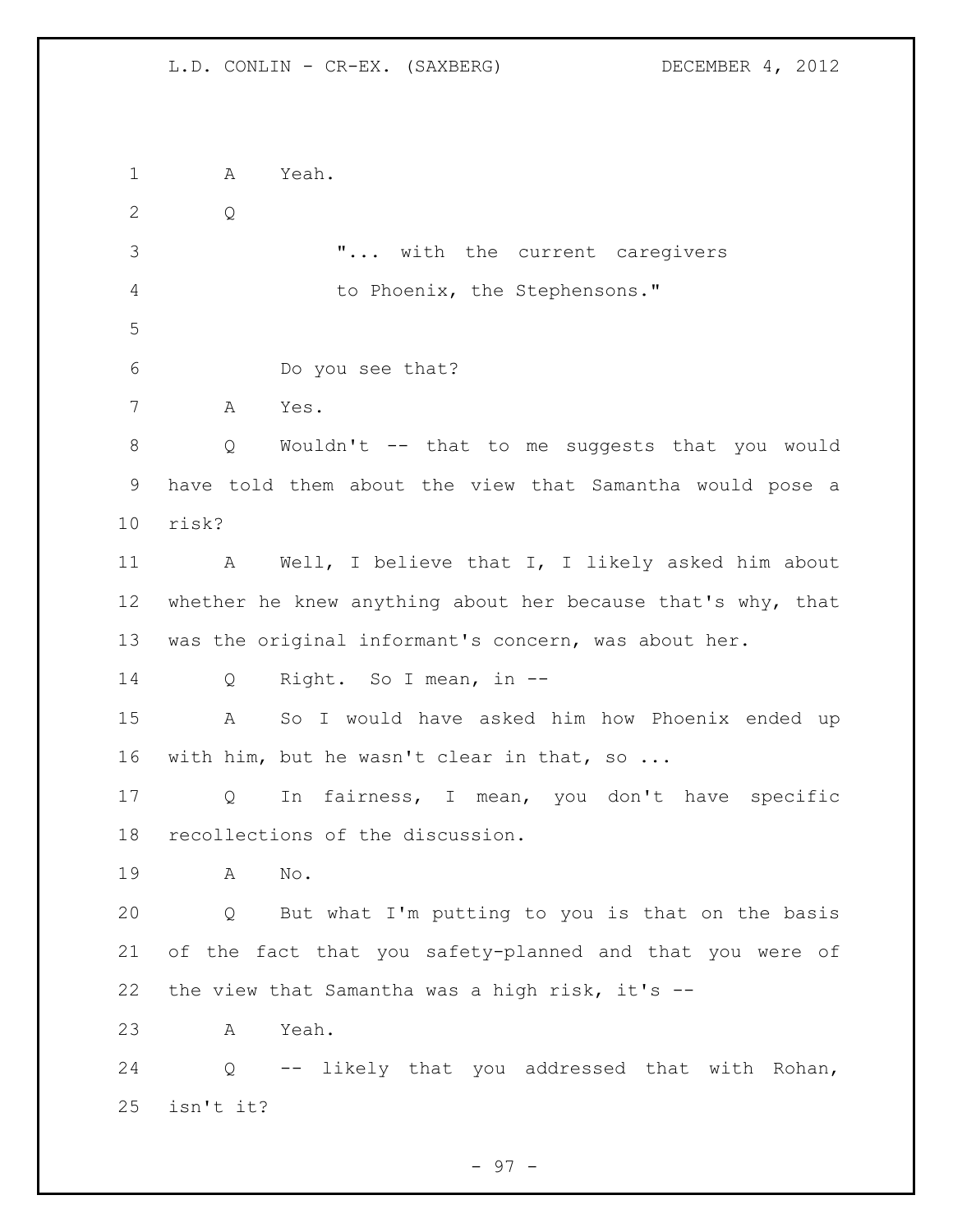A Yeah.

Q

> "... with the current caregivers to Phoenix, the Stephensons."

Do you see that?

A Yes.

Q Wouldn't -- that to me suggests that you would have told them about the view that Samantha would pose a risk?

A Well, I believe that I, I likely asked him about whether he knew anything about her because that's why, that was the original informant's concern, was about her.

Q Right. So I mean, in --

A So I would have asked him how Phoenix ended up with him, but he wasn't clear in that, so ...

Q In fairness, I mean, you don't have specific recollections of the discussion.

A No.

Q But what I'm putting to you is that on the basis of the fact that you safety-planned and that you were of the view that Samantha was a high risk, it's --

A Yeah.

Q -- likely that you addressed that with Rohan, isn't it?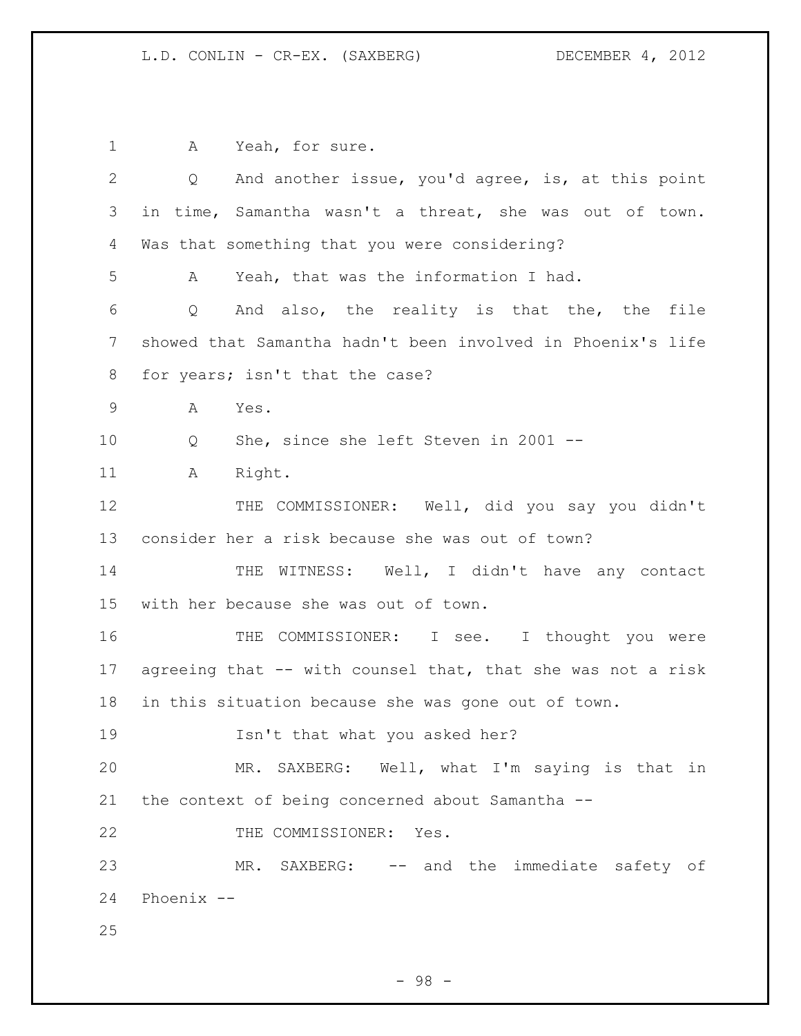A Yeah, for sure.

Q And another issue, you'd agree, is, at this point in time, Samantha wasn't a threat, she was out of town. Was that something that you were considering?

A Yeah, that was the information I had.

Q And also, the reality is that the, the file showed that Samantha hadn't been involved in Phoenix's life for years; isn't that the case?

A Yes.

Q She, since she left Steven in 2001 --

A Right.

THE COMMISSIONER: Well, did you say you didn't consider her a risk because she was out of town?

THE WITNESS: Well, I didn't have any contact with her because she was out of town.

THE COMMISSIONER: I see. I thought you were agreeing that -- with counsel that, that she was not a risk in this situation because she was gone out of town.

Isn't that what you asked her?

MR. SAXBERG: Well, what I'm saying is that in the context of being concerned about Samantha --

THE COMMISSIONER: Yes.

MR. SAXBERG: -- and the immediate safety of Phoenix --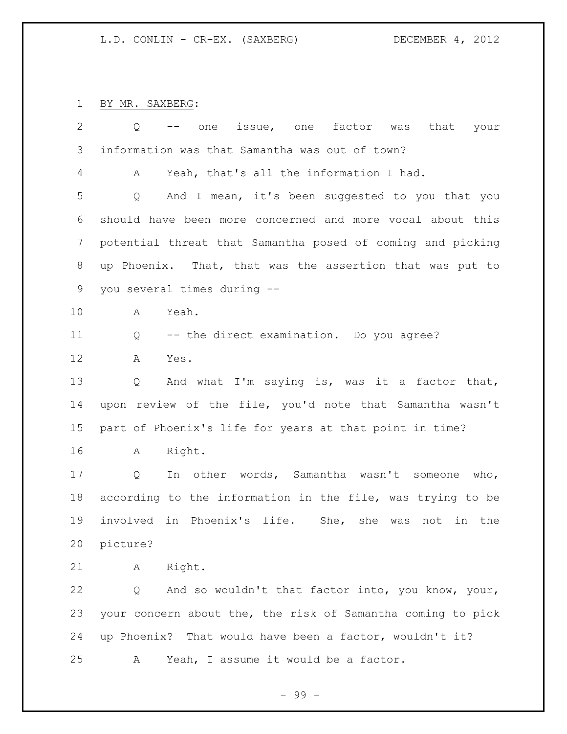BY MR. SAXBERG:

Q -- one issue, one factor was that your information was that Samantha was out of town?

A Yeah, that's all the information I had.

Q And I mean, it's been suggested to you that you should have been more concerned and more vocal about this potential threat that Samantha posed of coming and picking up Phoenix. That, that was the assertion that was put to you several times during --

A Yeah.

Q -- the direct examination. Do you agree?

A Yes.

Q And what I'm saying is, was it a factor that, upon review of the file, you'd note that Samantha wasn't part of Phoenix's life for years at that point in time?

A Right.

Q In other words, Samantha wasn't someone who, according to the information in the file, was trying to be involved in Phoenix's life. She, she was not in the picture?

A Right.

Q And so wouldn't that factor into, you know, your, your concern about the, the risk of Samantha coming to pick up Phoenix? That would have been a factor, wouldn't it?

A Yeah, I assume it would be a factor.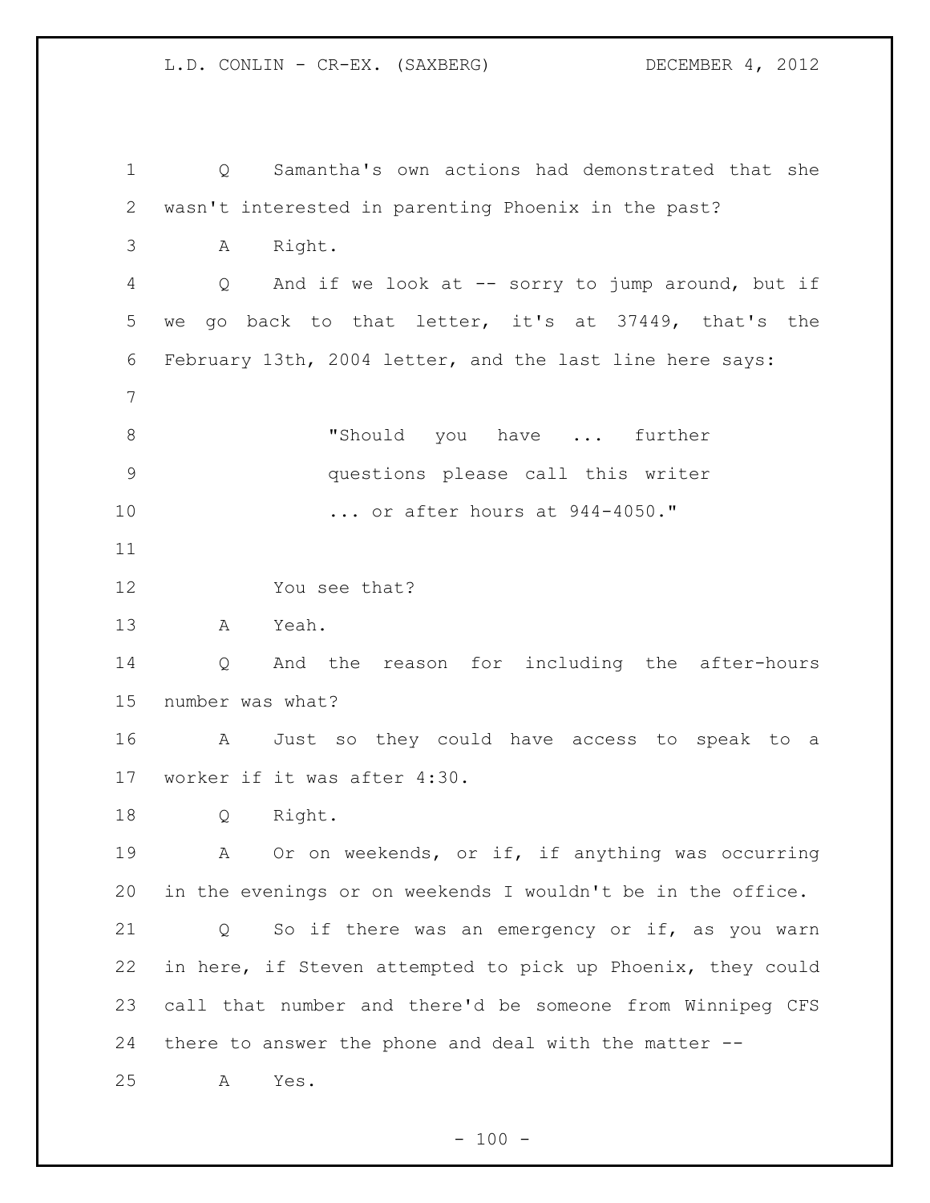Q Samantha's own actions had demonstrated that she wasn't interested in parenting Phoenix in the past?

A Right.

Q And if we look at -- sorry to jump around, but if we go back to that letter, it's at 37449, that's the February 13th, 2004 letter, and the last line here says:

> "Should you have ... further questions please call this writer ... or after hours at 944-4050."

You see that?

A Yeah.

Q And the reason for including the after-hours number was what?

A Just so they could have access to speak to a worker if it was after 4:30.

Q Right.

A Or on weekends, or if, if anything was occurring in the evenings or on weekends I wouldn't be in the office.

Q So if there was an emergency or if, as you warn in here, if Steven attempted to pick up Phoenix, they could call that number and there'd be someone from Winnipeg CFS there to answer the phone and deal with the matter --

A Yes.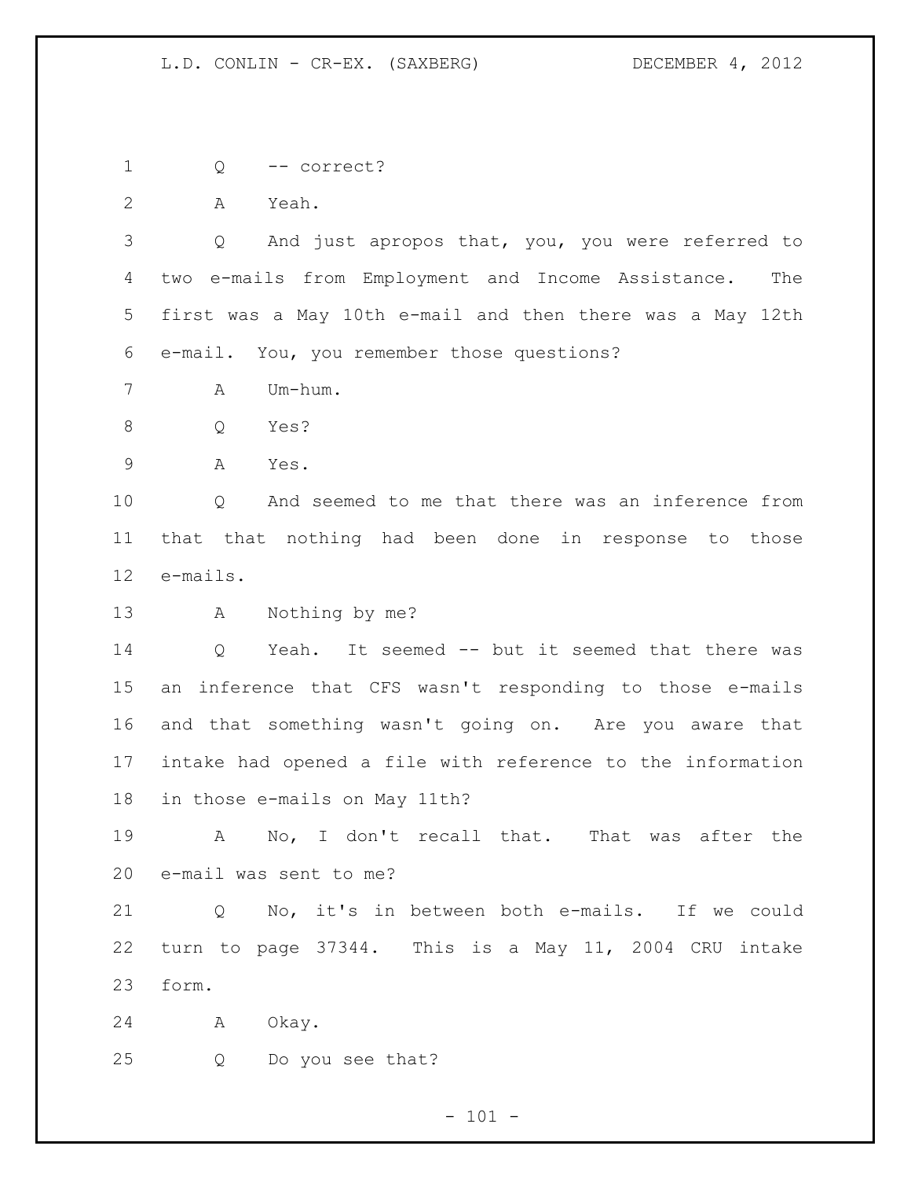Q -- correct?

A Yeah.

Q And just apropos that, you, you were referred to two e-mails from Employment and Income Assistance. The first was a May 10th e-mail and then there was a May 12th e-mail. You, you remember those questions?

A Um-hum.

Q Yes?

A Yes.

Q And seemed to me that there was an inference from that that nothing had been done in response to those e-mails.

A Nothing by me?

Q Yeah. It seemed -- but it seemed that there was an inference that CFS wasn't responding to those e-mails and that something wasn't going on. Are you aware that intake had opened a file with reference to the information in those e-mails on May 11th?

A No, I don't recall that. That was after the e-mail was sent to me?

Q No, it's in between both e-mails. If we could turn to page 37344. This is a May 11, 2004 CRU intake form.

A Okay.

Q Do you see that?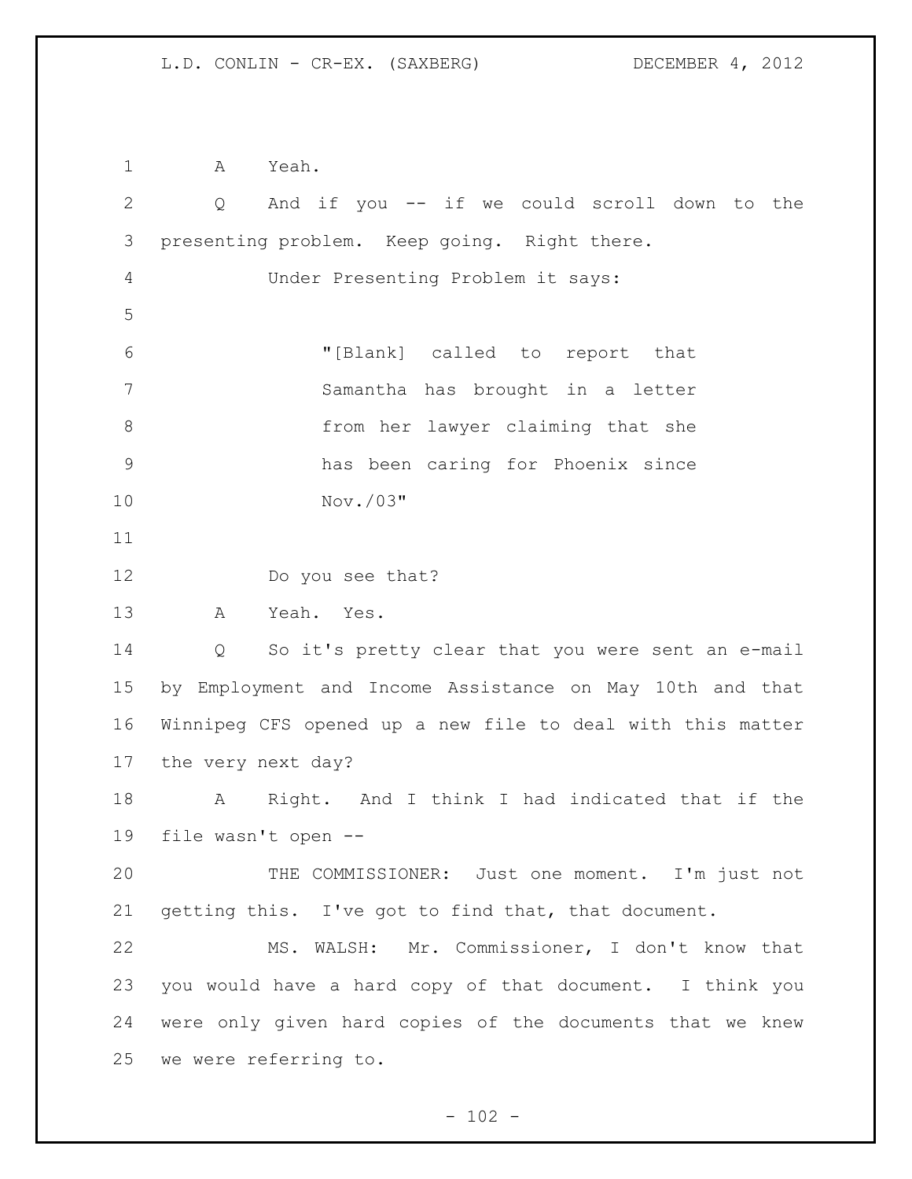A Yeah.

Q And if you -- if we could scroll down to the presenting problem. Keep going. Right there.

Under Presenting Problem it says:

> "[Blank] called to report that Samantha has brought in a letter from her lawyer claiming that she has been caring for Phoenix since Nov./03"

Do you see that?

A Yeah. Yes.

Q So it's pretty clear that you were sent an e-mail by Employment and Income Assistance on May 10th and that Winnipeg CFS opened up a new file to deal with this matter the very next day?

A Right. And I think I had indicated that if the file wasn't open --

THE COMMISSIONER: Just one moment. I'm just not getting this. I've got to find that, that document.

MS. WALSH: Mr. Commissioner, I don't know that you would have a hard copy of that document. I think you were only given hard copies of the documents that we knew we were referring to.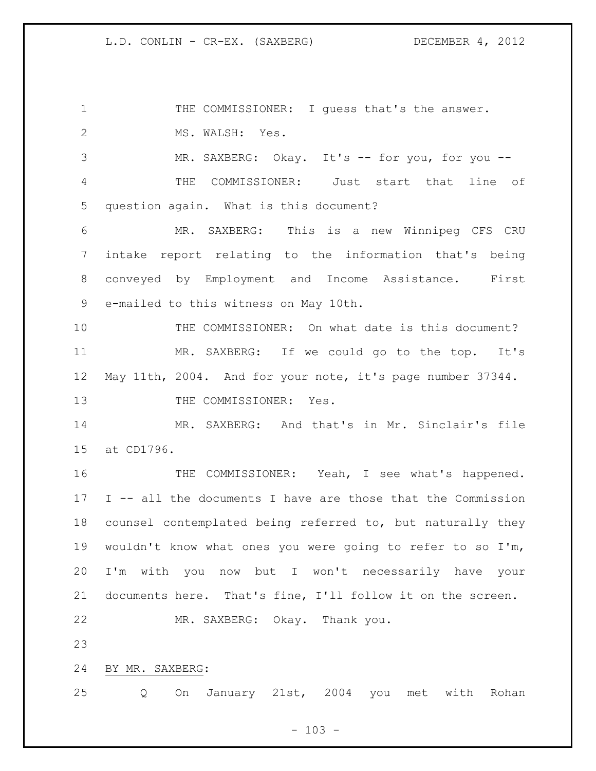THE COMMISSIONER: I guess that's the answer.

MS. WALSH: Yes.

MR. SAXBERG: Okay. It's -- for you, for you --

THE COMMISSIONER: Just start that line of question again. What is this document?

MR. SAXBERG: This is a new Winnipeg CFS CRU intake report relating to the information that's being conveyed by Employment and Income Assistance. First e-mailed to this witness on May 10th.

THE COMMISSIONER: On what date is this document?

MR. SAXBERG: If we could go to the top. It's May 11th, 2004. And for your note, it's page number 37344.

THE COMMISSIONER: Yes.

MR. SAXBERG: And that's in Mr. Sinclair's file at CD1796.

THE COMMISSIONER: Yeah, I see what's happened. I -- all the documents I have are those that the Commission counsel contemplated being referred to, but naturally they wouldn't know what ones you were going to refer to so I'm, I'm with you now but I won't necessarily have your documents here. That's fine, I'll follow it on the screen.

MR. SAXBERG: Okay. Thank you.

BY MR. SAXBERG:

Q On January 21st, 2004 you met with Rohan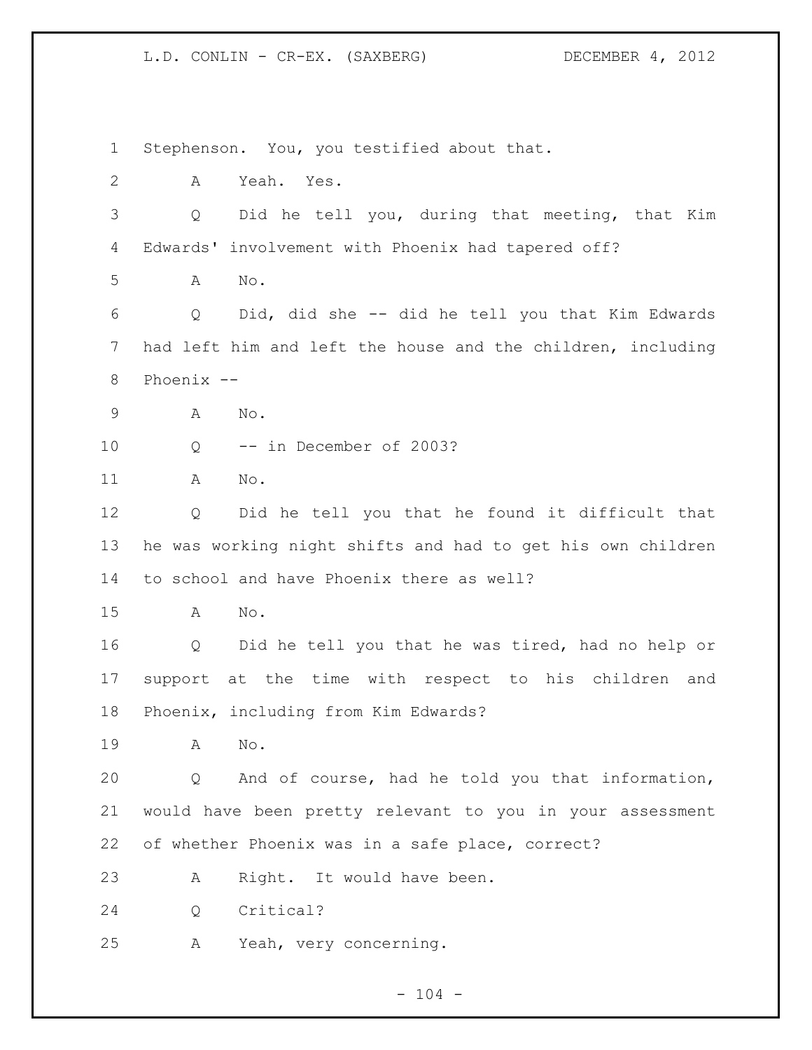Stephenson. You, you testified about that.

A Yeah. Yes.

Q Did he tell you, during that meeting, that Kim Edwards' involvement with Phoenix had tapered off?

A No.

Q Did, did she -- did he tell you that Kim Edwards had left him and left the house and the children, including Phoenix --

A No.

Q -- in December of 2003?

A No.

Q Did he tell you that he found it difficult that he was working night shifts and had to get his own children to school and have Phoenix there as well?

A No.

Q Did he tell you that he was tired, had no help or support at the time with respect to his children and Phoenix, including from Kim Edwards?

A No.

Q And of course, had he told you that information, would have been pretty relevant to you in your assessment of whether Phoenix was in a safe place, correct?

A Right. It would have been.

Q Critical?

A Yeah, very concerning.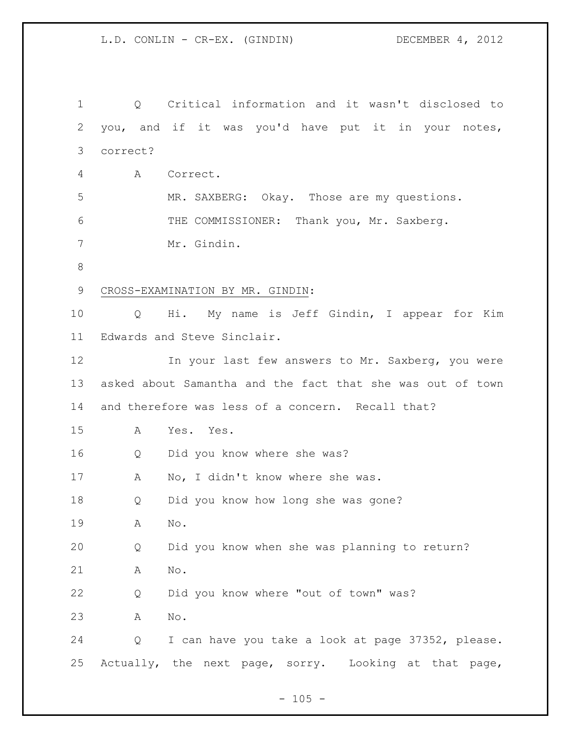Q Critical information and it wasn't disclosed to you, and if it was you'd have put it in your notes, correct?

A Correct.

MR. SAXBERG: Okay. Those are my questions.

THE COMMISSIONER: Thank you, Mr. Saxberg.

Mr. Gindin.

<u>CROSS-EXAMINATION BY MR. GINDIN</u>:

Q Hi. My name is Jeff Gindin, I appear for Kim Edwards and Steve Sinclair.

In your last few answers to Mr. Saxberg, you were asked about Samantha and the fact that she was out of town and therefore was less of a concern. Recall that?

A Yes. Yes.

Q Did you know where she was?

A No, I didn't know where she was.

Q Did you know how long she was gone?

A No.

Q Did you know when she was planning to return?

A No.

Q Did you know where "out of town" was?

A No.

Q I can have you take a look at page 37352, please. Actually, the next page, sorry. Looking at that page,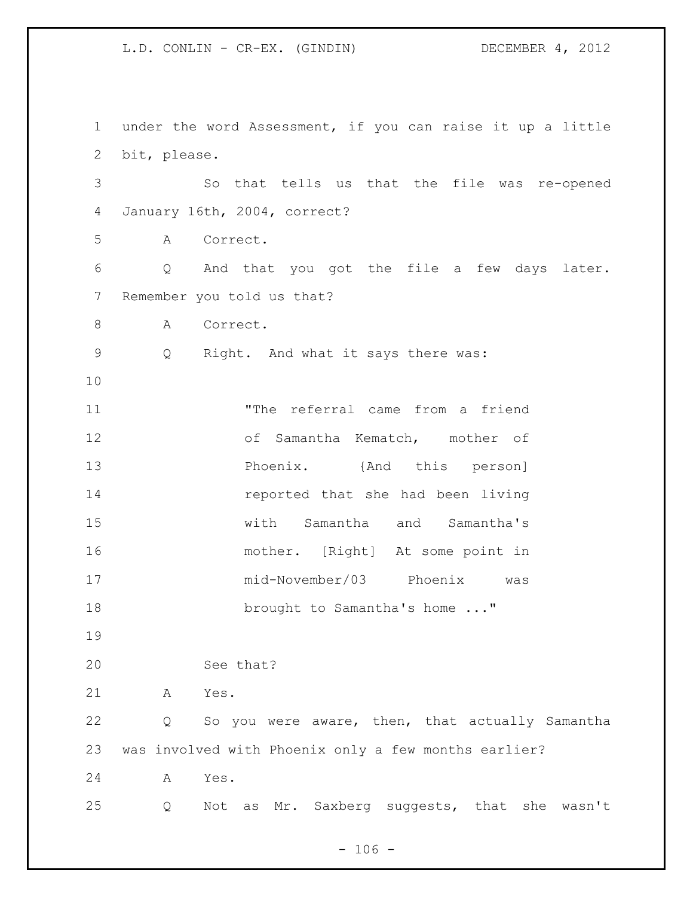under the word Assessment, if you can raise it up a little bit, please.

So that tells us that the file was re-opened January 16th, 2004, correct?

A Correct.

Q And that you got the file a few days later. Remember you told us that?

A Correct.

Q Right. And what it says there was:

> "The referral came from a friend of Samantha Kematch, mother of Phoenix. {And this person] reported that she had been living with Samantha and Samantha's mother. [Right] At some point in mid-November/03 Phoenix was brought to Samantha's home ..."

See that?

A Yes.

Q So you were aware, then, that actually Samantha was involved with Phoenix only a few months earlier?

A Yes.

Q Not as Mr. Saxberg suggests, that she wasn't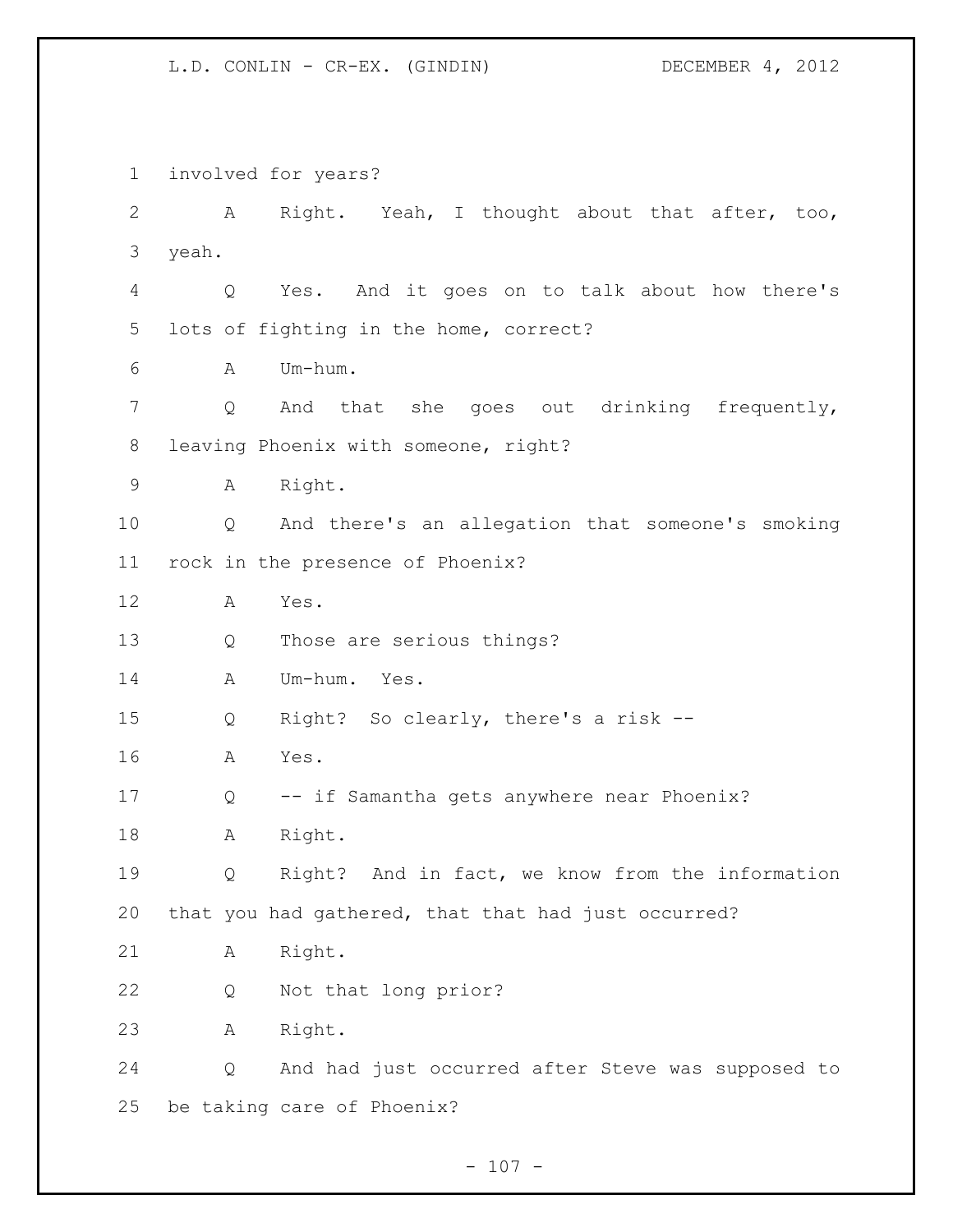1 involved for years?

2 A Right. Yeah, I thought about that after, too,

3 yeah.

4 Q Yes. And it goes on to talk about how there's

5 lots of fighting in the home, correct?

6 A Um-hum.

7 Q And that she goes out drinking frequently,

8 leaving Phoenix with someone, right?

9 A Right.

10 Q And there's an allegation that someone's smoking

11 rock in the presence of Phoenix?

12 A Yes.

13 Q Those are serious things?

14 A Um-hum. Yes.

15 Q Right? So clearly, there's a risk --

16 A Yes.

17 Q -- if Samantha gets anywhere near Phoenix?

18 A Right.

19 Q Right? And in fact, we know from the information

20 that you had gathered, that that had just occurred?

21 A Right.

22 Q Not that long prior?

23 A Right.

24 Q And had just occurred after Steve was supposed to

25 be taking care of Phoenix?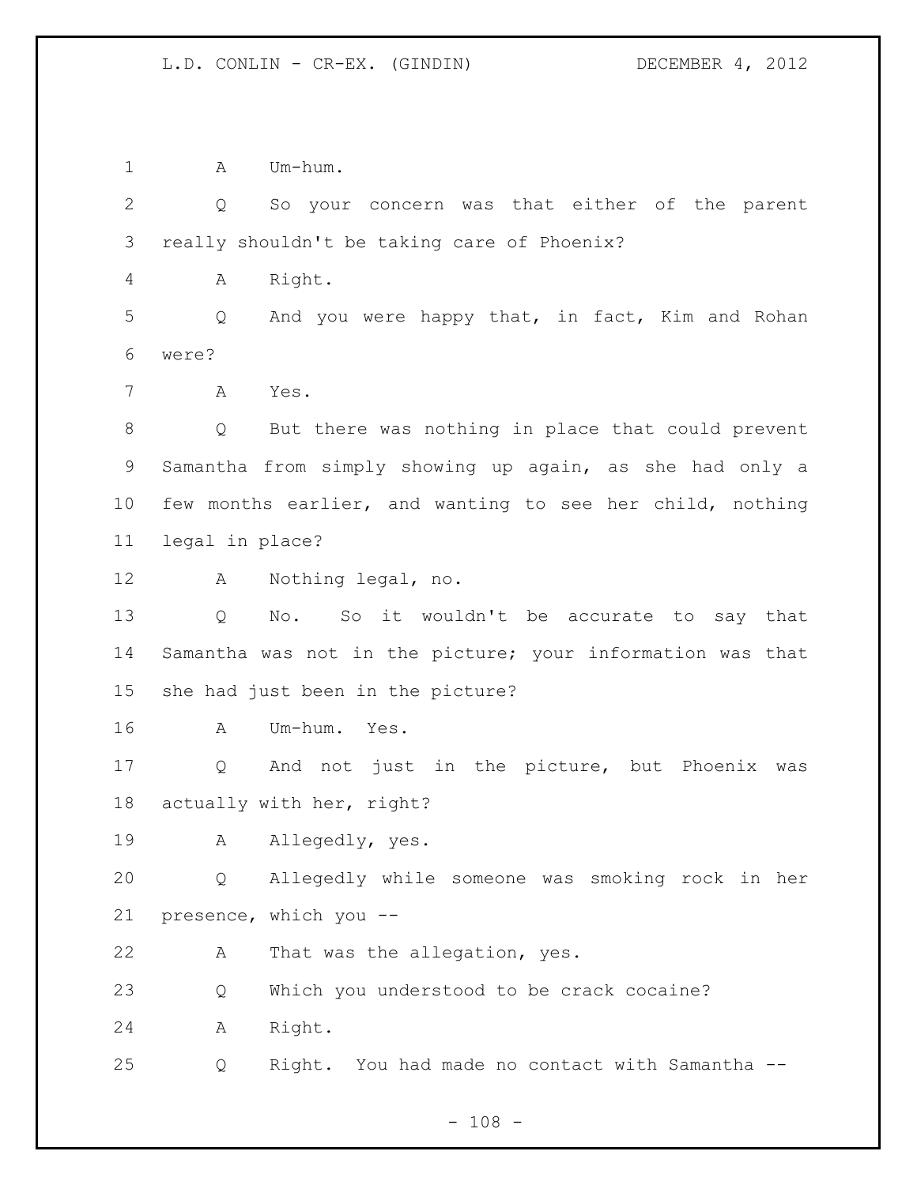A Um-hum.

Q So your concern was that either of the parent really shouldn't be taking care of Phoenix?

A Right.

Q And you were happy that, in fact, Kim and Rohan were?

A Yes.

Q But there was nothing in place that could prevent Samantha from simply showing up again, as she had only a few months earlier, and wanting to see her child, nothing legal in place?

A Nothing legal, no.

Q No. So it wouldn't be accurate to say that Samantha was not in the picture; your information was that she had just been in the picture?

A Um-hum. Yes.

Q And not just in the picture, but Phoenix was actually with her, right?

A Allegedly, yes.

Q Allegedly while someone was smoking rock in her presence, which you --

A That was the allegation, yes.

Q Which you understood to be crack cocaine?

A Right.

Q Right. You had made no contact with Samantha --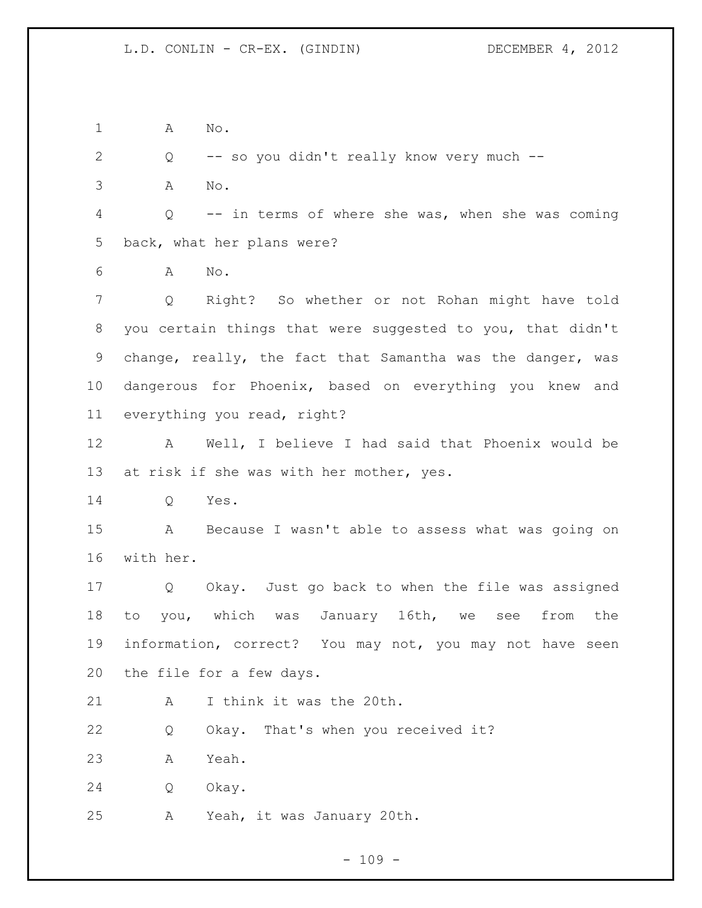A No.

Q -- so you didn't really know very much --

A No.

Q -- in terms of where she was, when she was coming back, what her plans were?

A No.

Q Right? So whether or not Rohan might have told you certain things that were suggested to you, that didn't change, really, the fact that Samantha was the danger, was dangerous for Phoenix, based on everything you knew and everything you read, right?

A Well, I believe I had said that Phoenix would be at risk if she was with her mother, yes.

Q Yes.

A Because I wasn't able to assess what was going on with her.

Q Okay. Just go back to when the file was assigned to you, which was January 16th, we see from the information, correct? You may not, you may not have seen the file for a few days.

A I think it was the 20th.

Q Okay. That's when you received it?

A Yeah.

Q Okay.

A Yeah, it was January 20th.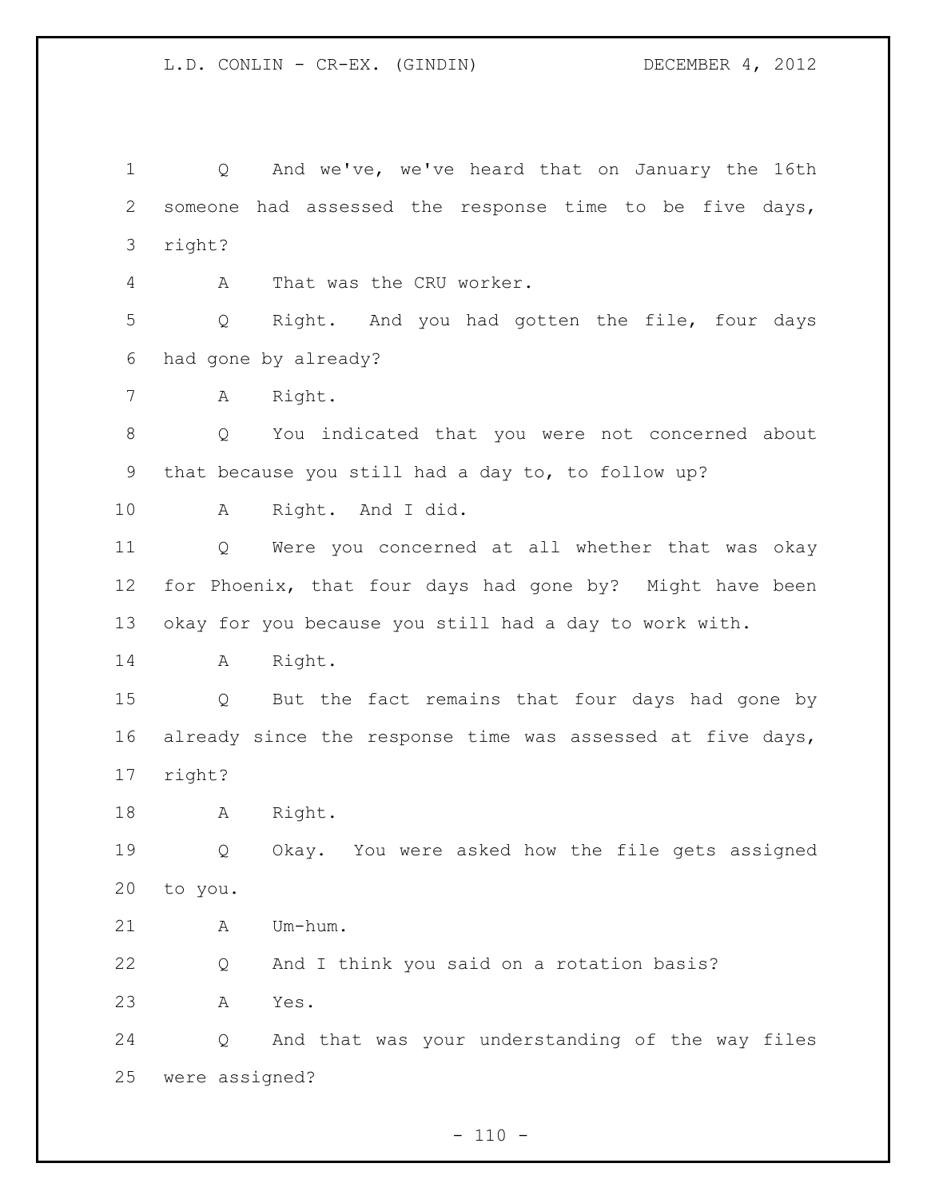Q And we've, we've heard that on January the 16th someone had assessed the response time to be five days, right?

A That was the CRU worker.

Q Right. And you had gotten the file, four days had gone by already?

A Right.

Q You indicated that you were not concerned about that because you still had a day to, to follow up?

A Right. And I did.

Q Were you concerned at all whether that was okay for Phoenix, that four days had gone by? Might have been okay for you because you still had a day to work with.

A Right.

Q But the fact remains that four days had gone by already since the response time was assessed at five days, right?

A Right.

Q Okay. You were asked how the file gets assigned to you.

A Um-hum.

Q And I think you said on a rotation basis?

A Yes.

Q And that was your understanding of the way files were assigned?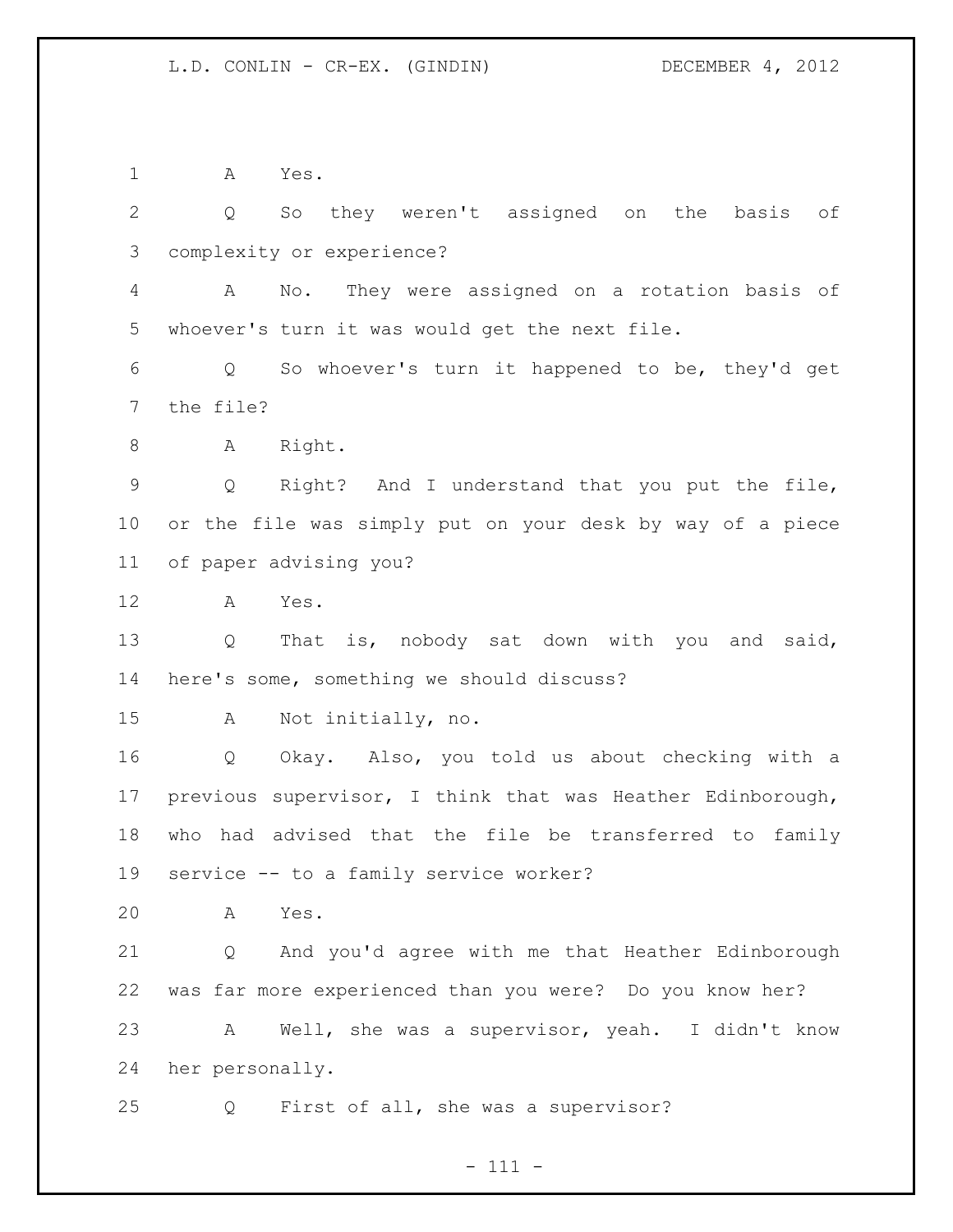A Yes.

Q So they weren't assigned on the basis of complexity or experience?

A No. They were assigned on a rotation basis of whoever's turn it was would get the next file.

Q So whoever's turn it happened to be, they'd get the file?

A Right.

Q Right? And I understand that you put the file, or the file was simply put on your desk by way of a piece of paper advising you?

A Yes.

Q That is, nobody sat down with you and said, here's some, something we should discuss?

A Not initially, no.

Q Okay. Also, you told us about checking with a previous supervisor, I think that was Heather Edinborough, who had advised that the file be transferred to family service -- to a family service worker?

A Yes.

Q And you'd agree with me that Heather Edinborough was far more experienced than you were? Do you know her?

A Well, she was a supervisor, yeah. I didn't know her personally.

Q First of all, she was a supervisor?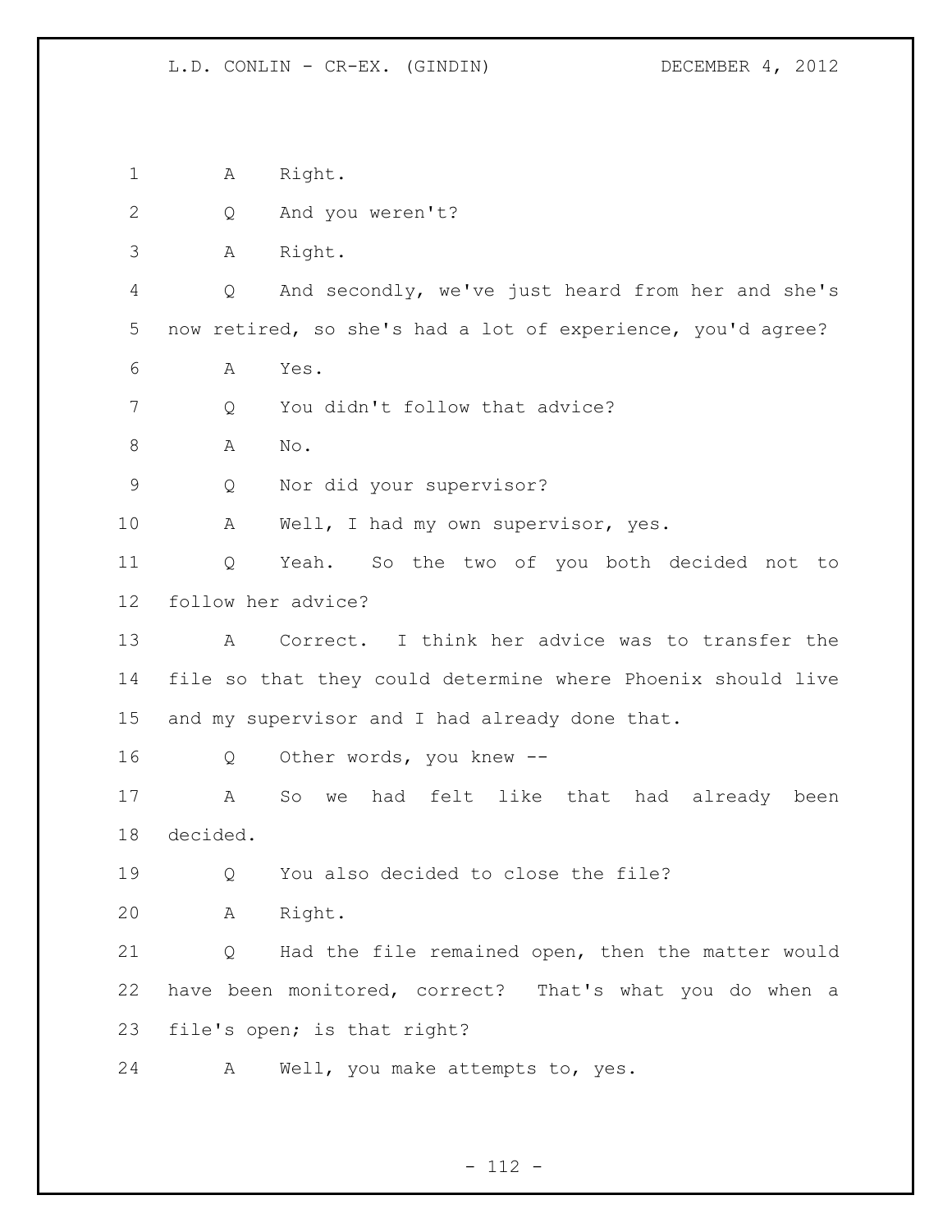1 A Right.

2 Q And you weren't?

3 A Right.

4 Q And secondly, we've just heard from her and she's

5 now retired, so she's had a lot of experience, you'd agree?

6 A Yes.

7 Q You didn't follow that advice?

8 A No.

9 Q Nor did your supervisor?

10 A Well, I had my own supervisor, yes.

11 Q Yeah. So the two of you both decided not to

12 follow her advice?

13 A Correct. I think her advice was to transfer the

14 file so that they could determine where Phoenix should live

15 and my supervisor and I had already done that.

16 Q Other words, you knew --

17 A So we had felt like that had already been

18 decided.

19 Q You also decided to close the file?

20 A Right.

21 Q Had the file remained open, then the matter would

22 have been monitored, correct? That's what you do when a

23 file's open; is that right?

24 A Well, you make attempts to, yes.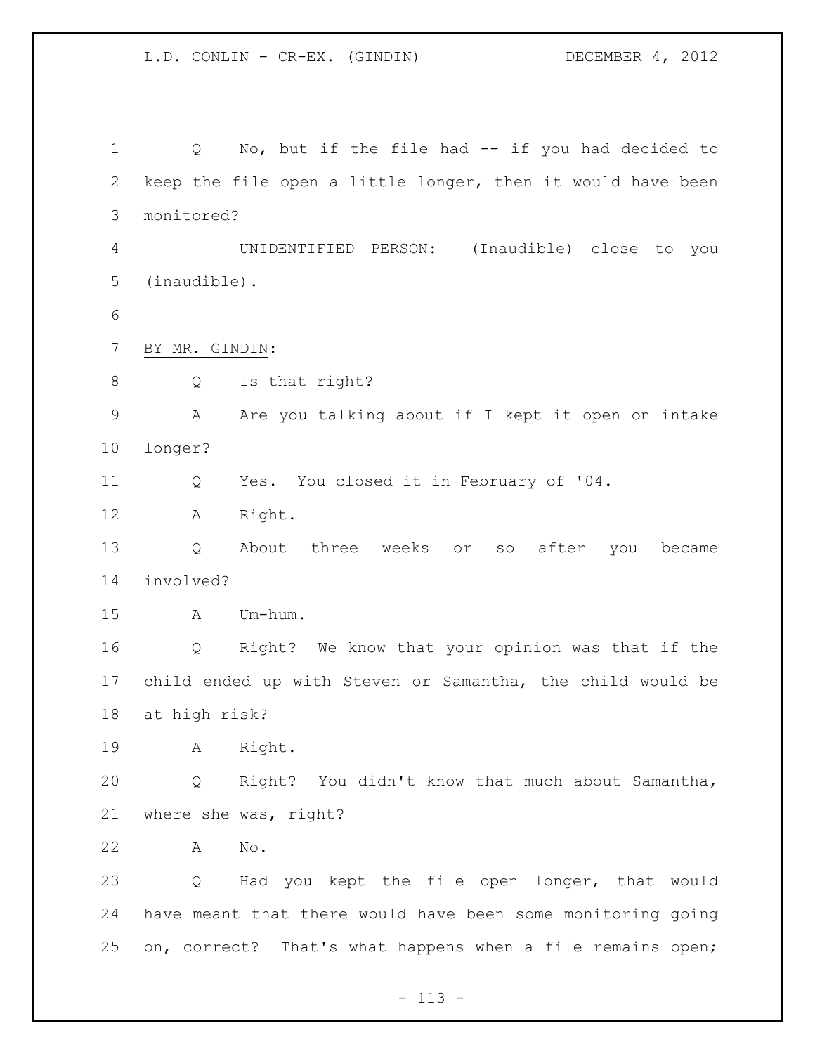Q No, but if the file had -- if you had decided to keep the file open a little longer, then it would have been monitored?

UNIDENTIFIED PERSON: (Inaudible) close to you (inaudible).

BY MR. GINDIN:

Q Is that right?

A Are you talking about if I kept it open on intake longer?

Q Yes. You closed it in February of '04.

A Right.

Q About three weeks or so after you became involved?

A Um-hum.

Q Right? We know that your opinion was that if the child ended up with Steven or Samantha, the child would be at high risk?

A Right.

Q Right? You didn't know that much about Samantha, where she was, right?

A No.

Q Had you kept the file open longer, that would have meant that there would have been some monitoring going on, correct? That's what happens when a file remains open;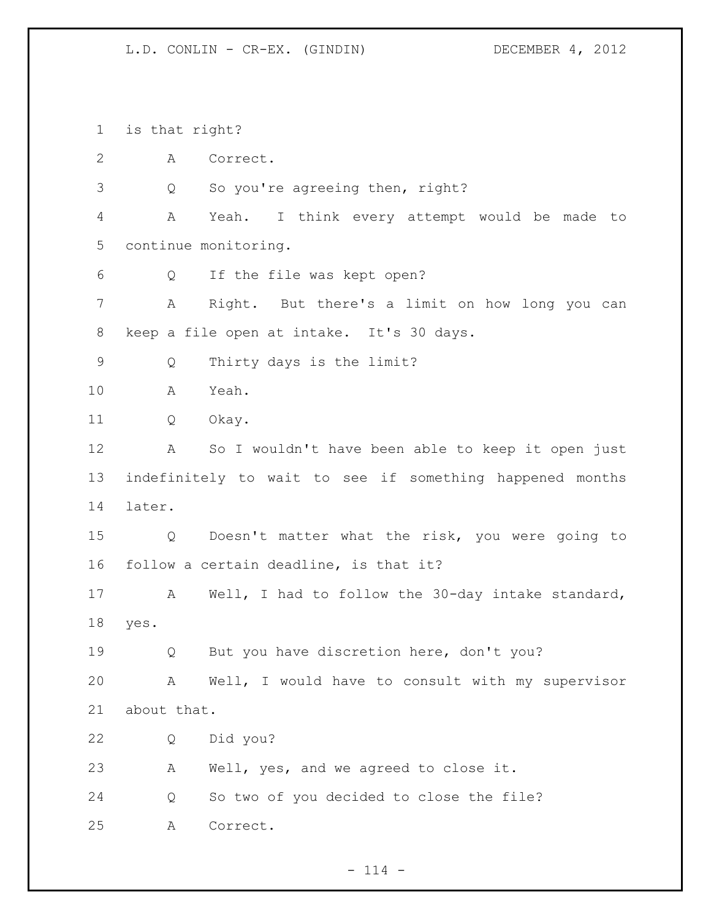is that right?

A Correct.

Q So you're agreeing then, right?

A Yeah. I think every attempt would be made to continue monitoring.

Q If the file was kept open?

A Right. But there's a limit on how long you can keep a file open at intake. It's 30 days.

Q Thirty days is the limit?

A Yeah.

Q Okay.

A So I wouldn't have been able to keep it open just indefinitely to wait to see if something happened months later.

Q Doesn't matter what the risk, you were going to follow a certain deadline, is that it?

A Well, I had to follow the 30-day intake standard, yes.

Q But you have discretion here, don't you?

A Well, I would have to consult with my supervisor about that.

Q Did you?

A Well, yes, and we agreed to close it.

Q So two of you decided to close the file?

A Correct.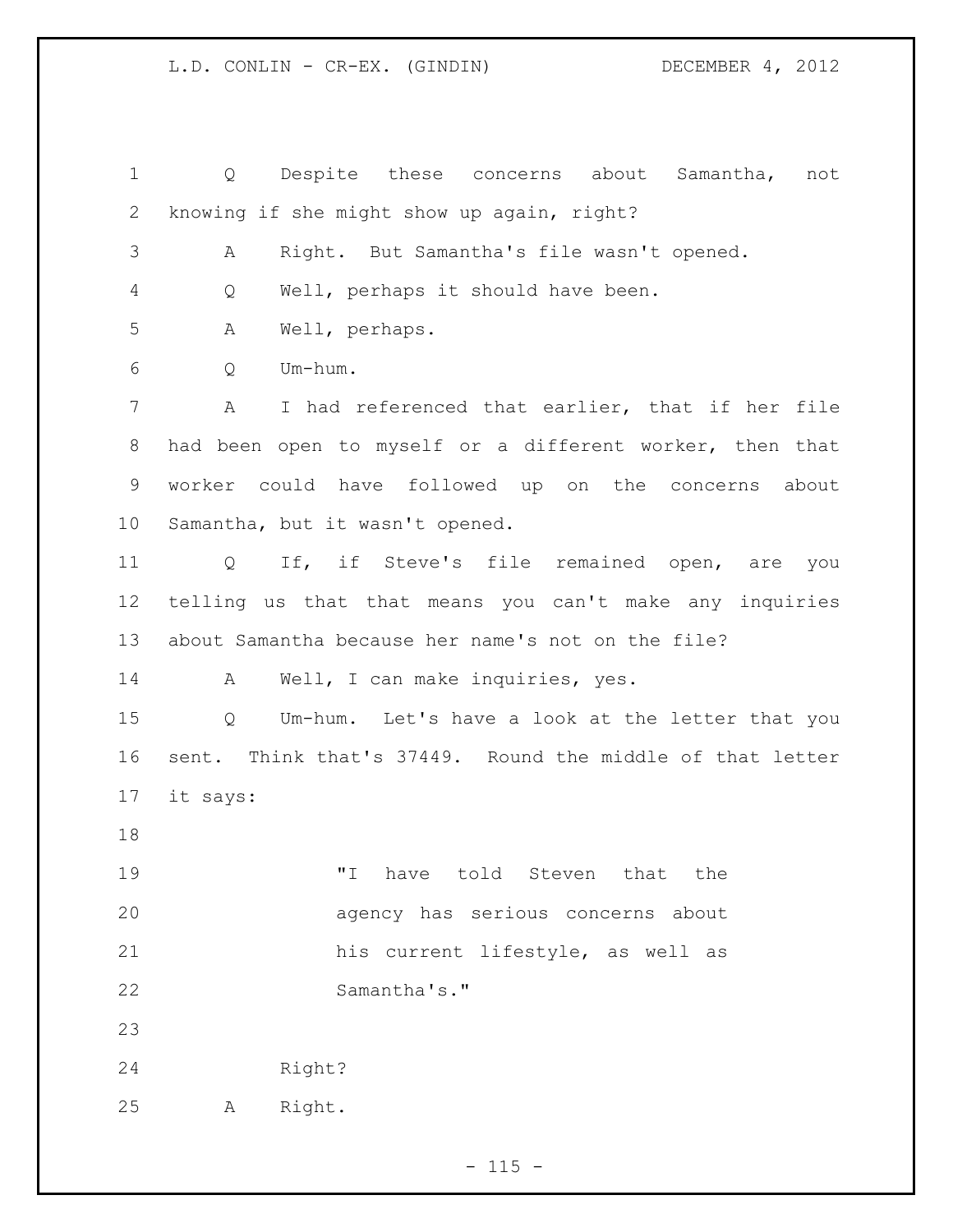Q Despite these concerns about Samantha, not knowing if she might show up again, right?

A Right. But Samantha's file wasn't opened.

Q Well, perhaps it should have been.

A Well, perhaps.

Q Um-hum.

A I had referenced that earlier, that if her file had been open to myself or a different worker, then that worker could have followed up on the concerns about Samantha, but it wasn't opened.

Q If, if Steve's file remained open, are you telling us that that means you can't make any inquiries about Samantha because her name's not on the file?

A Well, I can make inquiries, yes.

Q Um-hum. Let's have a look at the letter that you sent. Think that's 37449. Round the middle of that letter it says:

> "I have told Steven that the agency has serious concerns about his current lifestyle, as well as Samantha's."

Right?

A Right.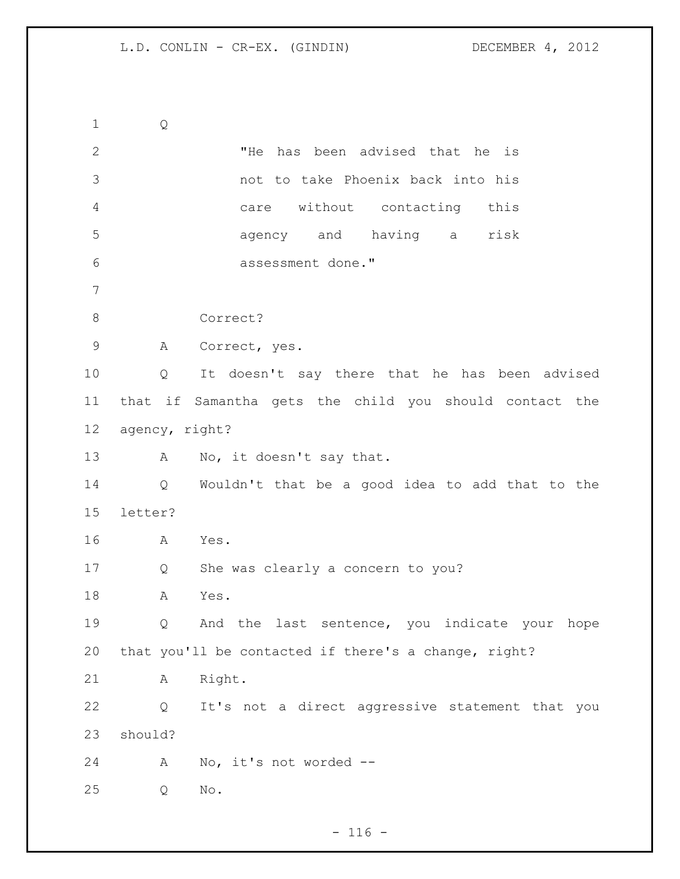Q

> "He has been advised that he is not to take Phoenix back into his care without contacting this agency and having a risk assessment done."

Correct?

A Correct, yes.

Q It doesn't say there that he has been advised that if Samantha gets the child you should contact the agency, right?

A No, it doesn't say that.

Q Wouldn't that be a good idea to add that to the letter?

A Yes.

Q She was clearly a concern to you?

A Yes.

Q And the last sentence, you indicate your hope that you'll be contacted if there's a change, right?

A Right.

Q It's not a direct aggressive statement that you should?

A No, it's not worded --

Q No.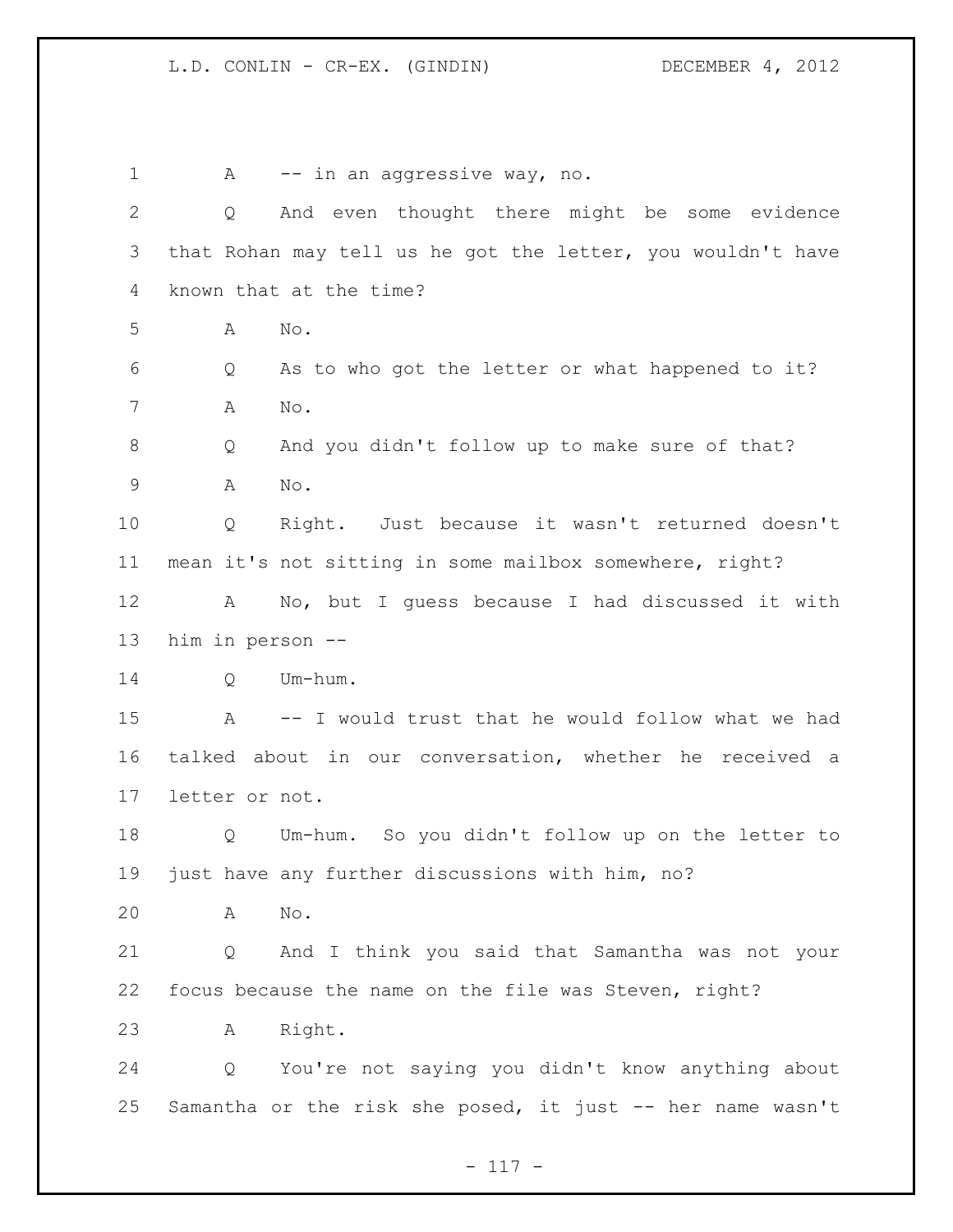A -- in an aggressive way, no.

Q And even thought there might be some evidence that Rohan may tell us he got the letter, you wouldn't have known that at the time?

A No.

Q As to who got the letter or what happened to it?

A No.

Q And you didn't follow up to make sure of that?

A No.

Q Right. Just because it wasn't returned doesn't mean it's not sitting in some mailbox somewhere, right?

A No, but I guess because I had discussed it with him in person --

Q Um-hum.

A -- I would trust that he would follow what we had talked about in our conversation, whether he received a letter or not.

Q Um-hum. So you didn't follow up on the letter to just have any further discussions with him, no?

A No.

Q And I think you said that Samantha was not your focus because the name on the file was Steven, right?

A Right.

Q You're not saying you didn't know anything about Samantha or the risk she posed, it just -- her name wasn't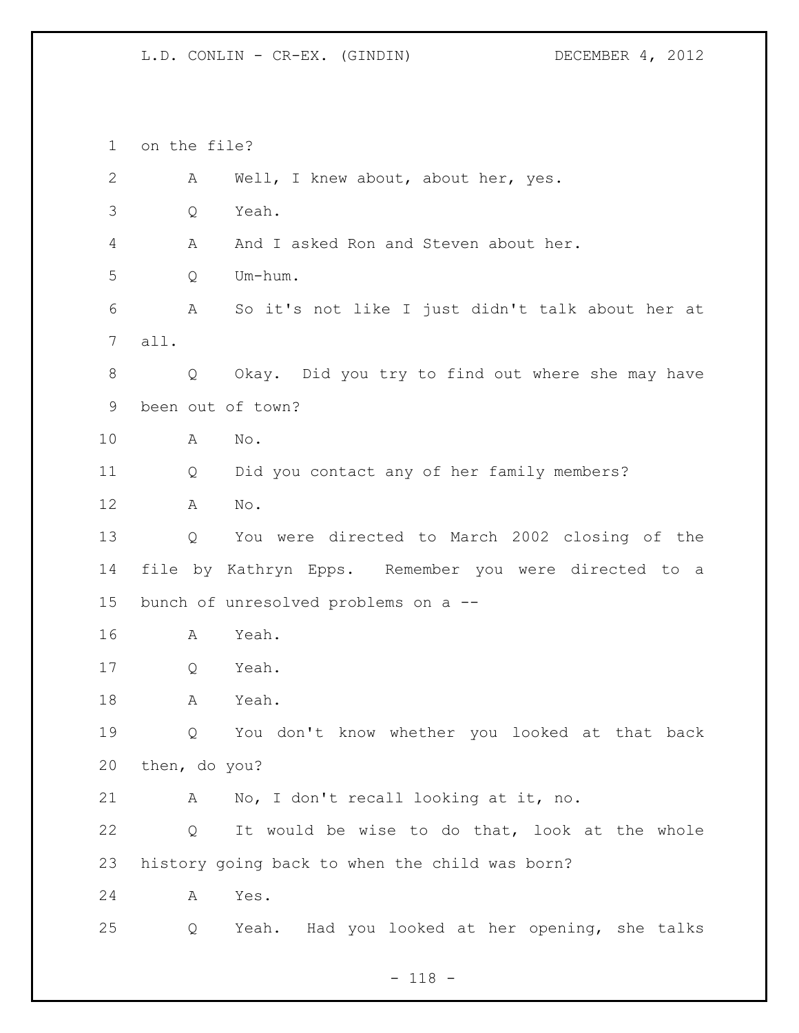on the file?

A Well, I knew about, about her, yes.

Q Yeah.

A And I asked Ron and Steven about her.

Q Um-hum.

A So it's not like I just didn't talk about her at all.

Q Okay. Did you try to find out where she may have been out of town?

A No.

Q Did you contact any of her family members?

A No.

Q You were directed to March 2002 closing of the file by Kathryn Epps. Remember you were directed to a bunch of unresolved problems on a --

A Yeah.

Q Yeah.

A Yeah.

Q You don't know whether you looked at that back then, do you?

A No, I don't recall looking at it, no.

Q It would be wise to do that, look at the whole history going back to when the child was born?

A Yes.

Q Yeah. Had you looked at her opening, she talks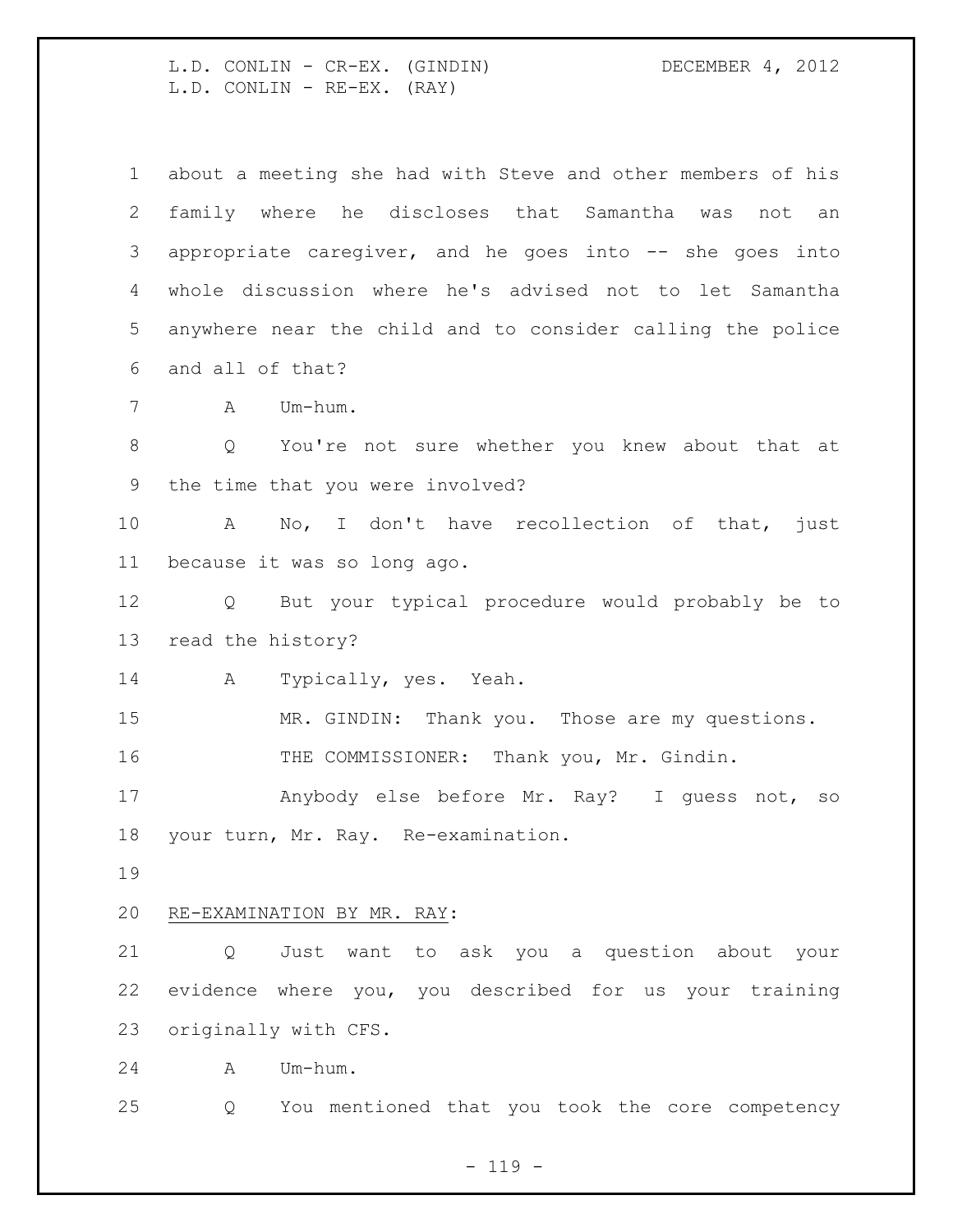about a meeting she had with Steve and other members of his family where he discloses that Samantha was not an appropriate caregiver, and he goes into -- she goes into whole discussion where he's advised not to let Samantha anywhere near the child and to consider calling the police and all of that?

A Um-hum.

Q You're not sure whether you knew about that at the time that you were involved?

A No, I don't have recollection of that, just because it was so long ago.

Q But your typical procedure would probably be to read the history?

A Typically, yes. Yeah.

MR. GINDIN: Thank you. Those are my questions.

THE COMMISSIONER: Thank you, Mr. Gindin.

Anybody else before Mr. Ray? I guess not, so your turn, Mr. Ray. Re-examination.

RE-EXAMINATION BY MR. RAY:

Q Just want to ask you a question about your evidence where you, you described for us your training originally with CFS.

A Um-hum.

Q You mentioned that you took the core competency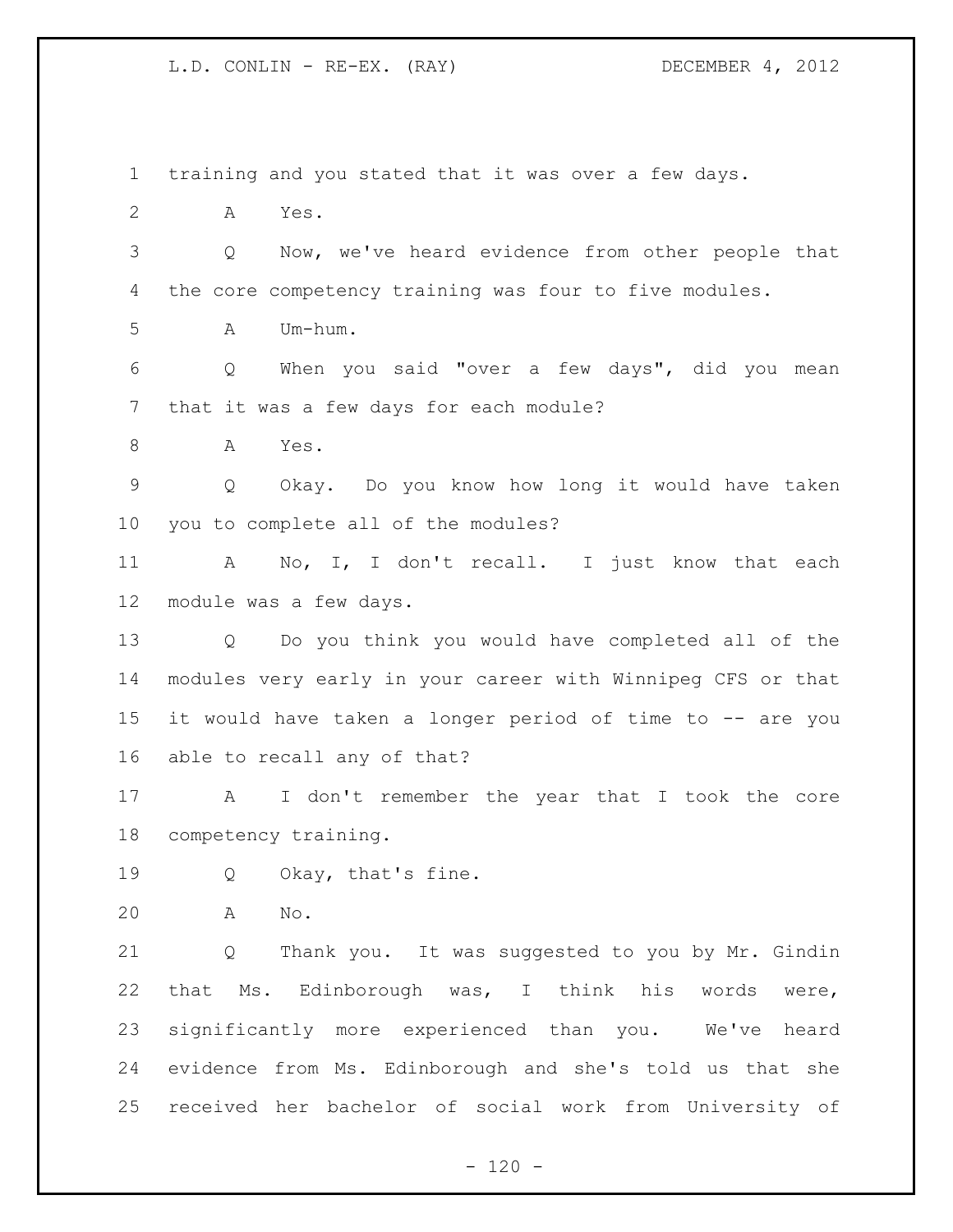training and you stated that it was over a few days.

A Yes.

Q Now, we've heard evidence from other people that the core competency training was four to five modules.

A Um-hum.

Q When you said "over a few days", did you mean that it was a few days for each module?

A Yes.

Q Okay. Do you know how long it would have taken you to complete all of the modules?

A No, I, I don't recall. I just know that each module was a few days.

Q Do you think you would have completed all of the modules very early in your career with Winnipeg CFS or that it would have taken a longer period of time to -- are you able to recall any of that?

A I don't remember the year that I took the core competency training.

Q Okay, that's fine.

A No.

Q Thank you. It was suggested to you by Mr. Gindin that Ms. Edinborough was, I think his words were, significantly more experienced than you. We've heard evidence from Ms. Edinborough and she's told us that she received her bachelor of social work from University of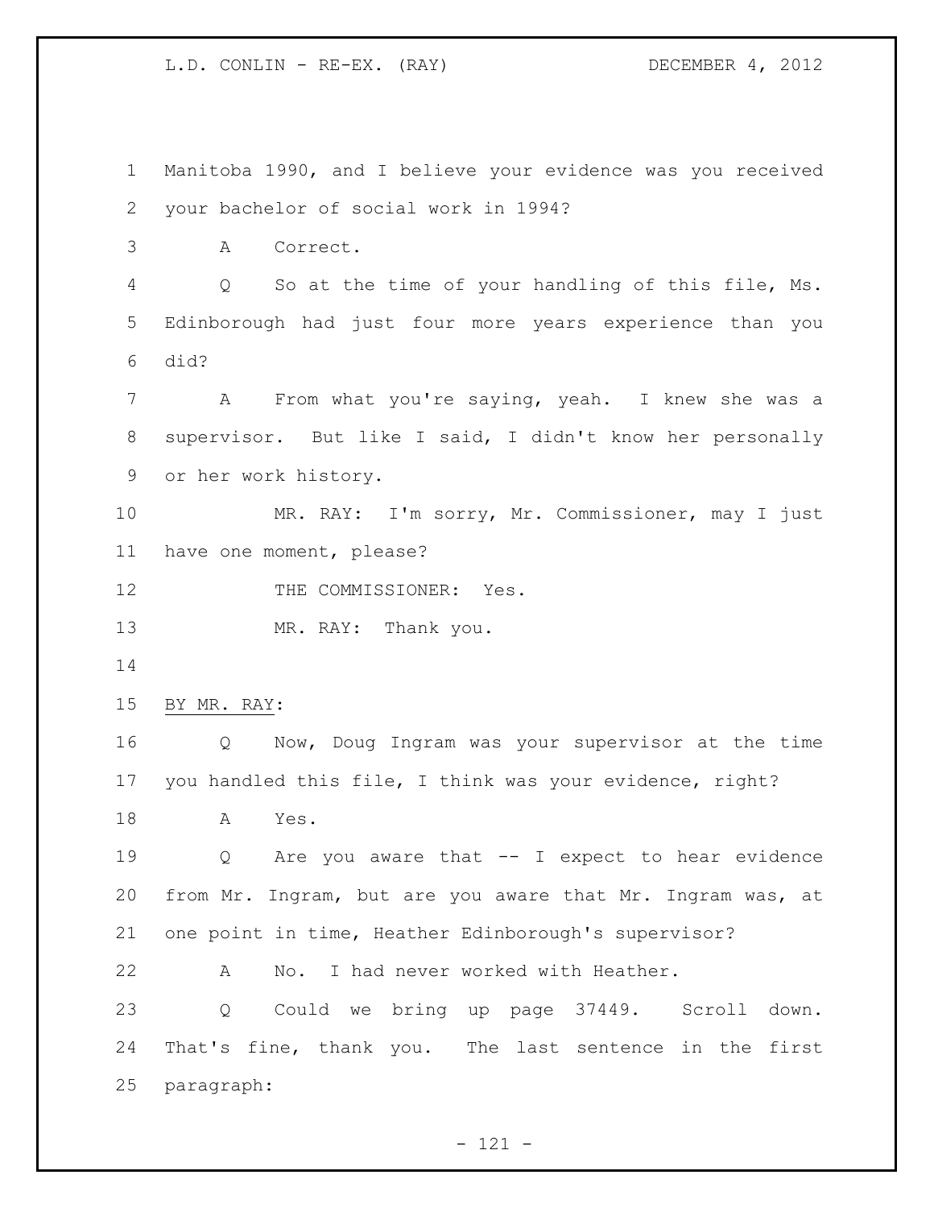Manitoba 1990, and I believe your evidence was you received your bachelor of social work in 1994?

A Correct.

Q So at the time of your handling of this file, Ms. Edinborough had just four more years experience than you did?

A From what you're saying, yeah. I knew she was a supervisor. But like I said, I didn't know her personally or her work history.

MR. RAY: I'm sorry, Mr. Commissioner, may I just have one moment, please?

THE COMMISSIONER: Yes.

MR. RAY: Thank you.

BY MR. RAY:

Q Now, Doug Ingram was your supervisor at the time you handled this file, I think was your evidence, right?

A Yes.

Q Are you aware that -- I expect to hear evidence from Mr. Ingram, but are you aware that Mr. Ingram was, at one point in time, Heather Edinborough's supervisor?

A No. I had never worked with Heather.

Q Could we bring up page 37449. Scroll down. That's fine, thank you. The last sentence in the first paragraph: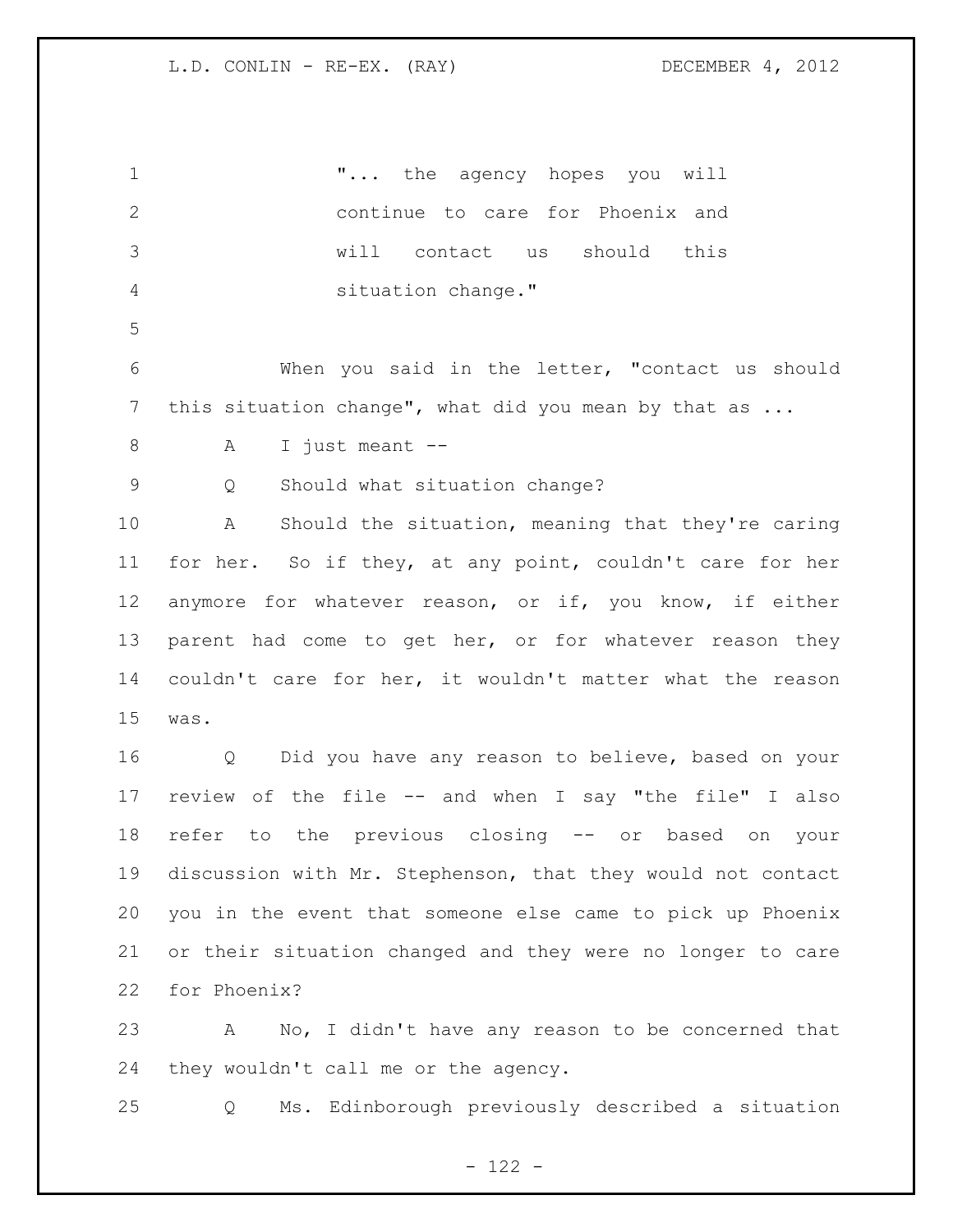"... the agency hopes you will continue to care for Phoenix and will contact us should this situation change."

When you said in the letter, "contact us should this situation change", what did you mean by that as ...

A I just meant --

Q Should what situation change?

A Should the situation, meaning that they're caring for her. So if they, at any point, couldn't care for her anymore for whatever reason, or if, you know, if either parent had come to get her, or for whatever reason they couldn't care for her, it wouldn't matter what the reason was.

Q Did you have any reason to believe, based on your review of the file -- and when I say "the file" I also refer to the previous closing -- or based on your discussion with Mr. Stephenson, that they would not contact you in the event that someone else came to pick up Phoenix or their situation changed and they were no longer to care for Phoenix?

A No, I didn't have any reason to be concerned that they wouldn't call me or the agency.

Q Ms. Edinborough previously described a situation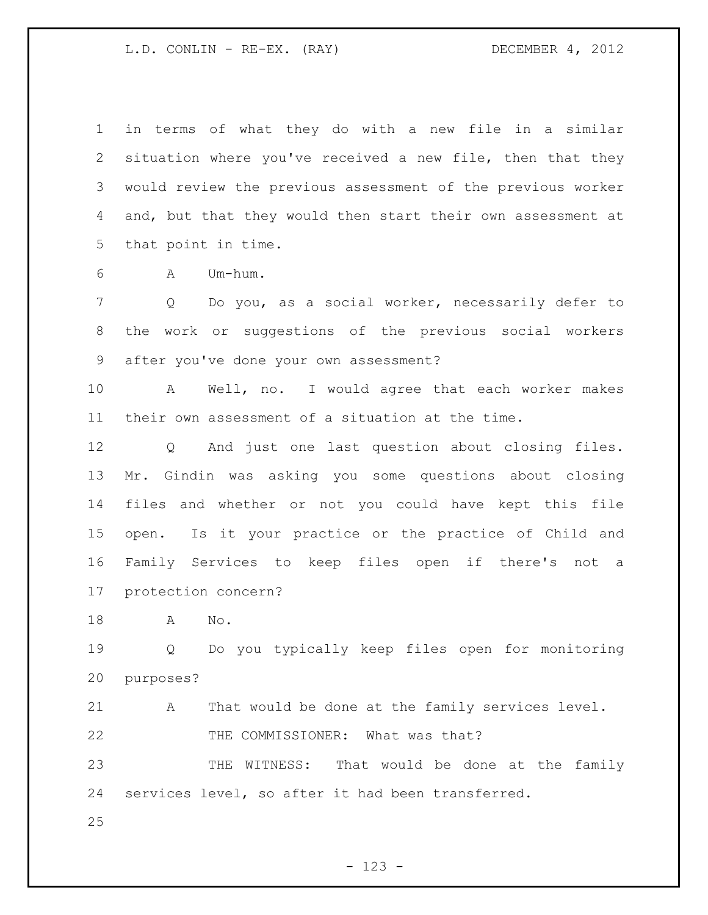in terms of what they do with a new file in a similar situation where you've received a new file, then that they would review the previous assessment of the previous worker and, but that they would then start their own assessment at that point in time.

A Um-hum.

Q Do you, as a social worker, necessarily defer to the work or suggestions of the previous social workers after you've done your own assessment?

A Well, no. I would agree that each worker makes their own assessment of a situation at the time.

Q And just one last question about closing files. Mr. Gindin was asking you some questions about closing files and whether or not you could have kept this file open. Is it your practice or the practice of Child and Family Services to keep files open if there's not a protection concern?

A No.

Q Do you typically keep files open for monitoring purposes?

A That would be done at the family services level.

THE COMMISSIONER: What was that?

THE WITNESS: That would be done at the family services level, so after it had been transferred.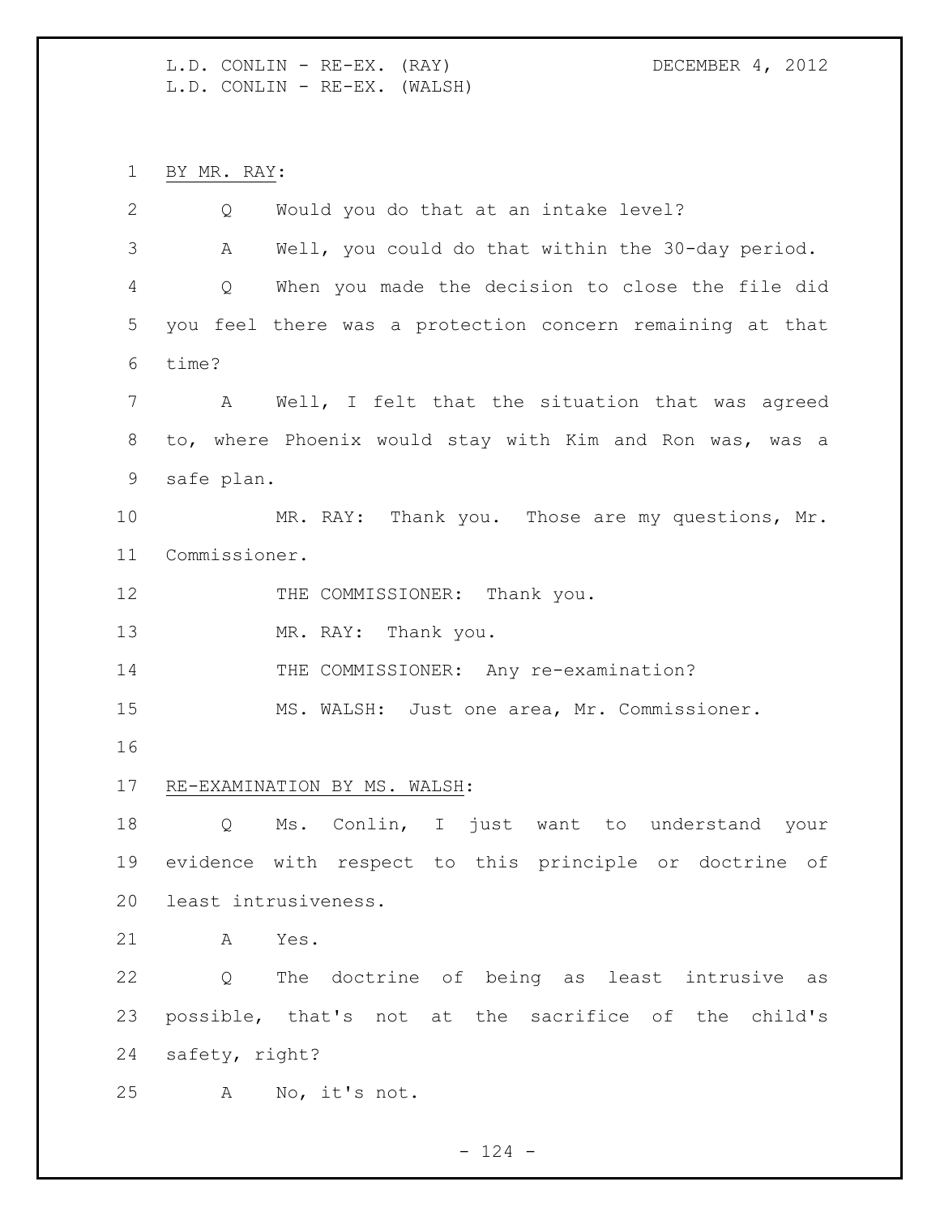BY MR. RAY:

Q Would you do that at an intake level?

A Well, you could do that within the 30-day period.

Q When you made the decision to close the file did you feel there was a protection concern remaining at that time?

A Well, I felt that the situation that was agreed to, where Phoenix would stay with Kim and Ron was, was a safe plan.

MR. RAY: Thank you. Those are my questions, Mr. Commissioner.

THE COMMISSIONER: Thank you.

MR. RAY: Thank you.

THE COMMISSIONER: Any re-examination?

MS. WALSH: Just one area, Mr. Commissioner.

RE-EXAMINATION BY MS. WALSH:

Q Ms. Conlin, I just want to understand your evidence with respect to this principle or doctrine of least intrusiveness.

A Yes.

Q The doctrine of being as least intrusive as possible, that's not at the sacrifice of the child's safety, right?

A No, it's not.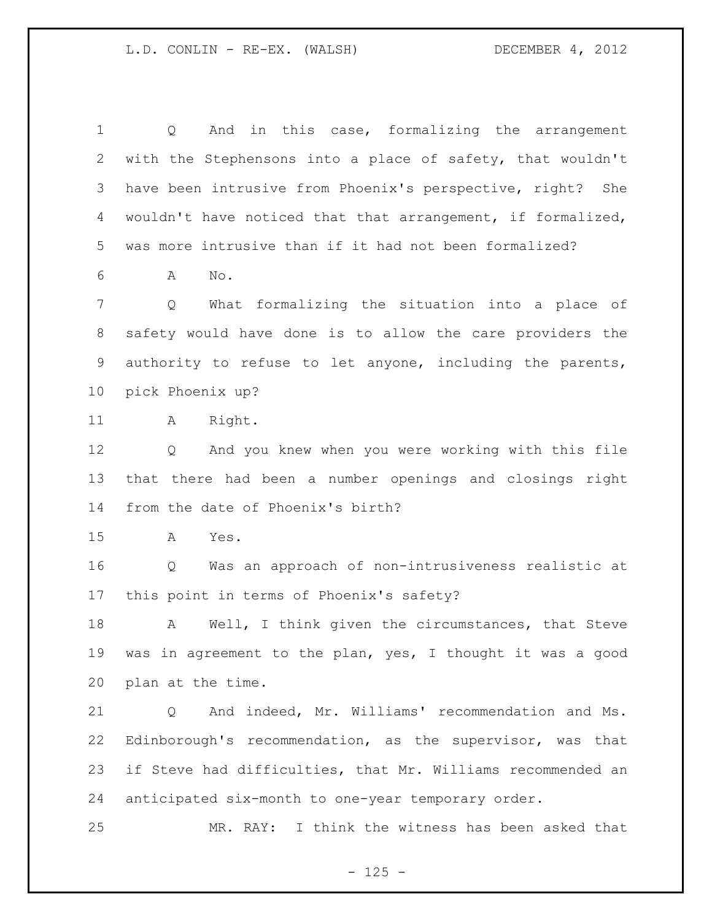Q And in this case, formalizing the arrangement with the Stephensons into a place of safety, that wouldn't have been intrusive from Phoenix's perspective, right? She wouldn't have noticed that that arrangement, if formalized, was more intrusive than if it had not been formalized?

A No.

Q What formalizing the situation into a place of safety would have done is to allow the care providers the authority to refuse to let anyone, including the parents, pick Phoenix up?

A Right.

Q And you knew when you were working with this file that there had been a number openings and closings right from the date of Phoenix's birth?

A Yes.

Q Was an approach of non-intrusiveness realistic at this point in terms of Phoenix's safety?

A Well, I think given the circumstances, that Steve was in agreement to the plan, yes, I thought it was a good plan at the time.

Q And indeed, Mr. Williams' recommendation and Ms. Edinborough's recommendation, as the supervisor, was that if Steve had difficulties, that Mr. Williams recommended an anticipated six-month to one-year temporary order.

MR. RAY: I think the witness has been asked that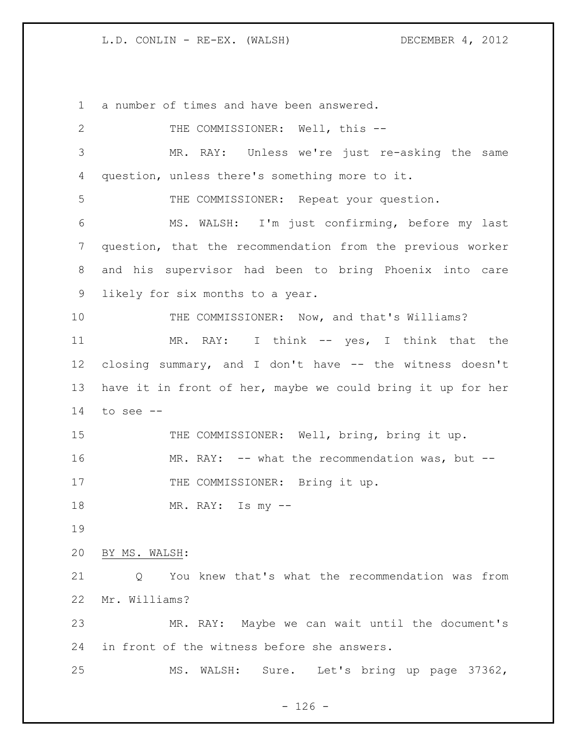a number of times and have been answered.

THE COMMISSIONER: Well, this --

MR. RAY: Unless we're just re-asking the same question, unless there's something more to it.

THE COMMISSIONER: Repeat your question.

MS. WALSH: I'm just confirming, before my last question, that the recommendation from the previous worker and his supervisor had been to bring Phoenix into care likely for six months to a year.

THE COMMISSIONER: Now, and that's Williams?

MR. RAY: I think -- yes, I think that the closing summary, and I don't have -- the witness doesn't have it in front of her, maybe we could bring it up for her to see --

THE COMMISSIONER: Well, bring, bring it up.

MR. RAY: -- what the recommendation was, but --

THE COMMISSIONER: Bring it up.

MR. RAY: Is my --

BY MS. WALSH:

Q You knew that's what the recommendation was from Mr. Williams?

MR. RAY: Maybe we can wait until the document's in front of the witness before she answers.

MS. WALSH: Sure. Let's bring up page 37362,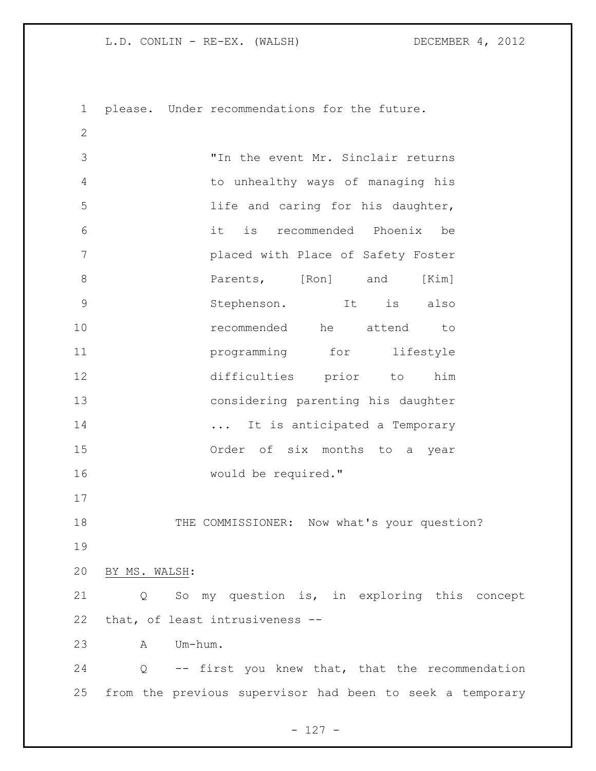please. Under recommendations for the future.

> "In the event Mr. Sinclair returns to unhealthy ways of managing his life and caring for his daughter, it is recommended Phoenix be placed with Place of Safety Foster Parents, [Ron] and [Kim] Stephenson. It is also recommended he attend to programming for lifestyle difficulties prior to him considering parenting his daughter ... It is anticipated a Temporary Order of six months to a year would be required."

THE COMMISSIONER: Now what's your question?

BY MS. WALSH:

Q So my question is, in exploring this concept that, of least intrusiveness --

A Um-hum.

Q -- first you knew that, that the recommendation from the previous supervisor had been to seek a temporary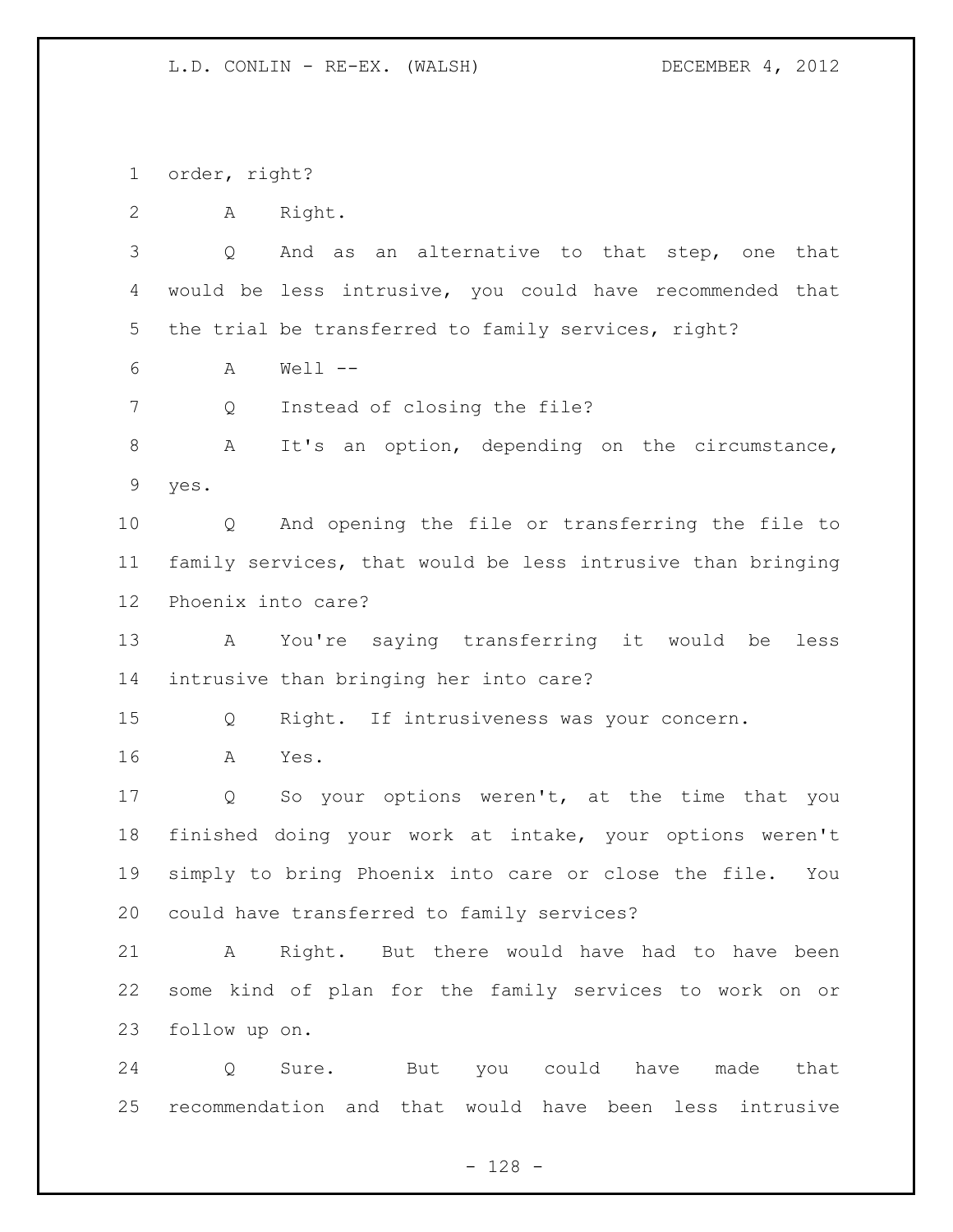order, right?

A Right.

Q And as an alternative to that step, one that would be less intrusive, you could have recommended that the trial be transferred to family services, right?

A Well --

Q Instead of closing the file?

A It's an option, depending on the circumstance, yes.

Q And opening the file or transferring the file to family services, that would be less intrusive than bringing Phoenix into care?

A You're saying transferring it would be less intrusive than bringing her into care?

Q Right. If intrusiveness was your concern.

A Yes.

Q So your options weren't, at the time that you finished doing your work at intake, your options weren't simply to bring Phoenix into care or close the file. You could have transferred to family services?

A Right. But there would have had to have been some kind of plan for the family services to work on or follow up on.

Q Sure. But you could have made that recommendation and that would have been less intrusive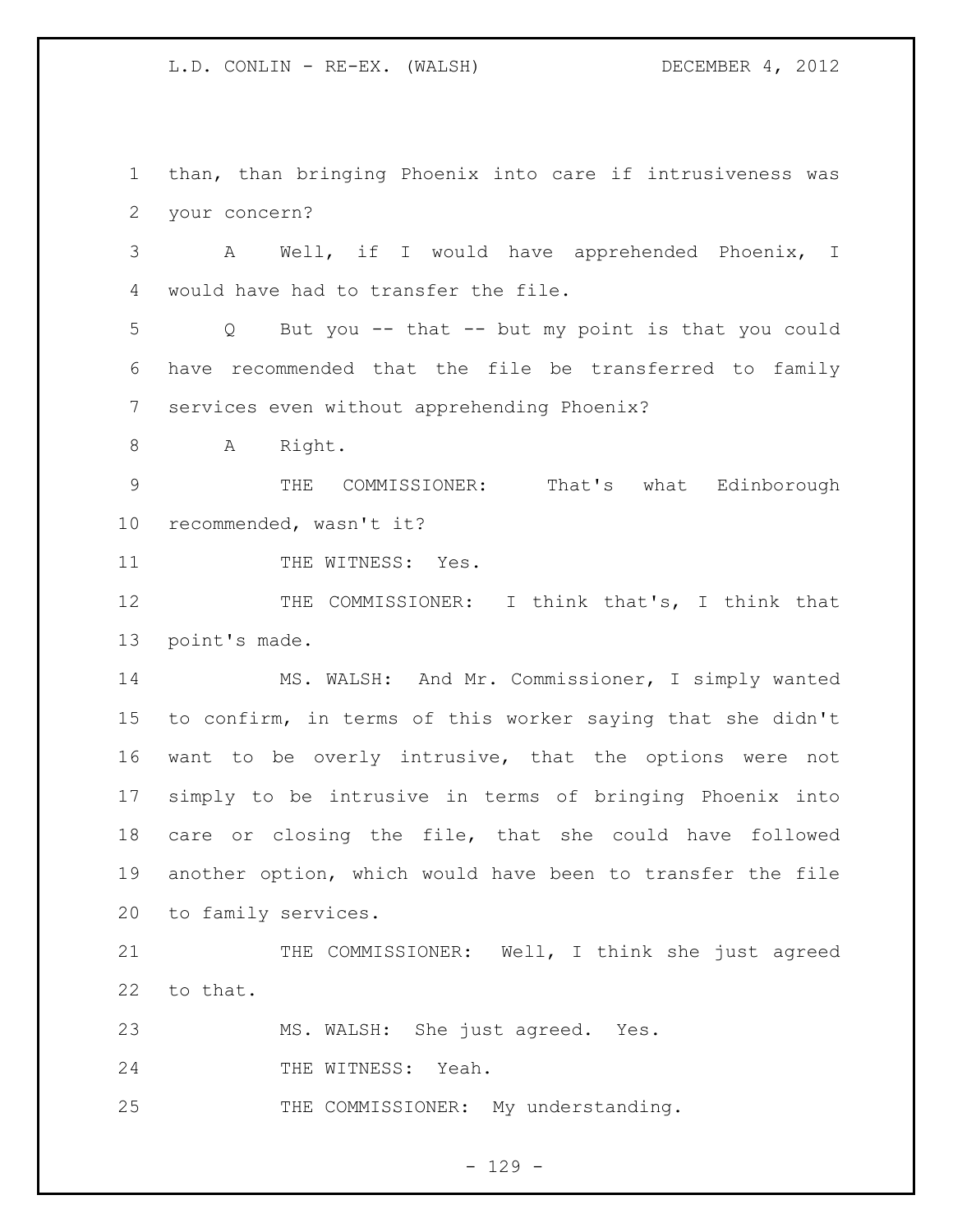than, than bringing Phoenix into care if intrusiveness was your concern?

A Well, if I would have apprehended Phoenix, I would have had to transfer the file.

Q But you -- that -- but my point is that you could have recommended that the file be transferred to family services even without apprehending Phoenix?

A Right.

THE COMMISSIONER: That's what Edinborough recommended, wasn't it?

THE WITNESS: Yes.

THE COMMISSIONER: I think that's, I think that point's made.

MS. WALSH: And Mr. Commissioner, I simply wanted to confirm, in terms of this worker saying that she didn't want to be overly intrusive, that the options were not simply to be intrusive in terms of bringing Phoenix into care or closing the file, that she could have followed another option, which would have been to transfer the file to family services.

THE COMMISSIONER: Well, I think she just agreed to that.

MS. WALSH: She just agreed. Yes.

THE WITNESS: Yeah.

THE COMMISSIONER: My understanding.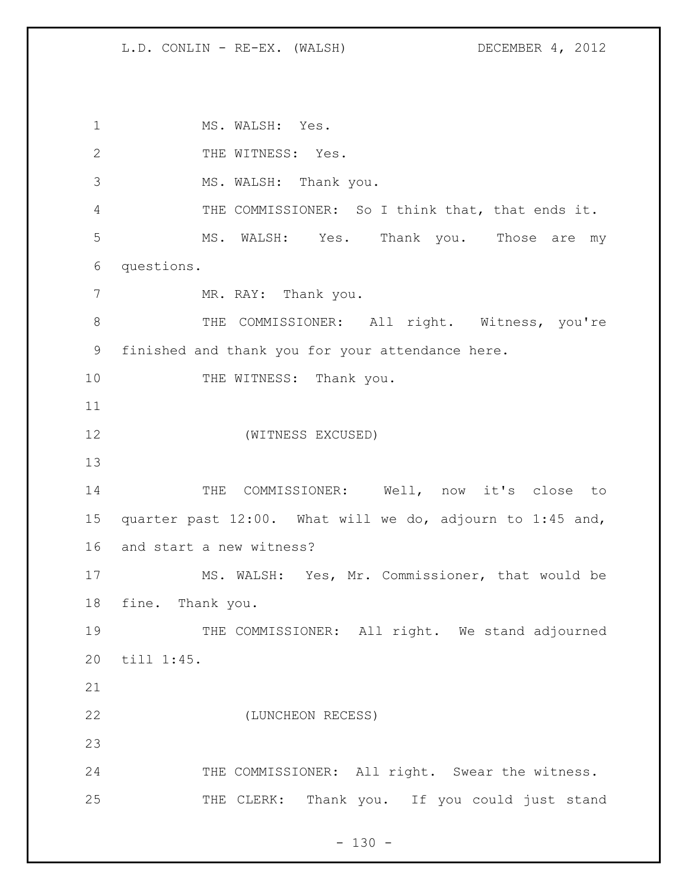MS. WALSH: Yes.

THE WITNESS: Yes.

MS. WALSH: Thank you.

THE COMMISSIONER: So I think that, that ends it.

MS. WALSH: Yes. Thank you. Those are my questions.

MR. RAY: Thank you.

THE COMMISSIONER: All right. Witness, you're finished and thank you for your attendance here.

THE WITNESS: Thank you.

(WITNESS EXCUSED)

THE COMMISSIONER: Well, now it's close to quarter past 12:00. What will we do, adjourn to 1:45 and, and start a new witness?

MS. WALSH: Yes, Mr. Commissioner, that would be fine. Thank you.

THE COMMISSIONER: All right. We stand adjourned till 1:45.

(LUNCHEON RECESS)

THE COMMISSIONER: All right. Swear the witness.

THE CLERK: Thank you. If you could just stand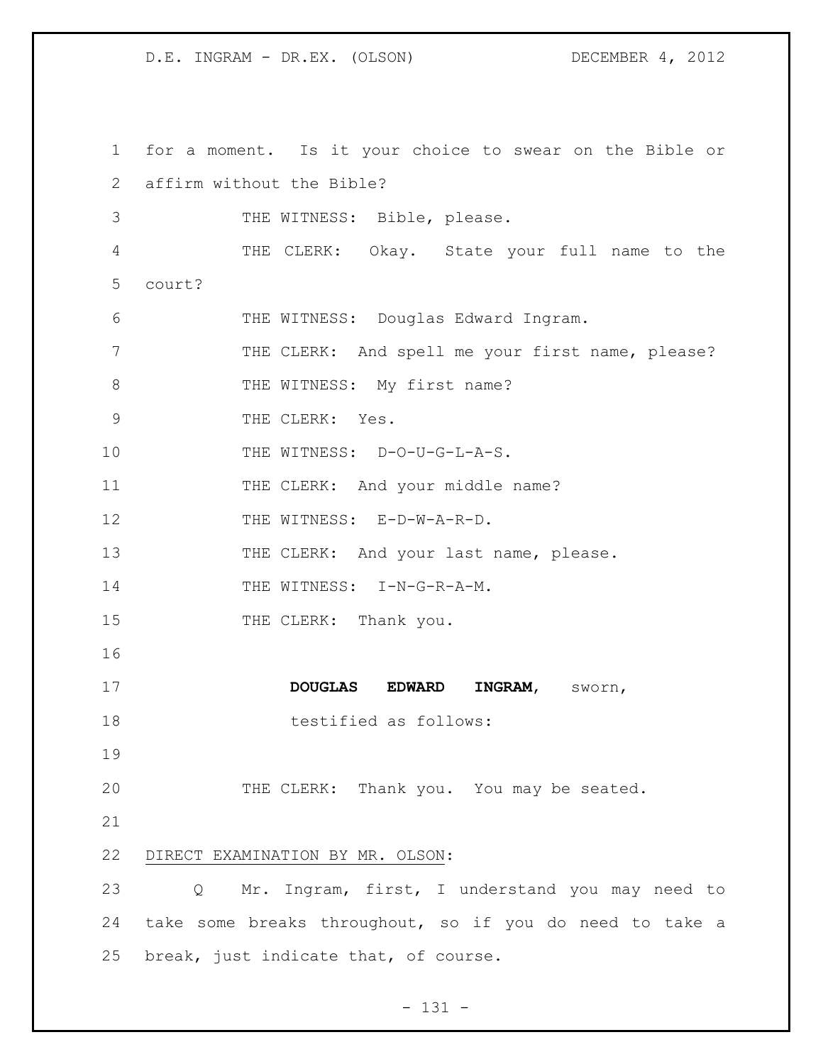for a moment. Is it your choice to swear on the Bible or affirm without the Bible?

THE WITNESS: Bible, please.

THE CLERK: Okay. State your full name to the court?

THE WITNESS: Douglas Edward Ingram.

THE CLERK: And spell me your first name, please?

THE WITNESS: My first name?

THE CLERK: Yes.

THE WITNESS: D-O-U-G-L-A-S.

THE CLERK: And your middle name?

THE WITNESS: E-D-W-A-R-D.

THE CLERK: And your last name, please.

THE WITNESS: I-N-G-R-A-M.

THE CLERK: Thank you.

**DOUGLAS EDWARD INGRAM**, sworn, testified as follows:

THE CLERK: Thank you. You may be seated.

DIRECT EXAMINATION BY MR. OLSON:

Q Mr. Ingram, first, I understand you may need to take some breaks throughout, so if you do need to take a break, just indicate that, of course.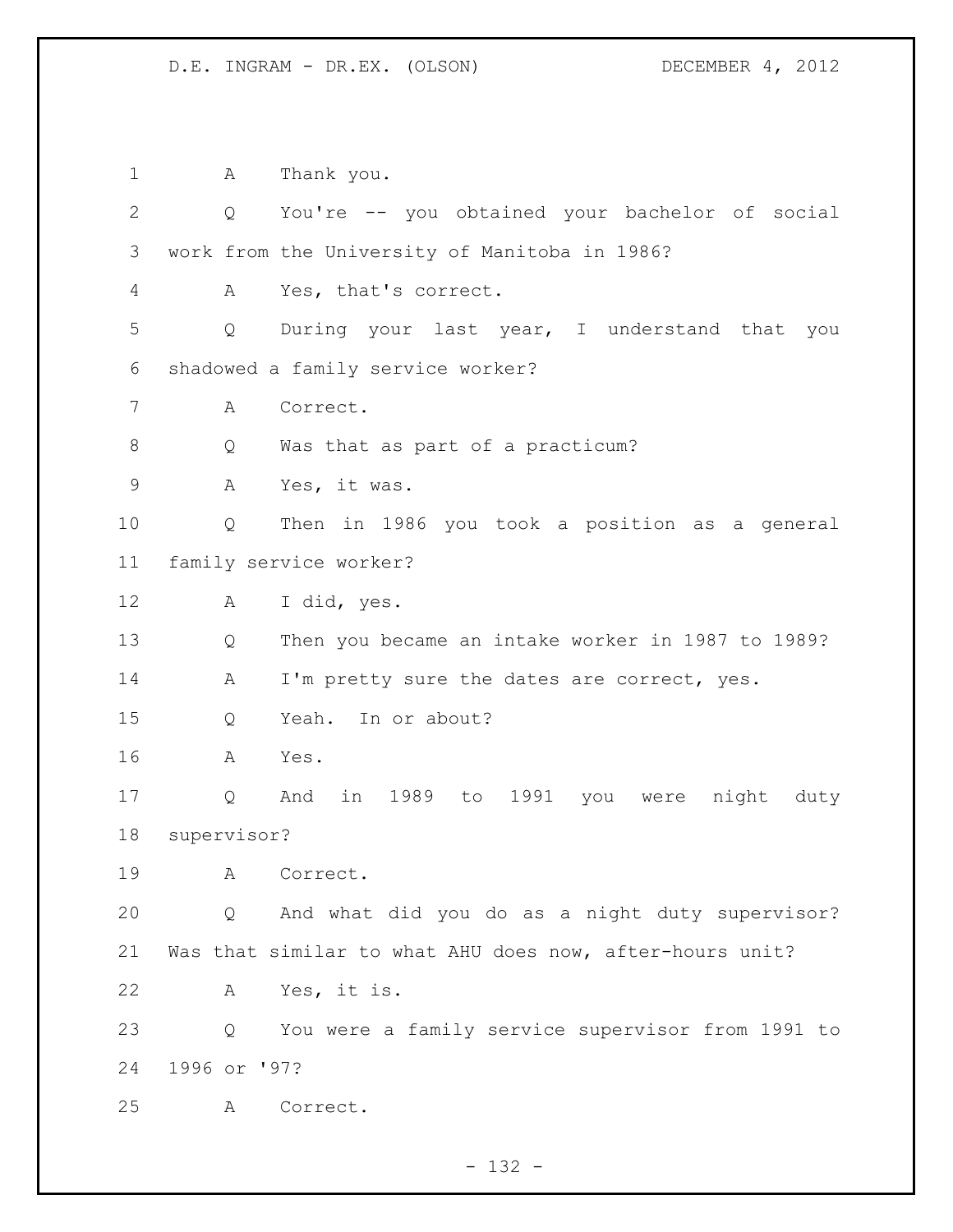A Thank you.

Q You're -- you obtained your bachelor of social work from the University of Manitoba in 1986?

A Yes, that's correct.

Q During your last year, I understand that you shadowed a family service worker?

A Correct.

Q Was that as part of a practicum?

A Yes, it was.

Q Then in 1986 you took a position as a general family service worker?

A I did, yes.

Q Then you became an intake worker in 1987 to 1989?

A I'm pretty sure the dates are correct, yes.

Q Yeah. In or about?

A Yes.

Q And in 1989 to 1991 you were night duty supervisor?

A Correct.

Q And what did you do as a night duty supervisor? Was that similar to what AHU does now, after-hours unit?

A Yes, it is.

Q You were a family service supervisor from 1991 to 1996 or '97?

A Correct.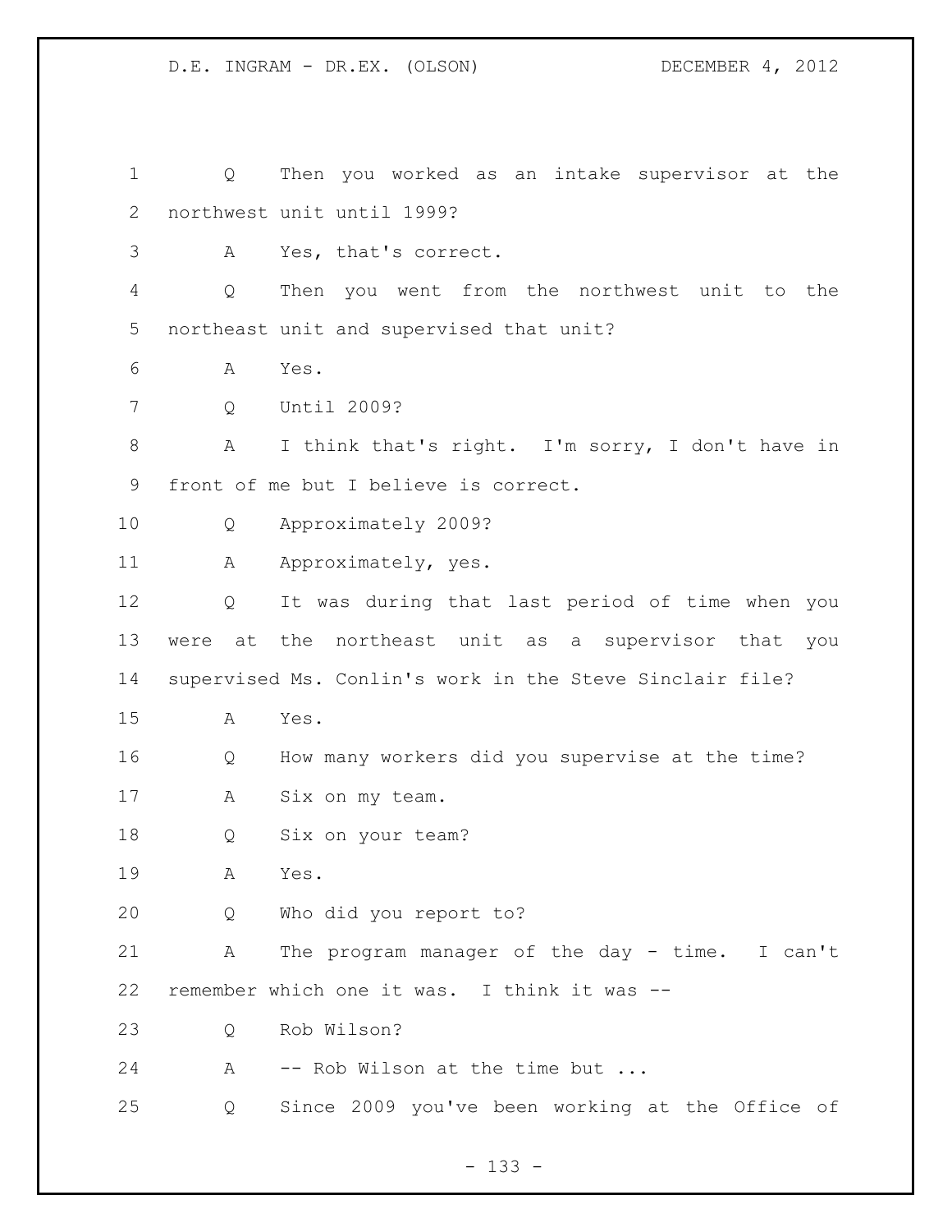Q Then you worked as an intake supervisor at the northwest unit until 1999?

A Yes, that's correct.

Q Then you went from the northwest unit to the northeast unit and supervised that unit?

A Yes.

Q Until 2009?

A I think that's right. I'm sorry, I don't have in front of me but I believe is correct.

Q Approximately 2009?

A Approximately, yes.

Q It was during that last period of time when you were at the northeast unit as a supervisor that you supervised Ms. Conlin's work in the Steve Sinclair file?

A Yes.

Q How many workers did you supervise at the time?

A Six on my team.

Q Six on your team?

A Yes.

Q Who did you report to?

A The program manager of the day - time. I can't remember which one it was. I think it was --

Q Rob Wilson?

A -- Rob Wilson at the time but ...

Q Since 2009 you've been working at the Office of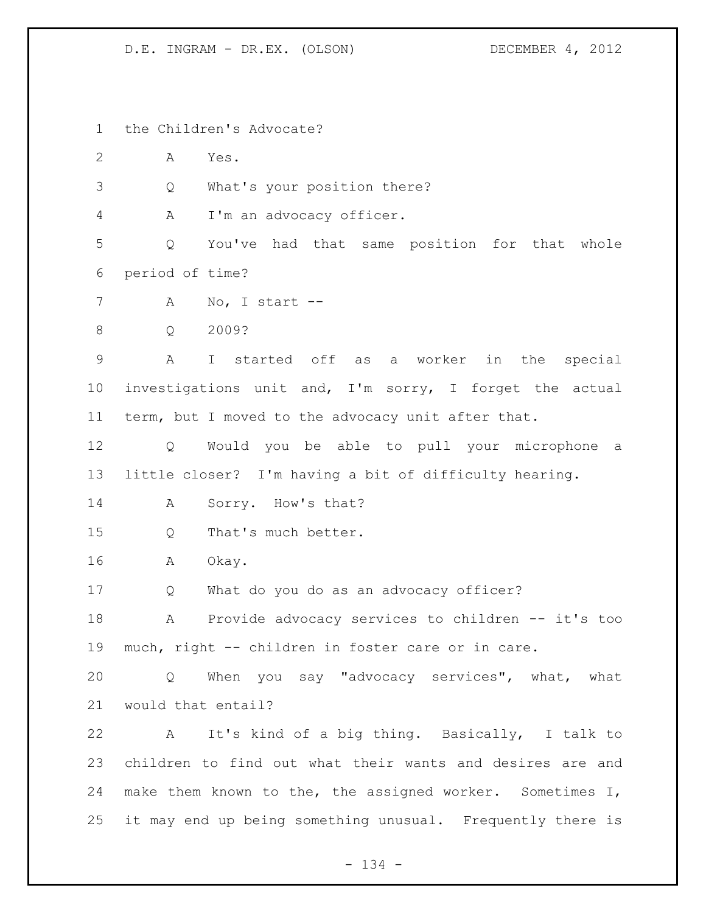the Children's Advocate?

A Yes.

Q What's your position there?

A I'm an advocacy officer.

Q You've had that same position for that whole period of time?

A No, I start --

Q 2009?

A I started off as a worker in the special investigations unit and, I'm sorry, I forget the actual term, but I moved to the advocacy unit after that.

Q Would you be able to pull your microphone a little closer? I'm having a bit of difficulty hearing.

A Sorry. How's that?

Q That's much better.

A Okay.

Q What do you do as an advocacy officer?

A Provide advocacy services to children -- it's too much, right -- children in foster care or in care.

Q When you say "advocacy services", what, what would that entail?

A It's kind of a big thing. Basically, I talk to children to find out what their wants and desires are and make them known to the, the assigned worker. Sometimes I, it may end up being something unusual. Frequently there is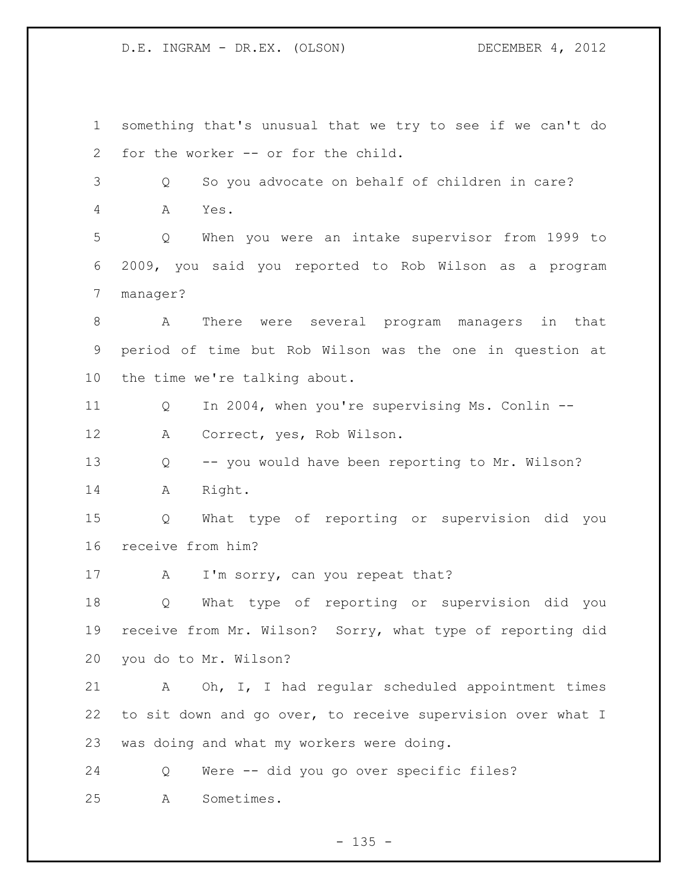something that's unusual that we try to see if we can't do for the worker -- or for the child.

Q So you advocate on behalf of children in care?

A Yes.

Q When you were an intake supervisor from 1999 to 2009, you said you reported to Rob Wilson as a program manager?

A There were several program managers in that period of time but Rob Wilson was the one in question at the time we're talking about.

Q In 2004, when you're supervising Ms. Conlin --

A Correct, yes, Rob Wilson.

Q -- you would have been reporting to Mr. Wilson?

A Right.

Q What type of reporting or supervision did you receive from him?

A I'm sorry, can you repeat that?

Q What type of reporting or supervision did you receive from Mr. Wilson? Sorry, what type of reporting did you do to Mr. Wilson?

A Oh, I, I had regular scheduled appointment times to sit down and go over, to receive supervision over what I was doing and what my workers were doing.

Q Were -- did you go over specific files?

A Sometimes.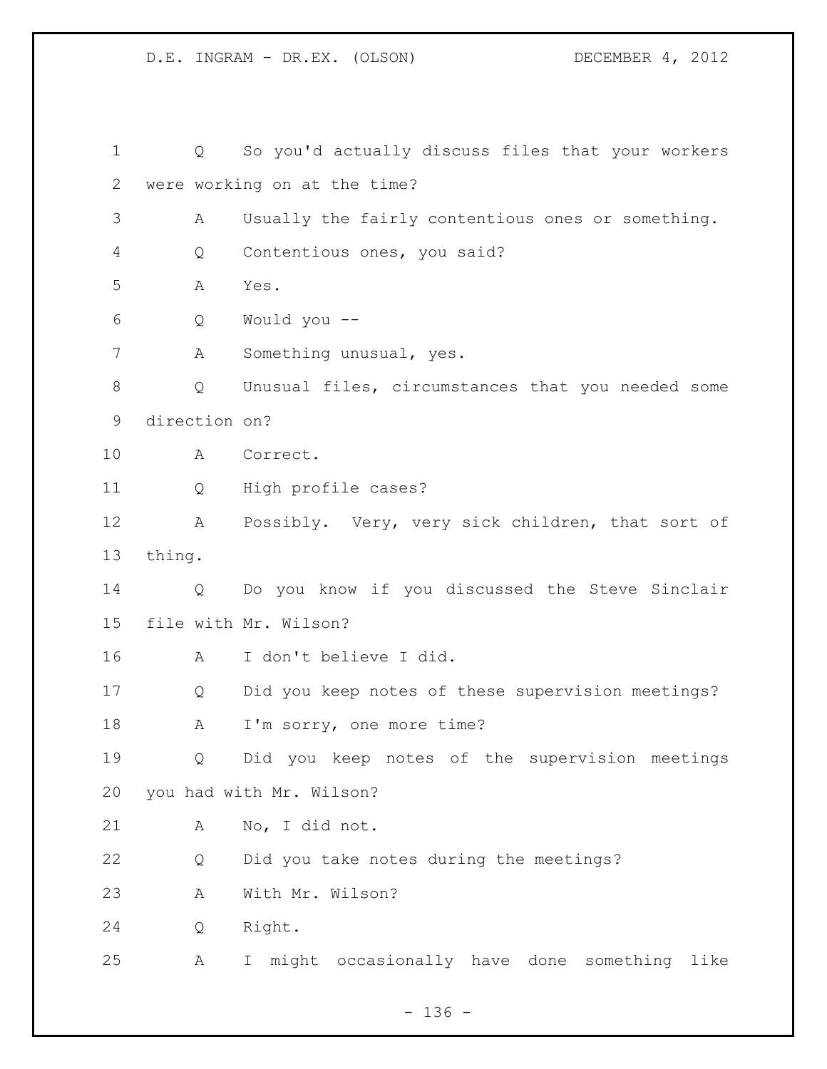Q So you'd actually discuss files that your workers were working on at the time?

A Usually the fairly contentious ones or something.

Q Contentious ones, you said?

A Yes.

Q Would you --

A Something unusual, yes.

Q Unusual files, circumstances that you needed some direction on?

A Correct.

Q High profile cases?

A Possibly. Very, very sick children, that sort of thing.

Q Do you know if you discussed the Steve Sinclair file with Mr. Wilson?

A I don't believe I did.

Q Did you keep notes of these supervision meetings?

A I'm sorry, one more time?

Q Did you keep notes of the supervision meetings you had with Mr. Wilson?

A No, I did not.

Q Did you take notes during the meetings?

A With Mr. Wilson?

Q Right.

A I might occasionally have done something like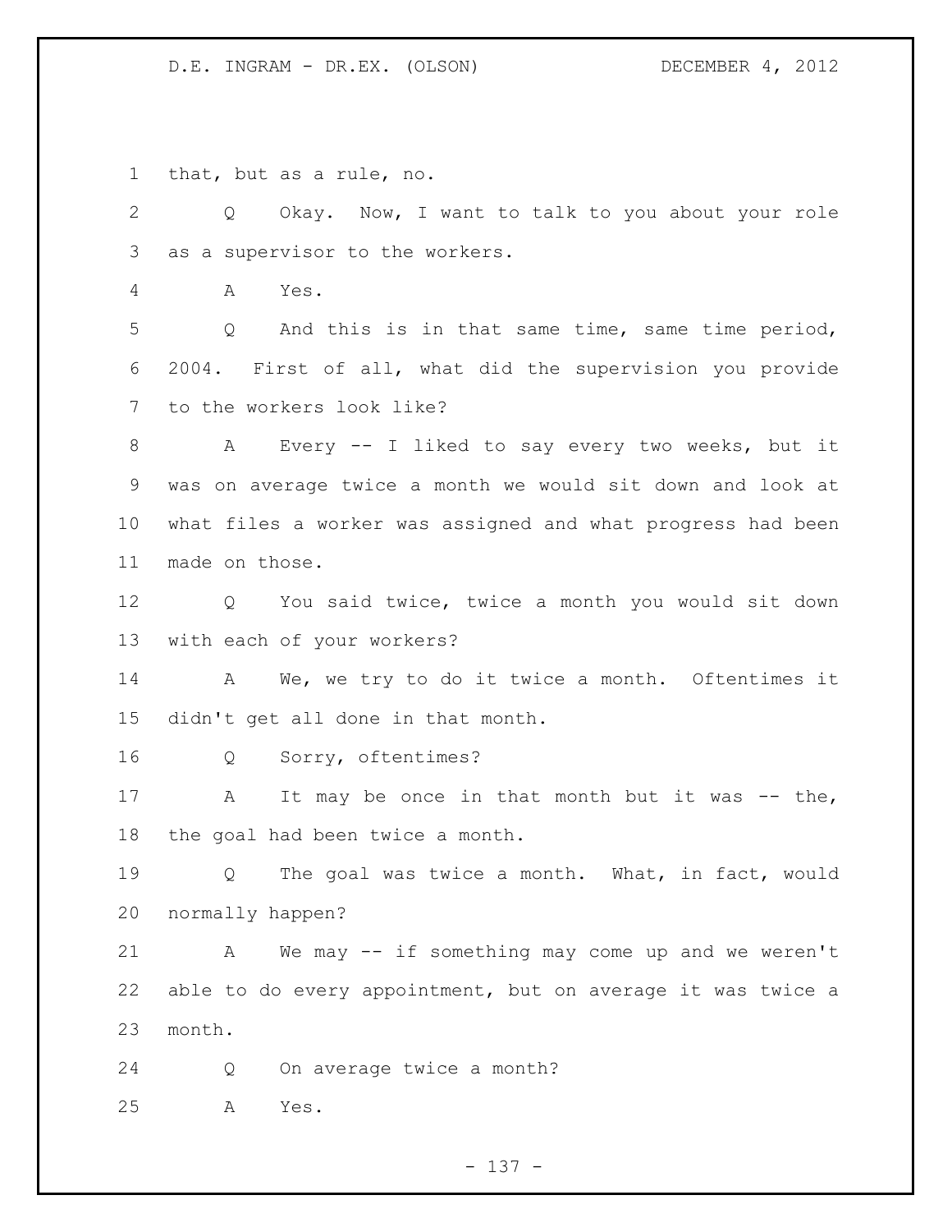that, but as a rule, no.

Q Okay. Now, I want to talk to you about your role as a supervisor to the workers.

A Yes.

Q And this is in that same time, same time period, 2004. First of all, what did the supervision you provide to the workers look like?

A Every -- I liked to say every two weeks, but it was on average twice a month we would sit down and look at what files a worker was assigned and what progress had been made on those.

Q You said twice, twice a month you would sit down with each of your workers?

A We, we try to do it twice a month. Oftentimes it didn't get all done in that month.

Q Sorry, oftentimes?

A It may be once in that month but it was -- the, the goal had been twice a month.

Q The goal was twice a month. What, in fact, would normally happen?

A We may -- if something may come up and we weren't able to do every appointment, but on average it was twice a month.

Q On average twice a month?

A Yes.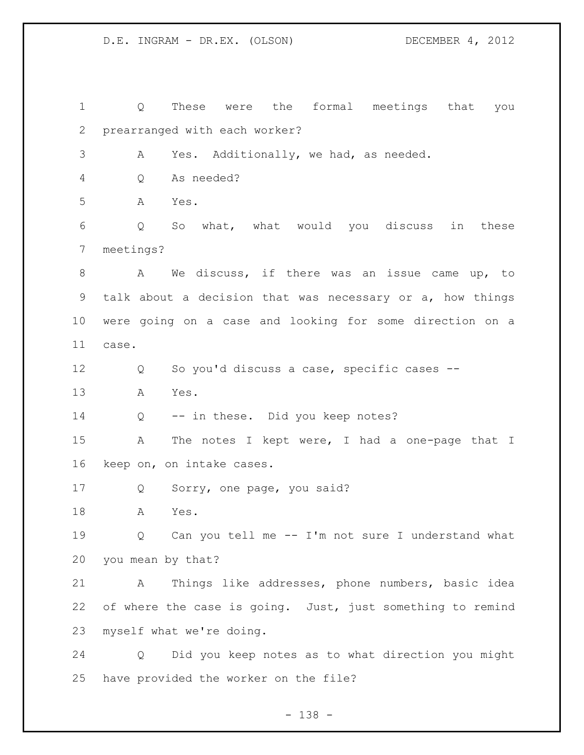Q These were the formal meetings that you prearranged with each worker?

A Yes. Additionally, we had, as needed.

Q As needed?

A Yes.

Q So what, what would you discuss in these meetings?

A We discuss, if there was an issue came up, to talk about a decision that was necessary or a, how things were going on a case and looking for some direction on a case.

Q So you'd discuss a case, specific cases --

A Yes.

Q -- in these. Did you keep notes?

A The notes I kept were, I had a one-page that I keep on, on intake cases.

Q Sorry, one page, you said?

A Yes.

Q Can you tell me -- I'm not sure I understand what you mean by that?

A Things like addresses, phone numbers, basic idea of where the case is going. Just, just something to remind myself what we're doing.

Q Did you keep notes as to what direction you might have provided the worker on the file?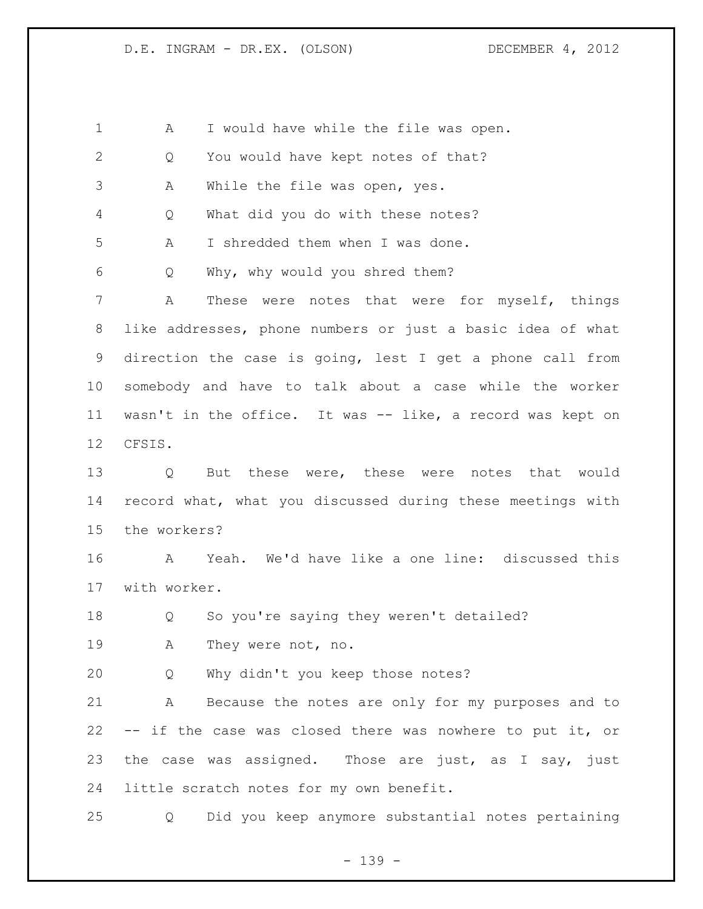A I would have while the file was open.

Q You would have kept notes of that?

A While the file was open, yes.

Q What did you do with these notes?

A I shredded them when I was done.

Q Why, why would you shred them?

A These were notes that were for myself, things like addresses, phone numbers or just a basic idea of what direction the case is going, lest I get a phone call from somebody and have to talk about a case while the worker wasn't in the office. It was -- like, a record was kept on CFSIS.

Q But these were, these were notes that would record what, what you discussed during these meetings with the workers?

A Yeah. We'd have like a one line: discussed this with worker.

Q So you're saying they weren't detailed?

A They were not, no.

Q Why didn't you keep those notes?

A Because the notes are only for my purposes and to -- if the case was closed there was nowhere to put it, or the case was assigned. Those are just, as I say, just little scratch notes for my own benefit.

Q Did you keep anymore substantial notes pertaining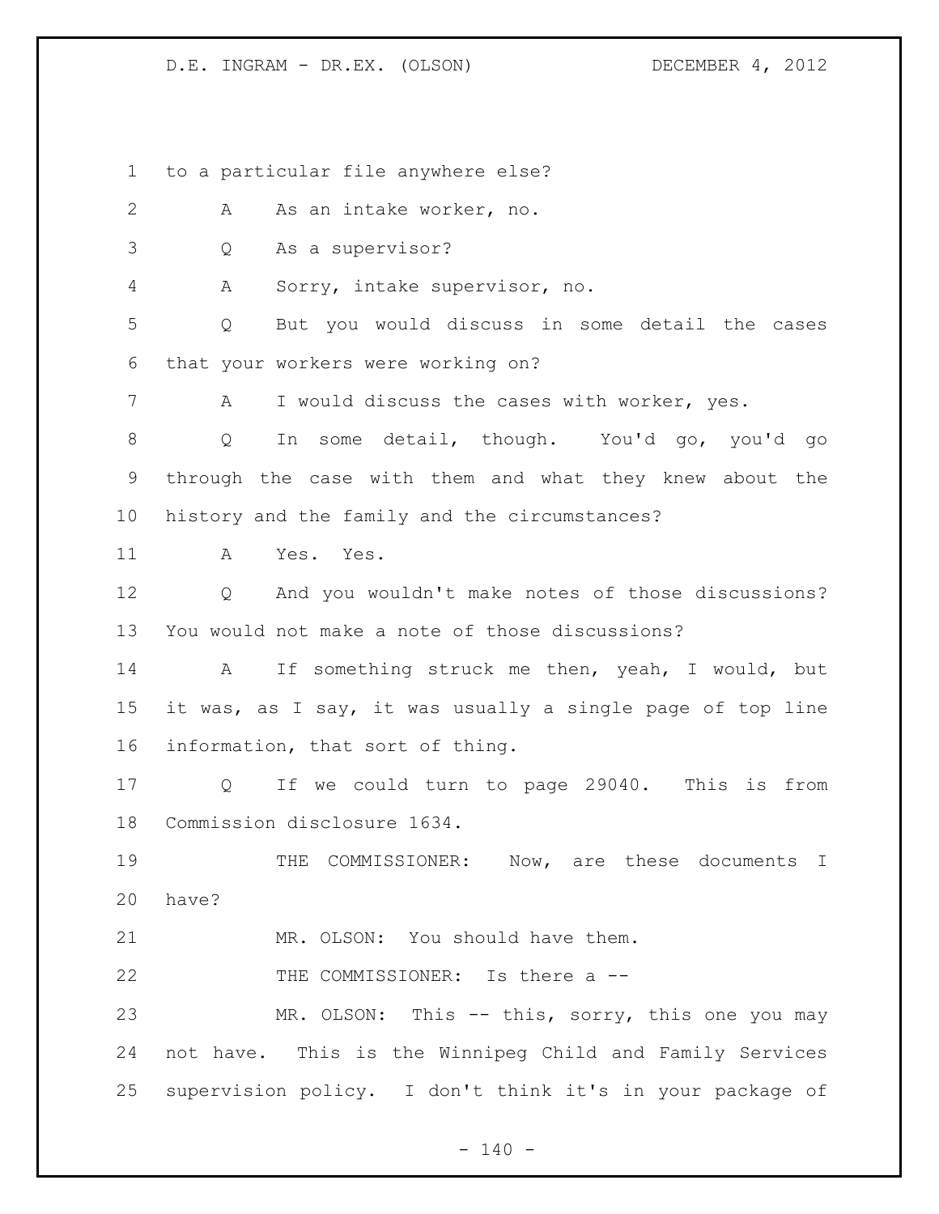to a particular file anywhere else?

A As an intake worker, no.

Q As a supervisor?

A Sorry, intake supervisor, no.

Q But you would discuss in some detail the cases that your workers were working on?

A I would discuss the cases with worker, yes.

Q In some detail, though. You'd go, you'd go through the case with them and what they knew about the history and the family and the circumstances?

A Yes. Yes.

Q And you wouldn't make notes of those discussions? You would not make a note of those discussions?

A If something struck me then, yeah, I would, but it was, as I say, it was usually a single page of top line information, that sort of thing.

Q If we could turn to page 29040. This is from Commission disclosure 1634.

THE COMMISSIONER: Now, are these documents I have?

MR. OLSON: You should have them.

THE COMMISSIONER: Is there a --

MR. OLSON: This -- this, sorry, this one you may not have. This is the Winnipeg Child and Family Services supervision policy. I don't think it's in your package of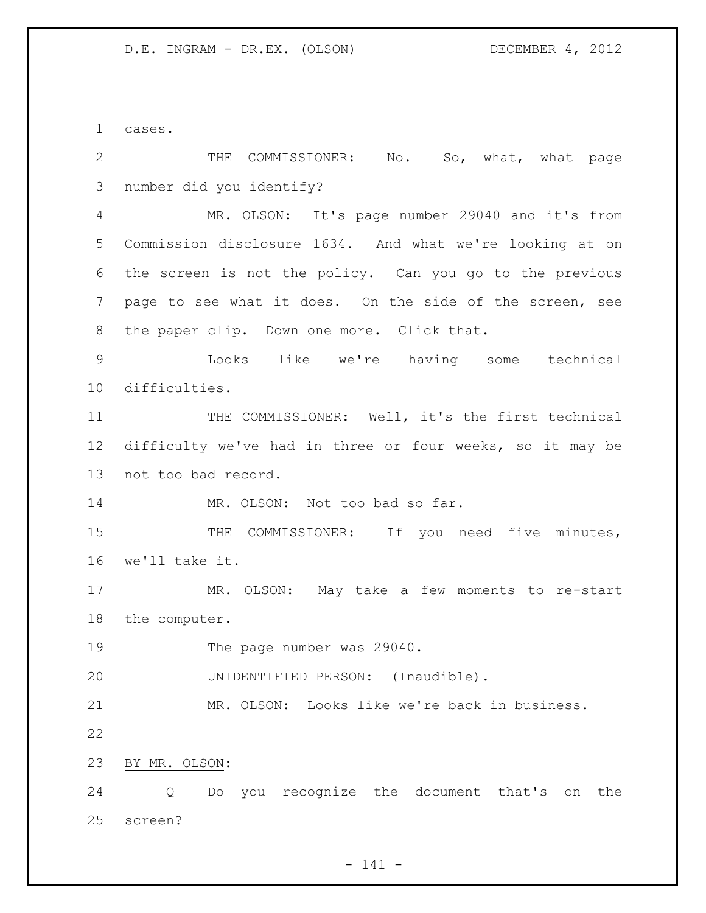cases.

THE COMMISSIONER: No. So, what, what page number did you identify?

MR. OLSON: It's page number 29040 and it's from Commission disclosure 1634. And what we're looking at on the screen is not the policy. Can you go to the previous page to see what it does. On the side of the screen, see the paper clip. Down one more. Click that.

Looks like we're having some technical difficulties.

THE COMMISSIONER: Well, it's the first technical difficulty we've had in three or four weeks, so it may be not too bad record.

MR. OLSON: Not too bad so far.

THE COMMISSIONER: If you need five minutes, we'll take it.

MR. OLSON: May take a few moments to re-start the computer.

The page number was 29040.

UNIDENTIFIED PERSON: (Inaudible).

MR. OLSON: Looks like we're back in business.

BY MR. OLSON:

Q Do you recognize the document that's on the screen?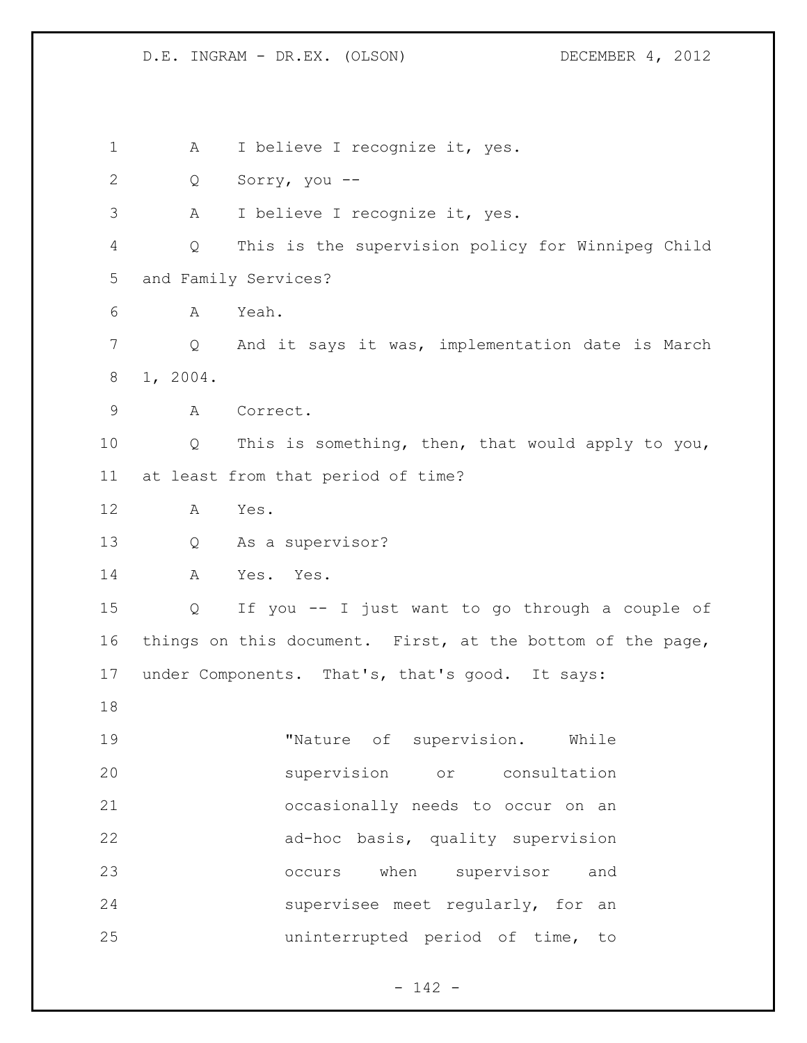A I believe I recognize it, yes.

Q Sorry, you --

A I believe I recognize it, yes.

Q This is the supervision policy for Winnipeg Child and Family Services?

A Yeah.

Q And it says it was, implementation date is March 1, 2004.

A Correct.

Q This is something, then, that would apply to you, at least from that period of time?

A Yes.

Q As a supervisor?

A Yes. Yes.

Q If you -- I just want to go through a couple of things on this document. First, at the bottom of the page, under Components. That's, that's good. It says:

> "Nature of supervision. While supervision or consultation occasionally needs to occur on an ad-hoc basis, quality supervision occurs when supervisor and supervisee meet regularly, for an uninterrupted period of time, to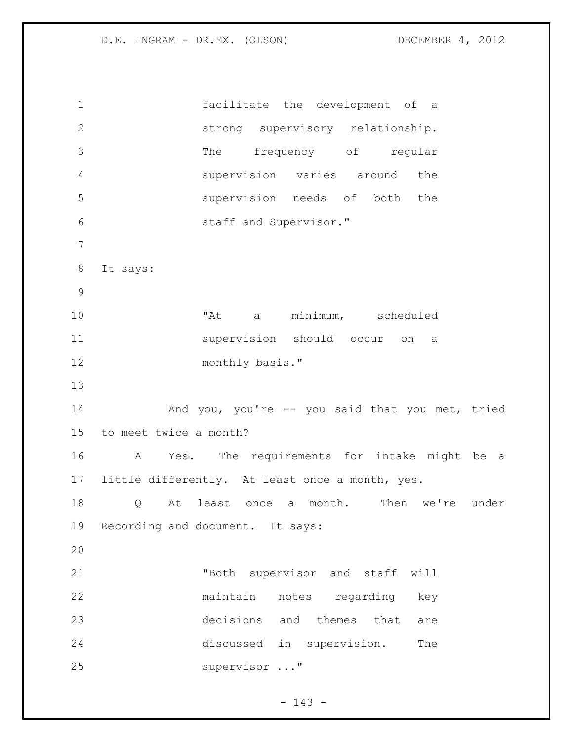facilitate the development of a strong supervisory relationship. The frequency of regular supervision varies around the supervision needs of both the staff and Supervisor."

It says:

"At a minimum, scheduled supervision should occur on a monthly basis."

And you, you're -- you said that you met, tried to meet twice a month?

A Yes. The requirements for intake might be a little differently. At least once a month, yes.

Q At least once a month. Then we're under Recording and document. It says:

"Both supervisor and staff will maintain notes regarding key decisions and themes that are discussed in supervision. The supervisor ..."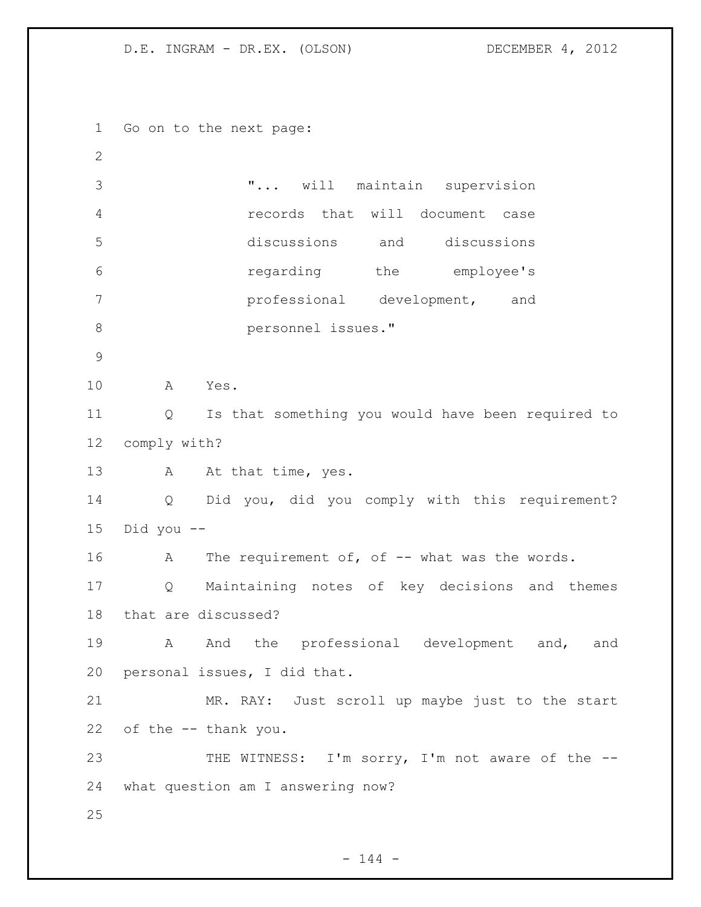Go on to the next page:

> "... will maintain supervision records that will document case discussions and discussions regarding the employee's professional development, and personnel issues."

A Yes.

Q Is that something you would have been required to comply with?

A At that time, yes.

Q Did you, did you comply with this requirement? Did you --

A The requirement of, of -- what was the words.

Q Maintaining notes of key decisions and themes that are discussed?

A And the professional development and, and personal issues, I did that.

MR. RAY: Just scroll up maybe just to the start of the -- thank you.

THE WITNESS: I'm sorry, I'm not aware of the -- what question am I answering now?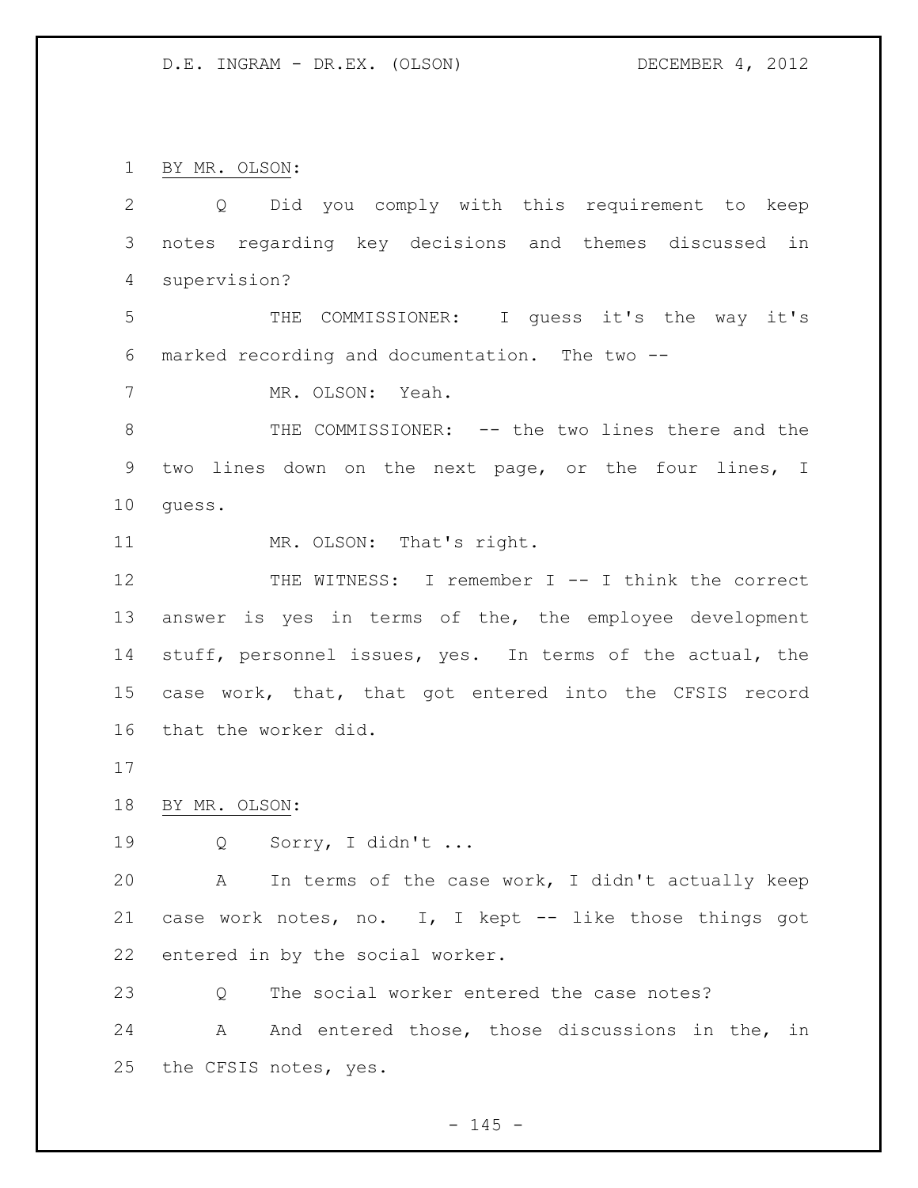BY MR. OLSON:

Q Did you comply with this requirement to keep notes regarding key decisions and themes discussed in supervision?

THE COMMISSIONER: I guess it's the way it's marked recording and documentation. The two --

MR. OLSON: Yeah.

THE COMMISSIONER: -- the two lines there and the two lines down on the next page, or the four lines, I guess.

MR. OLSON: That's right.

THE WITNESS: I remember I -- I think the correct answer is yes in terms of the, the employee development stuff, personnel issues, yes. In terms of the actual, the case work, that, that got entered into the CFSIS record that the worker did.

BY MR. OLSON:

Q Sorry, I didn't ...

A In terms of the case work, I didn't actually keep case work notes, no. I, I kept -- like those things got entered in by the social worker.

Q The social worker entered the case notes?

A And entered those, those discussions in the, in the CFSIS notes, yes.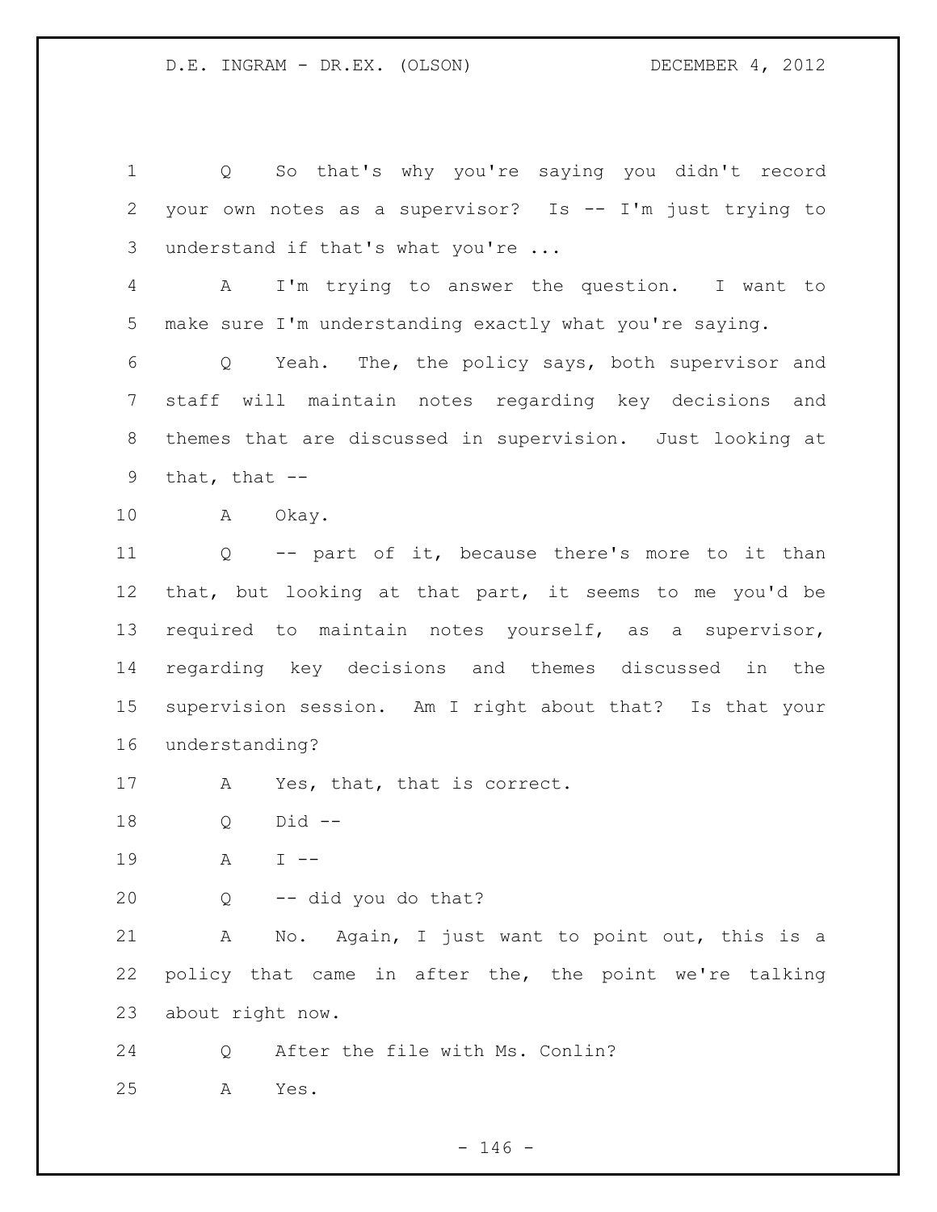Q So that's why you're saying you didn't record your own notes as a supervisor? Is -- I'm just trying to understand if that's what you're ...

A I'm trying to answer the question. I want to make sure I'm understanding exactly what you're saying.

Q Yeah. The, the policy says, both supervisor and staff will maintain notes regarding key decisions and themes that are discussed in supervision. Just looking at that, that --

A Okay.

Q -- part of it, because there's more to it than that, but looking at that part, it seems to me you'd be required to maintain notes yourself, as a supervisor, regarding key decisions and themes discussed in the supervision session. Am I right about that? Is that your understanding?

A Yes, that, that is correct.

Q Did --

A I --

Q -- did you do that?

A No. Again, I just want to point out, this is a policy that came in after the, the point we're talking about right now.

Q After the file with Ms. Conlin?

A Yes.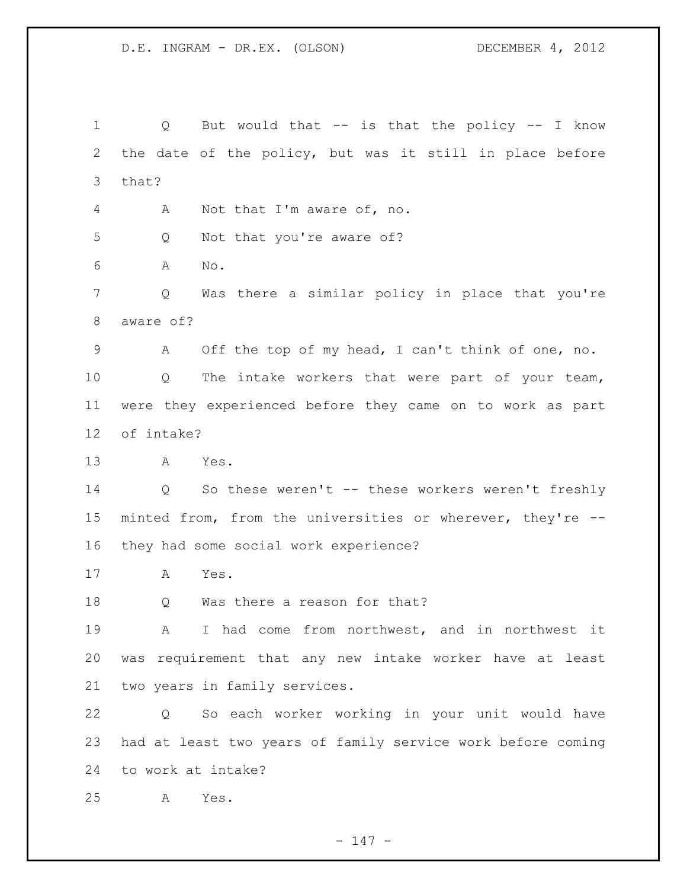Q But would that -- is that the policy -- I know the date of the policy, but was it still in place before that?

A Not that I'm aware of, no.

Q Not that you're aware of?

A No.

Q Was there a similar policy in place that you're aware of?

A Off the top of my head, I can't think of one, no.

Q The intake workers that were part of your team, were they experienced before they came on to work as part of intake?

A Yes.

Q So these weren't -- these workers weren't freshly minted from, from the universities or wherever, they're -- they had some social work experience?

A Yes.

Q Was there a reason for that?

A I had come from northwest, and in northwest it was requirement that any new intake worker have at least two years in family services.

Q So each worker working in your unit would have had at least two years of family service work before coming to work at intake?

A Yes.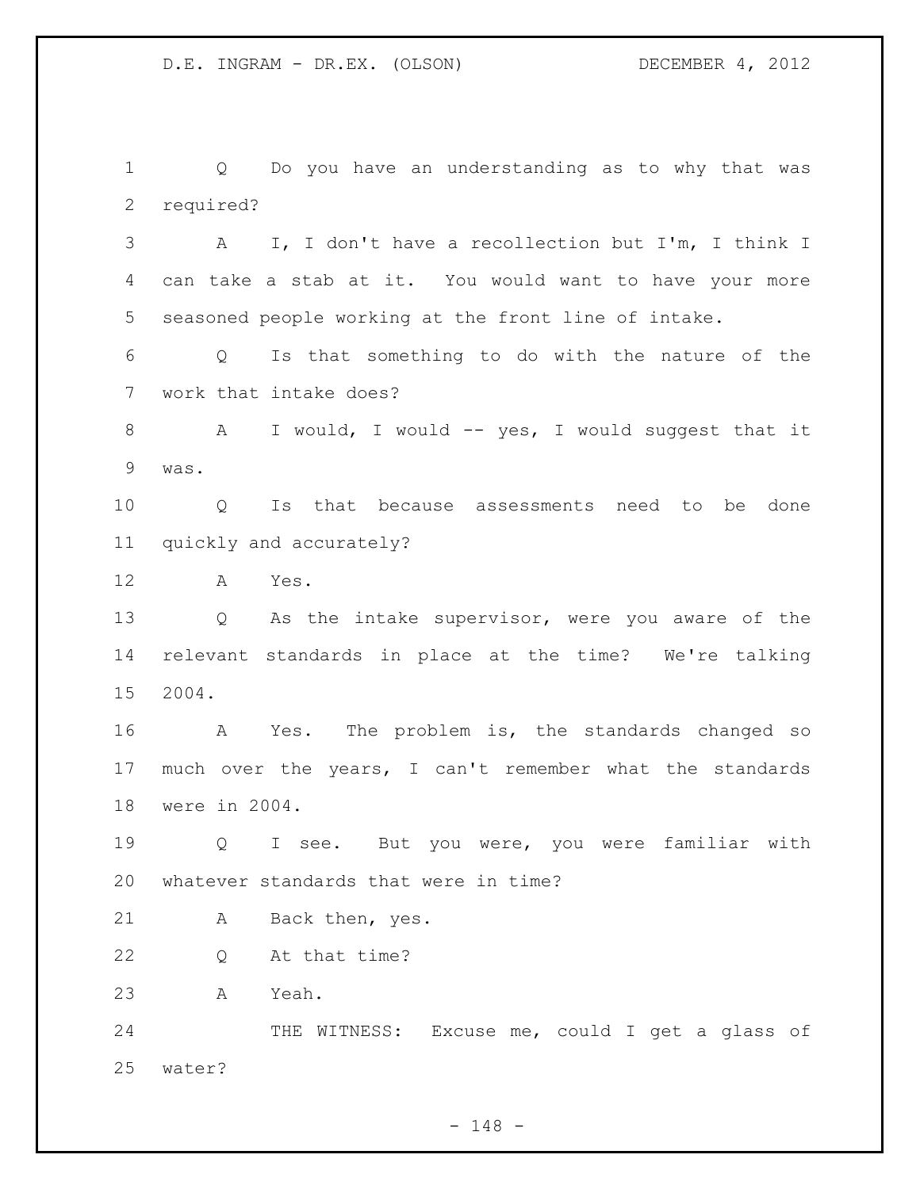Q Do you have an understanding as to why that was required?

A I, I don't have a recollection but I'm, I think I can take a stab at it. You would want to have your more seasoned people working at the front line of intake.

Q Is that something to do with the nature of the work that intake does?

A I would, I would -- yes, I would suggest that it was.

Q Is that because assessments need to be done quickly and accurately?

A Yes.

Q As the intake supervisor, were you aware of the relevant standards in place at the time? We're talking 2004.

A Yes. The problem is, the standards changed so much over the years, I can't remember what the standards were in 2004.

Q I see. But you were, you were familiar with whatever standards that were in time?

A Back then, yes.

Q At that time?

A Yeah.

THE WITNESS: Excuse me, could I get a glass of water?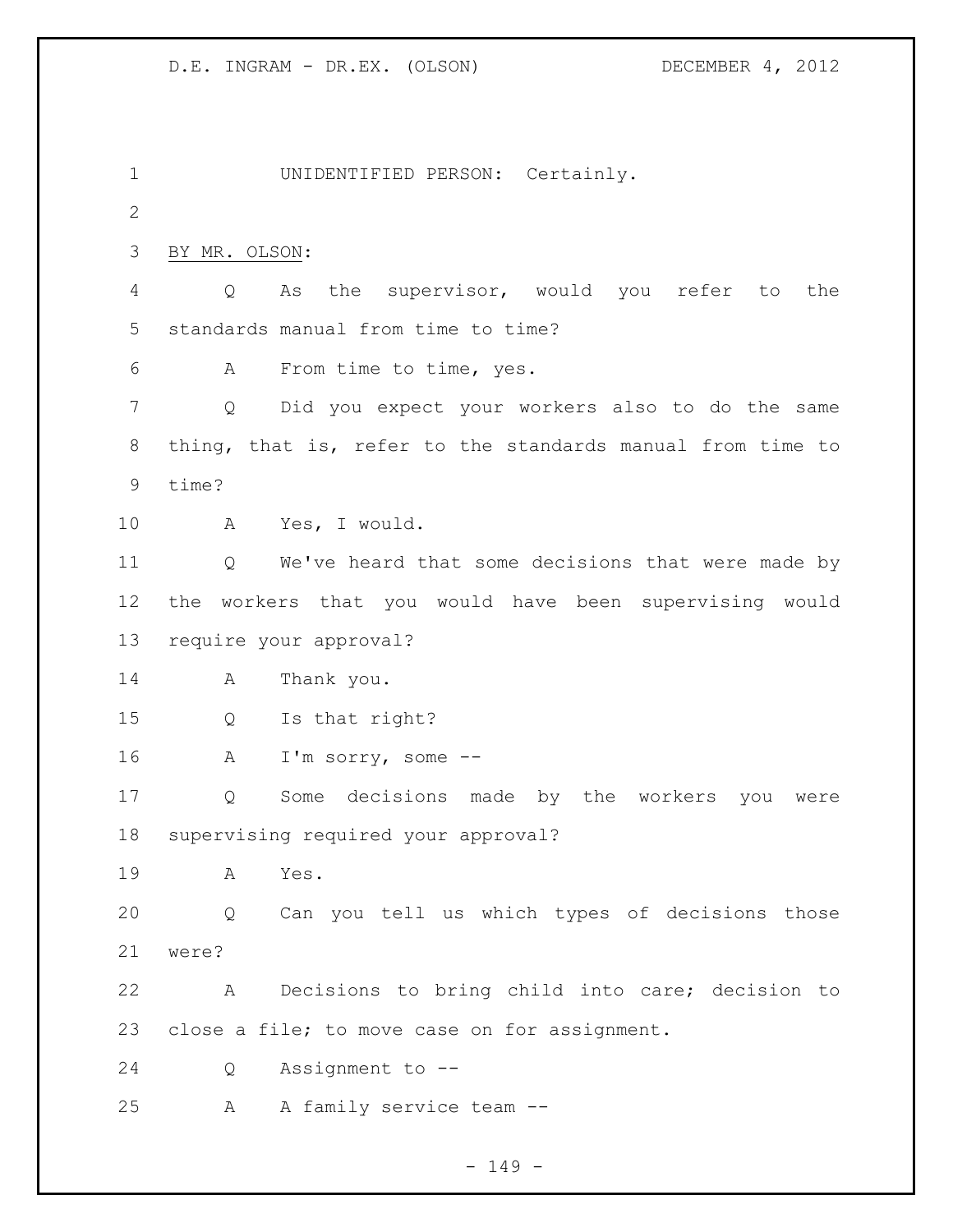UNIDENTIFIED PERSON: Certainly.

BY MR. OLSON:

Q As the supervisor, would you refer to the standards manual from time to time?

A From time to time, yes.

Q Did you expect your workers also to do the same thing, that is, refer to the standards manual from time to time?

A Yes, I would.

Q We've heard that some decisions that were made by the workers that you would have been supervising would require your approval?

A Thank you.

Q Is that right?

A I'm sorry, some --

Q Some decisions made by the workers you were supervising required your approval?

A Yes.

Q Can you tell us which types of decisions those were?

A Decisions to bring child into care; decision to close a file; to move case on for assignment.

Q Assignment to --

A A family service team --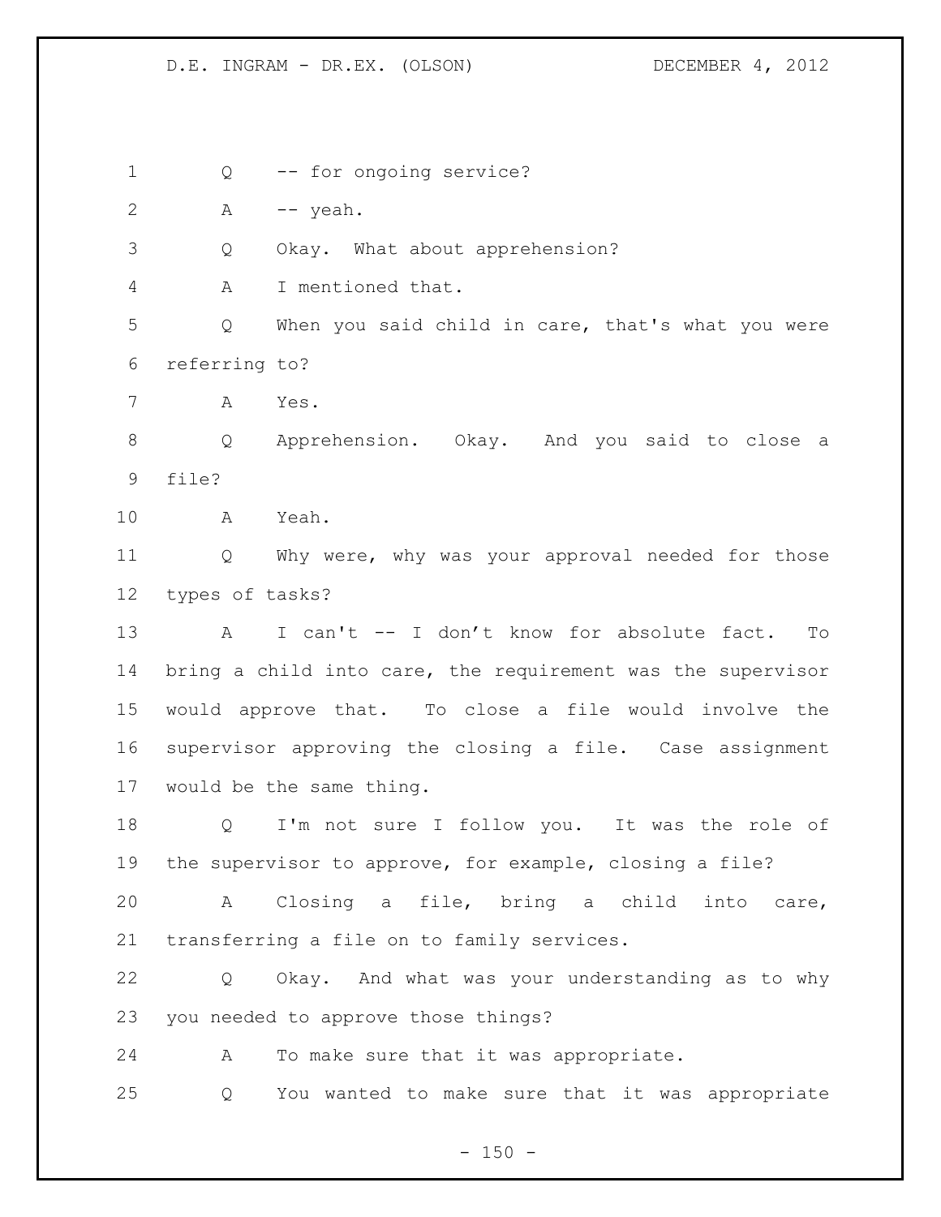Q -- for ongoing service?

A -- yeah.

Q Okay. What about apprehension?

A I mentioned that.

Q When you said child in care, that's what you were referring to?

A Yes.

Q Apprehension. Okay. And you said to close a file?

A Yeah.

Q Why were, why was your approval needed for those types of tasks?

A I can't -- I don't know for absolute fact. To bring a child into care, the requirement was the supervisor would approve that. To close a file would involve the supervisor approving the closing a file. Case assignment would be the same thing.

Q I'm not sure I follow you. It was the role of the supervisor to approve, for example, closing a file?

A Closing a file, bring a child into care, transferring a file on to family services.

Q Okay. And what was your understanding as to why you needed to approve those things?

A To make sure that it was appropriate.

Q You wanted to make sure that it was appropriate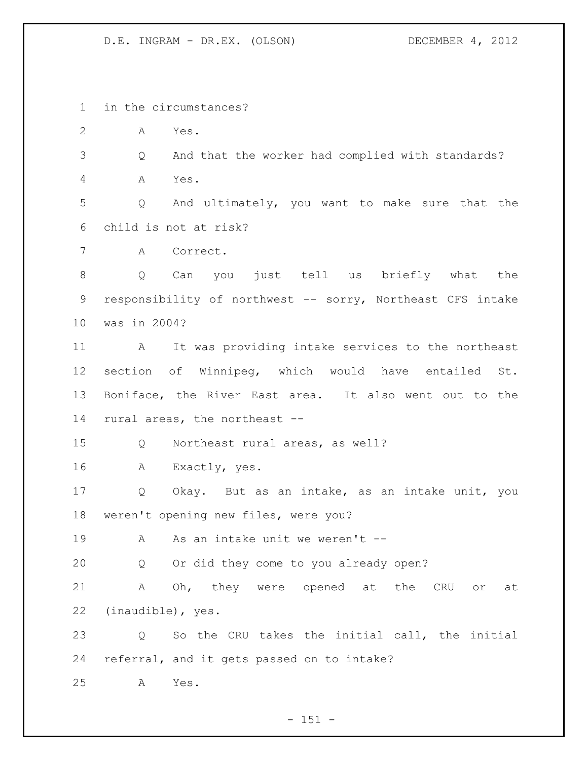in the circumstances?

A Yes.

Q And that the worker had complied with standards?

A Yes.

Q And ultimately, you want to make sure that the child is not at risk?

A Correct.

Q Can you just tell us briefly what the responsibility of northwest -- sorry, Northeast CFS intake was in 2004?

A It was providing intake services to the northeast section of Winnipeg, which would have entailed St. Boniface, the River East area. It also went out to the rural areas, the northeast --

Q Northeast rural areas, as well?

A Exactly, yes.

Q Okay. But as an intake, as an intake unit, you weren't opening new files, were you?

A As an intake unit we weren't --

Q Or did they come to you already open?

A Oh, they were opened at the CRU or at (inaudible), yes.

Q So the CRU takes the initial call, the initial referral, and it gets passed on to intake?

A Yes.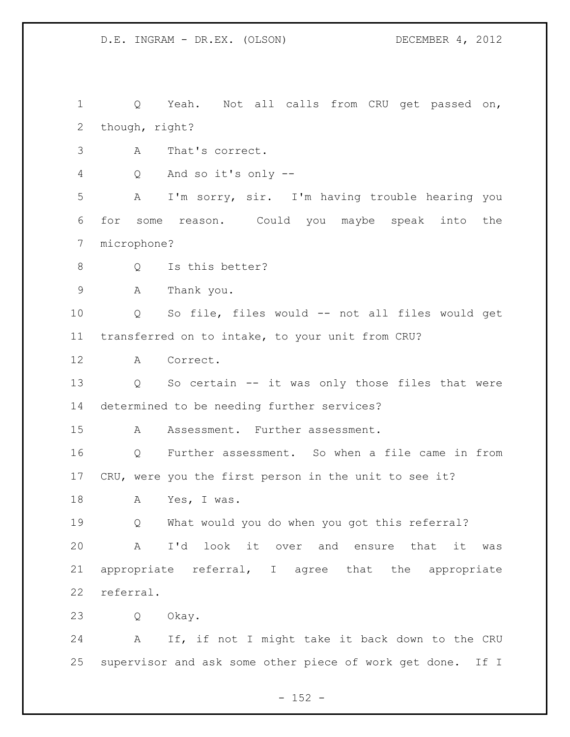Q Yeah. Not all calls from CRU get passed on, though, right?

A That's correct.

Q And so it's only --

A I'm sorry, sir. I'm having trouble hearing you for some reason. Could you maybe speak into the microphone?

Q Is this better?

A Thank you.

Q So file, files would -- not all files would get transferred on to intake, to your unit from CRU?

A Correct.

Q So certain -- it was only those files that were determined to be needing further services?

A Assessment. Further assessment.

Q Further assessment. So when a file came in from CRU, were you the first person in the unit to see it?

A Yes, I was.

Q What would you do when you got this referral?

A I'd look it over and ensure that it was appropriate referral, I agree that the appropriate referral.

Q Okay.

A If, if not I might take it back down to the CRU supervisor and ask some other piece of work get done. If I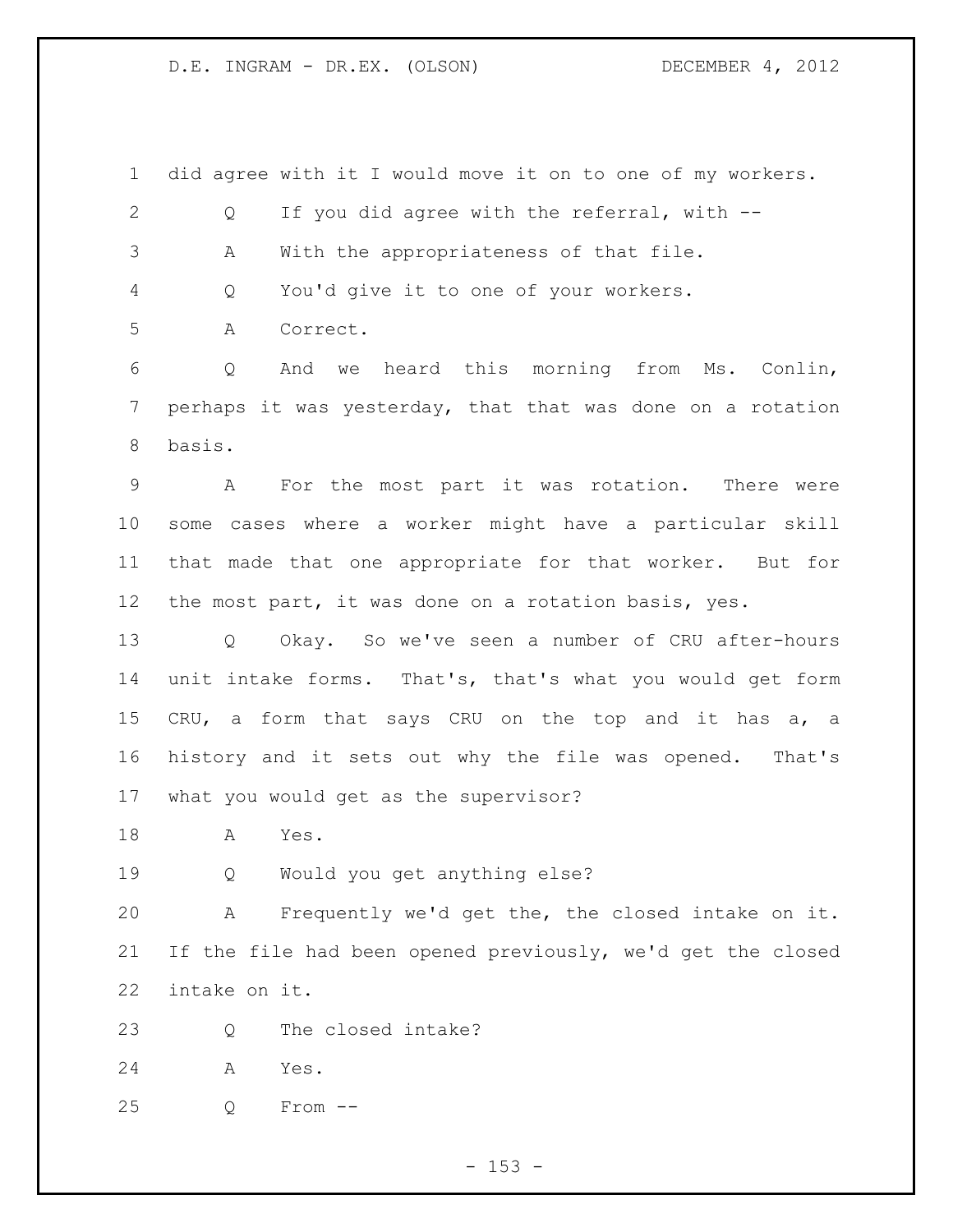did agree with it I would move it on to one of my workers.

Q If you did agree with the referral, with --

A With the appropriateness of that file.

Q You'd give it to one of your workers.

A Correct.

Q And we heard this morning from Ms. Conlin, perhaps it was yesterday, that that was done on a rotation basis.

A For the most part it was rotation. There were some cases where a worker might have a particular skill that made that one appropriate for that worker. But for the most part, it was done on a rotation basis, yes.

Q Okay. So we've seen a number of CRU after-hours unit intake forms. That's, that's what you would get form CRU, a form that says CRU on the top and it has a, a history and it sets out why the file was opened. That's what you would get as the supervisor?

A Yes.

Q Would you get anything else?

A Frequently we'd get the, the closed intake on it. If the file had been opened previously, we'd get the closed intake on it.

Q The closed intake?

A Yes.

Q From --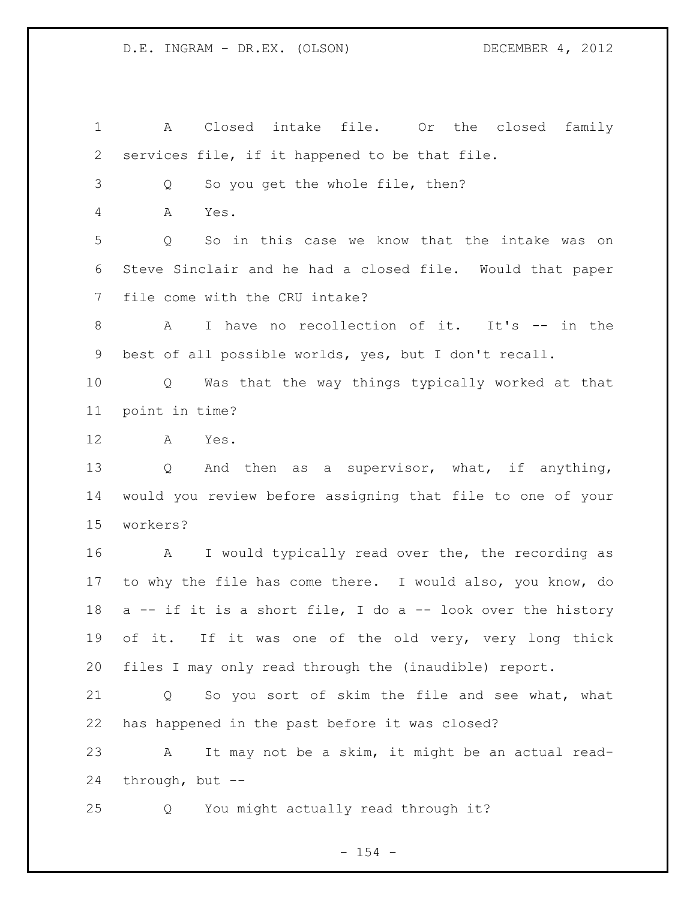1 A Closed intake file. Or the closed family
2 services file, if it happened to be that file.
3 Q So you get the whole file, then?
4 A Yes.
5 Q So in this case we know that the intake was on
6 Steve Sinclair and he had a closed file. Would that paper
7 file come with the CRU intake?
8 A I have no recollection of it. It's -- in the
9 best of all possible worlds, yes, but I don't recall.
10 Q Was that the way things typically worked at that
11 point in time?
12 A Yes.
13 Q And then as a supervisor, what, if anything,
14 would you review before assigning that file to one of your
15 workers?
16 A I would typically read over the, the recording as
17 to why the file has come there. I would also, you know, do
18 a -- if it is a short file, I do a -- look over the history
19 of it. If it was one of the old very, very long thick
20 files I may only read through the (inaudible) report.
21 Q So you sort of skim the file and see what, what
22 has happened in the past before it was closed?
23 A It may not be a skim, it might be an actual read-
24 through, but --
25 Q You might actually read through it?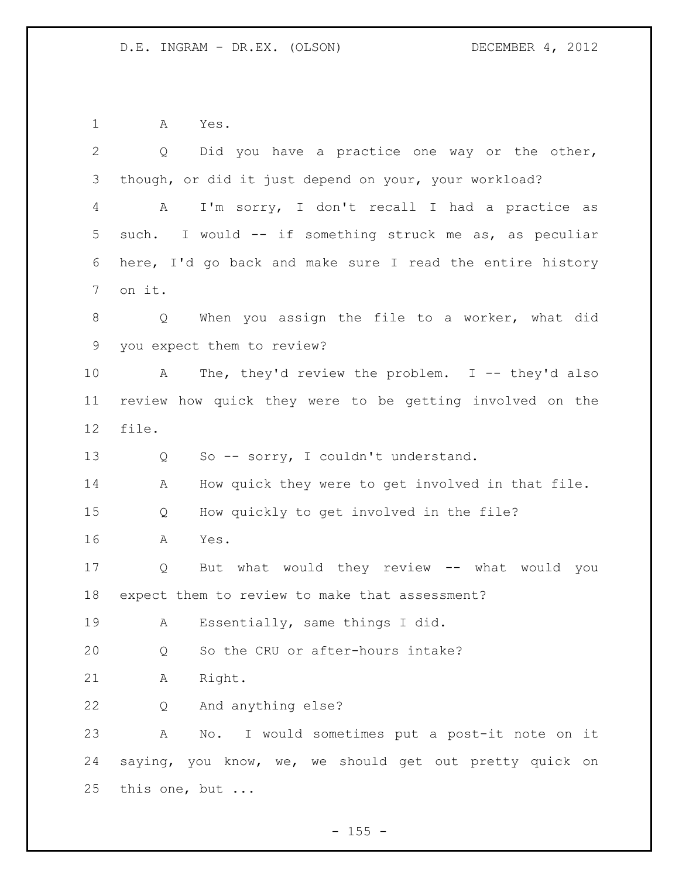A Yes.

Q Did you have a practice one way or the other, though, or did it just depend on your, your workload?

A I'm sorry, I don't recall I had a practice as such. I would -- if something struck me as, as peculiar here, I'd go back and make sure I read the entire history on it.

Q When you assign the file to a worker, what did you expect them to review?

A The, they'd review the problem. I -- they'd also review how quick they were to be getting involved on the file.

Q So -- sorry, I couldn't understand.

A How quick they were to get involved in that file.

Q How quickly to get involved in the file?

A Yes.

Q But what would they review -- what would you expect them to review to make that assessment?

A Essentially, same things I did.

Q So the CRU or after-hours intake?

A Right.

Q And anything else?

A No. I would sometimes put a post-it note on it saying, you know, we, we should get out pretty quick on this one, but ...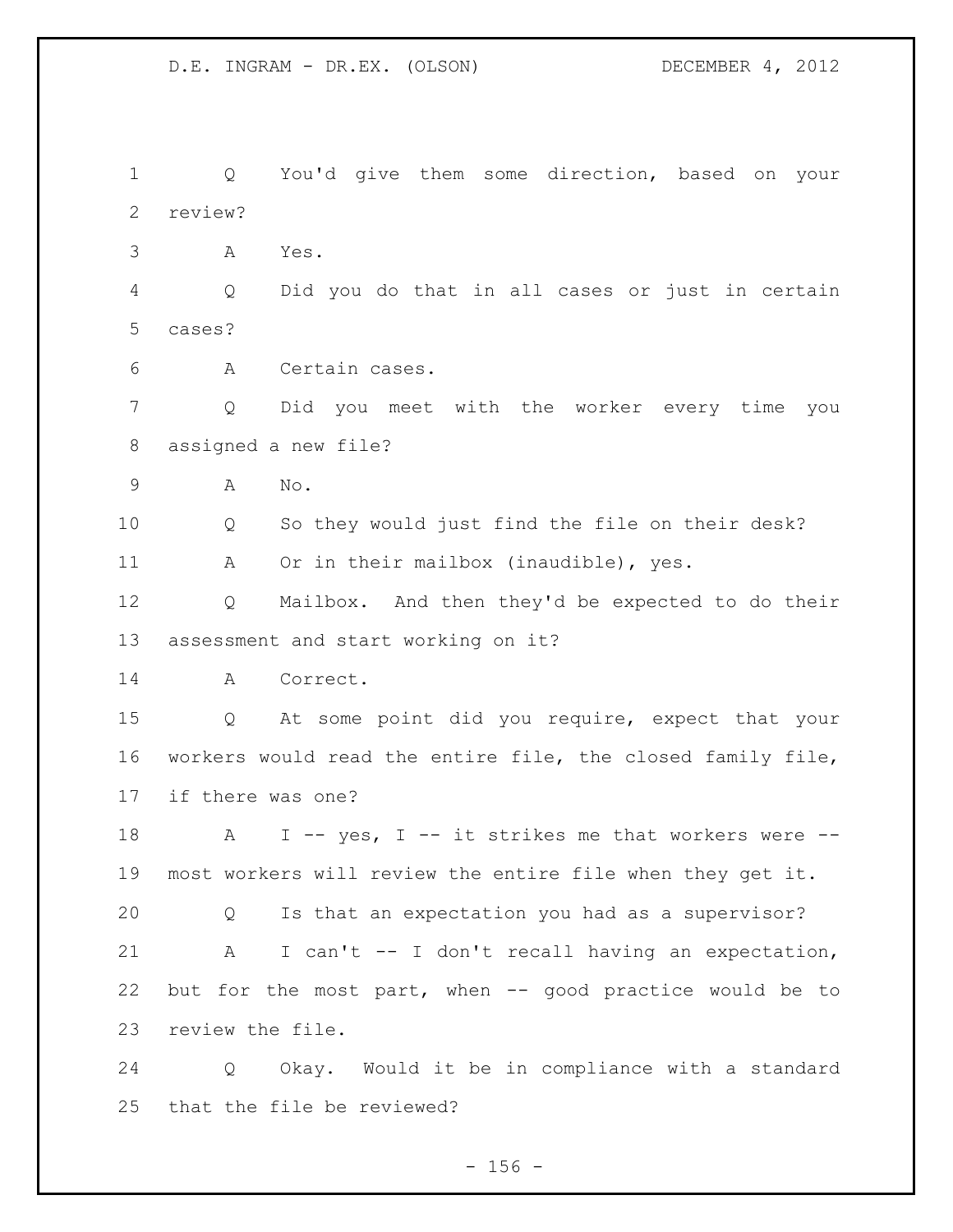Q You'd give them some direction, based on your review?

A Yes.

Q Did you do that in all cases or just in certain cases?

A Certain cases.

Q Did you meet with the worker every time you assigned a new file?

A No.

Q So they would just find the file on their desk?

A Or in their mailbox (inaudible), yes.

Q Mailbox. And then they'd be expected to do their assessment and start working on it?

A Correct.

Q At some point did you require, expect that your workers would read the entire file, the closed family file, if there was one?

A I -- yes, I -- it strikes me that workers were -- most workers will review the entire file when they get it.

Q Is that an expectation you had as a supervisor?

A I can't -- I don't recall having an expectation, but for the most part, when -- good practice would be to review the file.

Q Okay. Would it be in compliance with a standard that the file be reviewed?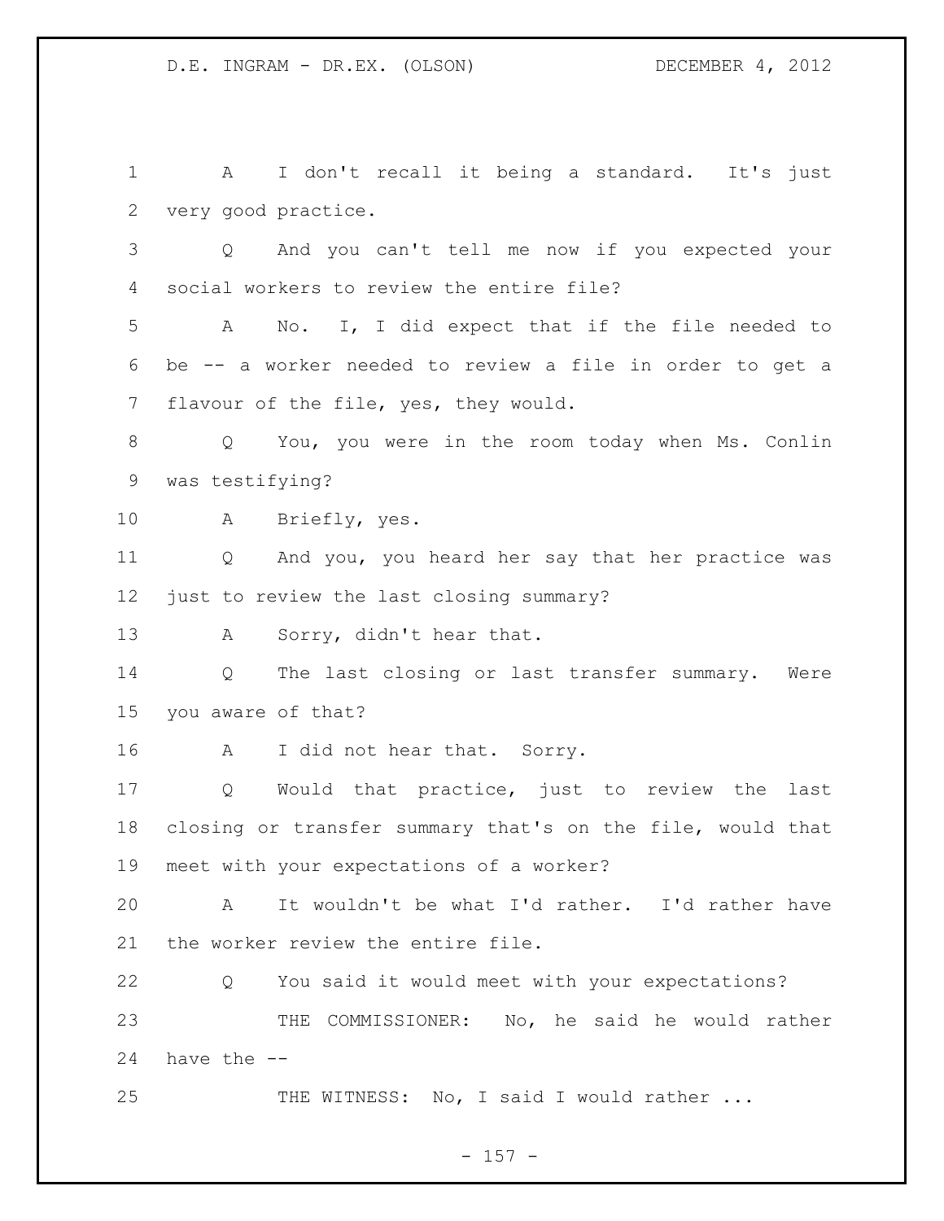A I don't recall it being a standard. It's just very good practice.

Q And you can't tell me now if you expected your social workers to review the entire file?

A No. I, I did expect that if the file needed to be -- a worker needed to review a file in order to get a flavour of the file, yes, they would.

Q You, you were in the room today when Ms. Conlin was testifying?

A Briefly, yes.

Q And you, you heard her say that her practice was just to review the last closing summary?

A Sorry, didn't hear that.

Q The last closing or last transfer summary. Were you aware of that?

A I did not hear that. Sorry.

Q Would that practice, just to review the last closing or transfer summary that's on the file, would that meet with your expectations of a worker?

A It wouldn't be what I'd rather. I'd rather have the worker review the entire file.

Q You said it would meet with your expectations?

THE COMMISSIONER: No, he said he would rather have the --

THE WITNESS: No, I said I would rather ...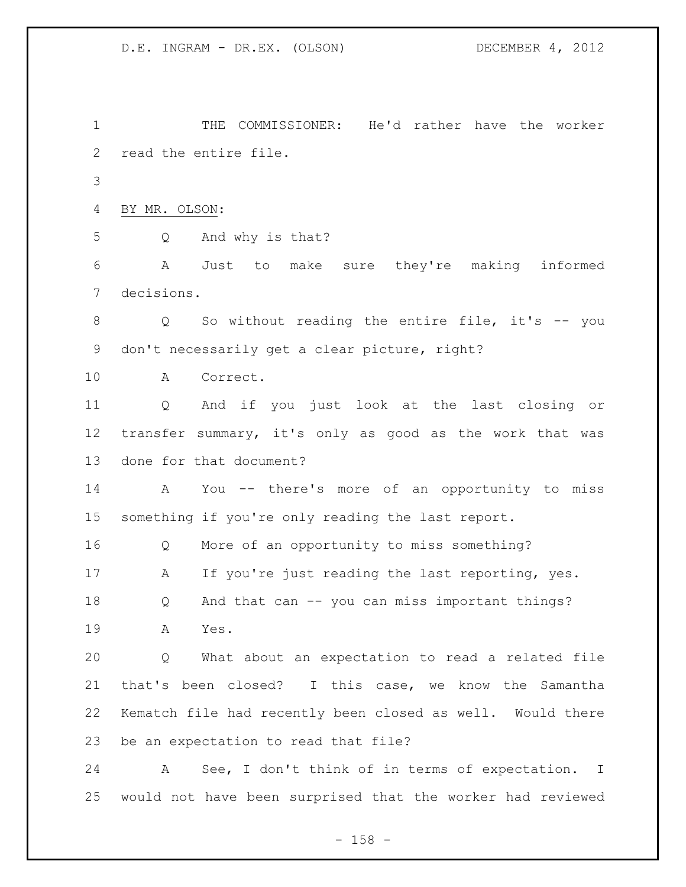THE COMMISSIONER: He'd rather have the worker read the entire file.

BY MR. OLSON:

Q And why is that?

A Just to make sure they're making informed decisions.

Q So without reading the entire file, it's -- you don't necessarily get a clear picture, right?

A Correct.

Q And if you just look at the last closing or transfer summary, it's only as good as the work that was done for that document?

A You -- there's more of an opportunity to miss something if you're only reading the last report.

Q More of an opportunity to miss something?

A If you're just reading the last reporting, yes.

Q And that can -- you can miss important things?

A Yes.

Q What about an expectation to read a related file that's been closed? I this case, we know the Samantha Kematch file had recently been closed as well. Would there be an expectation to read that file?

A See, I don't think of in terms of expectation. I would not have been surprised that the worker had reviewed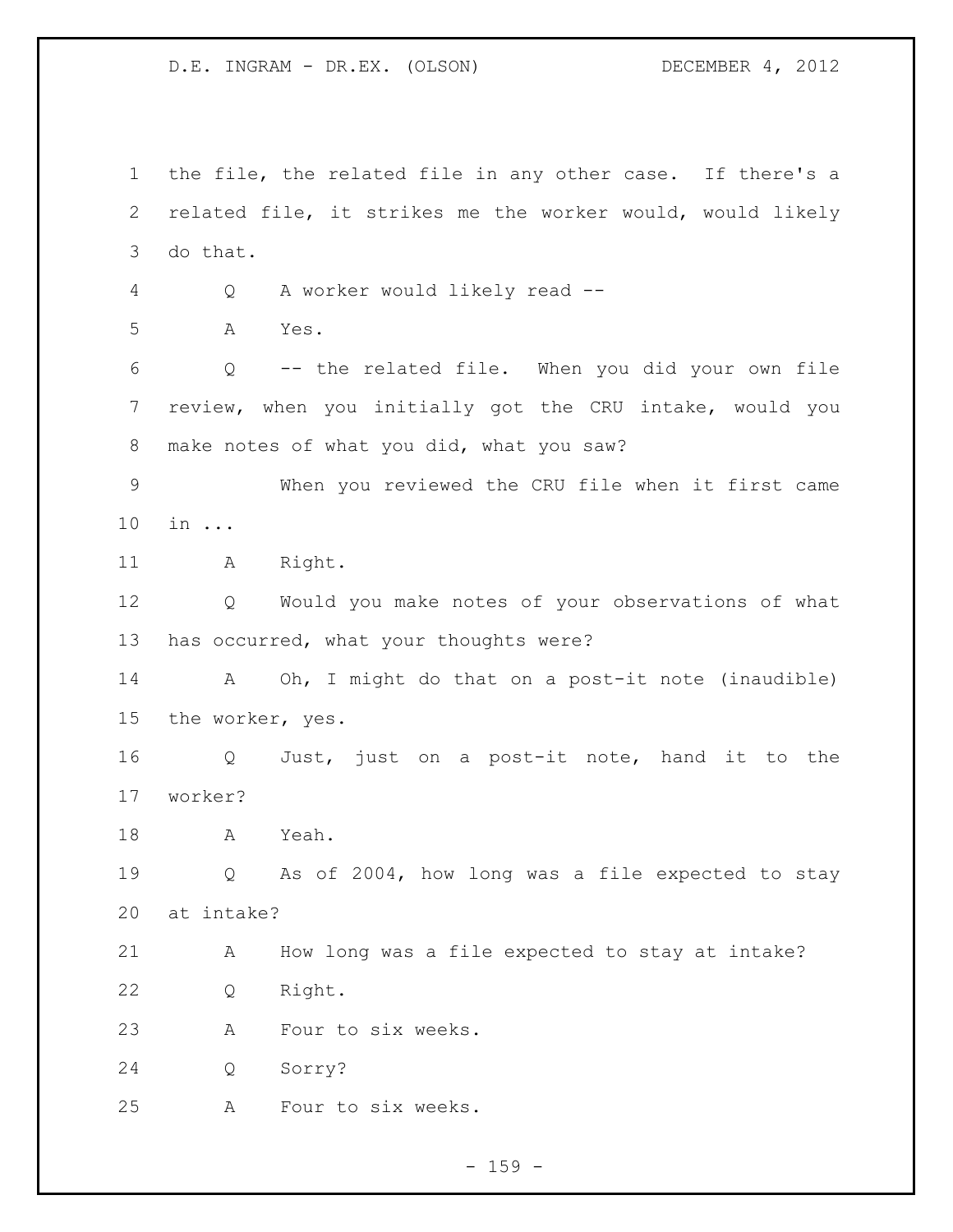the file, the related file in any other case. If there's a related file, it strikes me the worker would, would likely do that.

Q A worker would likely read --

A Yes.

Q -- the related file. When you did your own file review, when you initially got the CRU intake, would you make notes of what you did, what you saw?

When you reviewed the CRU file when it first came in ...

A Right.

Q Would you make notes of your observations of what has occurred, what your thoughts were?

A Oh, I might do that on a post-it note (inaudible) the worker, yes.

Q Just, just on a post-it note, hand it to the worker?

A Yeah.

Q As of 2004, how long was a file expected to stay at intake?

A How long was a file expected to stay at intake?

Q Right.

A Four to six weeks.

Q Sorry?

A Four to six weeks.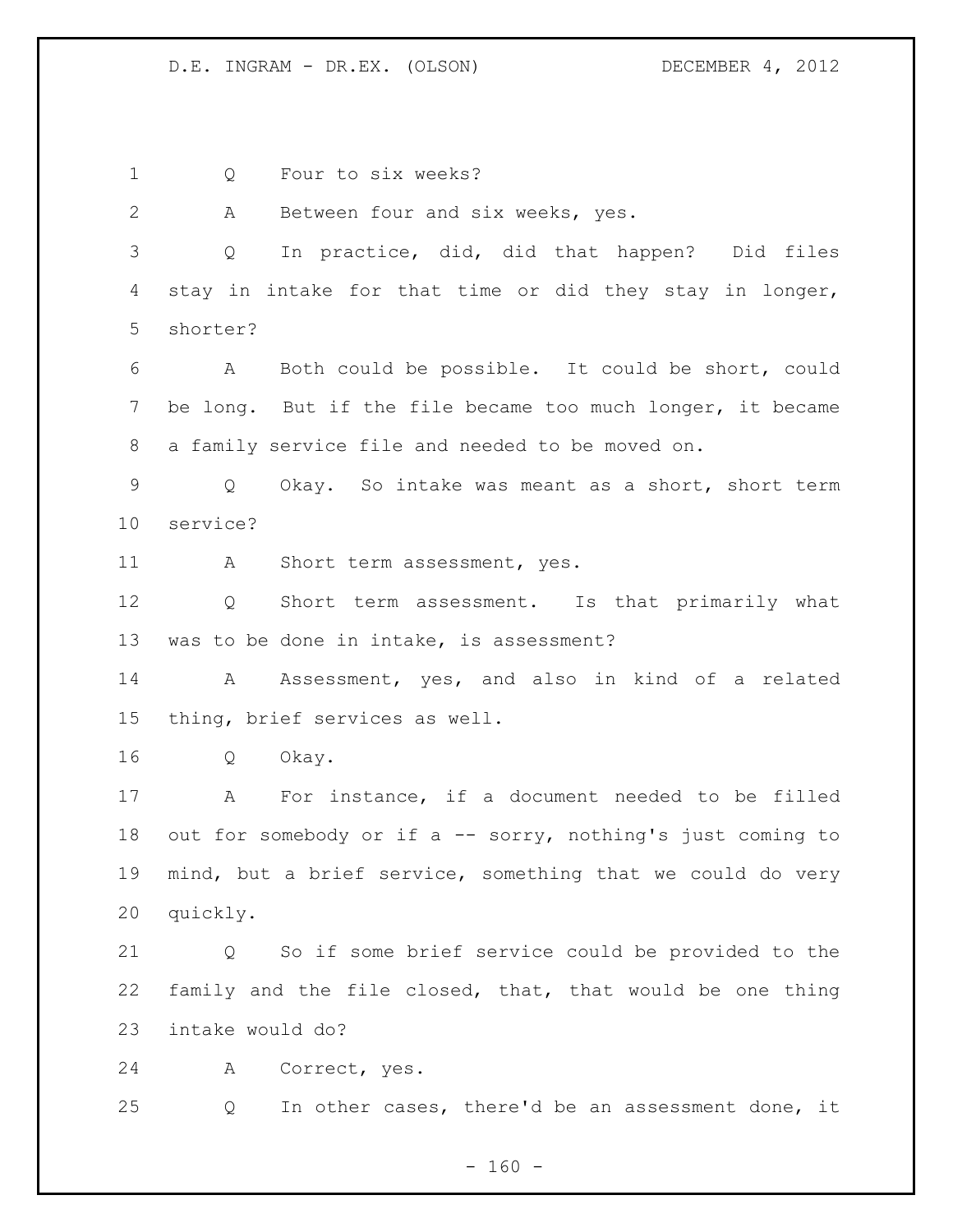Q Four to six weeks?

A Between four and six weeks, yes.

Q In practice, did, did that happen? Did files stay in intake for that time or did they stay in longer, shorter?

A Both could be possible. It could be short, could be long. But if the file became too much longer, it became a family service file and needed to be moved on.

Q Okay. So intake was meant as a short, short term service?

A Short term assessment, yes.

Q Short term assessment. Is that primarily what was to be done in intake, is assessment?

A Assessment, yes, and also in kind of a related thing, brief services as well.

Q Okay.

A For instance, if a document needed to be filled out for somebody or if a -- sorry, nothing's just coming to mind, but a brief service, something that we could do very quickly.

Q So if some brief service could be provided to the family and the file closed, that, that would be one thing intake would do?

A Correct, yes.

Q In other cases, there'd be an assessment done, it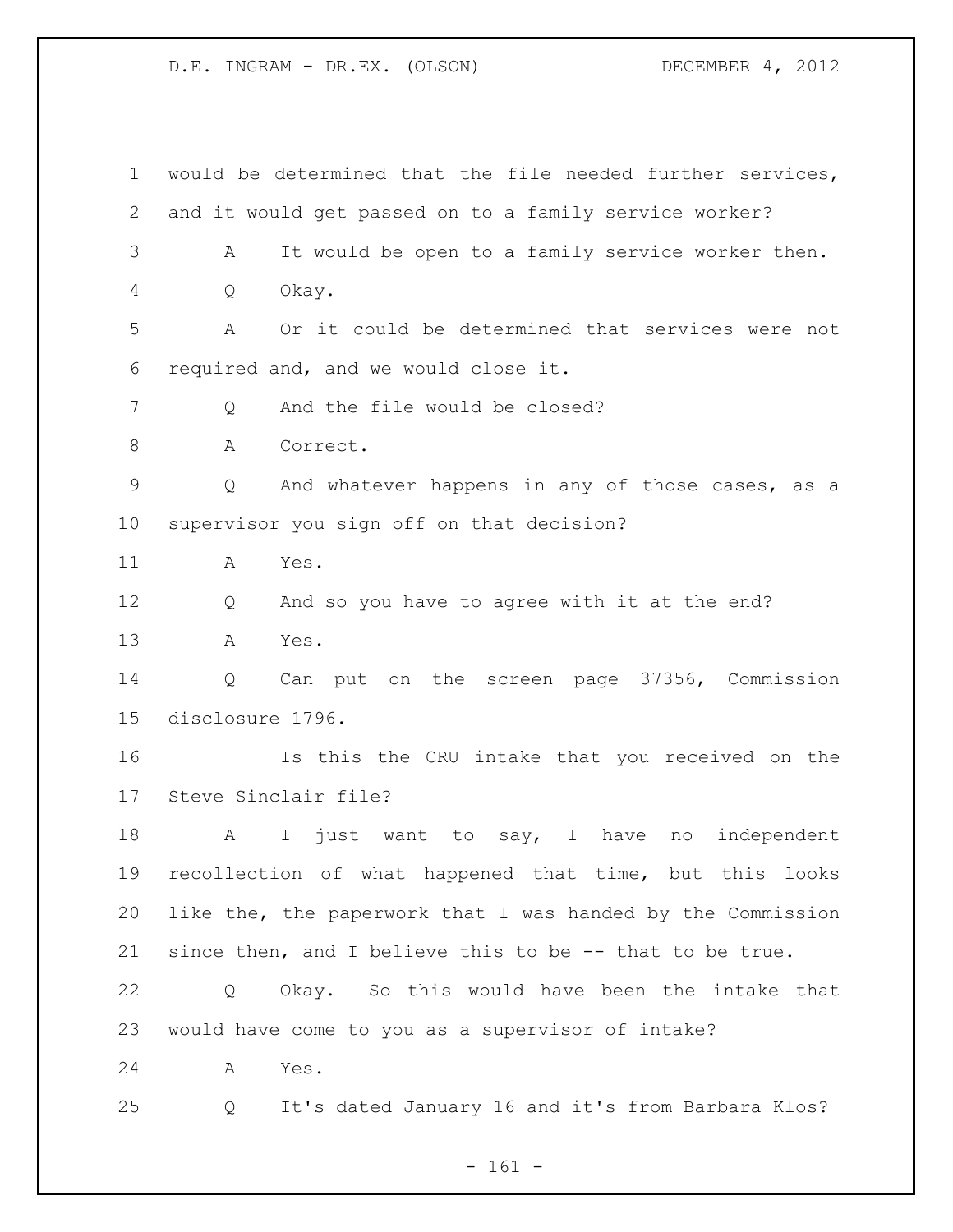would be determined that the file needed further services, and it would get passed on to a family service worker?

A It would be open to a family service worker then.

Q Okay.

A Or it could be determined that services were not required and, and we would close it.

Q And the file would be closed?

A Correct.

Q And whatever happens in any of those cases, as a supervisor you sign off on that decision?

A Yes.

Q And so you have to agree with it at the end?

A Yes.

Q Can put on the screen page 37356, Commission disclosure 1796.

Is this the CRU intake that you received on the Steve Sinclair file?

A I just want to say, I have no independent recollection of what happened that time, but this looks like the, the paperwork that I was handed by the Commission since then, and I believe this to be -- that to be true.

Q Okay. So this would have been the intake that would have come to you as a supervisor of intake?

A Yes.

Q It's dated January 16 and it's from Barbara Klos?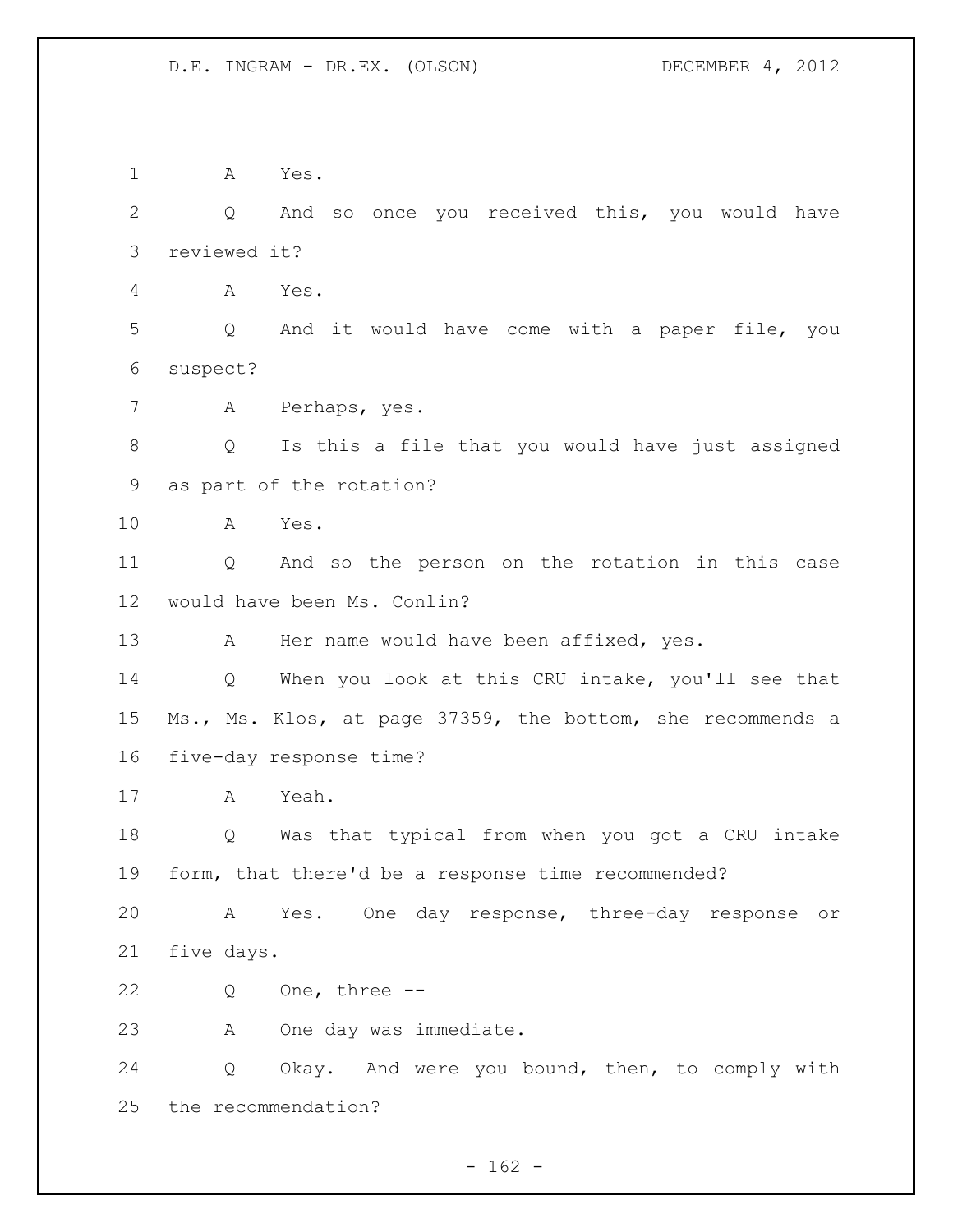A Yes.

Q And so once you received this, you would have reviewed it?

A Yes.

Q And it would have come with a paper file, you suspect?

A Perhaps, yes.

Q Is this a file that you would have just assigned as part of the rotation?

A Yes.

Q And so the person on the rotation in this case would have been Ms. Conlin?

A Her name would have been affixed, yes.

Q When you look at this CRU intake, you'll see that Ms., Ms. Klos, at page 37359, the bottom, she recommends a five-day response time?

A Yeah.

Q Was that typical from when you got a CRU intake form, that there'd be a response time recommended?

A Yes. One day response, three-day response or five days.

Q One, three --

A One day was immediate.

Q Okay. And were you bound, then, to comply with the recommendation?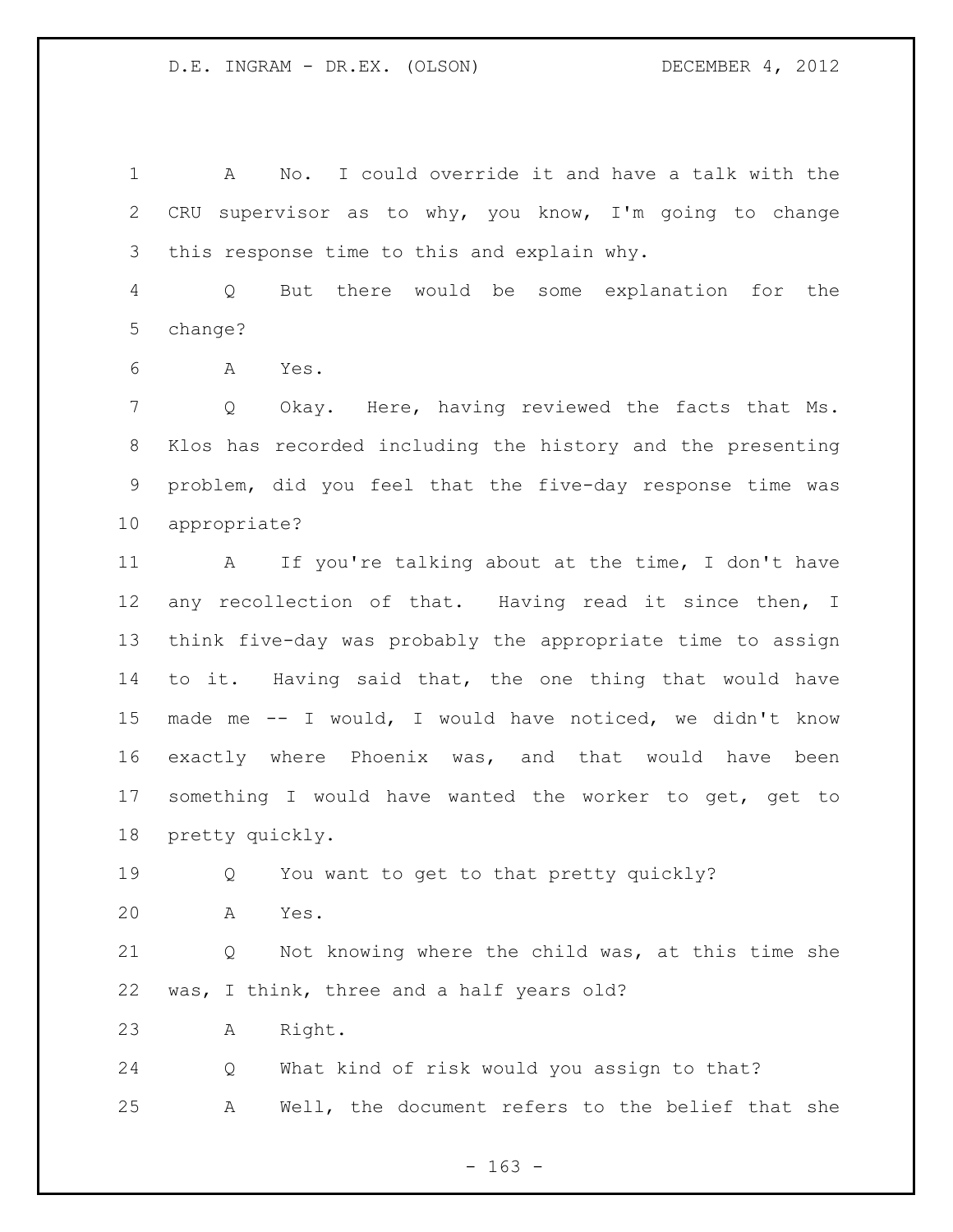A No. I could override it and have a talk with the CRU supervisor as to why, you know, I'm going to change this response time to this and explain why.

Q But there would be some explanation for the change?

A Yes.

Q Okay. Here, having reviewed the facts that Ms. Klos has recorded including the history and the presenting problem, did you feel that the five-day response time was appropriate?

A If you're talking about at the time, I don't have any recollection of that. Having read it since then, I think five-day was probably the appropriate time to assign to it. Having said that, the one thing that would have made me -- I would, I would have noticed, we didn't know exactly where Phoenix was, and that would have been something I would have wanted the worker to get, get to pretty quickly.

Q You want to get to that pretty quickly?

A Yes.

Q Not knowing where the child was, at this time she was, I think, three and a half years old?

A Right.

Q What kind of risk would you assign to that?

A Well, the document refers to the belief that she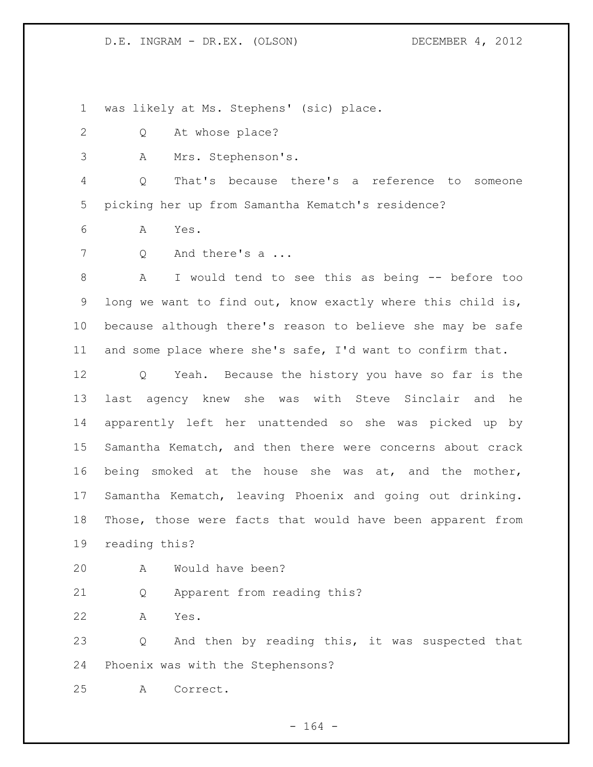was likely at Ms. Stephens' (sic) place.

Q At whose place?

A Mrs. Stephenson's.

Q That's because there's a reference to someone picking her up from Samantha Kematch's residence?

A Yes.

Q And there's a ...

A I would tend to see this as being -- before too long we want to find out, know exactly where this child is, because although there's reason to believe she may be safe and some place where she's safe, I'd want to confirm that.

Q Yeah. Because the history you have so far is the last agency knew she was with Steve Sinclair and he apparently left her unattended so she was picked up by Samantha Kematch, and then there were concerns about crack being smoked at the house she was at, and the mother, Samantha Kematch, leaving Phoenix and going out drinking. Those, those were facts that would have been apparent from reading this?

A Would have been?

Q Apparent from reading this?

A Yes.

Q And then by reading this, it was suspected that Phoenix was with the Stephensons?

A Correct.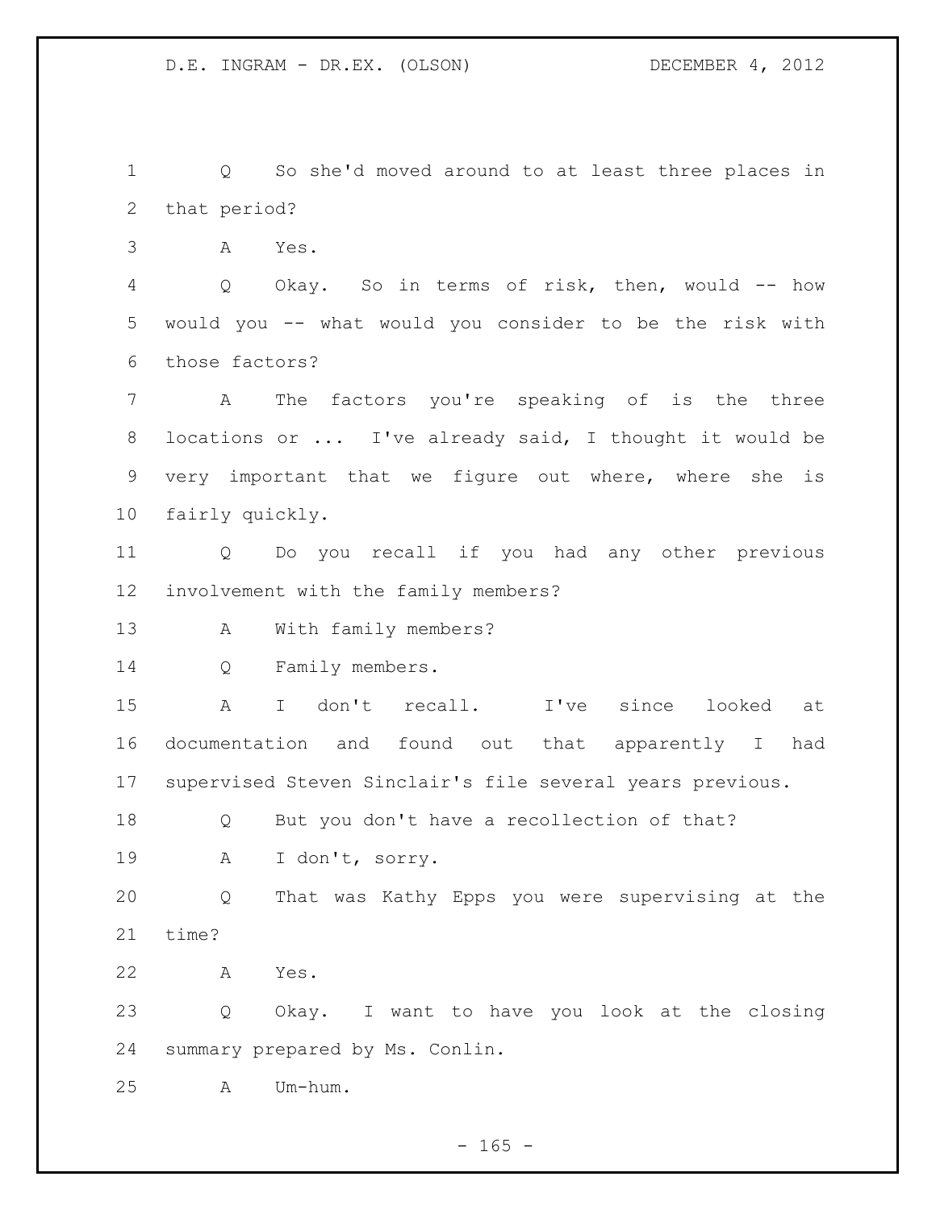Q So she'd moved around to at least three places in that period?

A Yes.

Q Okay. So in terms of risk, then, would -- how would you -- what would you consider to be the risk with those factors?

A The factors you're speaking of is the three locations or ... I've already said, I thought it would be very important that we figure out where, where she is fairly quickly.

Q Do you recall if you had any other previous involvement with the family members?

A With family members?

Q Family members.

A I don't recall. I've since looked at documentation and found out that apparently I had supervised Steven Sinclair's file several years previous.

Q But you don't have a recollection of that?

A I don't, sorry.

Q That was Kathy Epps you were supervising at the time?

A Yes.

Q Okay. I want to have you look at the closing summary prepared by Ms. Conlin.

A Um-hum.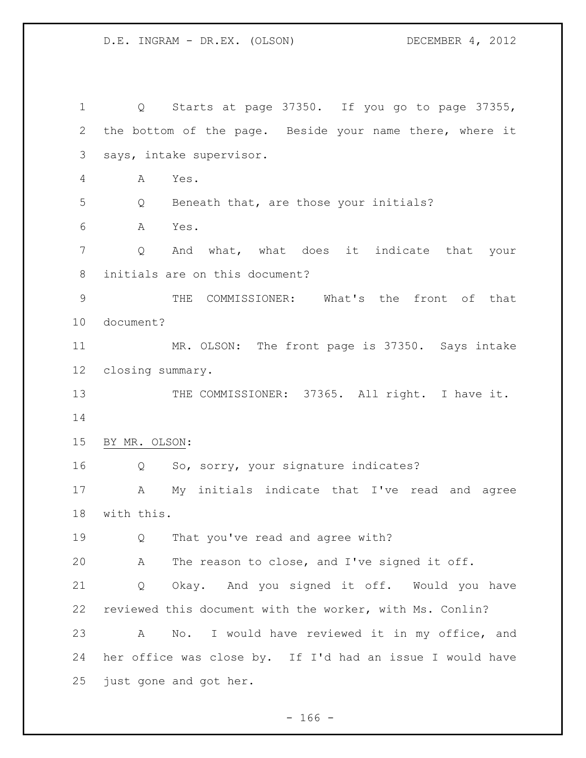Q Starts at page 37350. If you go to page 37355, the bottom of the page. Beside your name there, where it says, intake supervisor.

A Yes.

Q Beneath that, are those your initials?

A Yes.

Q And what, what does it indicate that your initials are on this document?

THE COMMISSIONER: What's the front of that document?

MR. OLSON: The front page is 37350. Says intake closing summary.

THE COMMISSIONER: 37365. All right. I have it.

BY MR. OLSON:

Q So, sorry, your signature indicates?

A My initials indicate that I've read and agree with this.

Q That you've read and agree with?

A The reason to close, and I've signed it off.

Q Okay. And you signed it off. Would you have reviewed this document with the worker, with Ms. Conlin?

A No. I would have reviewed it in my office, and her office was close by. If I'd had an issue I would have just gone and got her.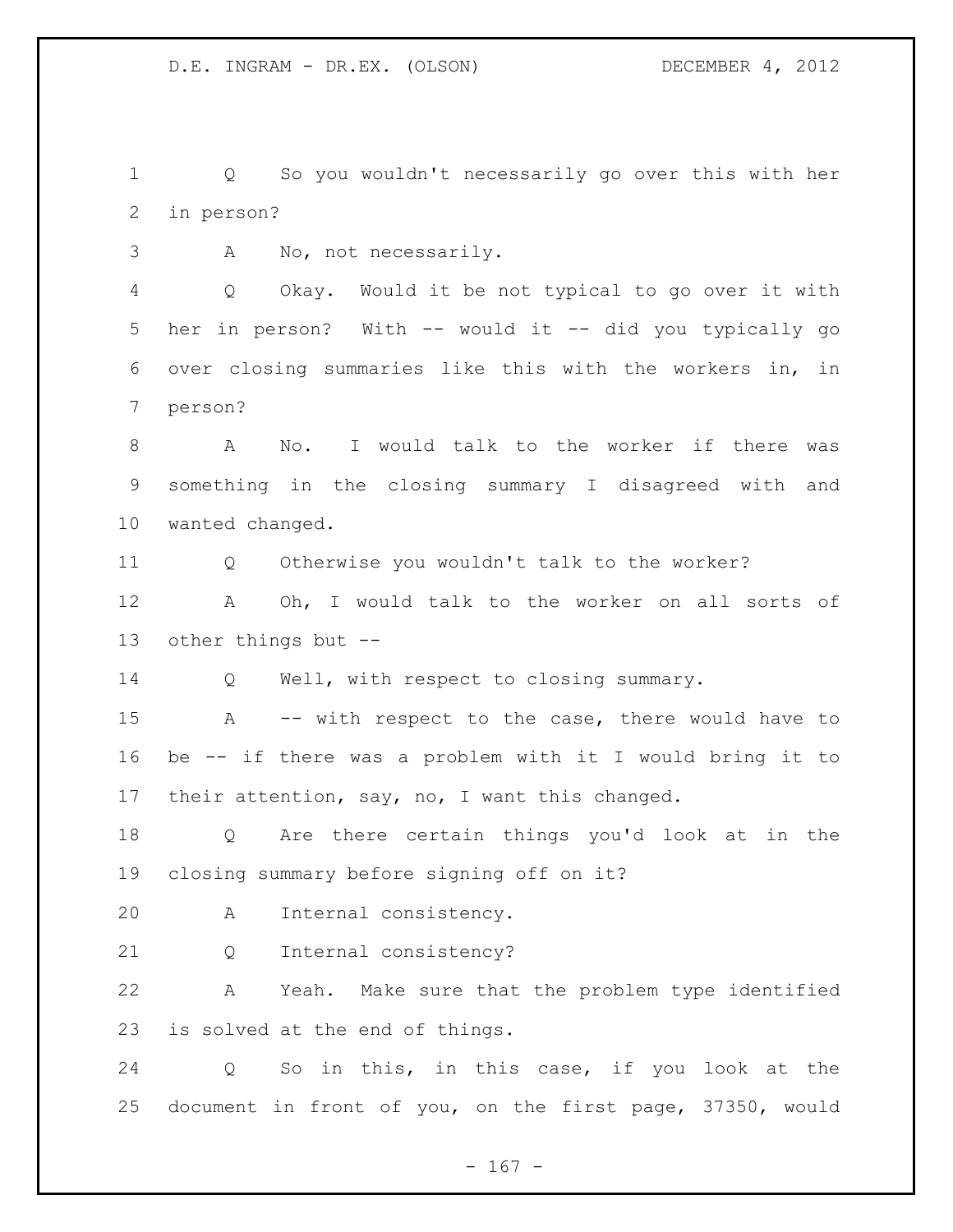Q So you wouldn't necessarily go over this with her in person?

A No, not necessarily.

Q Okay. Would it be not typical to go over it with her in person? With -- would it -- did you typically go over closing summaries like this with the workers in, in person?

A No. I would talk to the worker if there was something in the closing summary I disagreed with and wanted changed.

Q Otherwise you wouldn't talk to the worker?

A Oh, I would talk to the worker on all sorts of other things but --

Q Well, with respect to closing summary.

A -- with respect to the case, there would have to be -- if there was a problem with it I would bring it to their attention, say, no, I want this changed.

Q Are there certain things you'd look at in the closing summary before signing off on it?

A Internal consistency.

Q Internal consistency?

A Yeah. Make sure that the problem type identified is solved at the end of things.

Q So in this, in this case, if you look at the document in front of you, on the first page, 37350, would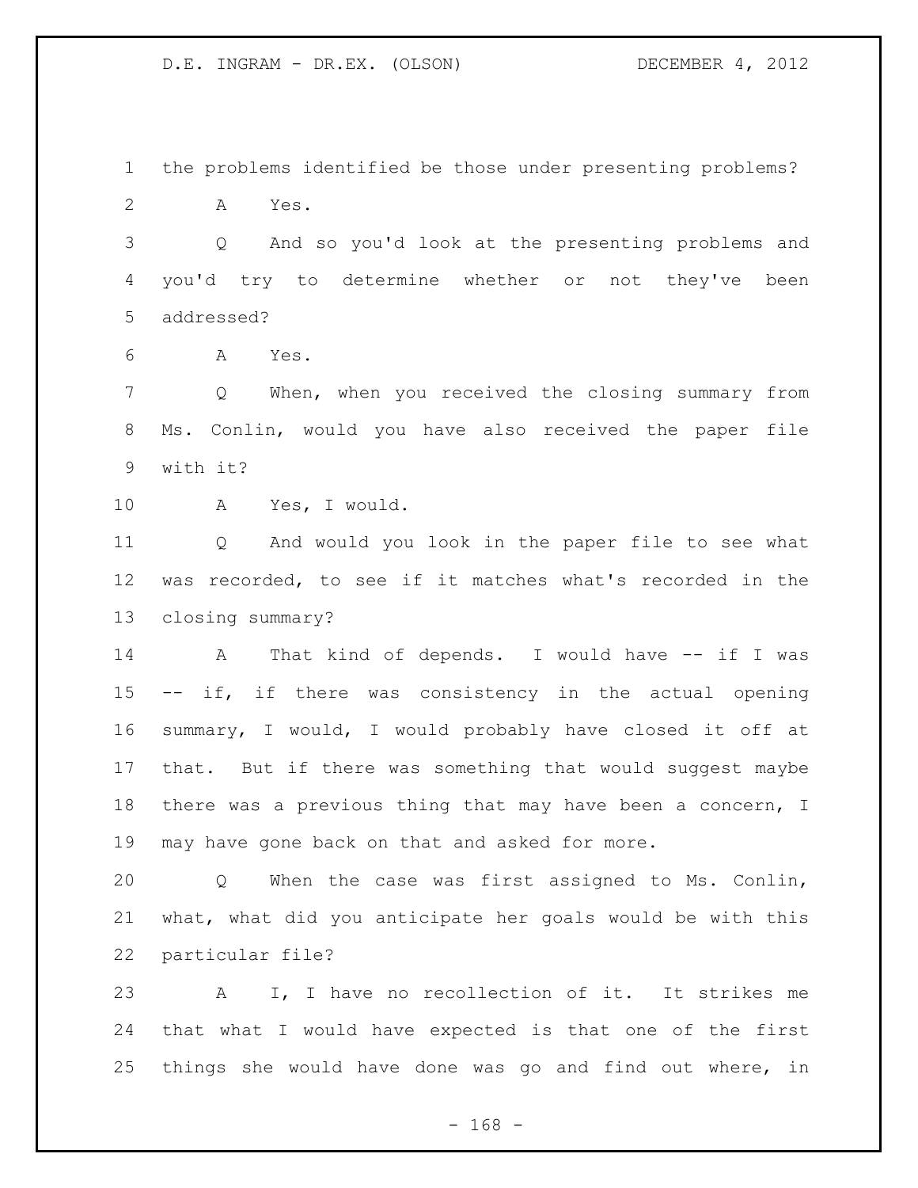the problems identified be those under presenting problems?

A Yes.

Q And so you'd look at the presenting problems and you'd try to determine whether or not they've been addressed?

A Yes.

Q When, when you received the closing summary from Ms. Conlin, would you have also received the paper file with it?

A Yes, I would.

Q And would you look in the paper file to see what was recorded, to see if it matches what's recorded in the closing summary?

A That kind of depends. I would have -- if I was -- if, if there was consistency in the actual opening summary, I would, I would probably have closed it off at that. But if there was something that would suggest maybe there was a previous thing that may have been a concern, I may have gone back on that and asked for more.

Q When the case was first assigned to Ms. Conlin, what, what did you anticipate her goals would be with this particular file?

A I, I have no recollection of it. It strikes me that what I would have expected is that one of the first things she would have done was go and find out where, in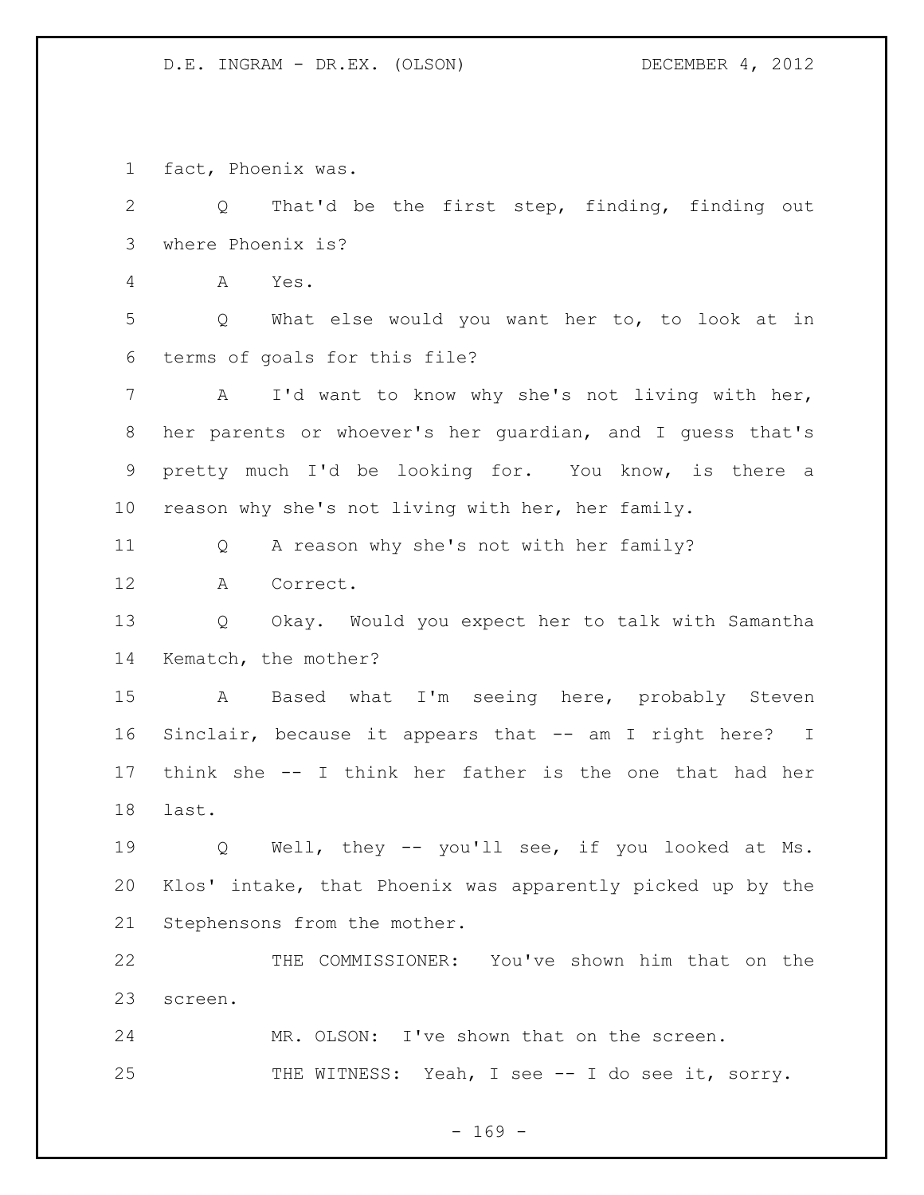fact, Phoenix was.

Q That'd be the first step, finding, finding out where Phoenix is?

A Yes.

Q What else would you want her to, to look at in terms of goals for this file?

A I'd want to know why she's not living with her, her parents or whoever's her guardian, and I guess that's pretty much I'd be looking for. You know, is there a reason why she's not living with her, her family.

Q A reason why she's not with her family?

A Correct.

Q Okay. Would you expect her to talk with Samantha Kematch, the mother?

A Based what I'm seeing here, probably Steven Sinclair, because it appears that -- am I right here? I think she -- I think her father is the one that had her last.

Q Well, they -- you'll see, if you looked at Ms. Klos' intake, that Phoenix was apparently picked up by the Stephensons from the mother.

THE COMMISSIONER: You've shown him that on the screen.

MR. OLSON: I've shown that on the screen.

THE WITNESS: Yeah, I see -- I do see it, sorry.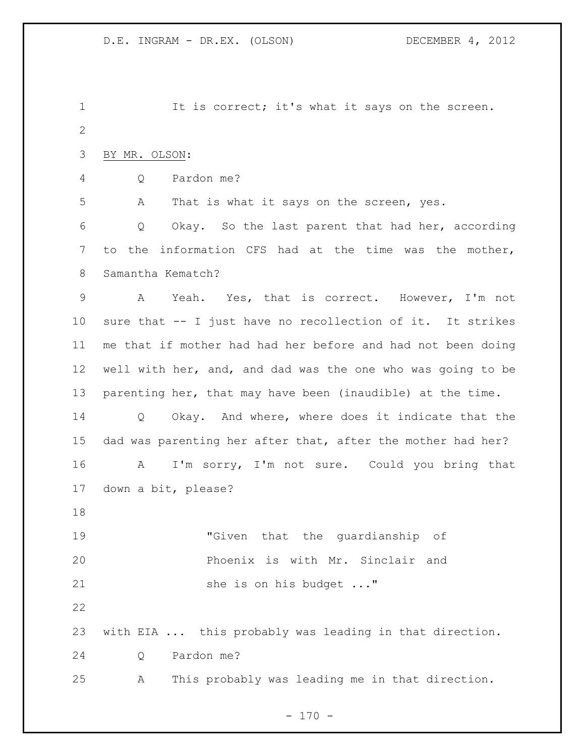It is correct; it's what it says on the screen.

BY MR. OLSON:

Q Pardon me?

A That is what it says on the screen, yes.

Q Okay. So the last parent that had her, according to the information CFS had at the time was the mother, Samantha Kematch?

A Yeah. Yes, that is correct. However, I'm not sure that -- I just have no recollection of it. It strikes me that if mother had had her before and had not been doing well with her, and, and dad was the one who was going to be parenting her, that may have been (inaudible) at the time.

Q Okay. And where, where does it indicate that the dad was parenting her after that, after the mother had her?

A I'm sorry, I'm not sure. Could you bring that down a bit, please?

> "Given that the guardianship of Phoenix is with Mr. Sinclair and she is on his budget ..."

with EIA ... this probably was leading in that direction.

Q Pardon me?

A This probably was leading me in that direction.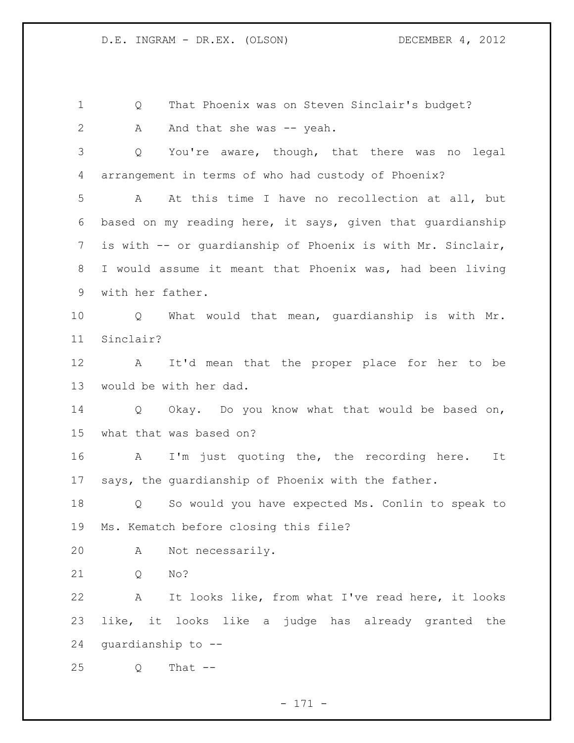Q That Phoenix was on Steven Sinclair's budget?

A And that she was -- yeah.

Q You're aware, though, that there was no legal arrangement in terms of who had custody of Phoenix?

A At this time I have no recollection at all, but based on my reading here, it says, given that guardianship is with -- or guardianship of Phoenix is with Mr. Sinclair, I would assume it meant that Phoenix was, had been living with her father.

Q What would that mean, guardianship is with Mr. Sinclair?

A It'd mean that the proper place for her to be would be with her dad.

Q Okay. Do you know what that would be based on, what that was based on?

A I'm just quoting the, the recording here. It says, the guardianship of Phoenix with the father.

Q So would you have expected Ms. Conlin to speak to Ms. Kematch before closing this file?

A Not necessarily.

Q No?

A It looks like, from what I've read here, it looks like, it looks like a judge has already granted the guardianship to --

Q That --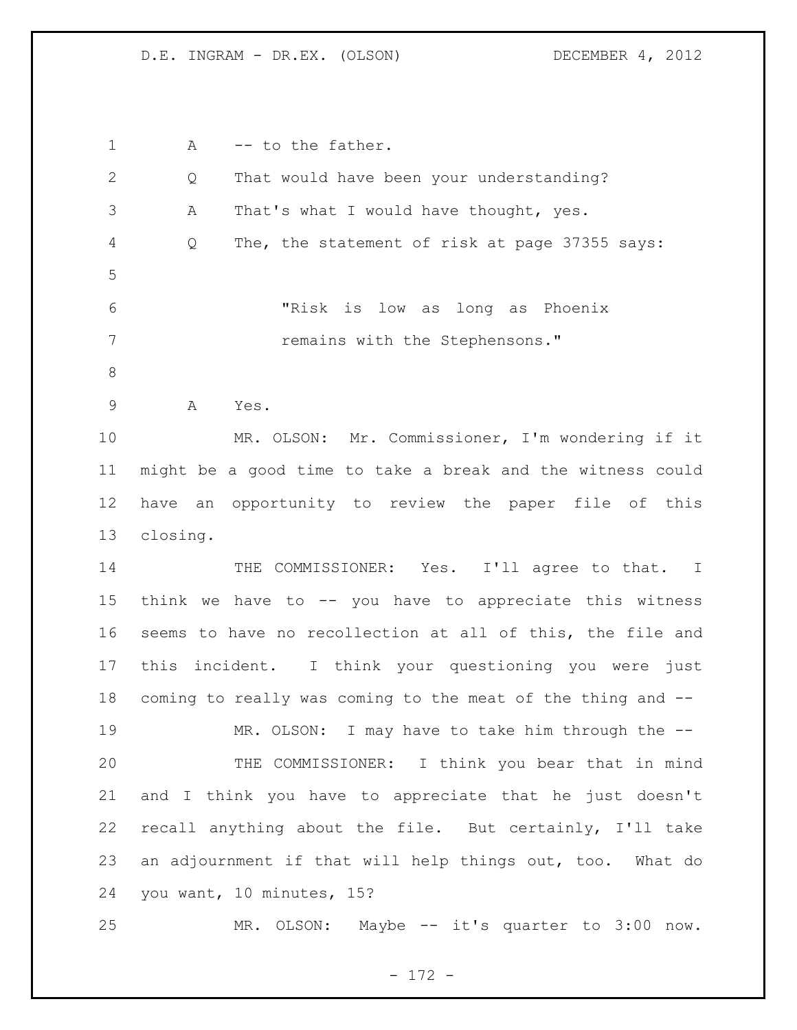A -- to the father.

Q That would have been your understanding?

A That's what I would have thought, yes.

Q The, the statement of risk at page 37355 says:

> "Risk is low as long as Phoenix remains with the Stephensons."

A Yes.

MR. OLSON: Mr. Commissioner, I'm wondering if it might be a good time to take a break and the witness could have an opportunity to review the paper file of this closing.

THE COMMISSIONER: Yes. I'll agree to that. I think we have to -- you have to appreciate this witness seems to have no recollection at all of this, the file and this incident. I think your questioning you were just coming to really was coming to the meat of the thing and --

MR. OLSON: I may have to take him through the --

THE COMMISSIONER: I think you bear that in mind and I think you have to appreciate that he just doesn't recall anything about the file. But certainly, I'll take an adjournment if that will help things out, too. What do you want, 10 minutes, 15?

MR. OLSON: Maybe -- it's quarter to 3:00 now.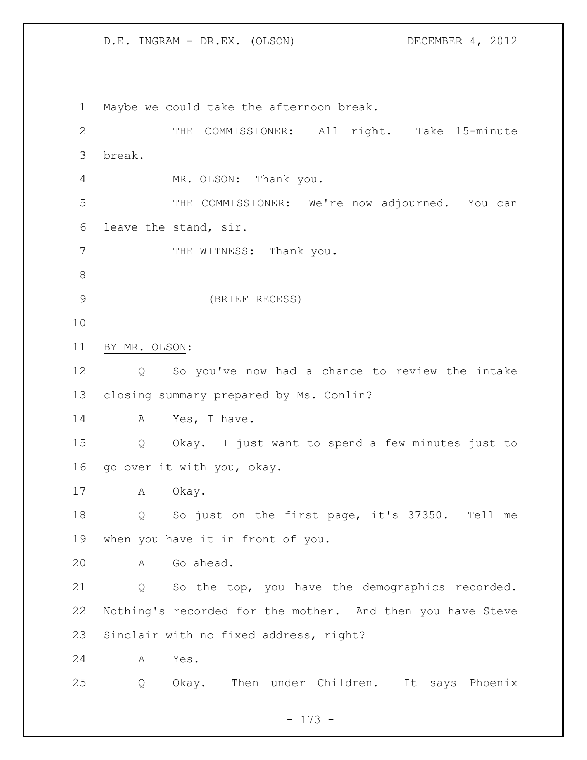Maybe we could take the afternoon break.

THE COMMISSIONER: All right. Take 15-minute break.

MR. OLSON: Thank you.

THE COMMISSIONER: We're now adjourned. You can leave the stand, sir.

THE WITNESS: Thank you.

(BRIEF RECESS)

BY MR. OLSON:

Q So you've now had a chance to review the intake closing summary prepared by Ms. Conlin?

A Yes, I have.

Q Okay. I just want to spend a few minutes just to go over it with you, okay.

A Okay.

Q So just on the first page, it's 37350. Tell me when you have it in front of you.

A Go ahead.

Q So the top, you have the demographics recorded. Nothing's recorded for the mother. And then you have Steve Sinclair with no fixed address, right?

A Yes.

Q Okay. Then under Children. It says Phoenix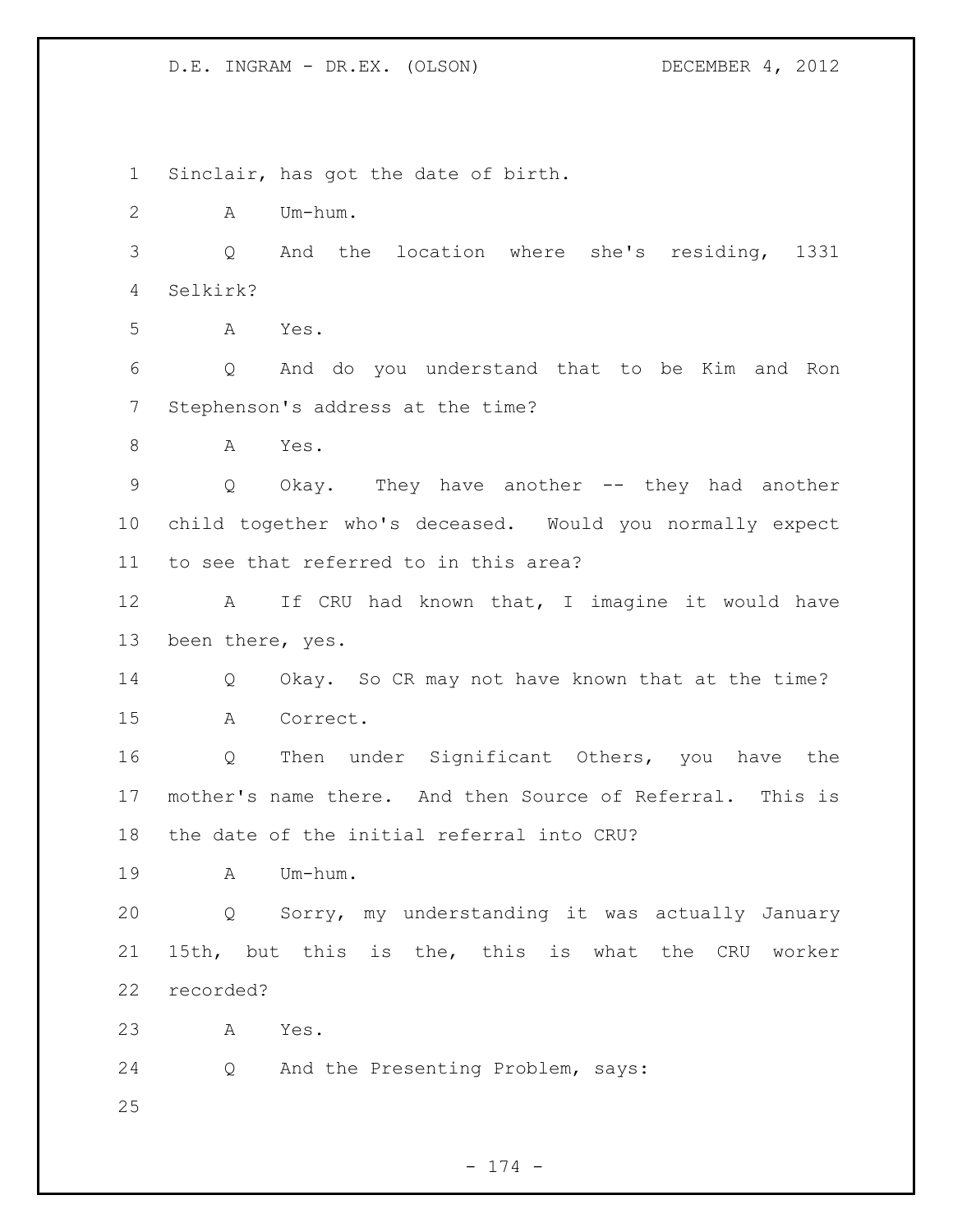1 Sinclair, has got the date of birth.

2 A Um-hum.

3 Q And the location where she's residing, 1331

4 Selkirk?

5 A Yes.

6 Q And do you understand that to be Kim and Ron

7 Stephenson's address at the time?

8 A Yes.

9 Q Okay. They have another -- they had another

10 child together who's deceased. Would you normally expect

11 to see that referred to in this area?

12 A If CRU had known that, I imagine it would have

13 been there, yes.

14 Q Okay. So CR may not have known that at the time?

15 A Correct.

16 Q Then under Significant Others, you have the

17 mother's name there. And then Source of Referral. This is

18 the date of the initial referral into CRU?

19 A Um-hum.

20 Q Sorry, my understanding it was actually January

21 15th, but this is the, this is what the CRU worker

22 recorded?

23 A Yes.

24 Q And the Presenting Problem, says:

25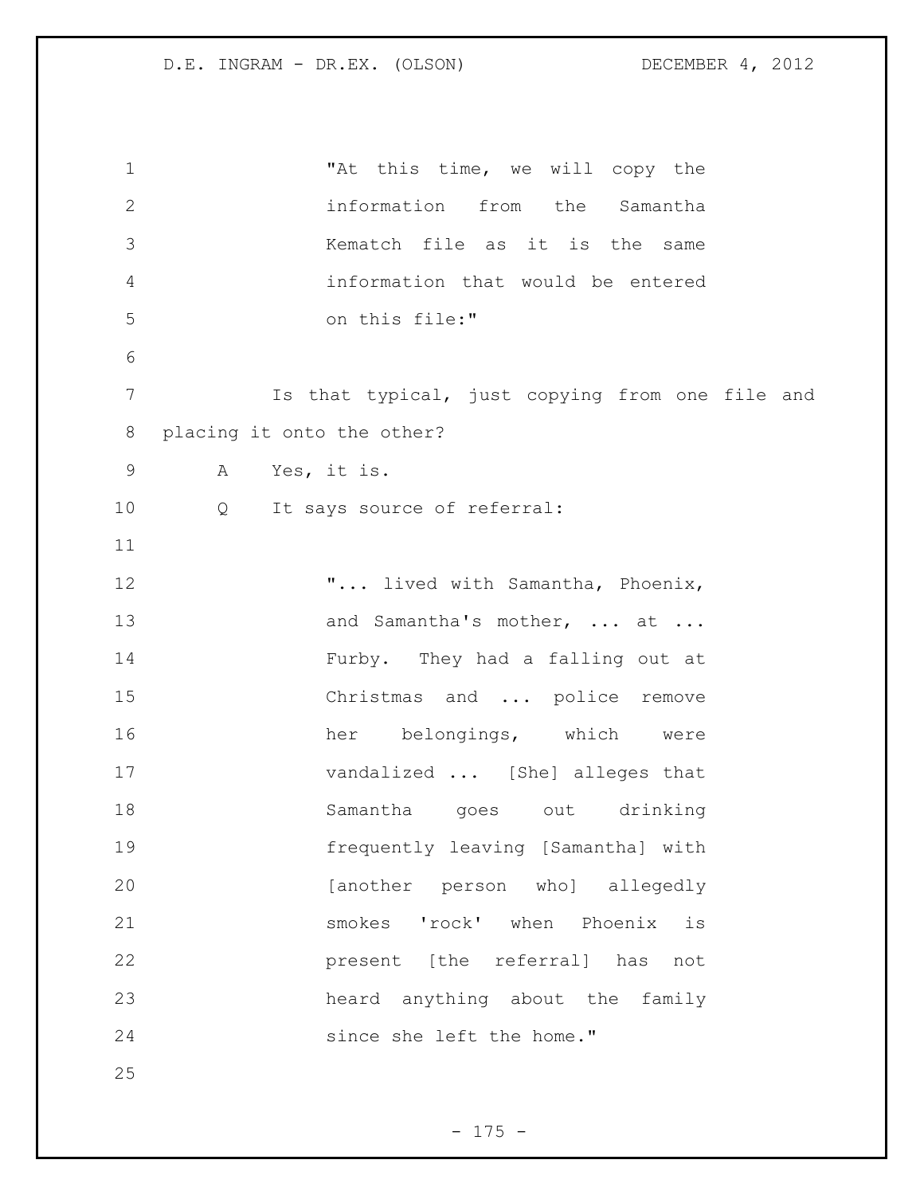"At this time, we will copy the information from the Samantha Kematch file as it is the same information that would be entered on this file:"

Is that typical, just copying from one file and placing it onto the other?

A Yes, it is.

Q It says source of referral:

"... lived with Samantha, Phoenix, and Samantha's mother, ... at ... Furby. They had a falling out at Christmas and ... police remove her belongings, which were vandalized ... [She] alleges that Samantha goes out drinking frequently leaving [Samantha] with [another person who] allegedly smokes 'rock' when Phoenix is present [the referral] has not heard anything about the family since she left the home."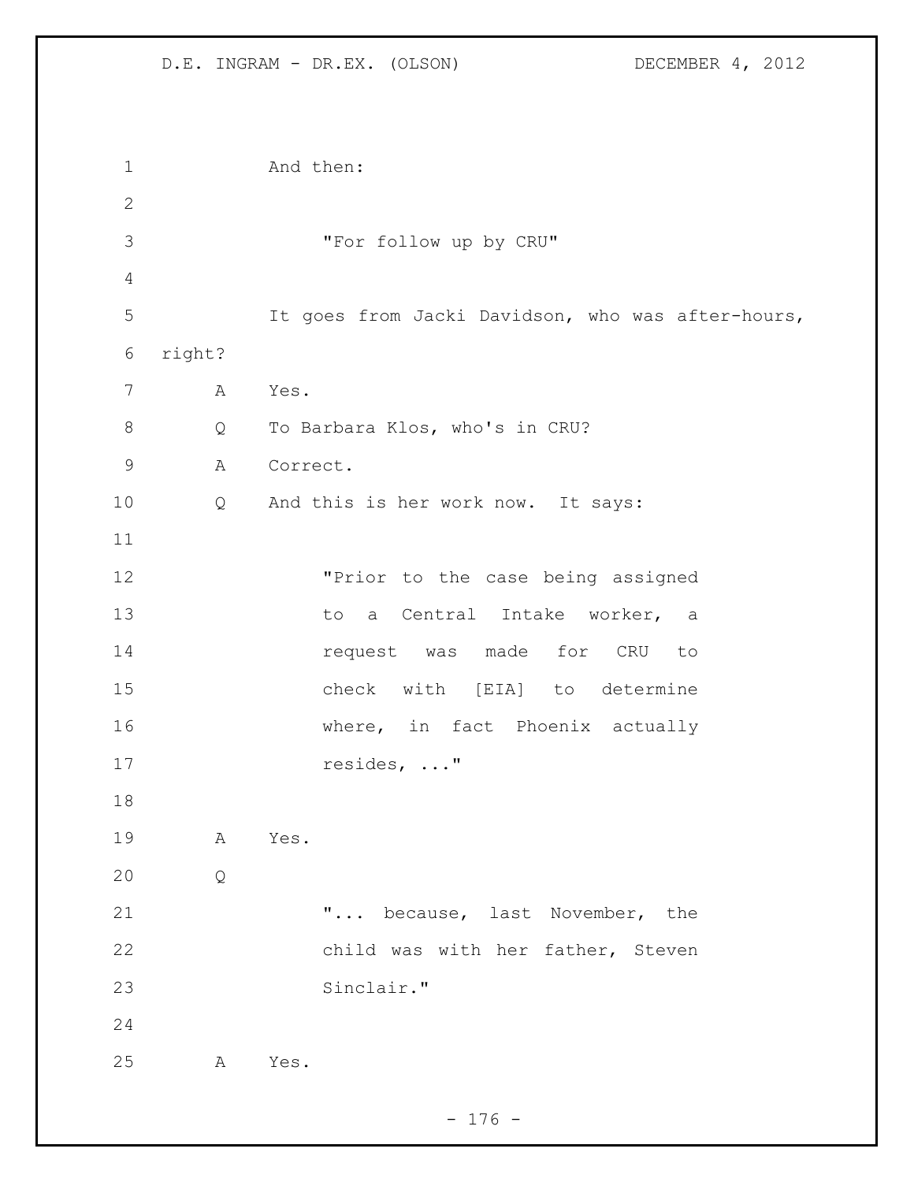And then:

> "For follow up by CRU"

It goes from Jacki Davidson, who was after-hours, right?

A Yes.

Q To Barbara Klos, who's in CRU?

A Correct.

Q And this is her work now. It says:

> "Prior to the case being assigned to a Central Intake worker, a request was made for CRU to check with [EIA] to determine where, in fact Phoenix actually resides, ..."

A Yes.

Q

> "... because, last November, the child was with her father, Steven Sinclair."

A Yes.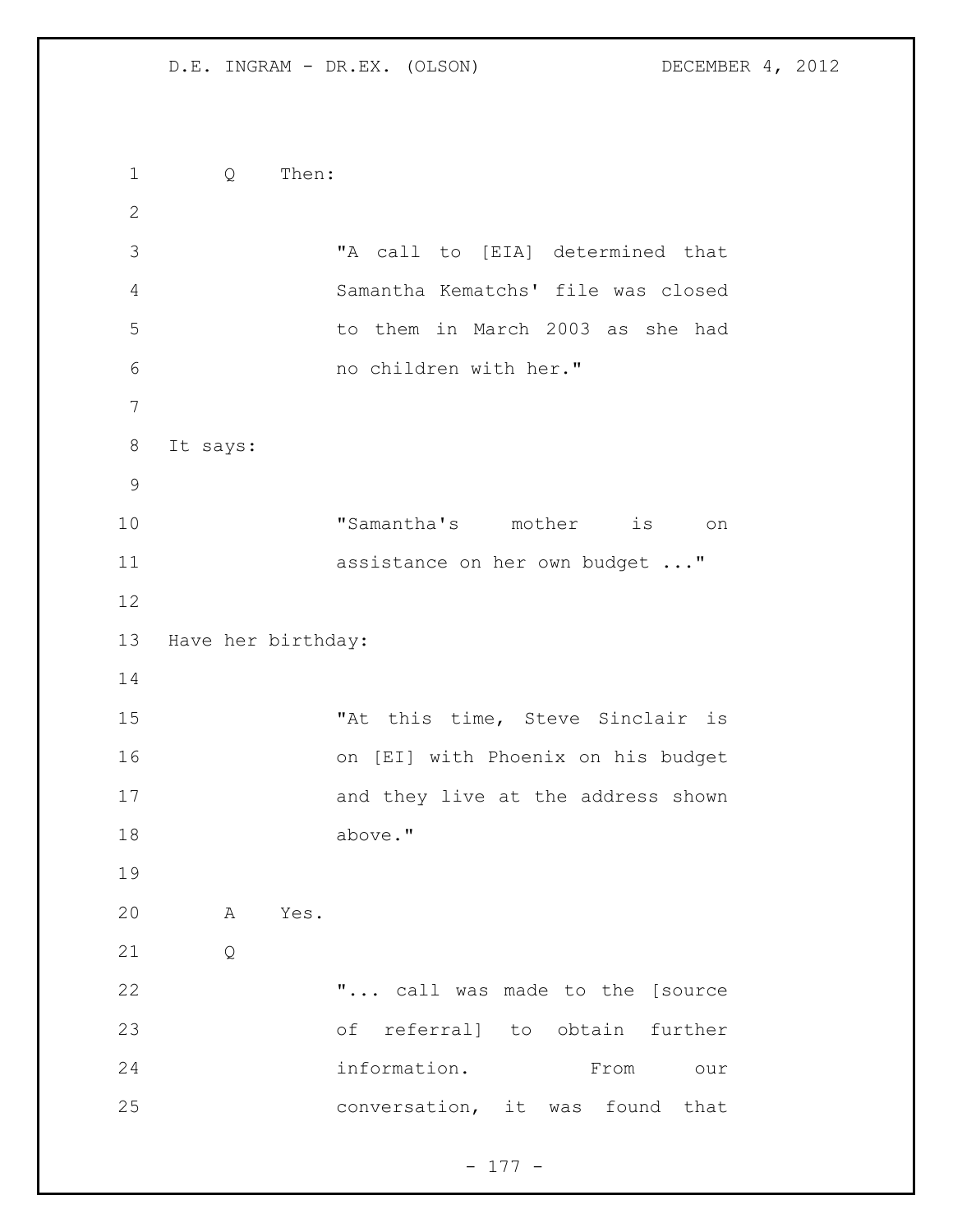Q Then:

> "A call to [EIA] determined that Samantha Kematchs' file was closed to them in March 2003 as she had no children with her."

It says:

> "Samantha's mother is on assistance on her own budget ..."

Have her birthday:

> "At this time, Steve Sinclair is on [EI] with Phoenix on his budget and they live at the address shown above."

A Yes.

Q

> "... call was made to the [source of referral] to obtain further information. From our conversation, it was found that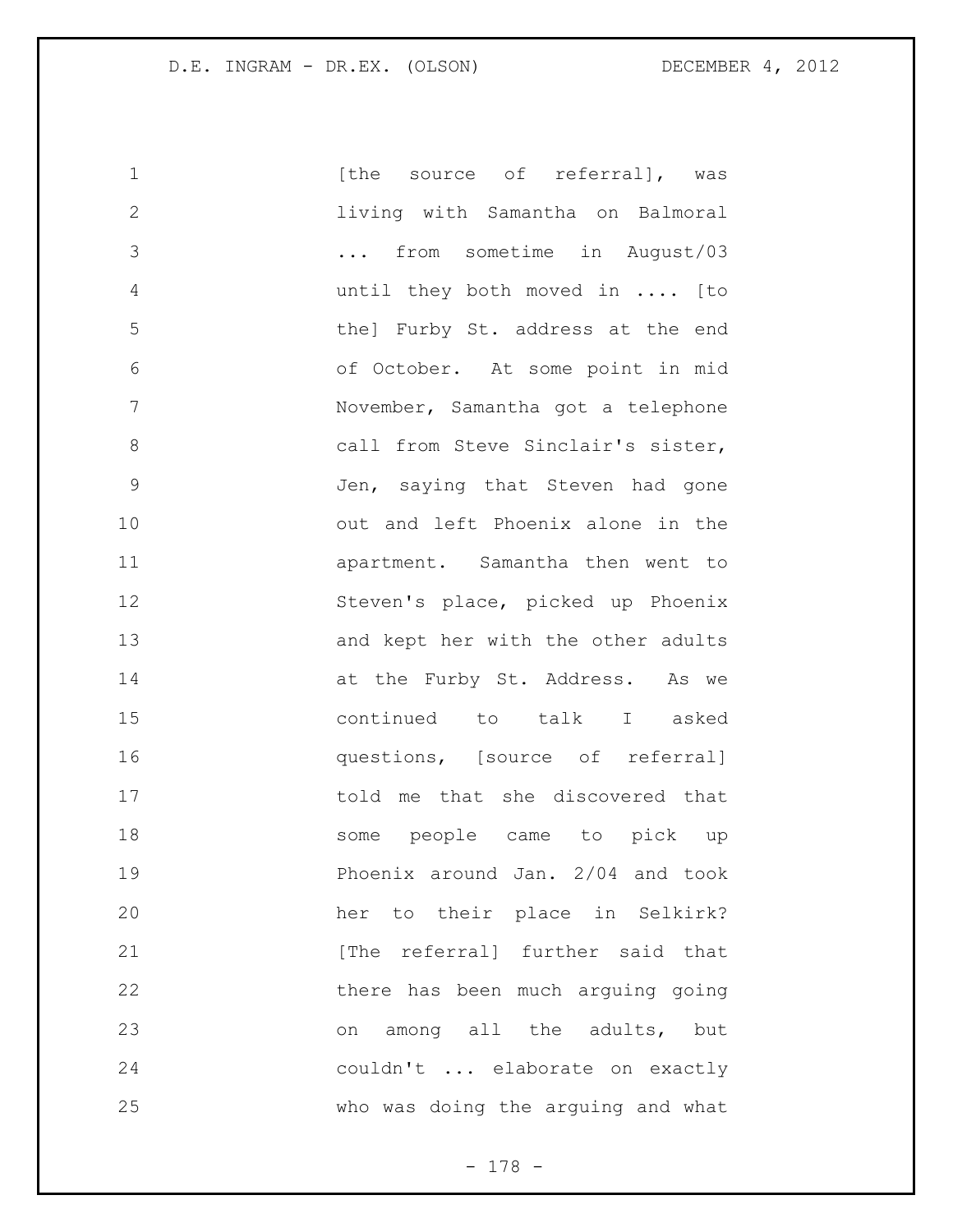[the source of referral], was living with Samantha on Balmoral ... from sometime in August/03 until they both moved in .... [to the] Furby St. address at the end of October. At some point in mid November, Samantha got a telephone call from Steve Sinclair's sister, Jen, saying that Steven had gone out and left Phoenix alone in the apartment. Samantha then went to Steven's place, picked up Phoenix and kept her with the other adults at the Furby St. Address. As we continued to talk I asked questions, [source of referral] told me that she discovered that some people came to pick up Phoenix around Jan. 2/04 and took her to their place in Selkirk? [The referral] further said that there has been much arguing going on among all the adults, but couldn't ... elaborate on exactly who was doing the arguing and what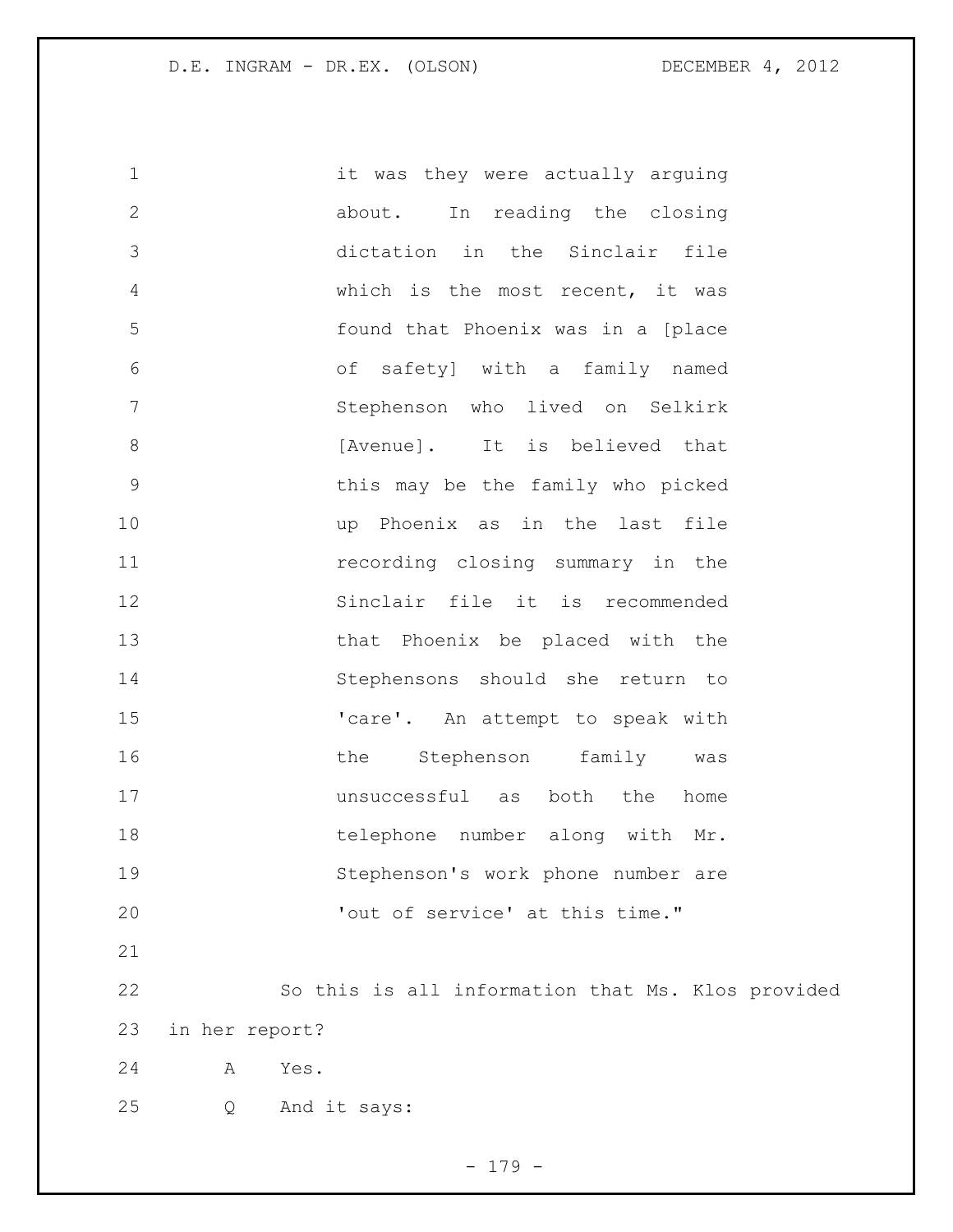it was they were actually arguing about. In reading the closing dictation in the Sinclair file which is the most recent, it was found that Phoenix was in a [place of safety] with a family named Stephenson who lived on Selkirk [Avenue]. It is believed that this may be the family who picked up Phoenix as in the last file recording closing summary in the Sinclair file it is recommended that Phoenix be placed with the Stephensons should she return to 'care'. An attempt to speak with the Stephenson family was unsuccessful as both the home telephone number along with Mr. Stephenson's work phone number are 'out of service' at this time."

So this is all information that Ms. Klos provided in her report?

A Yes.

Q And it says: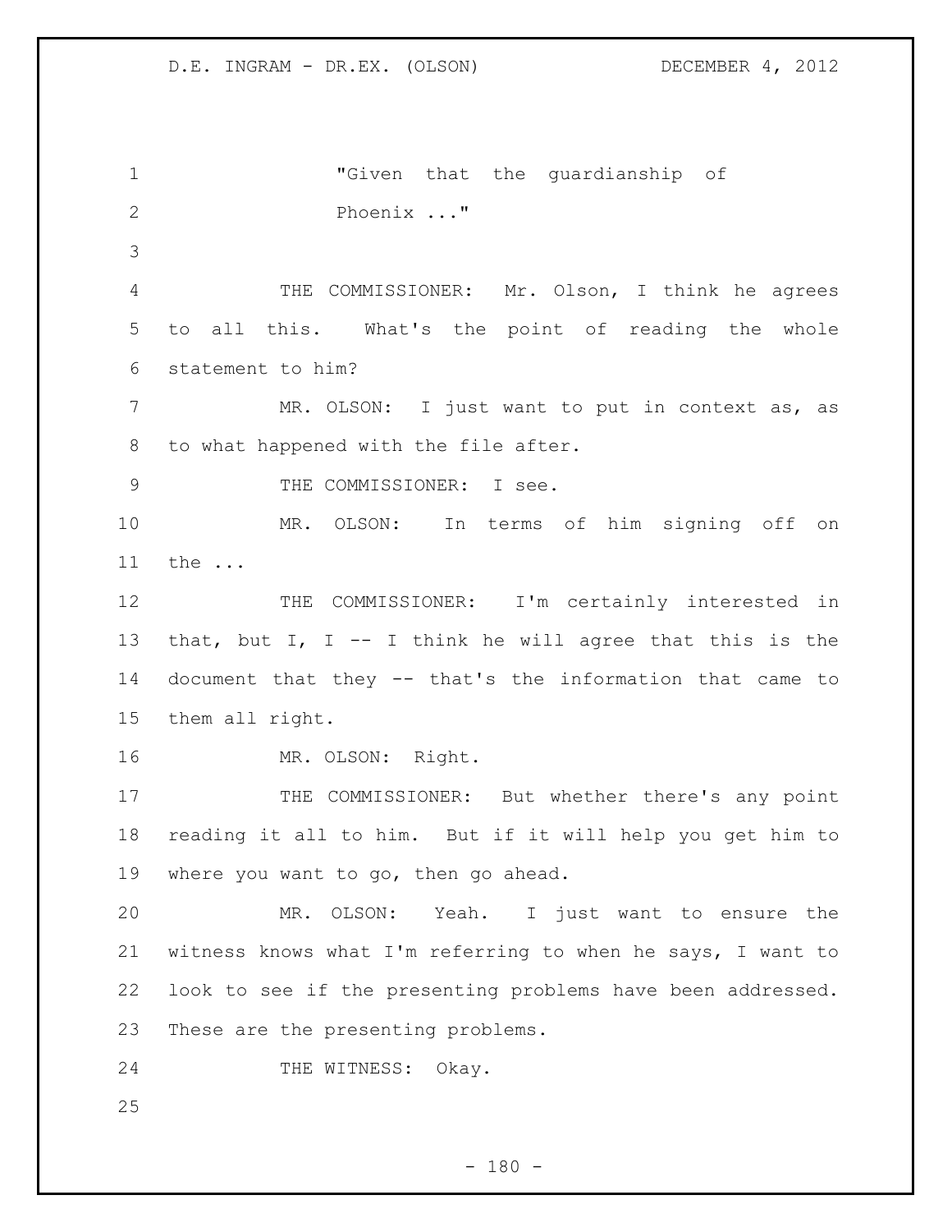"Given that the guardianship of Phoenix ..."

THE COMMISSIONER: Mr. Olson, I think he agrees to all this. What's the point of reading the whole statement to him?

MR. OLSON: I just want to put in context as, as to what happened with the file after.

THE COMMISSIONER: I see.

MR. OLSON: In terms of him signing off on the ...

THE COMMISSIONER: I'm certainly interested in that, but I, I -- I think he will agree that this is the document that they -- that's the information that came to them all right.

MR. OLSON: Right.

THE COMMISSIONER: But whether there's any point reading it all to him. But if it will help you get him to where you want to go, then go ahead.

MR. OLSON: Yeah. I just want to ensure the witness knows what I'm referring to when he says, I want to look to see if the presenting problems have been addressed. These are the presenting problems.

THE WITNESS: Okay.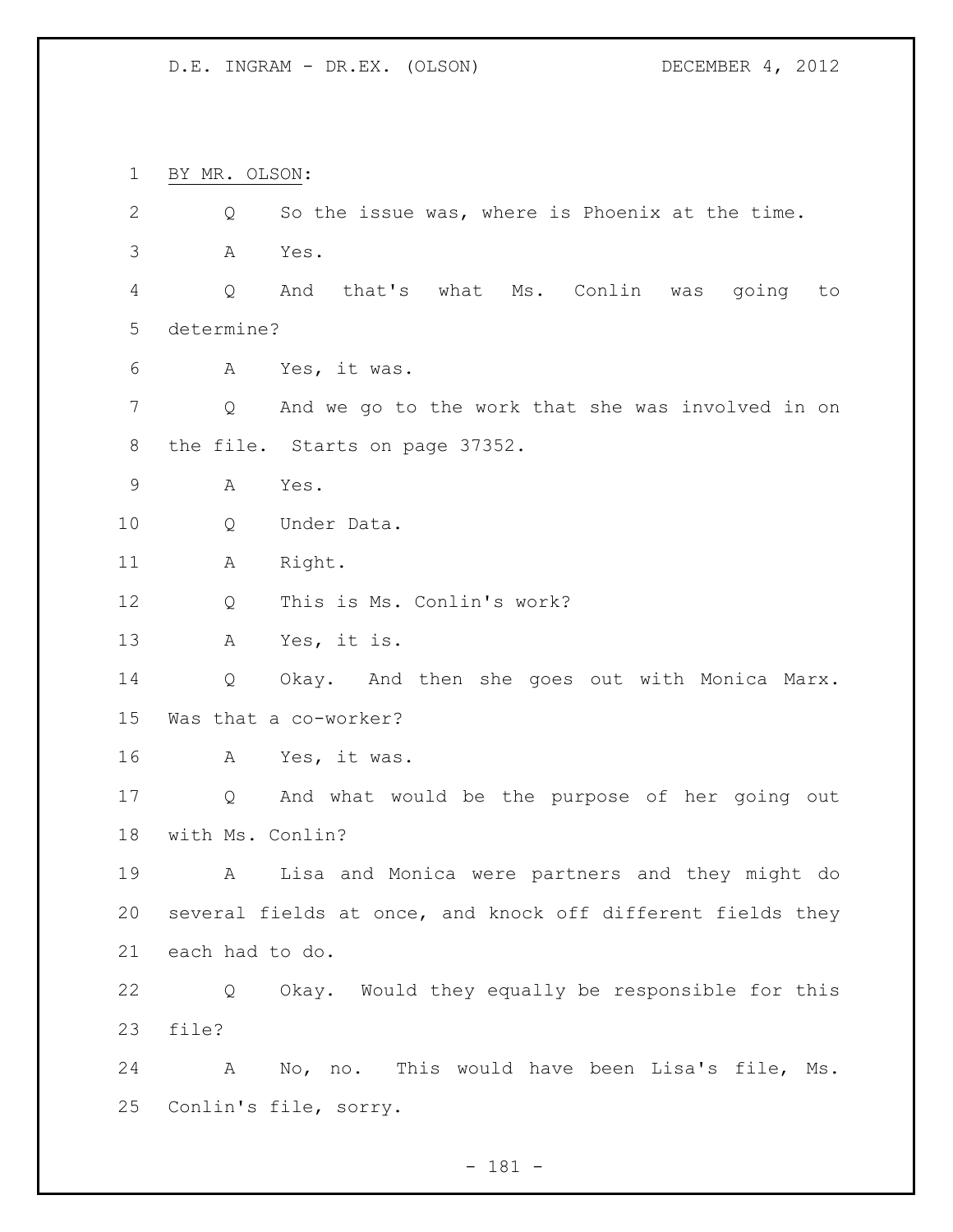BY MR. OLSON:

Q So the issue was, where is Phoenix at the time.

A Yes.

Q And that's what Ms. Conlin was going to determine?

A Yes, it was.

Q And we go to the work that she was involved in on the file. Starts on page 37352.

A Yes.

Q Under Data.

A Right.

Q This is Ms. Conlin's work?

A Yes, it is.

Q Okay. And then she goes out with Monica Marx. Was that a co-worker?

A Yes, it was.

Q And what would be the purpose of her going out with Ms. Conlin?

A Lisa and Monica were partners and they might do several fields at once, and knock off different fields they each had to do.

Q Okay. Would they equally be responsible for this file?

A No, no. This would have been Lisa's file, Ms. Conlin's file, sorry.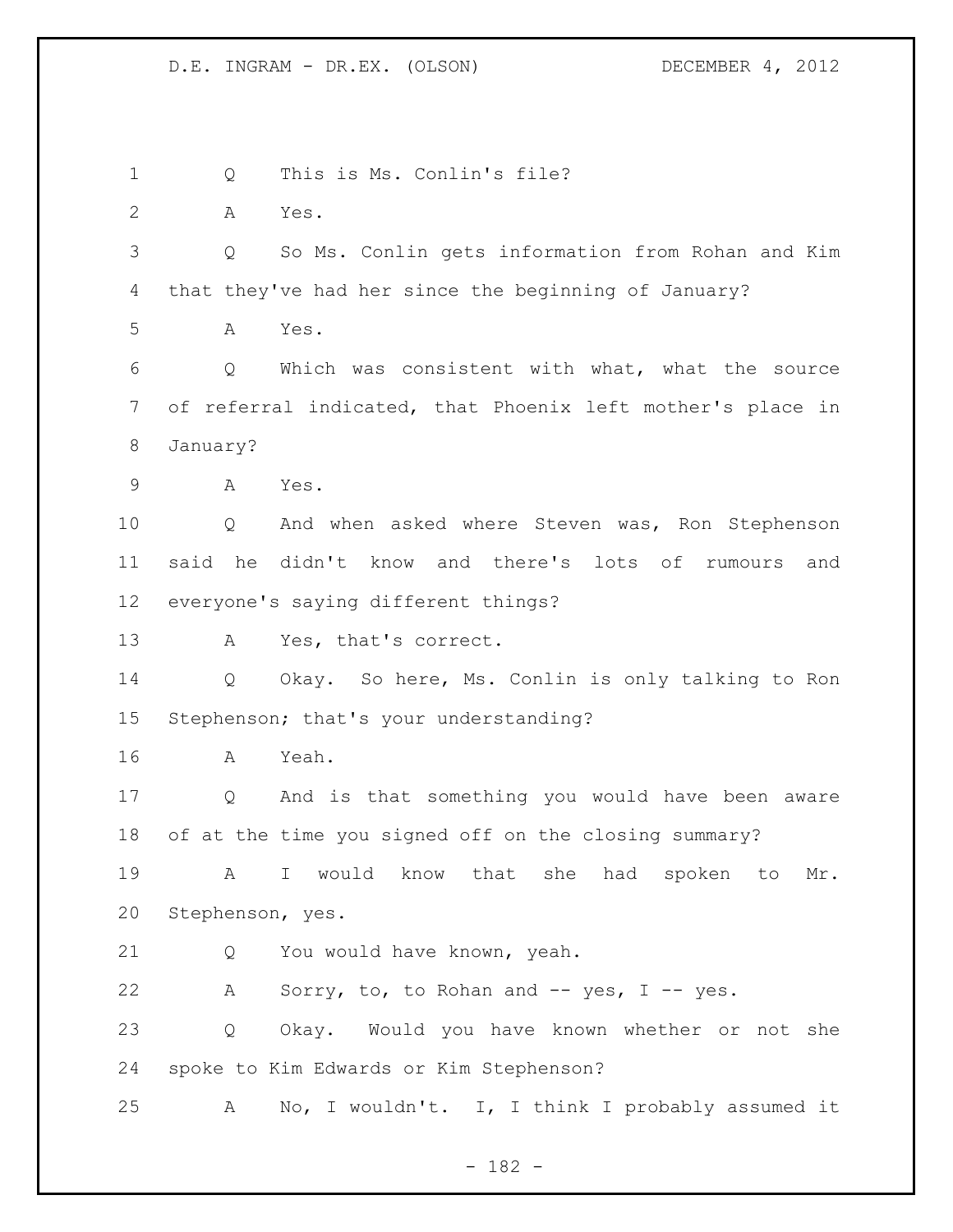Q This is Ms. Conlin's file?

A Yes.

Q So Ms. Conlin gets information from Rohan and Kim that they've had her since the beginning of January?

A Yes.

Q Which was consistent with what, what the source of referral indicated, that Phoenix left mother's place in January?

A Yes.

Q And when asked where Steven was, Ron Stephenson said he didn't know and there's lots of rumours and everyone's saying different things?

A Yes, that's correct.

Q Okay. So here, Ms. Conlin is only talking to Ron Stephenson; that's your understanding?

A Yeah.

Q And is that something you would have been aware of at the time you signed off on the closing summary?

A I would know that she had spoken to Mr. Stephenson, yes.

Q You would have known, yeah.

A Sorry, to, to Rohan and -- yes, I -- yes.

Q Okay. Would you have known whether or not she spoke to Kim Edwards or Kim Stephenson?

A No, I wouldn't. I, I think I probably assumed it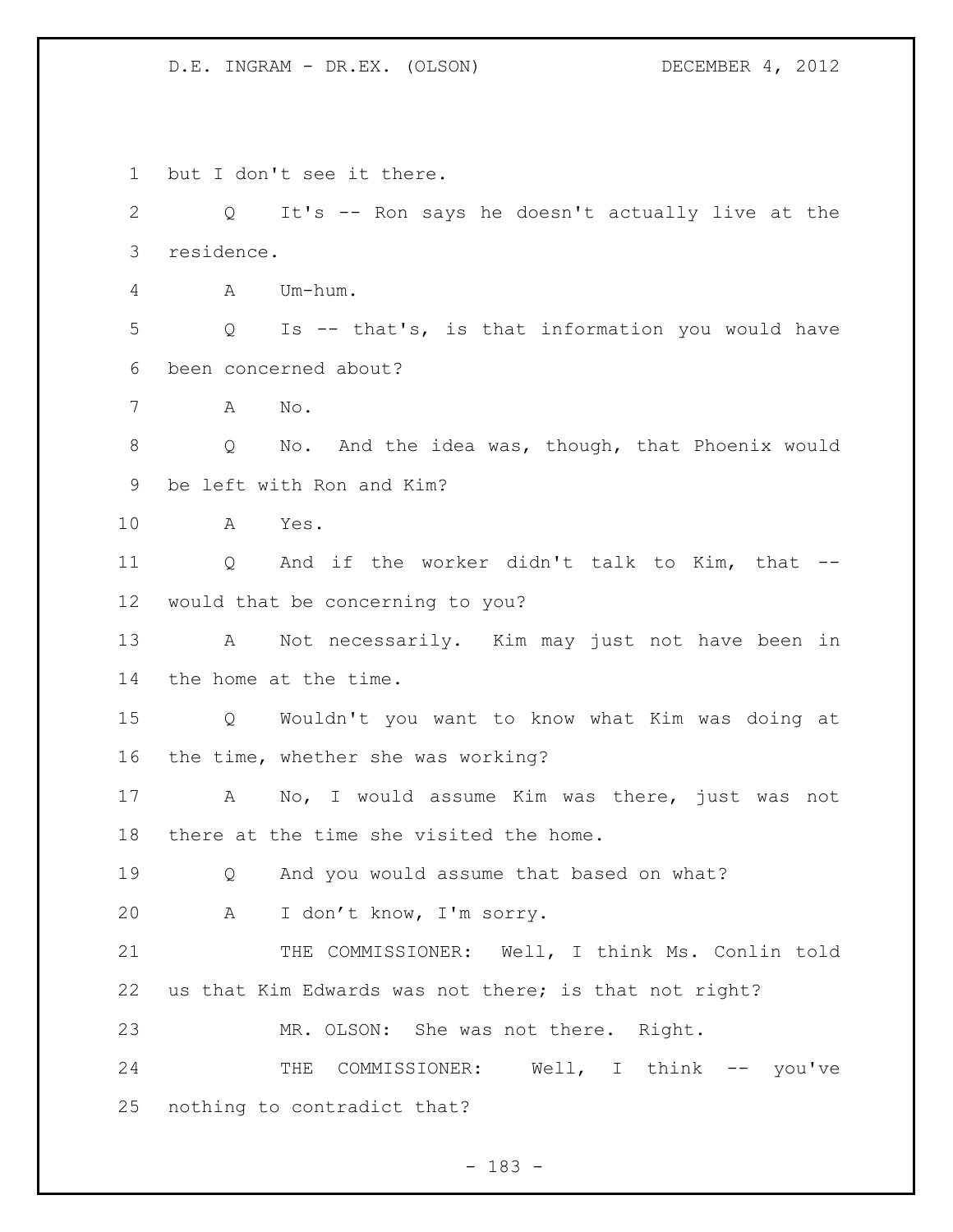but I don't see it there.

Q It's -- Ron says he doesn't actually live at the residence.

A Um-hum.

Q Is -- that's, is that information you would have been concerned about?

A No.

Q No. And the idea was, though, that Phoenix would be left with Ron and Kim?

A Yes.

Q And if the worker didn't talk to Kim, that -- would that be concerning to you?

A Not necessarily. Kim may just not have been in the home at the time.

Q Wouldn't you want to know what Kim was doing at the time, whether she was working?

A No, I would assume Kim was there, just was not there at the time she visited the home.

Q And you would assume that based on what?

A I don't know, I'm sorry.

THE COMMISSIONER: Well, I think Ms. Conlin told us that Kim Edwards was not there; is that not right?

MR. OLSON: She was not there. Right.

THE COMMISSIONER: Well, I think -- you've nothing to contradict that?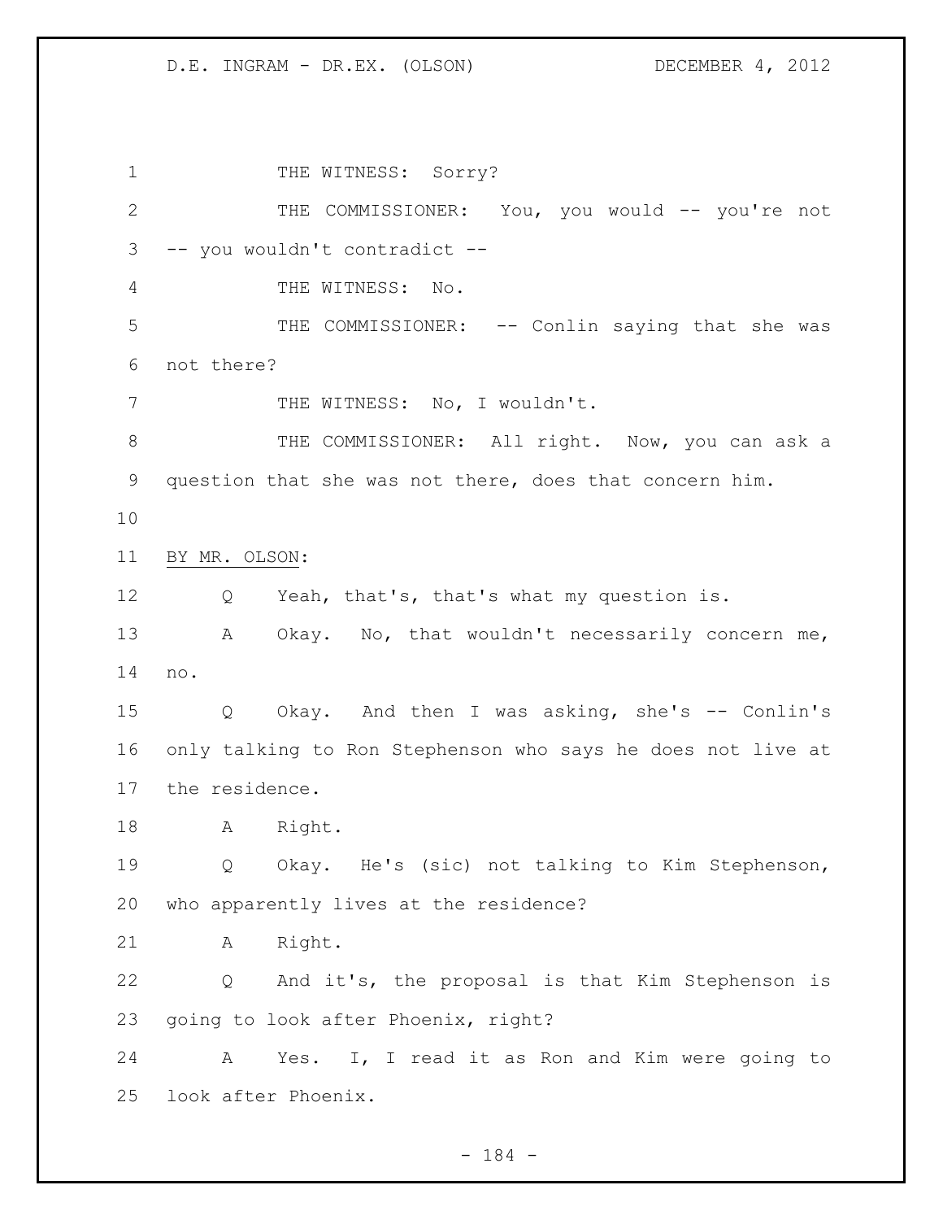THE WITNESS: Sorry?

THE COMMISSIONER: You, you would -- you're not -- you wouldn't contradict --

THE WITNESS: No.

THE COMMISSIONER: -- Conlin saying that she was not there?

THE WITNESS: No, I wouldn't.

THE COMMISSIONER: All right. Now, you can ask a question that she was not there, does that concern him.

BY MR. OLSON:

Q Yeah, that's, that's what my question is.

A Okay. No, that wouldn't necessarily concern me, no.

Q Okay. And then I was asking, she's -- Conlin's only talking to Ron Stephenson who says he does not live at the residence.

A Right.

Q Okay. He's (sic) not talking to Kim Stephenson, who apparently lives at the residence?

A Right.

Q And it's, the proposal is that Kim Stephenson is going to look after Phoenix, right?

A Yes. I, I read it as Ron and Kim were going to look after Phoenix.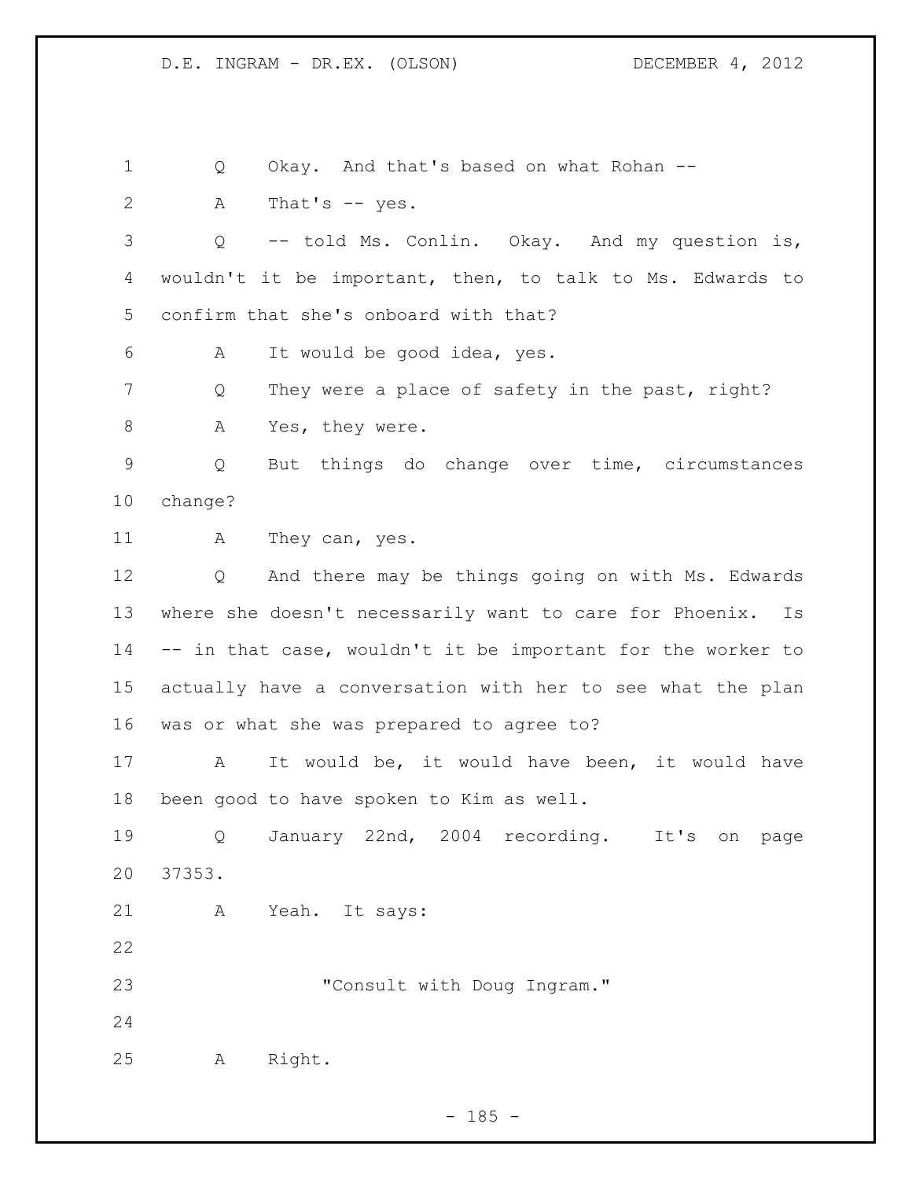Q Okay. And that's based on what Rohan --

A That's -- yes.

Q -- told Ms. Conlin. Okay. And my question is, wouldn't it be important, then, to talk to Ms. Edwards to confirm that she's onboard with that?

A It would be good idea, yes.

Q They were a place of safety in the past, right?

A Yes, they were.

Q But things do change over time, circumstances change?

A They can, yes.

Q And there may be things going on with Ms. Edwards where she doesn't necessarily want to care for Phoenix. Is -- in that case, wouldn't it be important for the worker to actually have a conversation with her to see what the plan was or what she was prepared to agree to?

A It would be, it would have been, it would have been good to have spoken to Kim as well.

Q January 22nd, 2004 recording. It's on page 37353.

A Yeah. It says:

> "Consult with Doug Ingram."

A Right.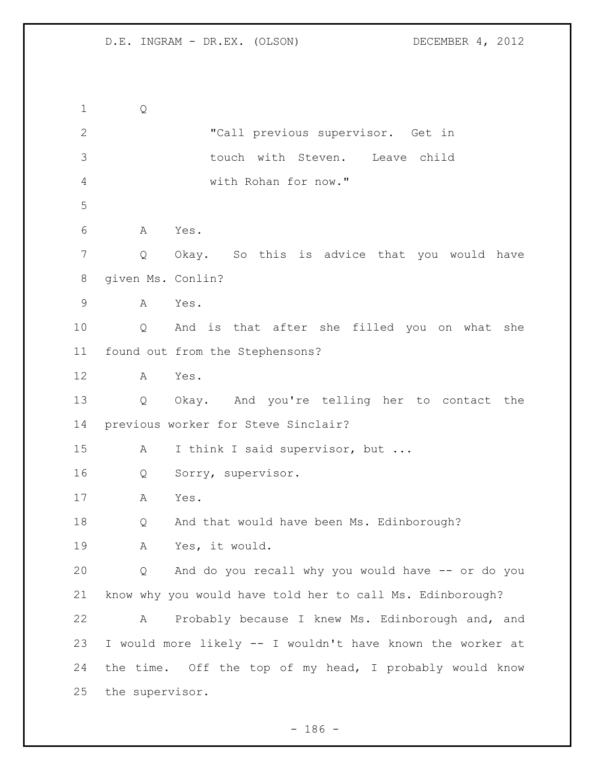Q

> "Call previous supervisor. Get in touch with Steven. Leave child with Rohan for now."

A Yes.

Q Okay. So this is advice that you would have given Ms. Conlin?

A Yes.

Q And is that after she filled you on what she found out from the Stephensons?

A Yes.

Q Okay. And you're telling her to contact the previous worker for Steve Sinclair?

A I think I said supervisor, but ...

Q Sorry, supervisor.

A Yes.

Q And that would have been Ms. Edinborough?

A Yes, it would.

Q And do you recall why you would have -- or do you know why you would have told her to call Ms. Edinborough?

A Probably because I knew Ms. Edinborough and, and I would more likely -- I wouldn't have known the worker at the time. Off the top of my head, I probably would know the supervisor.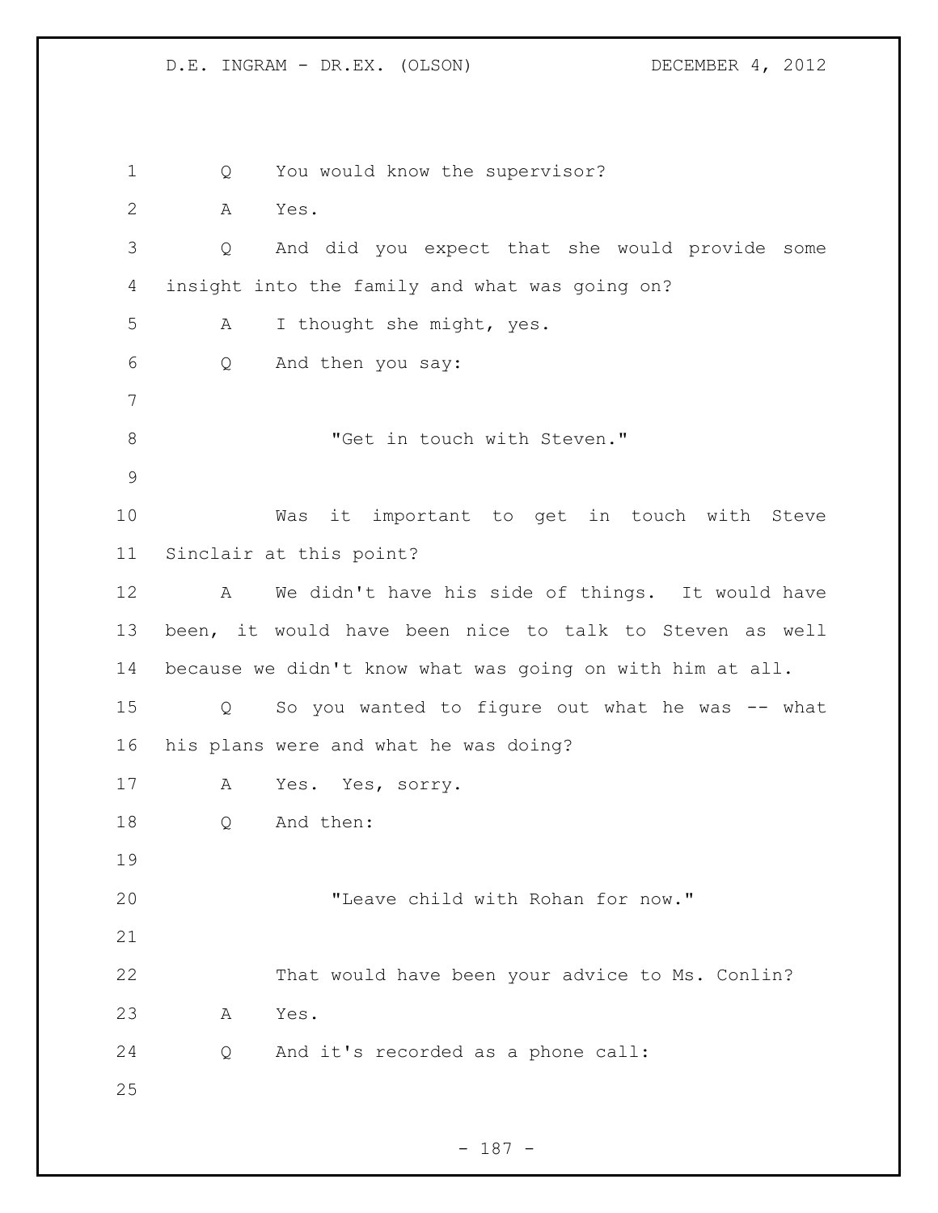Q You would know the supervisor?

A Yes.

Q And did you expect that she would provide some insight into the family and what was going on?

A I thought she might, yes.

Q And then you says:

> "Get in touch with Steven."

Was it important to get in touch with Steve Sinclair at this point?

A We didn't have his side of things. It would have been, it would have been nice to talk to Steven as well because we didn't know what was going on with him at all.

Q So you wanted to figure out what he was -- what his plans were and what he was doing?

A Yes. Yes, sorry.

Q And then:

> "Leave child with Rohan for now."

That would have been your advice to Ms. Conlin?

A Yes.

Q And it's recorded as a phone call: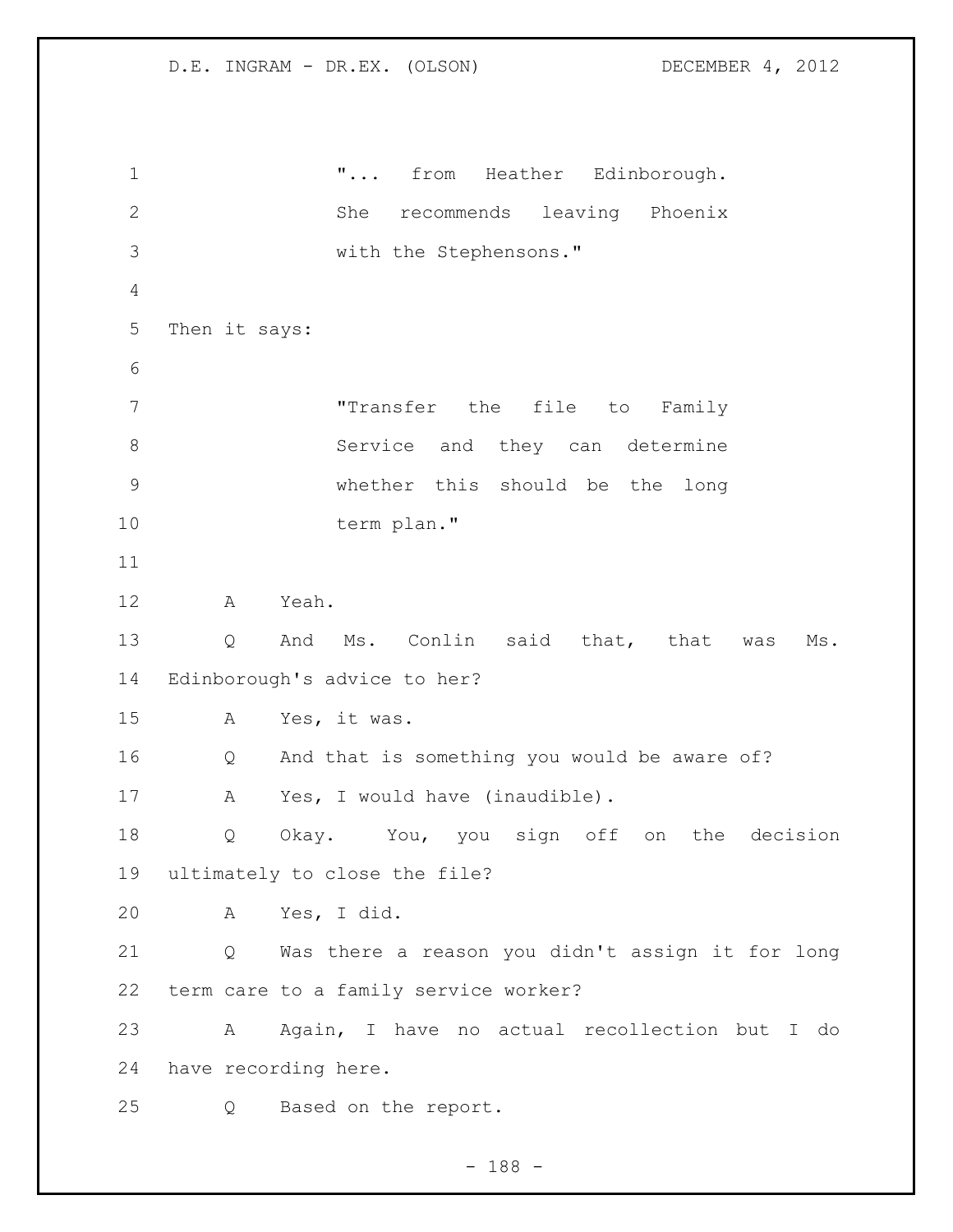"... from Heather Edinborough. She recommends leaving Phoenix with the Stephensons."

Then it says:

"Transfer the file to Family Service and they can determine whether this should be the long term plan."

A Yeah.

Q And Ms. Conlin said that, that was Ms. Edinborough's advice to her?

A Yes, it was.

Q And that is something you would be aware of?

A Yes, I would have (inaudible).

Q Okay. You, you sign off on the decision ultimately to close the file?

A Yes, I did.

Q Was there a reason you didn't assign it for long term care to a family service worker?

A Again, I have no actual recollection but I do have recording here.

Q Based on the report.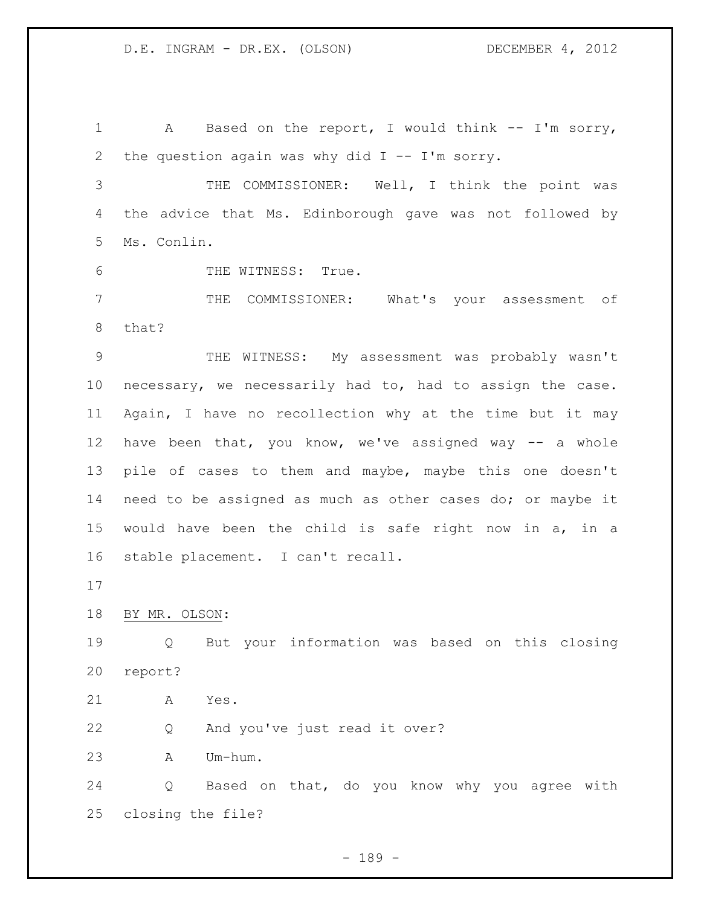A Based on the report, I would think -- I'm sorry, the question again was why did I -- I'm sorry.

THE COMMISSIONER: Well, I think the point was the advice that Ms. Edinborough gave was not followed by Ms. Conlin.

THE WITNESS: True.

THE COMMISSIONER: What's your assessment of that?

THE WITNESS: My assessment was probably wasn't necessary, we necessarily had to, had to assign the case. Again, I have no recollection why at the time but it may have been that, you know, we've assigned way -- a whole pile of cases to them and maybe, maybe this one doesn't need to be assigned as much as other cases do; or maybe it would have been the child is safe right now in a, in a stable placement. I can't recall.

BY MR. OLSON:

Q But your information was based on this closing report?

A Yes.

Q And you've just read it over?

A Um-hum.

Q Based on that, do you know why you agree with closing the file?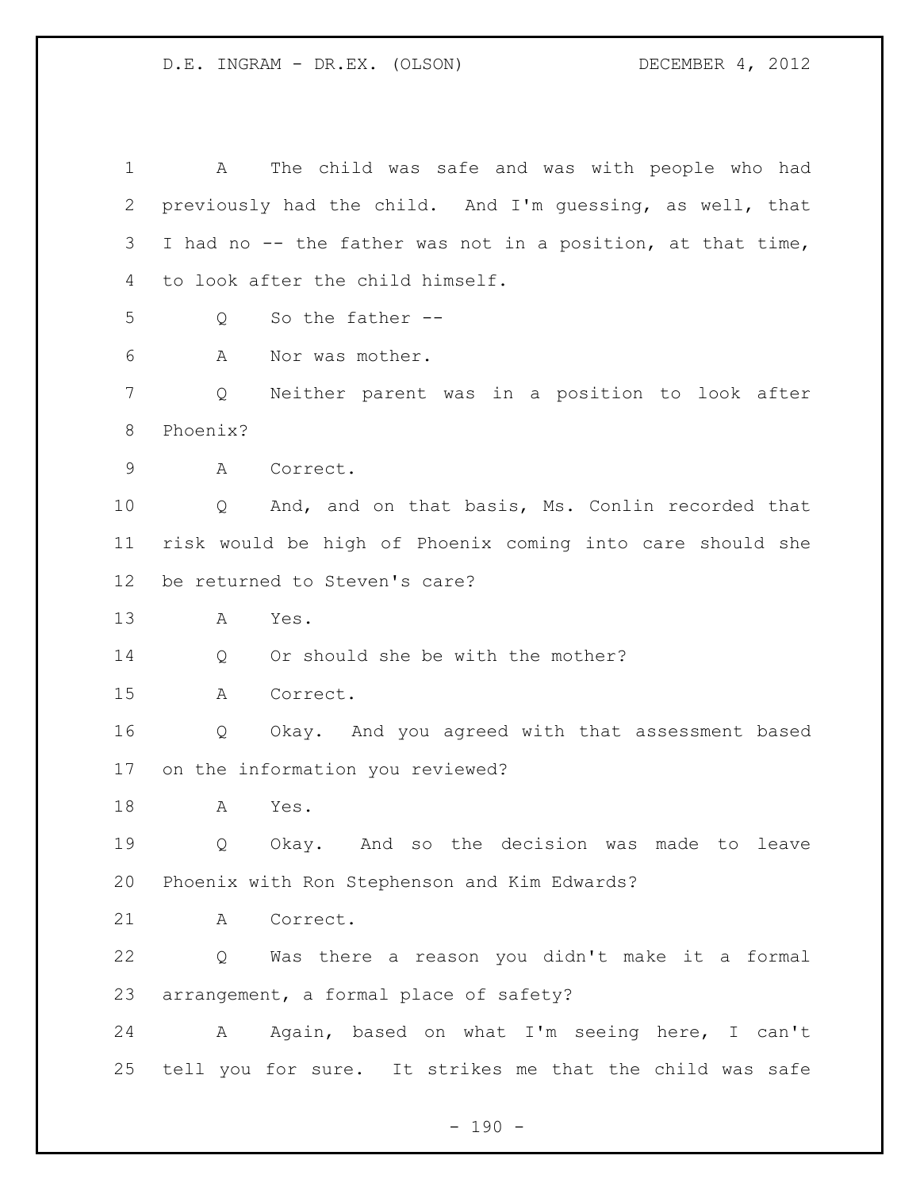A The child was safe and was with people who had previously had the child. And I'm guessing, as well, that I had no -- the father was not in a position, at that time, to look after the child himself.

Q So the father --

A Nor was mother.

Q Neither parent was in a position to look after Phoenix?

A Correct.

Q And, and on that basis, Ms. Conlin recorded that risk would be high of Phoenix coming into care should she be returned to Steven's care?

A Yes.

Q Or should she be with the mother?

A Correct.

Q Okay. And you agreed with that assessment based on the information you reviewed?

A Yes.

Q Okay. And so the decision was made to leave Phoenix with Ron Stephenson and Kim Edwards?

A Correct.

Q Was there a reason you didn't make it a formal arrangement, a formal place of safety?

A Again, based on what I'm seeing here, I can't tell you for sure. It strikes me that the child was safe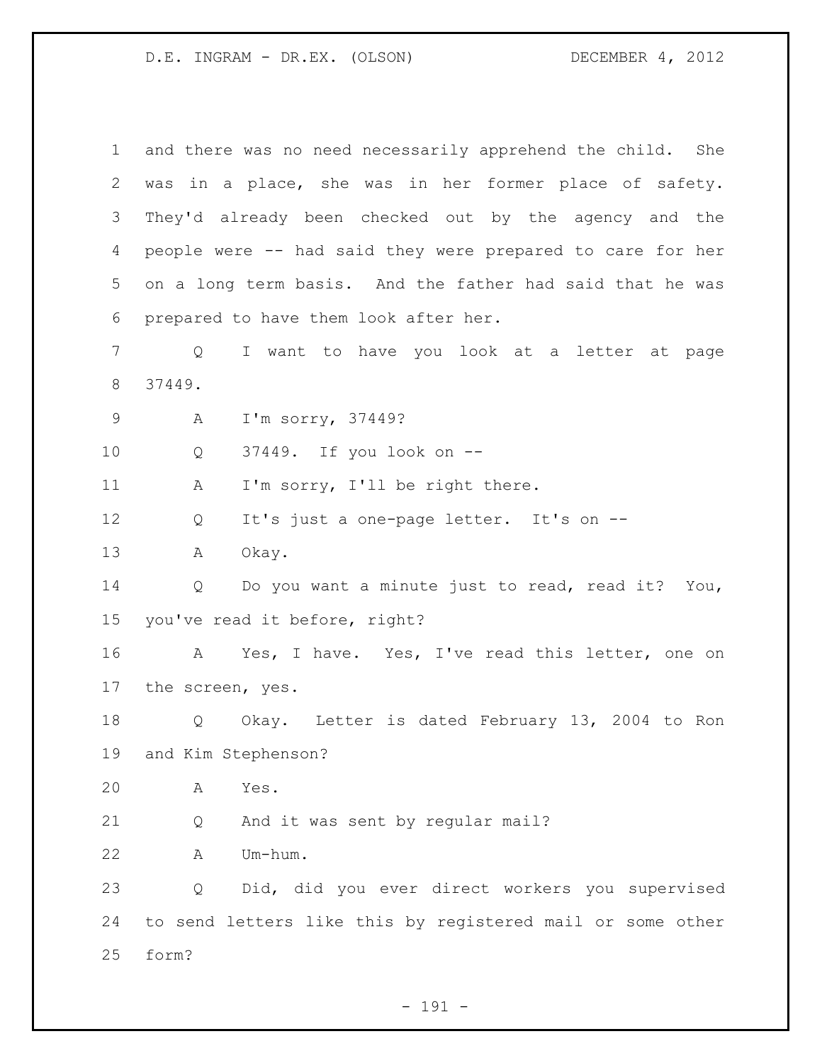and there was no need necessarily apprehend the child. She was in a place, she was in her former place of safety. They'd already been checked out by the agency and the people were -- had said they were prepared to care for her on a long term basis. And the father had said that he was prepared to have them look after her.

Q I want to have you look at a letter at page 37449.

A I'm sorry, 37449?

Q 37449. If you look on --

A I'm sorry, I'll be right there.

Q It's just a one-page letter. It's on --

A Okay.

Q Do you want a minute just to read, read it? You, you've read it before, right?

A Yes, I have. Yes, I've read this letter, one on the screen, yes.

Q Okay. Letter is dated February 13, 2004 to Ron and Kim Stephenson?

A Yes.

Q And it was sent by regular mail?

A Um-hum.

Q Did, did you ever direct workers you supervised to send letters like this by registered mail or some other form?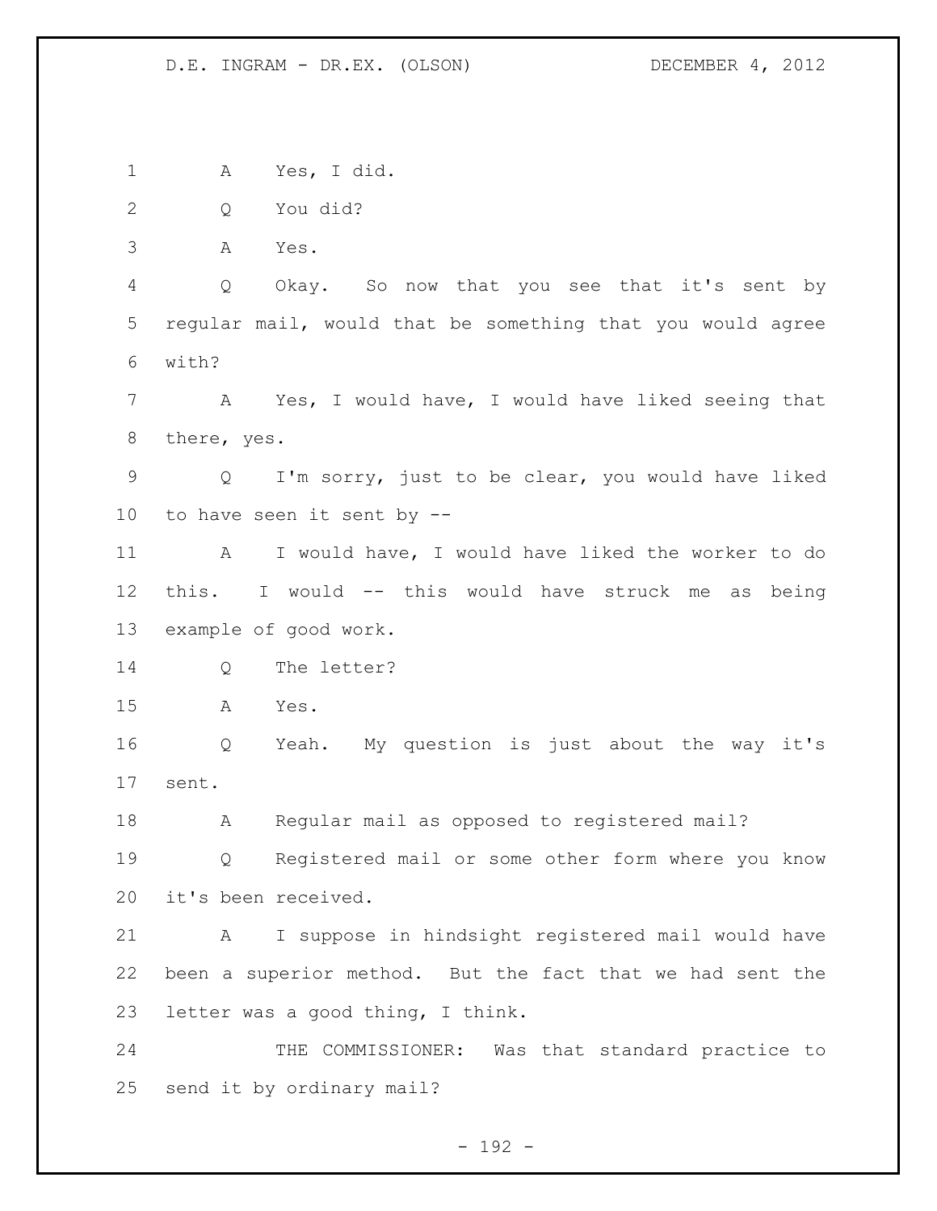A Yes, I did.

Q You did?

A Yes.

Q Okay. So now that you see that it's sent by regular mail, would that be something that you would agree with?

A Yes, I would have, I would have liked seeing that there, yes.

Q I'm sorry, just to be clear, you would have liked to have seen it sent by --

A I would have, I would have liked the worker to do this. I would -- this would have struck me as being example of good work.

Q The letter?

A Yes.

Q Yeah. My question is just about the way it's sent.

A Regular mail as opposed to registered mail?

Q Registered mail or some other form where you know it's been received.

A I suppose in hindsight registered mail would have been a superior method. But the fact that we had sent the letter was a good thing, I think.

THE COMMISSIONER: Was that standard practice to send it by ordinary mail?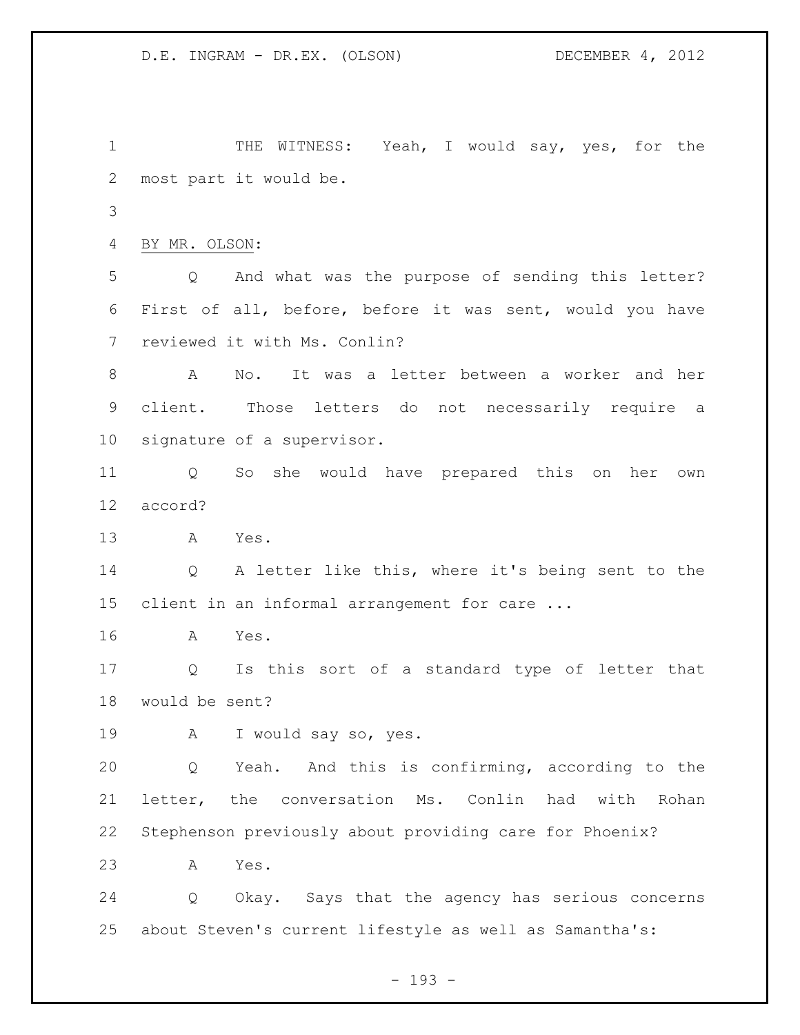THE WITNESS: Yeah, I would say, yes, for the most part it would be.

BY MR. OLSON:

Q And what was the purpose of sending this letter? First of all, before, before it was sent, would you have reviewed it with Ms. Conlin?

A No. It was a letter between a worker and her client. Those letters do not necessarily require a signature of a supervisor.

Q So she would have prepared this on her own accord?

A Yes.

Q A letter like this, where it's being sent to the client in an informal arrangement for care ...

A Yes.

Q Is this sort of a standard type of letter that would be sent?

A I would say so, yes.

Q Yeah. And this is confirming, according to the letter, the conversation Ms. Conlin had with Rohan Stephenson previously about providing care for Phoenix?

A Yes.

Q Okay. Says that the agency has serious concerns about Steven's current lifestyle as well as Samantha's: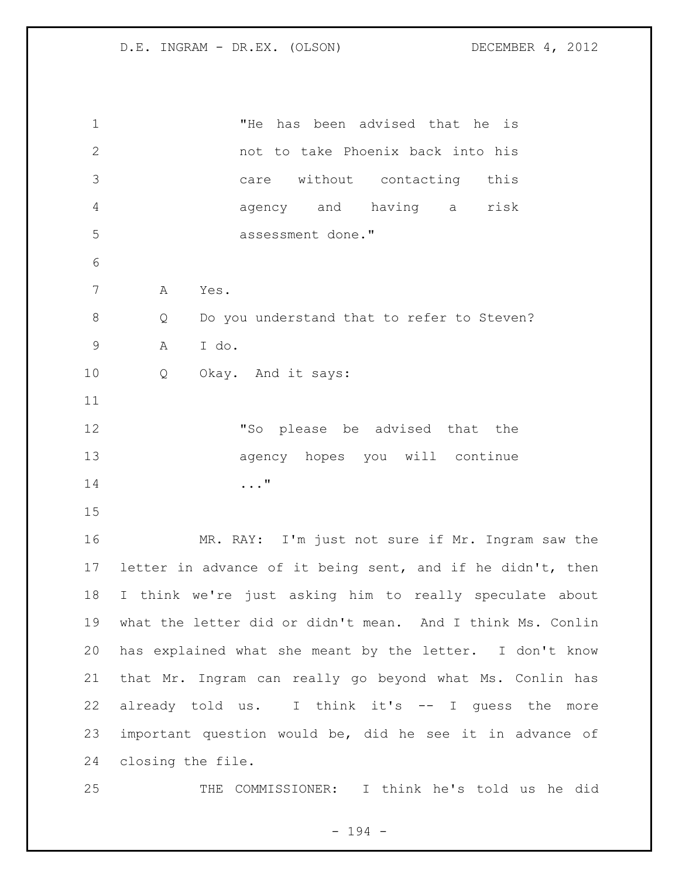"He has been advised that he is not to take Phoenix back into his care without contacting this agency and having a risk assessment done."

A Yes.

Q Do you understand that to refer to Steven?

A I do.

Q Okay. And it says:

"So please be advised that the agency hopes you will continue ..."

MR. RAY: I'm just not sure if Mr. Ingram saw the letter in advance of it being sent, and if he didn't, then I think we're just asking him to really speculate about what the letter did or didn't mean. And I think Ms. Conlin has explained what she meant by the letter. I don't know that Mr. Ingram can really go beyond what Ms. Conlin has already told us. I think it's -- I guess the more important question would be, did he see it in advance of closing the file.

THE COMMISSIONER: I think he's told us he did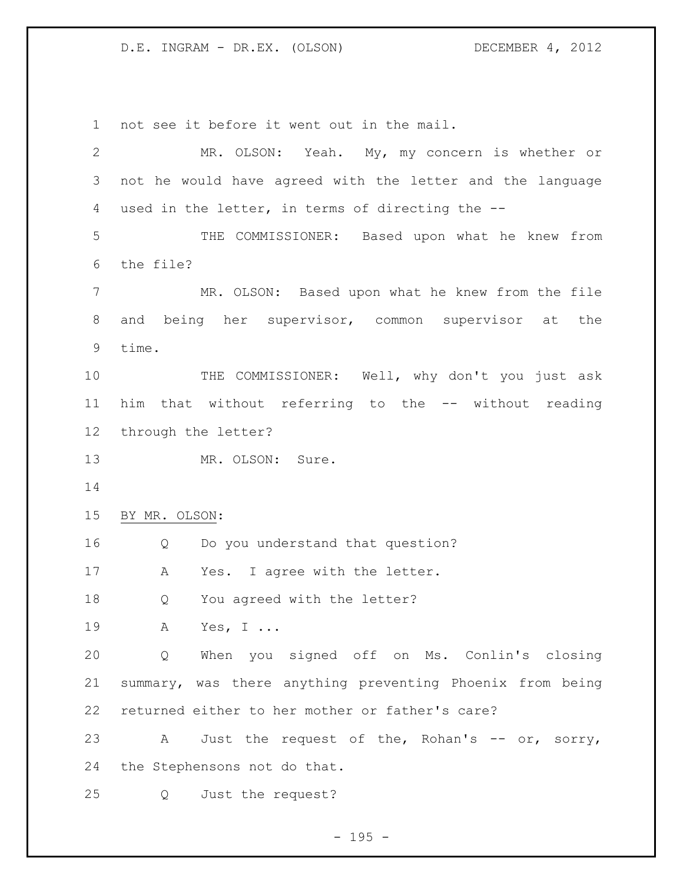not see it before it went out in the mail.

MR. OLSON: Yeah. My, my concern is whether or not he would have agreed with the letter and the language used in the letter, in terms of directing the --

THE COMMISSIONER: Based upon what he knew from the file?

MR. OLSON: Based upon what he knew from the file and being her supervisor, common supervisor at the time.

THE COMMISSIONER: Well, why don't you just ask him that without referring to the -- without reading through the letter?

MR. OLSON: Sure.

BY MR. OLSON:

Q Do you understand that question?

A Yes. I agree with the letter.

Q You agreed with the letter?

A Yes, I ...

Q When you signed off on Ms. Conlin's closing summary, was there anything preventing Phoenix from being returned either to her mother or father's care?

A Just the request of the, Rohan's -- or, sorry, the Stephensons not do that.

Q Just the request?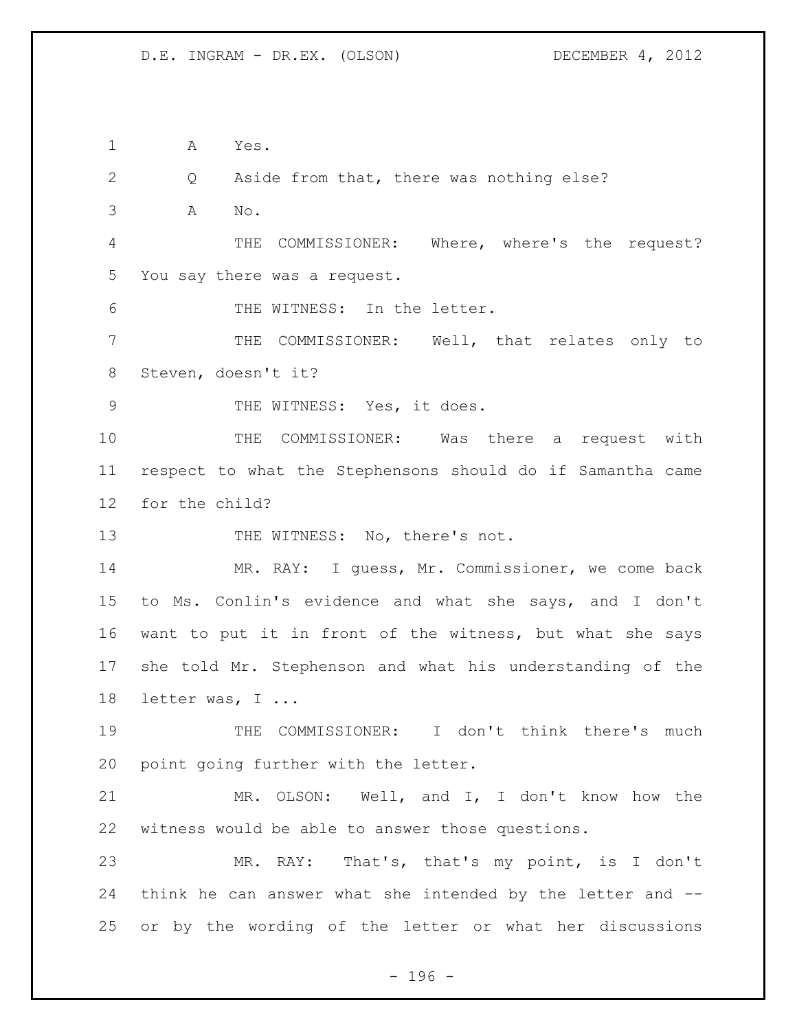A Yes.

Q Aside from that, there was nothing else?

A No.

THE COMMISSIONER: Where, where's the request? You say there was a request.

THE WITNESS: In the letter.

THE COMMISSIONER: Well, that relates only to Steven, doesn't it?

THE WITNESS: Yes, it does.

THE COMMISSIONER: Was there a request with respect to what the Stephensons should do if Samantha came for the child?

THE WITNESS: No, there's not.

MR. RAY: I guess, Mr. Commissioner, we come back to Ms. Conlin's evidence and what she says, and I don't want to put it in front of the witness, but what she says she told Mr. Stephenson and what his understanding of the letter was, I ...

THE COMMISSIONER: I don't think there's much point going further with the letter.

MR. OLSON: Well, and I, I don't know how the witness would be able to answer those questions.

MR. RAY: That's, that's my point, is I don't think he can answer what she intended by the letter and -- or by the wording of the letter or what her discussions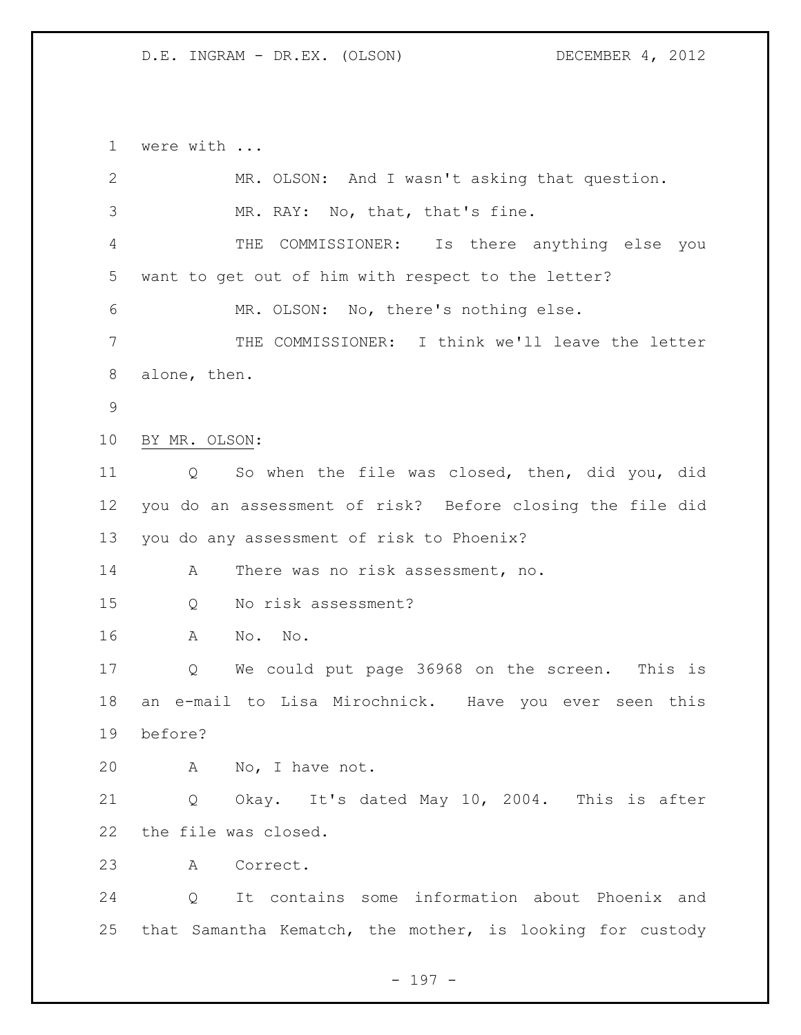were with ...

MR. OLSON: And I wasn't asking that question.

MR. RAY: No, that, that's fine.

THE COMMISSIONER: Is there anything else you want to get out of him with respect to the letter?

MR. OLSON: No, there's nothing else.

THE COMMISSIONER: I think we'll leave the letter alone, then.

BY MR. OLSON:

Q So when the file was closed, then, did you, did you do an assessment of risk? Before closing the file did you do any assessment of risk to Phoenix?

A There was no risk assessment, no.

Q No risk assessment?

A No. No.

Q We could put page 36968 on the screen. This is an e-mail to Lisa Mirochnick. Have you ever seen this before?

A No, I have not.

Q Okay. It's dated May 10, 2004. This is after the file was closed.

A Correct.

Q It contains some information about Phoenix and that Samantha Kematch, the mother, is looking for custody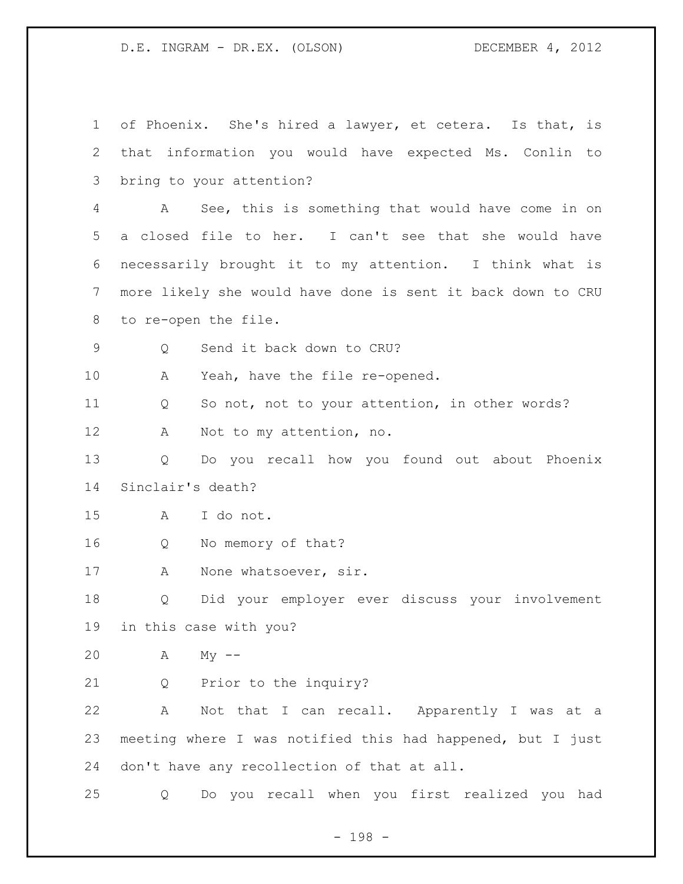1 of Phoenix. She's hired a lawyer, et cetera. Is that, is
2 that information you would have expected Ms. Conlin to
3 bring to your attention?

4 A See, this is something that would have come in on
5 a closed file to her. I can't see that she would have
6 necessarily brought it to my attention. I think what is
7 more likely she would have done is sent it back down to CRU
8 to re-open the file.

9 Q Send it back down to CRU?

10 A Yeah, have the file re-opened.

11 Q So not, not to your attention, in other words?

12 A Not to my attention, no.

13 Q Do you recall how you found out about Phoenix
14 Sinclair's death?

15 A I do not.

16 Q No memory of that?

17 A None whatsoever, sir.

18 Q Did your employer ever discuss your involvement
19 in this case with you?

20 A My --

21 Q Prior to the inquiry?

22 A Not that I can recall. Apparently I was at a
23 meeting where I was notified this had happened, but I just
24 don't have any recollection of that at all.

25 Q Do you recall when you first realized you had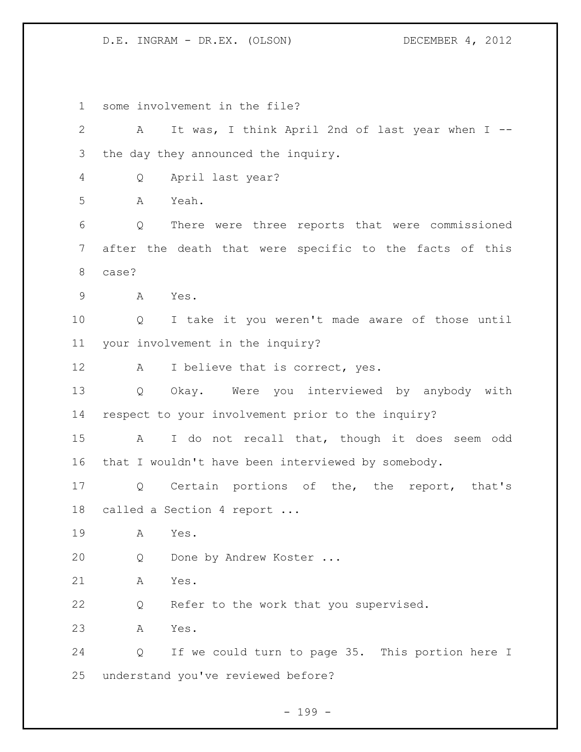some involvement in the file?

A It was, I think April 2nd of last year when I -- the day they announced the inquiry.

Q April last year?

A Yeah.

Q There were three reports that were commissioned after the death that were specific to the facts of this case?

A Yes.

Q I take it you weren't made aware of those until your involvement in the inquiry?

A I believe that is correct, yes.

Q Okay. Were you interviewed by anybody with respect to your involvement prior to the inquiry?

A I do not recall that, though it does seem odd that I wouldn't have been interviewed by somebody.

Q Certain portions of the, the report, that's called a Section 4 report ...

A Yes.

Q Done by Andrew Koster ...

A Yes.

Q Refer to the work that you supervised.

A Yes.

Q If we could turn to page 35. This portion here I understand you've reviewed before?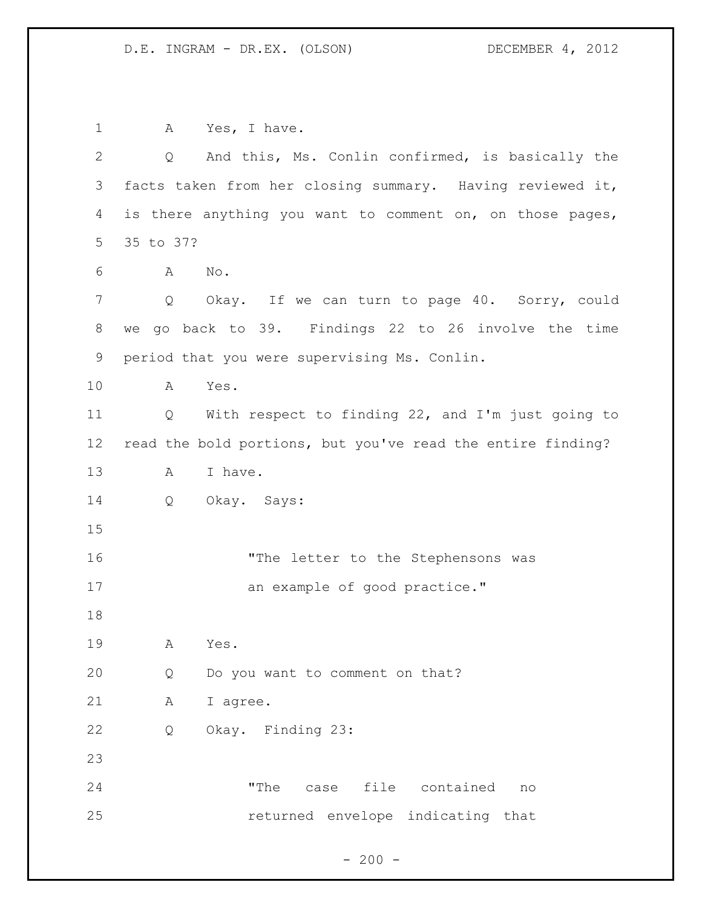A Yes, I have.

Q And this, Ms. Conlin confirmed, is basically the facts taken from her closing summary. Having reviewed it, is there anything you want to comment on, on those pages, 35 to 37?

A No.

Q Okay. If we can turn to page 40. Sorry, could we go back to 39. Findings 22 to 26 involve the time period that you were supervising Ms. Conlin.

A Yes.

Q With respect to finding 22, and I'm just going to read the bold portions, but you've read the entire finding?

A I have.

Q Okay. Says:

> "The letter to the Stephensons was an example of good practice."

A Yes.

Q Do you want to comment on that?

A I agree.

Q Okay. Finding 23:

> "The case file contained no returned envelope indicating that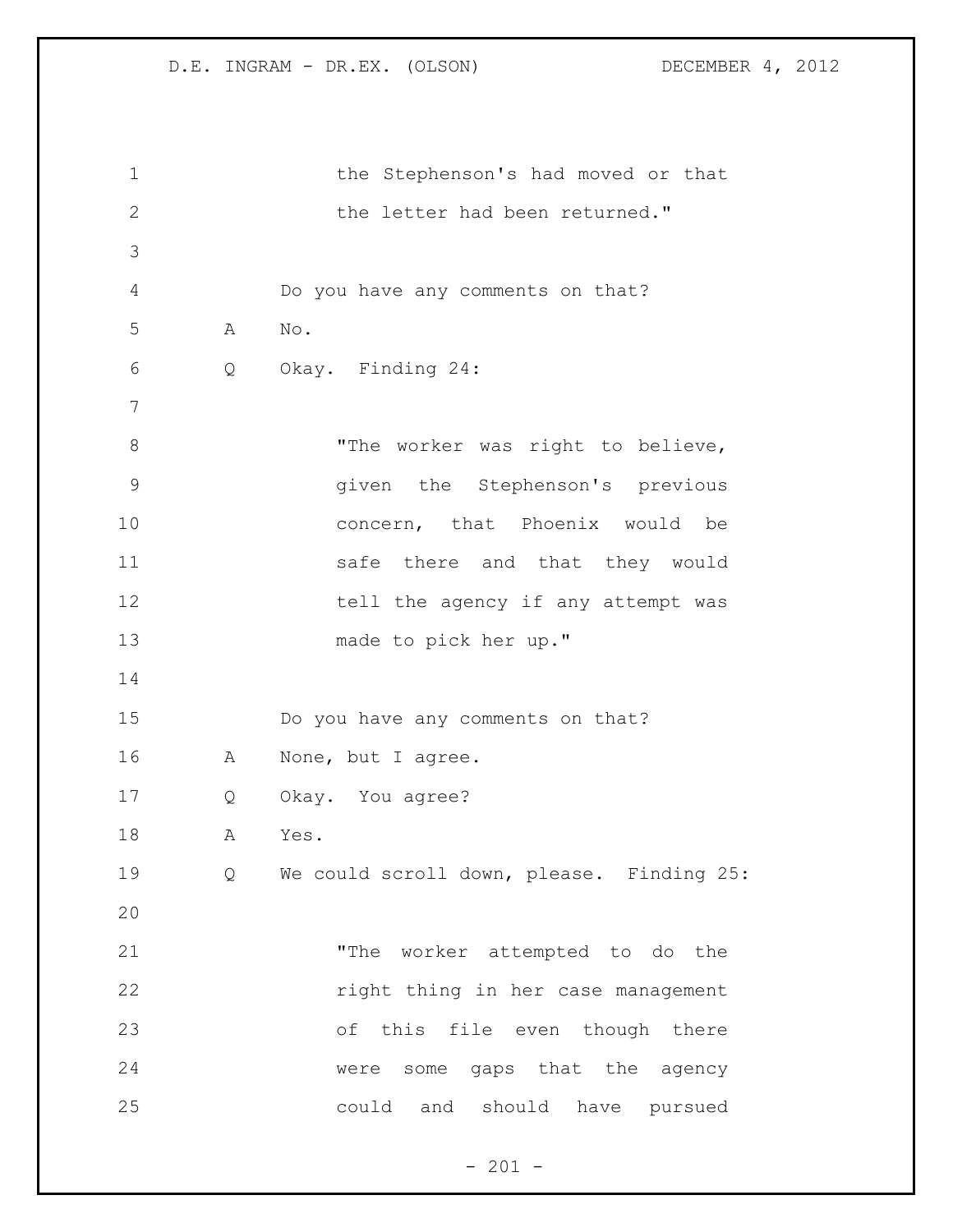the Stephenson's had moved or that the letter had been returned."

Do you have any comments on that?

A No.

Q Okay. Finding 24:

"The worker was right to believe, given the Stephenson's previous concern, that Phoenix would be safe there and that they would tell the agency if any attempt was made to pick her up."

Do you have any comments on that?

A None, but I agree.

Q Okay. You agree?

A Yes.

Q We could scroll down, please. Finding 25:

"The worker attempted to do the right thing in her case management of this file even though there were some gaps that the agency could and should have pursued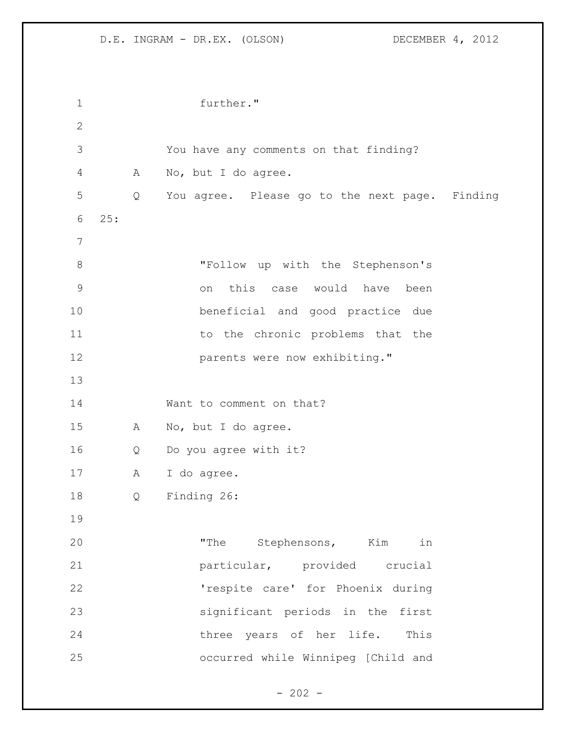further."

You have any comments on that finding?

A No, but I do agree.

Q You agree. Please go to the next page. Finding 25:

> "Follow up with the Stephenson's on this case would have been beneficial and good practice due to the chronic problems that the parents were now exhibiting."

Want to comment on that?

A No, but I do agree.

Q Do you agree with it?

A I do agree.

Q Finding 26:

> "The Stephensons, Kim in particular, provided crucial 'respite care' for Phoenix during significant periods in the first three years of her life. This occurred while Winnipeg [Child and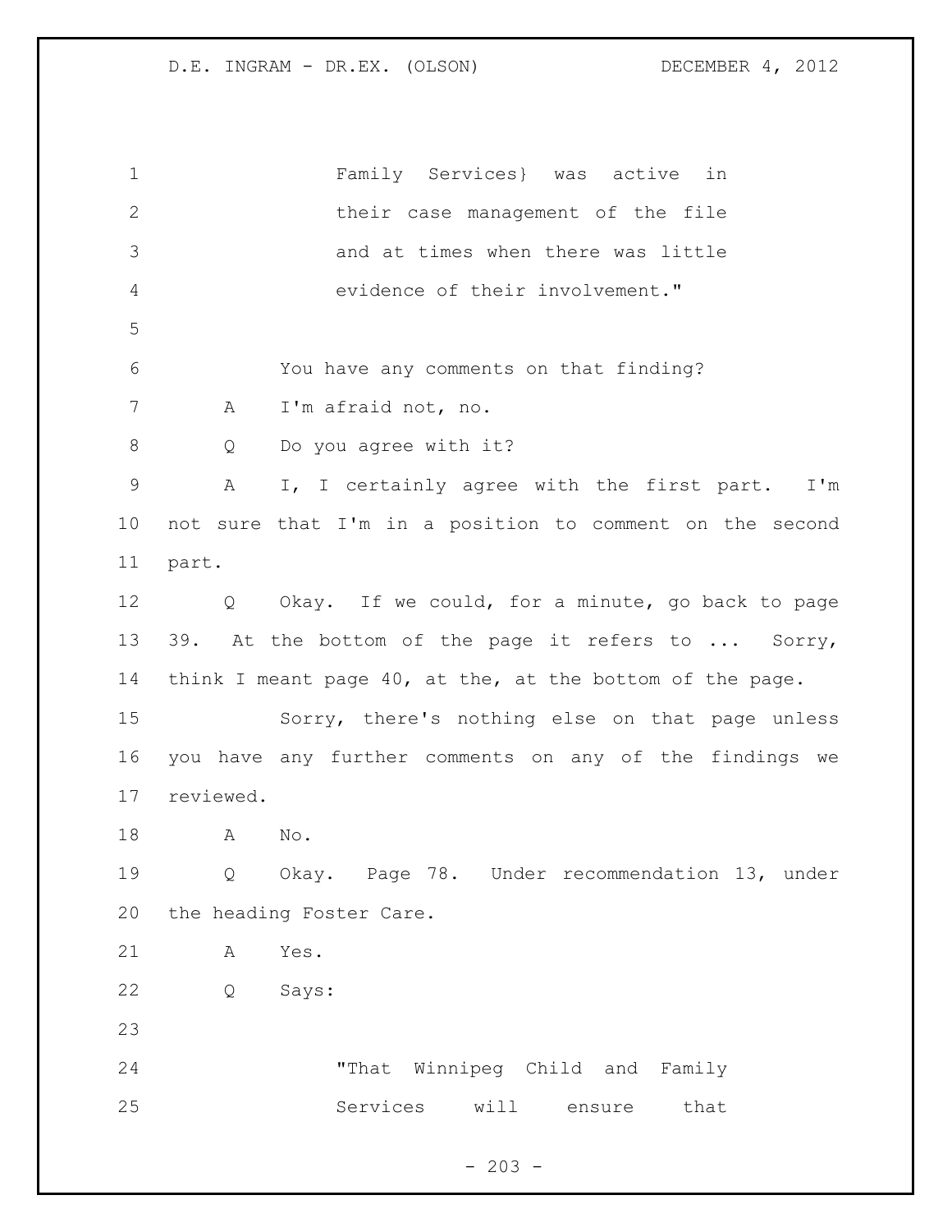Family Services} was active in their case management of the file and at times when there was little evidence of their involvement."

You have any comments on that finding?

A I'm afraid not, no.

Q Do you agree with it?

A I, I certainly agree with the first part. I'm not sure that I'm in a position to comment on the second part.

Q Okay. If we could, for a minute, go back to page 39. At the bottom of the page it refers to ... Sorry, think I meant page 40, at the, at the bottom of the page.

Sorry, there's nothing else on that page unless you have any further comments on any of the findings we reviewed.

A No.

Q Okay. Page 78. Under recommendation 13, under the heading Foster Care.

A Yes.

Q Says:

"That Winnipeg Child and Family Services will ensure that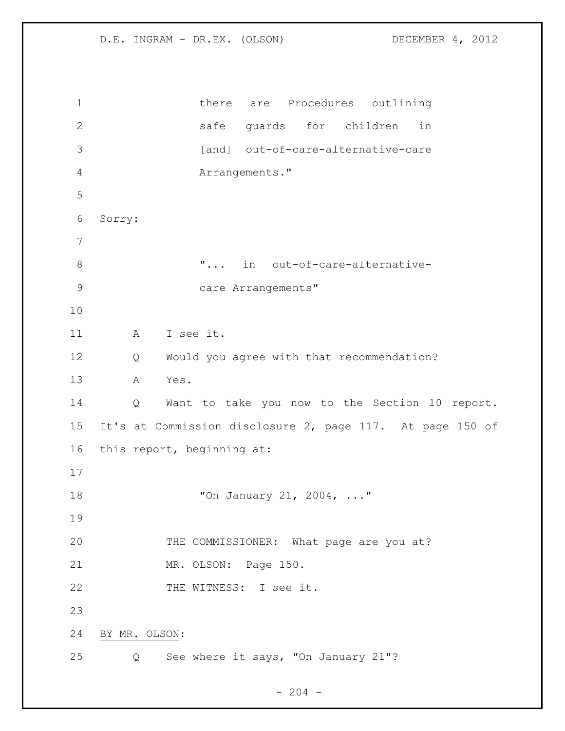there are Procedures outlining safe guards for children in [and] out-of-care-alternative-care Arrangements."

Sorry:

"... in out-of-care-alternative-care Arrangements"

A I see it.

Q Would you agree with that recommendation?

A Yes.

Q Want to take you now to the Section 10 report. It's at Commission disclosure 2, page 117. At page 150 of this report, beginning at:

"On January 21, 2004, ..."

THE COMMISSIONER: What page are you at?

MR. OLSON: Page 150.

THE WITNESS: I see it.

BY MR. OLSON:

Q See where it says, "On January 21"?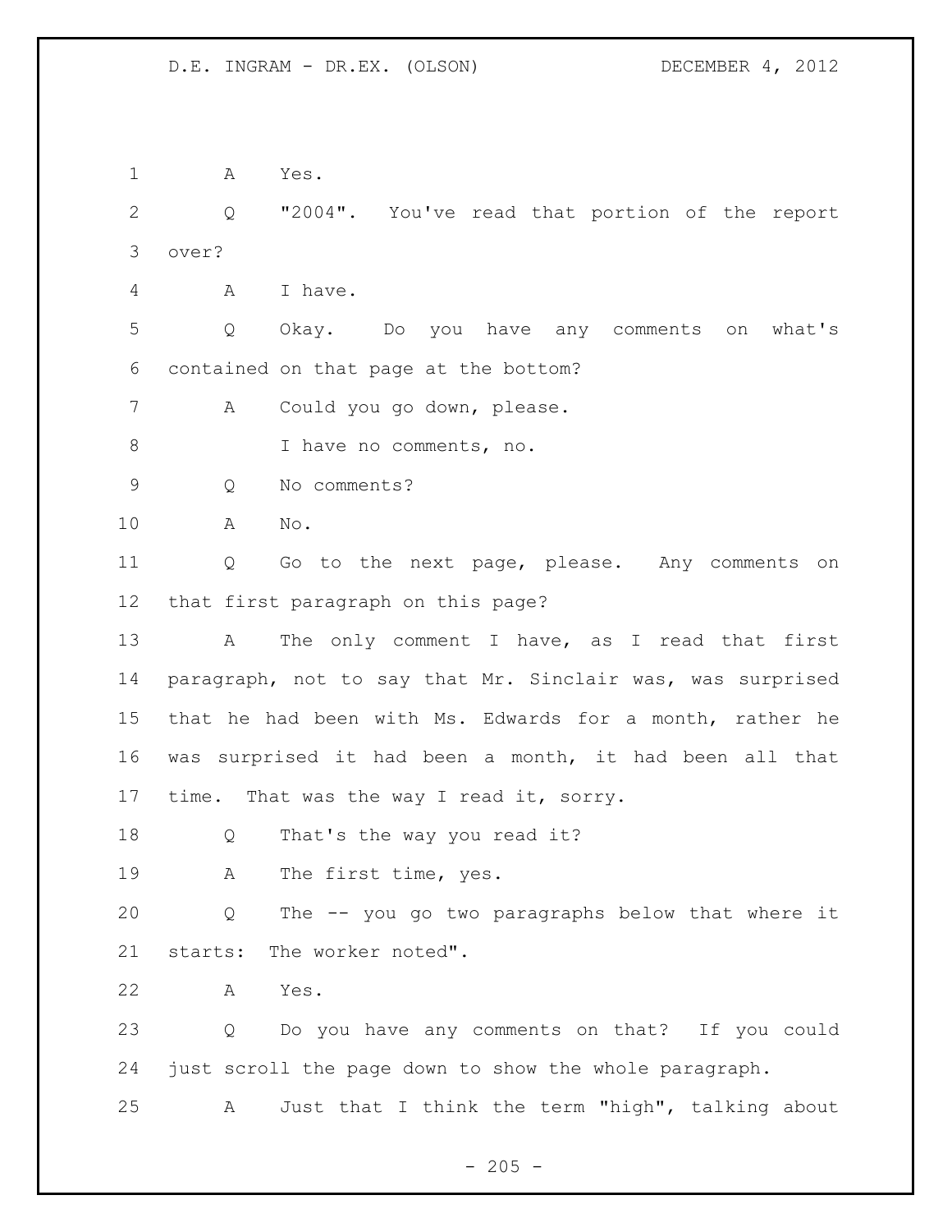A Yes.

Q "2004". You've read that portion of the report over?

A I have.

Q Okay. Do you have any comments on what's contained on that page at the bottom?

A Could you go down, please.

I have no comments, no.

Q No comments?

A No.

Q Go to the next page, please. Any comments on that first paragraph on this page?

A The only comment I have, as I read that first paragraph, not to say that Mr. Sinclair was, was surprised that he had been with Ms. Edwards for a month, rather he was surprised it had been a month, it had been all that time. That was the way I read it, sorry.

Q That's the way you read it?

A The first time, yes.

Q The -- you go two paragraphs below that where it starts: The worker noted".

A Yes.

Q Do you have any comments on that? If you could just scroll the page down to show the whole paragraph.

A Just that I think the term "high", talking about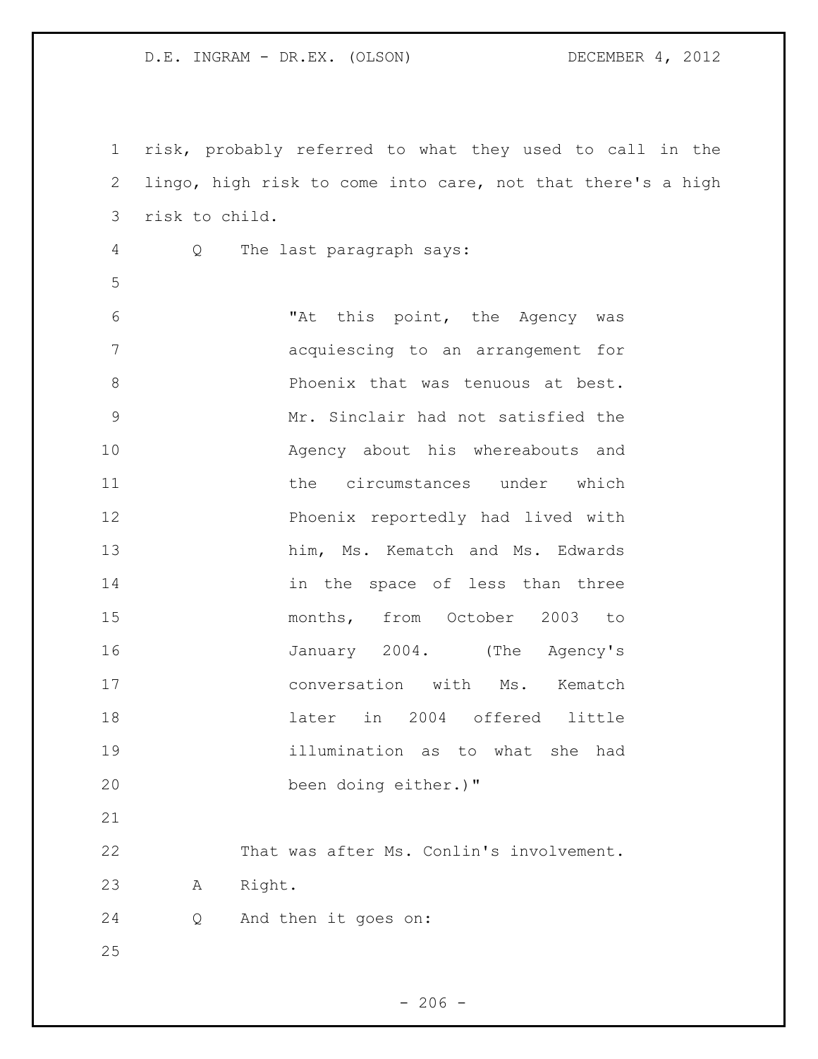risk, probably referred to what they used to call in the lingo, high risk to come into care, not that there's a high risk to child.

Q The last paragraph says:

> "At this point, the Agency was acquiescing to an arrangement for Phoenix that was tenuous at best. Mr. Sinclair had not satisfied the Agency about his whereabouts and the circumstances under which Phoenix reportedly had lived with him, Ms. Kematch and Ms. Edwards in the space of less than three months, from October 2003 to January 2004. (The Agency's conversation with Ms. Kematch later in 2004 offered little illumination as to what she had been doing either.)"

That was after Ms. Conlin's involvement.

A Right.

Q And then it goes on: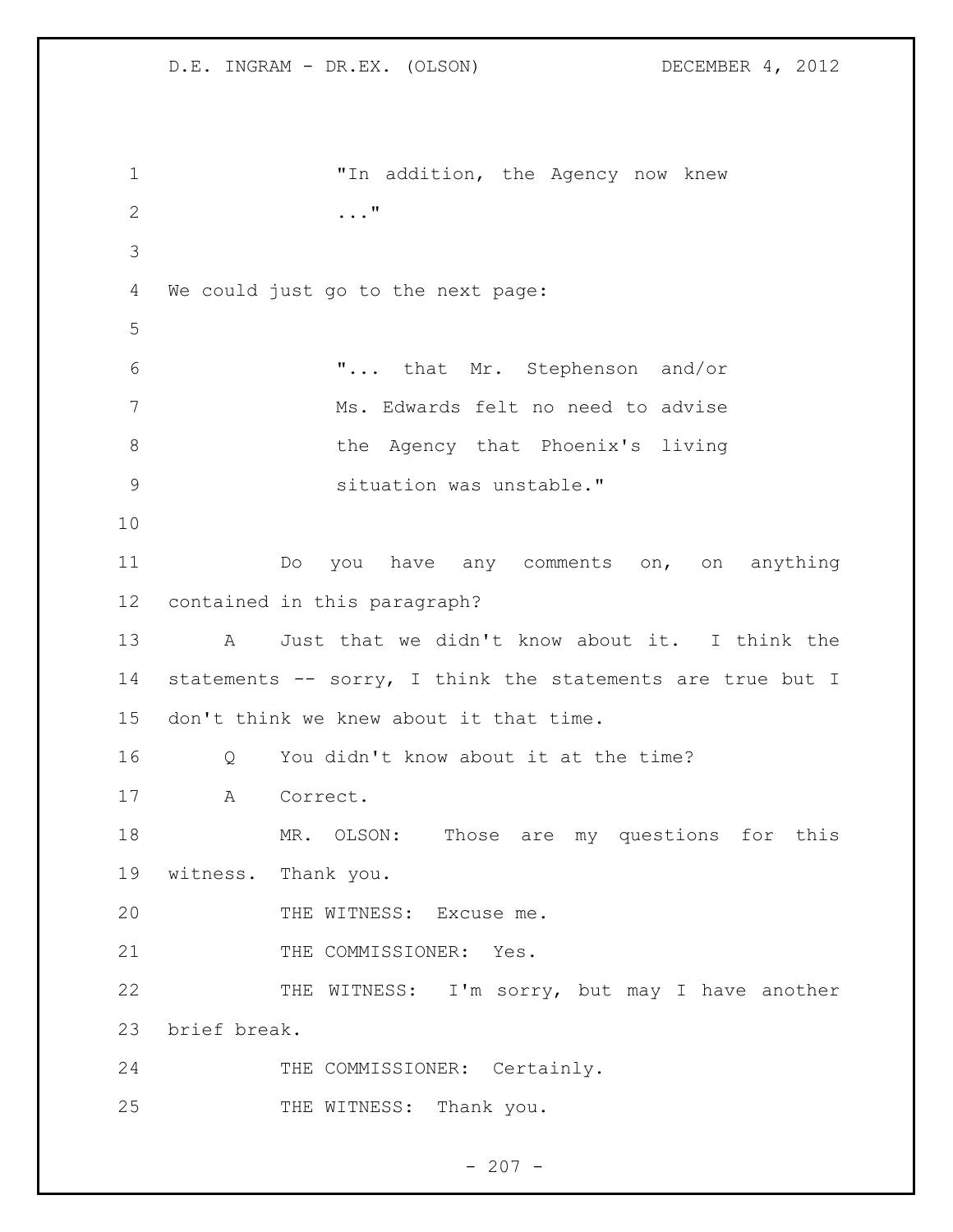"In addition, the Agency now knew ..."

We could just go to the next page:

"... that Mr. Stephenson and/or Ms. Edwards felt no need to advise the Agency that Phoenix's living situation was unstable."

Do you have any comments on, on anything contained in this paragraph?

A Just that we didn't know about it. I think the statements -- sorry, I think the statements are true but I don't think we knew about it that time.

Q You didn't know about it at the time?

A Correct.

MR. OLSON: Those are my questions for this witness. Thank you.

THE WITNESS: Excuse me.

THE COMMISSIONER: Yes.

THE WITNESS: I'm sorry, but may I have another brief break.

THE COMMISSIONER: Certainly.

THE WITNESS: Thank you.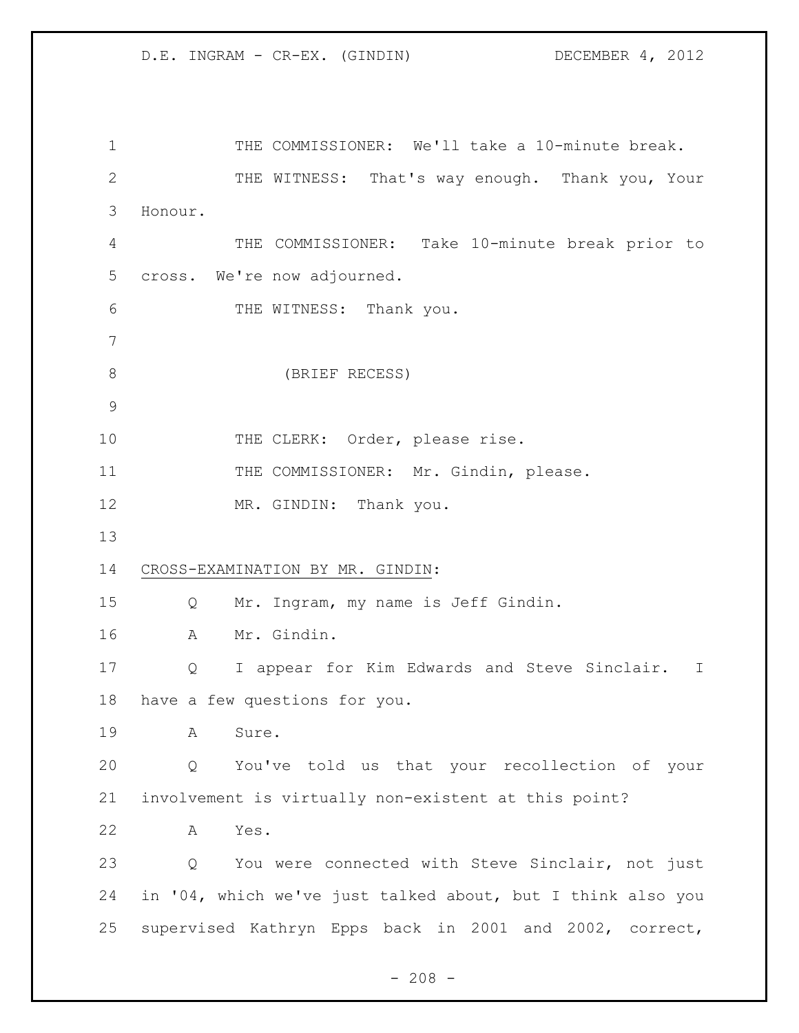THE COMMISSIONER: We'll take a 10-minute break.

THE WITNESS: That's way enough. Thank you, Your Honour.

THE COMMISSIONER: Take 10-minute break prior to cross. We're now adjourned.

THE WITNESS: Thank you.

(BRIEF RECESS)

THE CLERK: Order, please rise.

THE COMMISSIONER: Mr. Gindin, please.

MR. GINDIN: Thank you.

CROSS-EXAMINATION BY MR. GINDIN:

Q Mr. Ingram, my name is Jeff Gindin.

A Mr. Gindin.

Q I appear for Kim Edwards and Steve Sinclair. I have a few questions for you.

A Sure.

Q You've told us that your recollection of your involvement is virtually non-existent at this point?

A Yes.

Q You were connected with Steve Sinclair, not just in '04, which we've just talked about, but I think also you supervised Kathryn Epps back in 2001 and 2002, correct,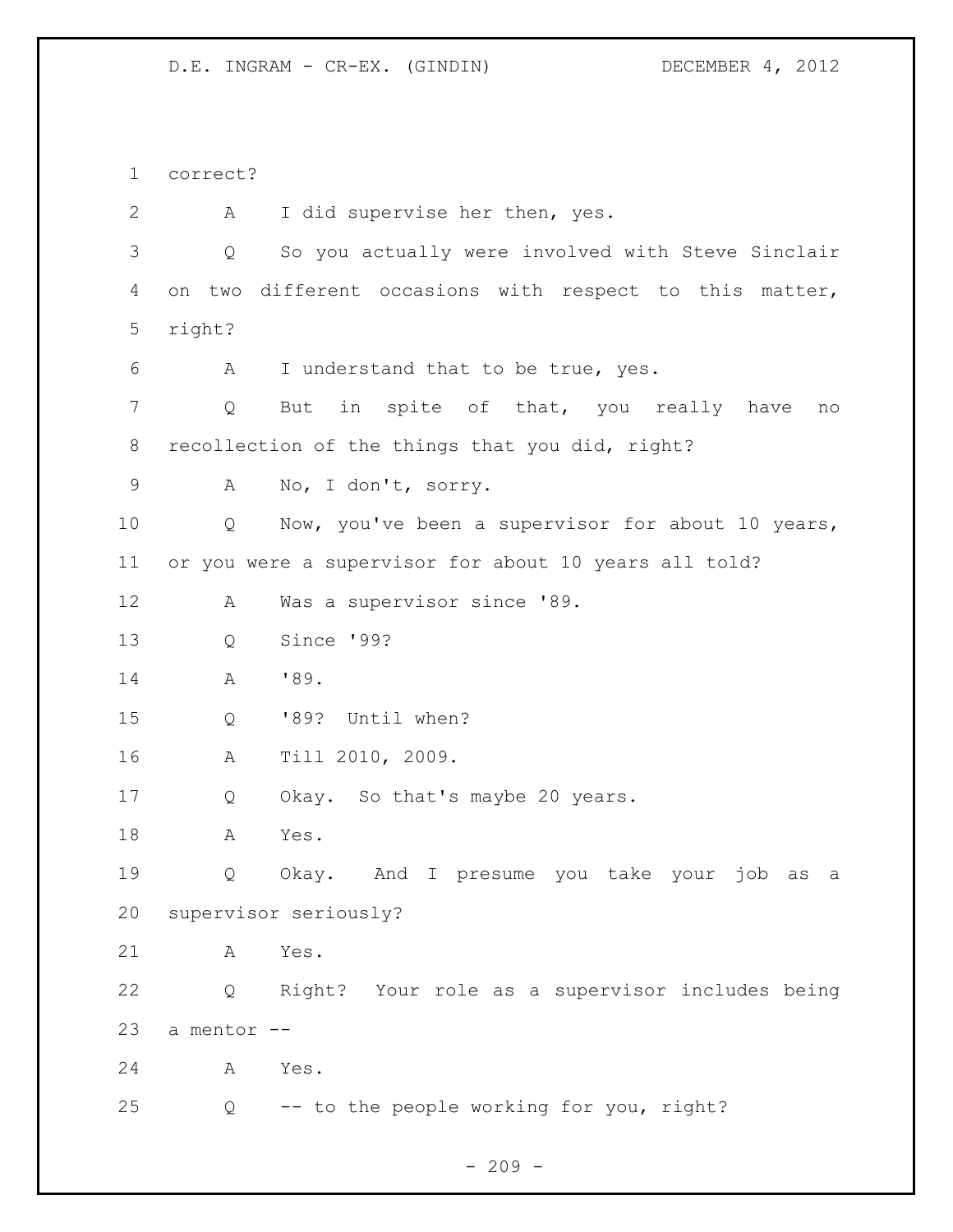correct?

A I did supervise her then, yes.

Q So you actually were involved with Steve Sinclair on two different occasions with respect to this matter, right?

A I understand that to be true, yes.

Q But in spite of that, you really have no recollection of the things that you did, right?

A No, I don't, sorry.

Q Now, you've been a supervisor for about 10 years, or you were a supervisor for about 10 years all told?

A Was a supervisor since '89.

Q Since '99?

A '89.

Q '89? Until when?

A Till 2010, 2009.

Q Okay. So that's maybe 20 years.

A Yes.

Q Okay. And I presume you take your job as a supervisor seriously?

A Yes.

Q Right? Your role as a supervisor includes being a mentor --

A Yes.

Q -- to the people working for you, right?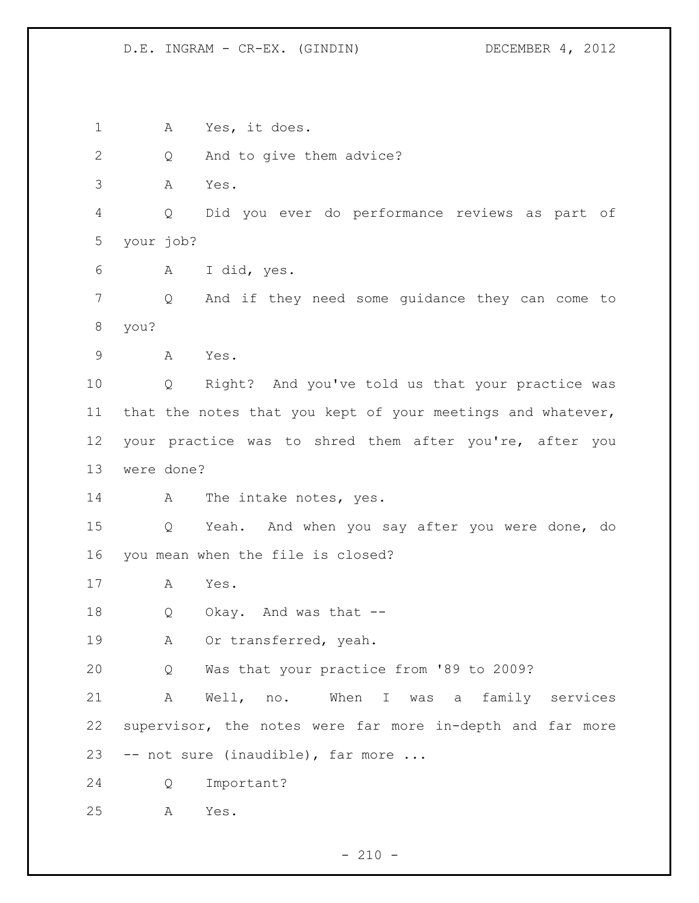A Yes, it does.

Q And to give them advice?

A Yes.

Q Did you ever do performance reviews as part of your job?

A I did, yes.

Q And if they need some guidance they can come to you?

A Yes.

Q Right? And you've told us that your practice was that the notes that you kept of your meetings and whatever, your practice was to shred them after you're, after you were done?

A The intake notes, yes.

Q Yeah. And when you say after you were done, do you mean when the file is closed?

A Yes.

Q Okay. And was that --

A Or transferred, yeah.

Q Was that your practice from '89 to 2009?

A Well, no. When I was a family services supervisor, the notes were far more in-depth and far more -- not sure (inaudible), far more ...

Q Important?

A Yes.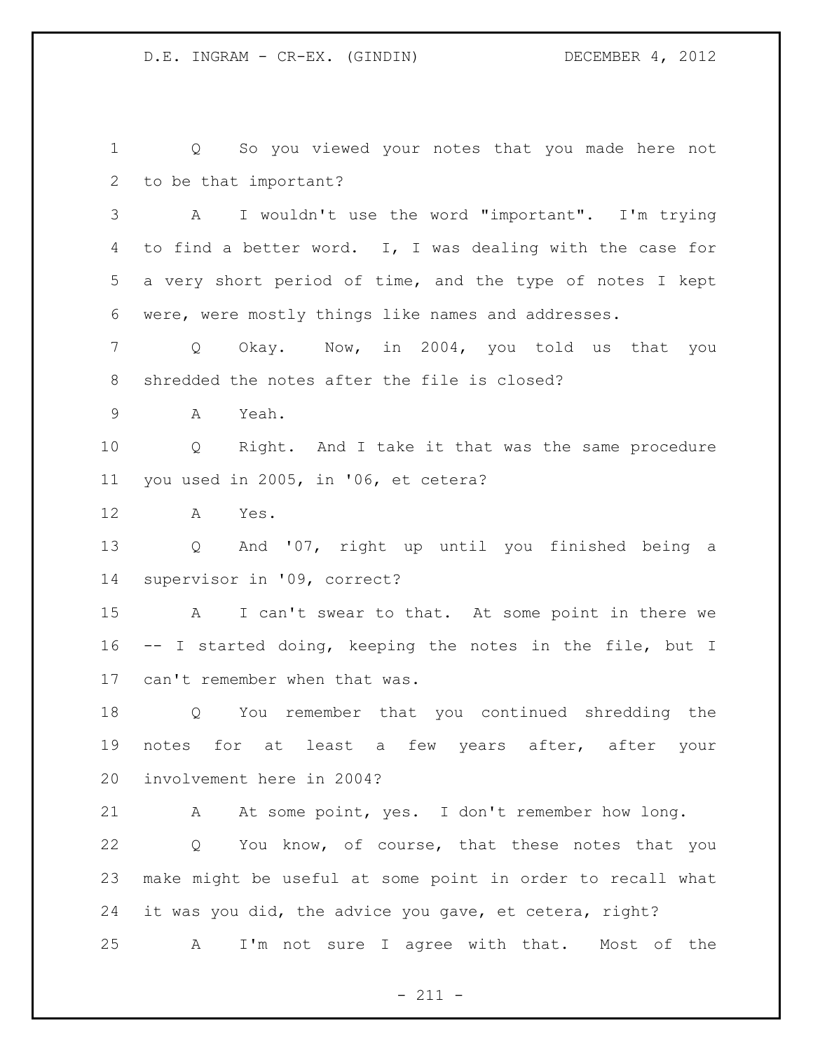Q So you viewed your notes that you made here not to be that important?

A I wouldn't use the word "important". I'm trying to find a better word. I, I was dealing with the case for a very short period of time, and the type of notes I kept were, were mostly things like names and addresses.

Q Okay. Now, in 2004, you told us that you shredded the notes after the file is closed?

A Yeah.

Q Right. And I take it that was the same procedure you used in 2005, in '06, et cetera?

A Yes.

Q And '07, right up until you finished being a supervisor in '09, correct?

A I can't swear to that. At some point in there we -- I started doing, keeping the notes in the file, but I can't remember when that was.

Q You remember that you continued shredding the notes for at least a few years after, after your involvement here in 2004?

A At some point, yes. I don't remember how long.

Q You know, of course, that these notes that you make might be useful at some point in order to recall what it was you did, the advice you gave, et cetera, right?

A I'm not sure I agree with that. Most of the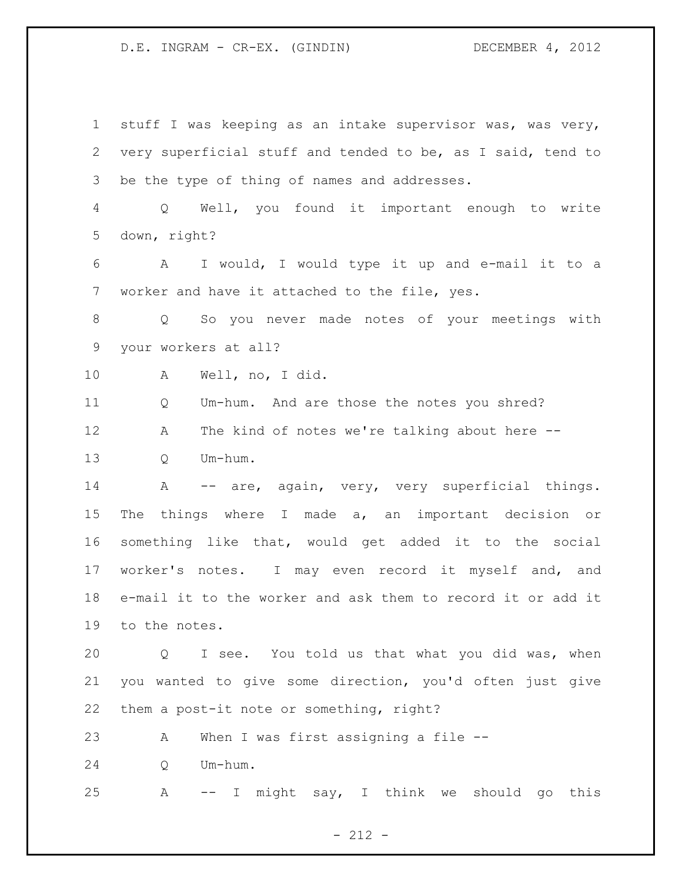stuff I was keeping as an intake supervisor was, was very, very superficial stuff and tended to be, as I said, tend to be the type of thing of names and addresses.

Q Well, you found it important enough to write down, right?

A I would, I would type it up and e-mail it to a worker and have it attached to the file, yes.

Q So you never made notes of your meetings with your workers at all?

A Well, no, I did.

Q Um-hum. And are those the notes you shred?

A The kind of notes we're talking about here --

Q Um-hum.

A -- are, again, very, very superficial things. The things where I made a, an important decision or something like that, would get added it to the social worker's notes. I may even record it myself and, and e-mail it to the worker and ask them to record it or add it to the notes.

Q I see. You told us that what you did was, when you wanted to give some direction, you'd often just give them a post-it note or something, right?

A When I was first assigning a file --

Q Um-hum.

A -- I might say, I think we should go this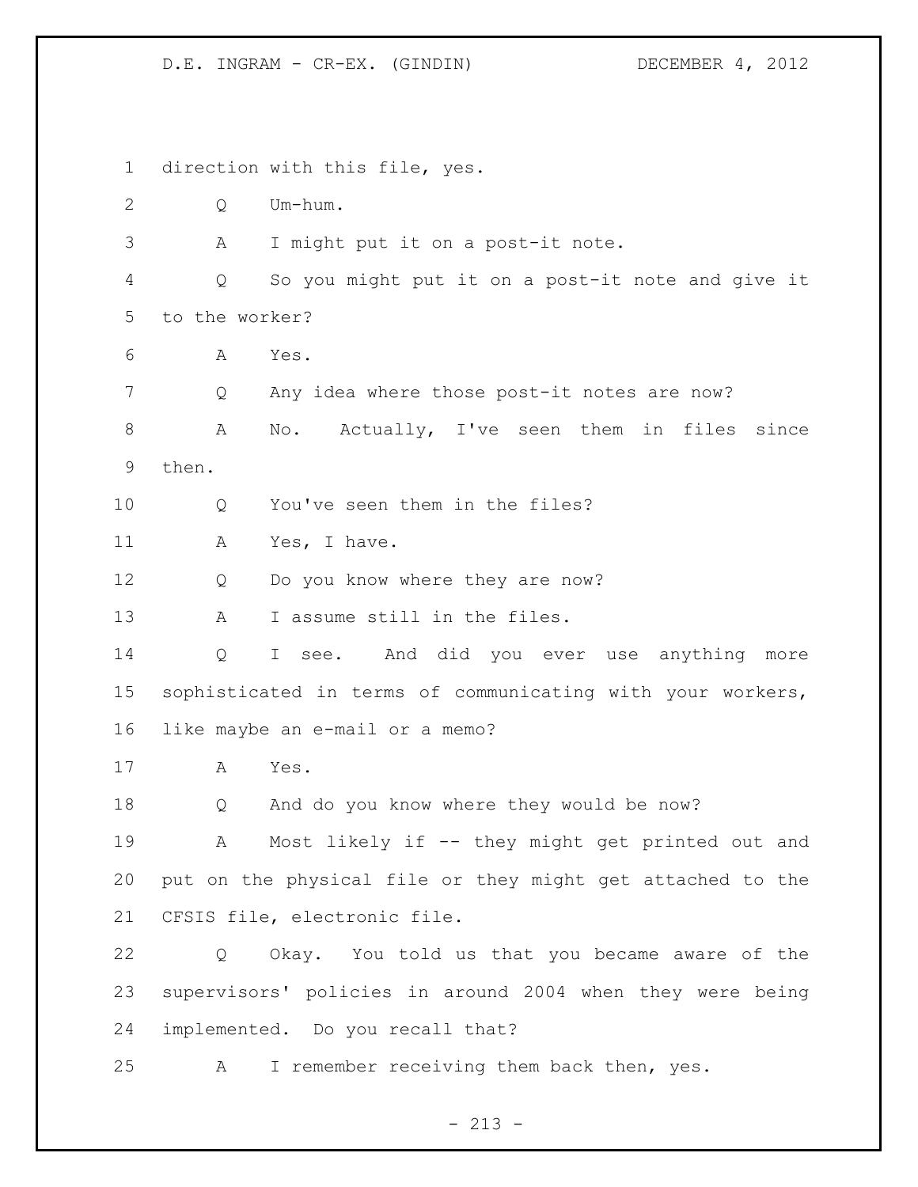direction with this file, yes.

Q Um-hum.

A I might put it on a post-it note.

Q So you might put it on a post-it note and give it to the worker?

A Yes.

Q Any idea where those post-it notes are now?

A No. Actually, I've seen them in files since then.

Q You've seen them in the files?

A Yes, I have.

Q Do you know where they are now?

A I assume still in the files.

Q I see. And did you ever use anything more sophisticated in terms of communicating with your workers, like maybe an e-mail or a memo?

A Yes.

Q And do you know where they would be now?

A Most likely if -- they might get printed out and put on the physical file or they might get attached to the CFSIS file, electronic file.

Q Okay. You told us that you became aware of the supervisors' policies in around 2004 when they were being implemented. Do you recall that?

A I remember receiving them back then, yes.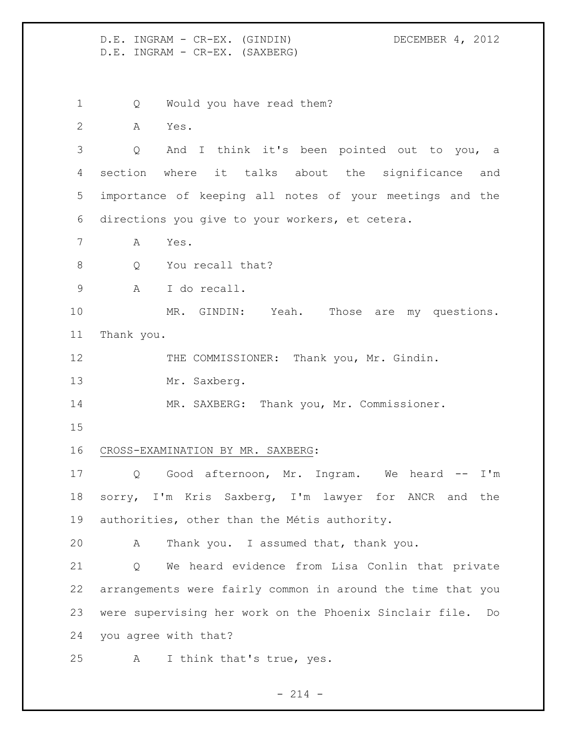Q Would you have read them?

A Yes.

Q And I think it's been pointed out to you, a section where it talks about the significance and importance of keeping all notes of your meetings and the directions you give to your workers, et cetera.

A Yes.

Q You recall that?

A I do recall.

MR. GINDIN: Yeah. Those are my questions. Thank you.

THE COMMISSIONER: Thank you, Mr. Gindin.

Mr. Saxberg.

MR. SAXBERG: Thank you, Mr. Commissioner.

CROSS-EXAMINATION BY MR. SAXBERG:

Q Good afternoon, Mr. Ingram. We heard -- I'm sorry, I'm Kris Saxberg, I'm lawyer for ANCR and the authorities, other than the Métis authority.

A Thank you. I assumed that, thank you.

Q We heard evidence from Lisa Conlin that private arrangements were fairly common in around the time that you were supervising her work on the Phoenix Sinclair file. Do you agree with that?

A I think that's true, yes.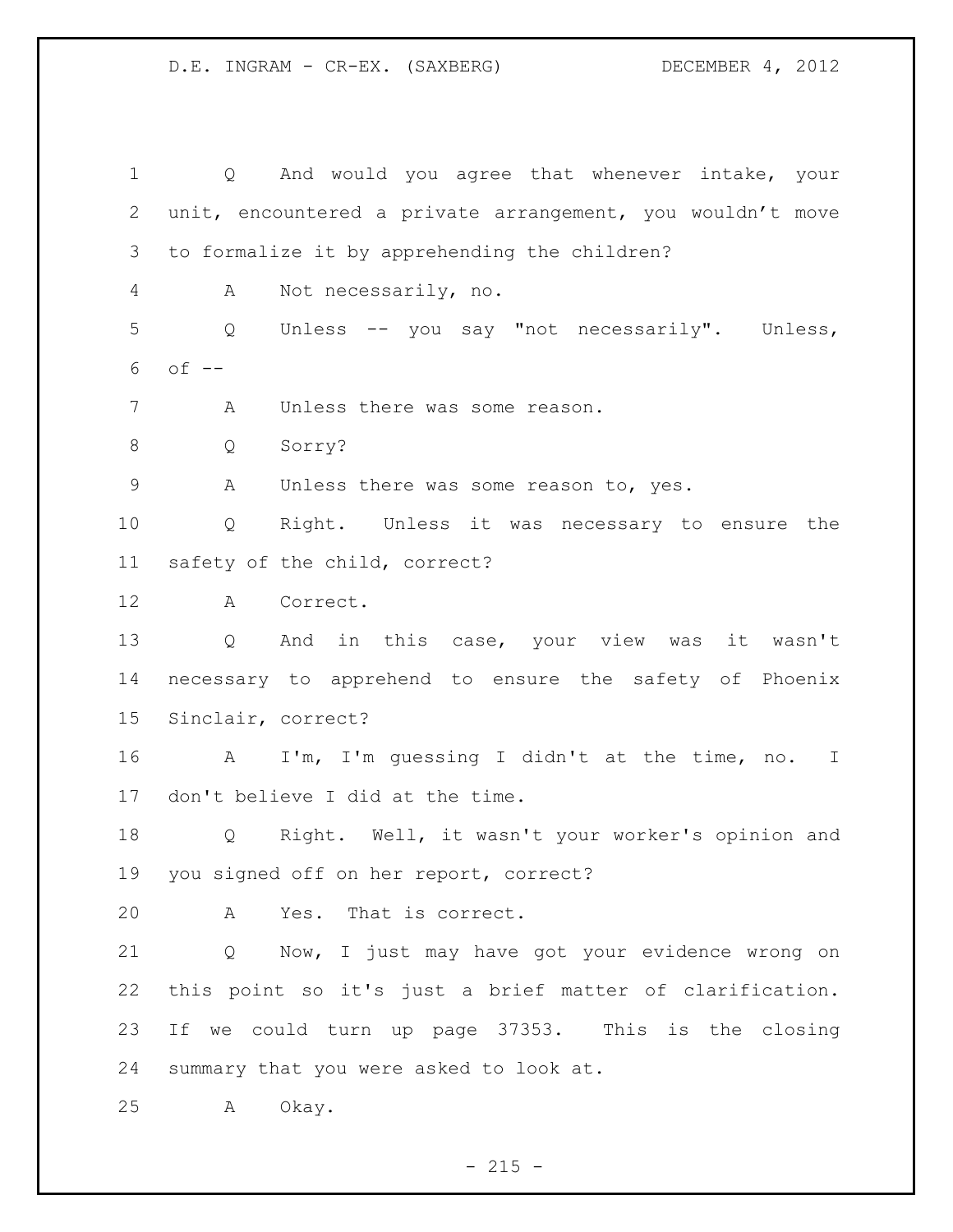Q And would you agree that whenever intake, your unit, encountered a private arrangement, you wouldn't move to formalize it by apprehending the children?

A Not necessarily, no.

Q Unless -- you say "not necessarily". Unless, of --

A Unless there was some reason.

Q Sorry?

A Unless there was some reason to, yes.

Q Right. Unless it was necessary to ensure the safety of the child, correct?

A Correct.

Q And in this case, your view was it wasn't necessary to apprehend to ensure the safety of Phoenix Sinclair, correct?

A I'm, I'm guessing I didn't at the time, no. I don't believe I did at the time.

Q Right. Well, it wasn't your worker's opinion and you signed off on her report, correct?

A Yes. That is correct.

Q Now, I just may have got your evidence wrong on this point so it's just a brief matter of clarification. If we could turn up page 37353. This is the closing summary that you were asked to look at.

A Okay.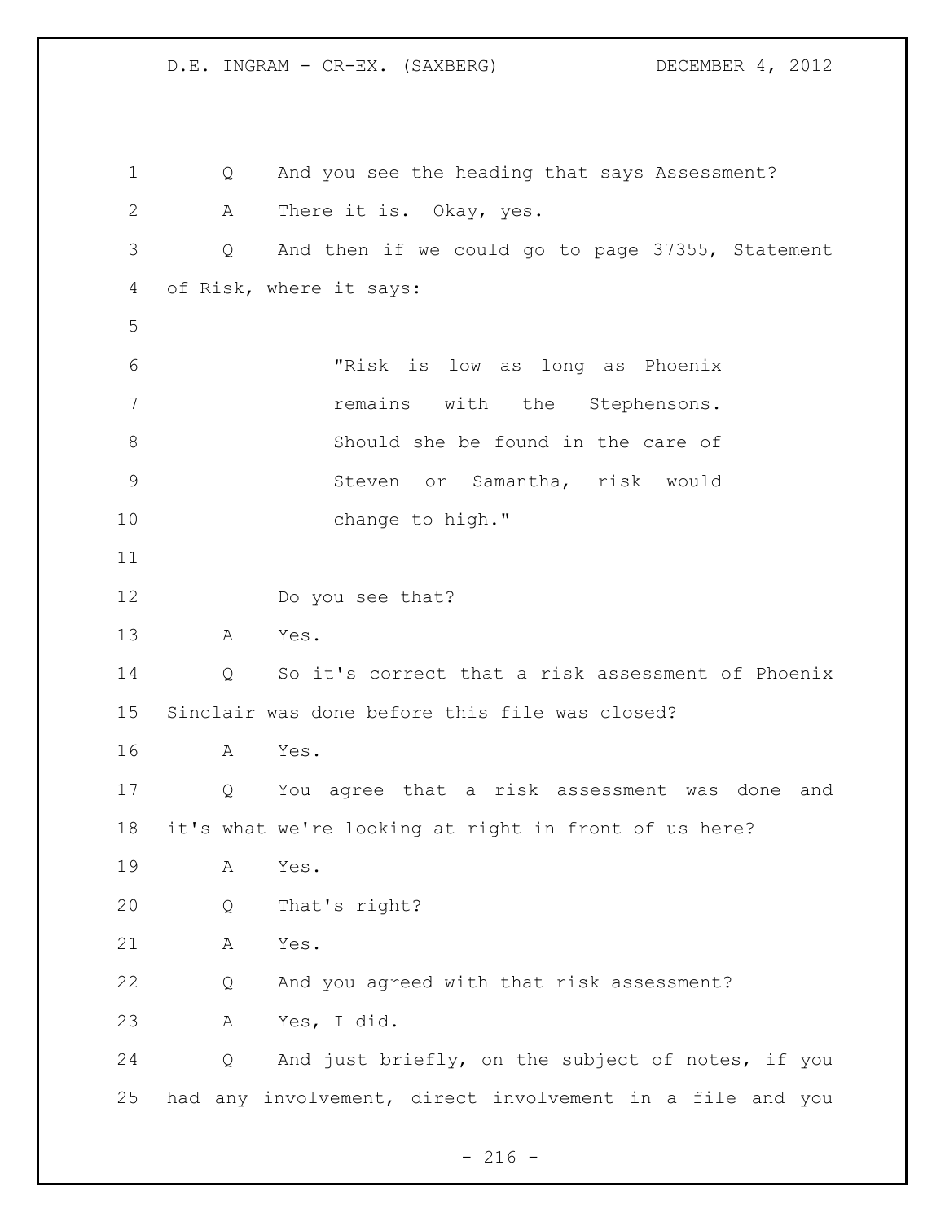Q And you see the heading that says Assessment?

A There it is. Okay, yes.

Q And then if we could go to page 37355, Statement of Risk, where it says:

> "Risk is low as long as Phoenix remains with the Stephensons. Should she be found in the care of Steven or Samantha, risk would change to high."

Do you see that?

A Yes.

Q So it's correct that a risk assessment of Phoenix Sinclair was done before this file was closed?

A Yes.

Q You agree that a risk assessment was done and it's what we're looking at right in front of us here?

A Yes.

Q That's right?

A Yes.

Q And you agreed with that risk assessment?

A Yes, I did.

Q And just briefly, on the subject of notes, if you had any involvement, direct involvement in a file and you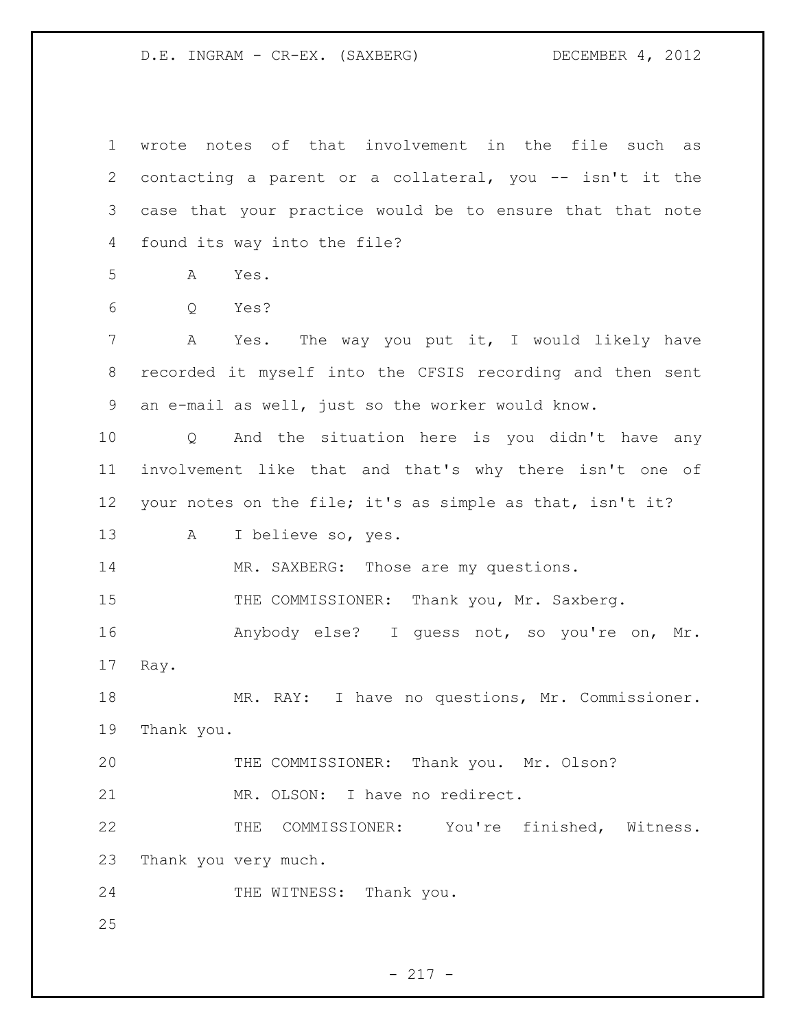wrote notes of that involvement in the file such as contacting a parent or a collateral, you -- isn't it the case that your practice would be to ensure that that note found its way into the file?

A Yes.

Q Yes?

A Yes. The way you put it, I would likely have recorded it myself into the CFSIS recording and then sent an e-mail as well, just so the worker would know.

Q And the situation here is you didn't have any involvement like that and that's why there isn't one of your notes on the file; it's as simple as that, isn't it?

A I believe so, yes.

MR. SAXBERG: Those are my questions.

THE COMMISSIONER: Thank you, Mr. Saxberg.

Anybody else? I guess not, so you're on, Mr. Ray.

MR. RAY: I have no questions, Mr. Commissioner. Thank you.

THE COMMISSIONER: Thank you. Mr. Olson?

MR. OLSON: I have no redirect.

THE COMMISSIONER: You're finished, Witness. Thank you very much.

THE WITNESS: Thank you.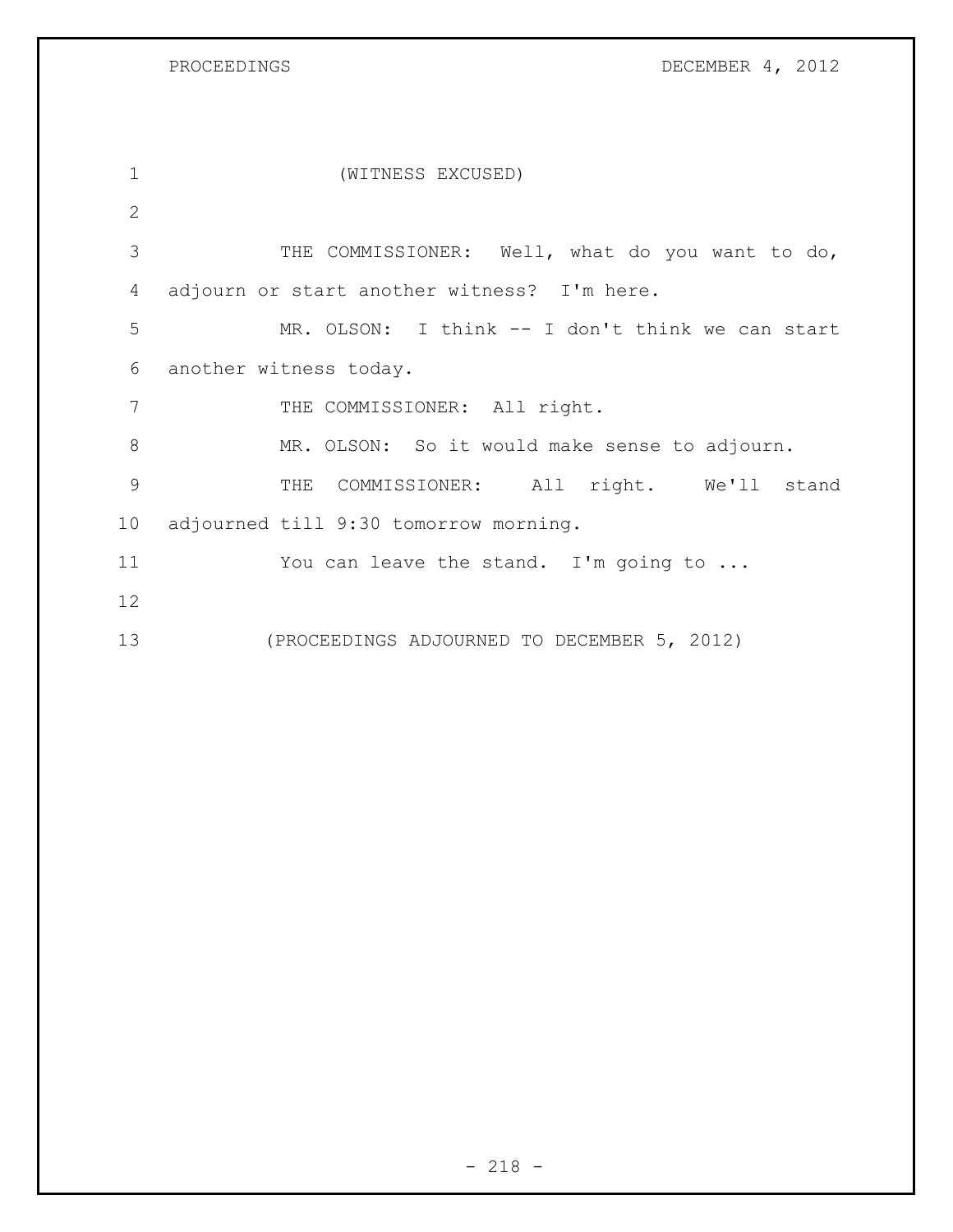(WITNESS EXCUSED)

THE COMMISSIONER: Well, what do you want to do, adjourn or start another witness? I'm here.

MR. OLSON: I think -- I don't think we can start another witness today.

THE COMMISSIONER: All right.

MR. OLSON: So it would make sense to adjourn.

THE COMMISSIONER: All right. We'll stand adjourned till 9:30 tomorrow morning.

You can leave the stand. I'm going to ...

(PROCEEDINGS ADJOURNED TO DECEMBER 5, 2012)